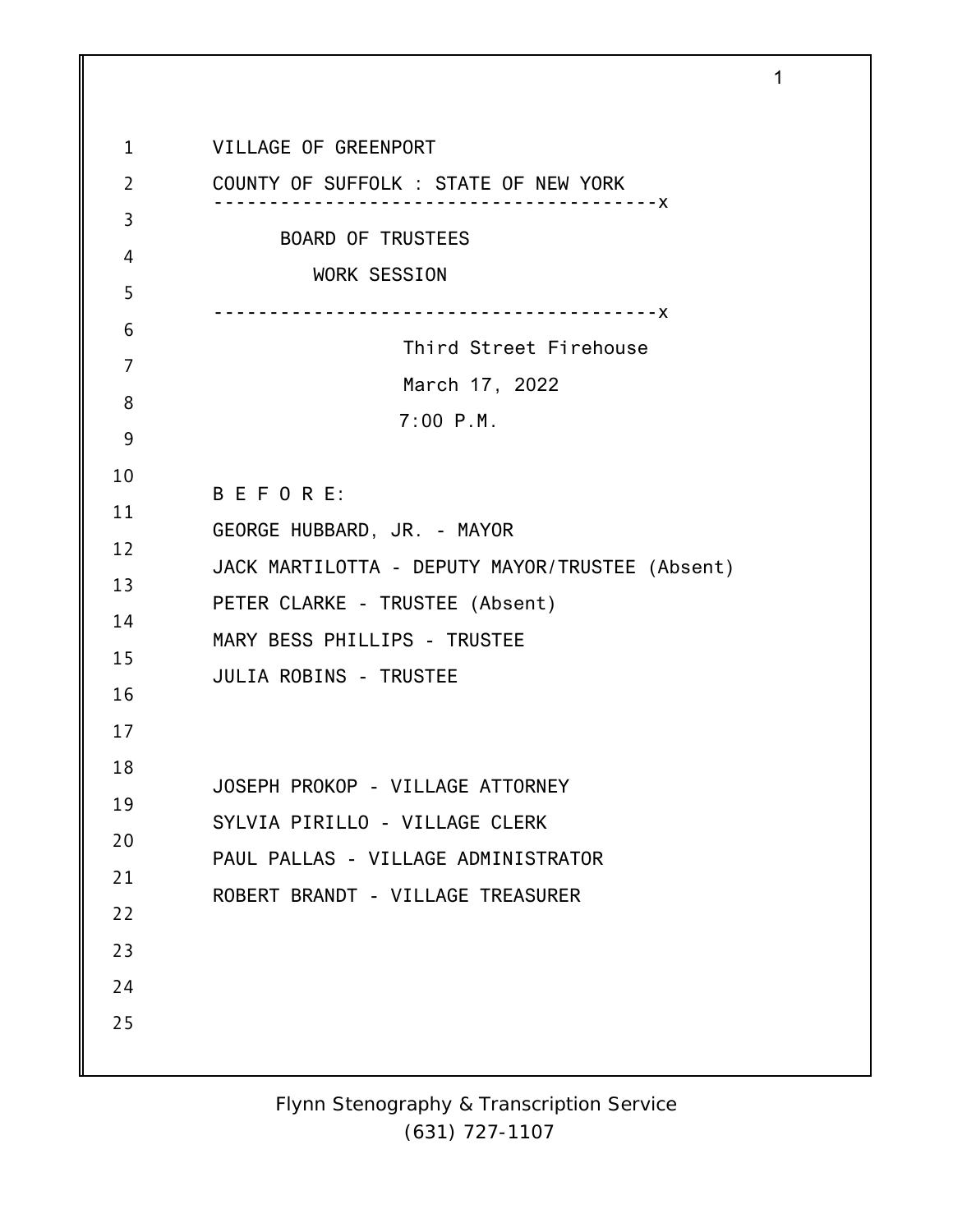VILLAGE OF GREENPORT

COUNTY OF SUFFOLK : STATE OF NEW YORK

----------------------------------------x

BOARD OF TRUSTEES

WORK SESSION

----------------------------------------x

Third Street Firehouse

March 17, 2022

7:00 P.M.

B E F O R E:

GEORGE HUBBARD, JR. - MAYOR

JACK MARTILOTTA - DEPUTY MAYOR/TRUSTEE (Absent)

PETER CLARKE - TRUSTEE (Absent)

MARY BESS PHILLIPS - TRUSTEE

JULIA ROBINS - TRUSTEE

JOSEPH PROKOP - VILLAGE ATTORNEY

SYLVIA PIRILLO - VILLAGE CLERK

PAUL PALLAS - VILLAGE ADMINISTRATOR

ROBERT BRANDT - VILLAGE TREASURER

Flynn Stenography & Transcription Service
(631) 727-1107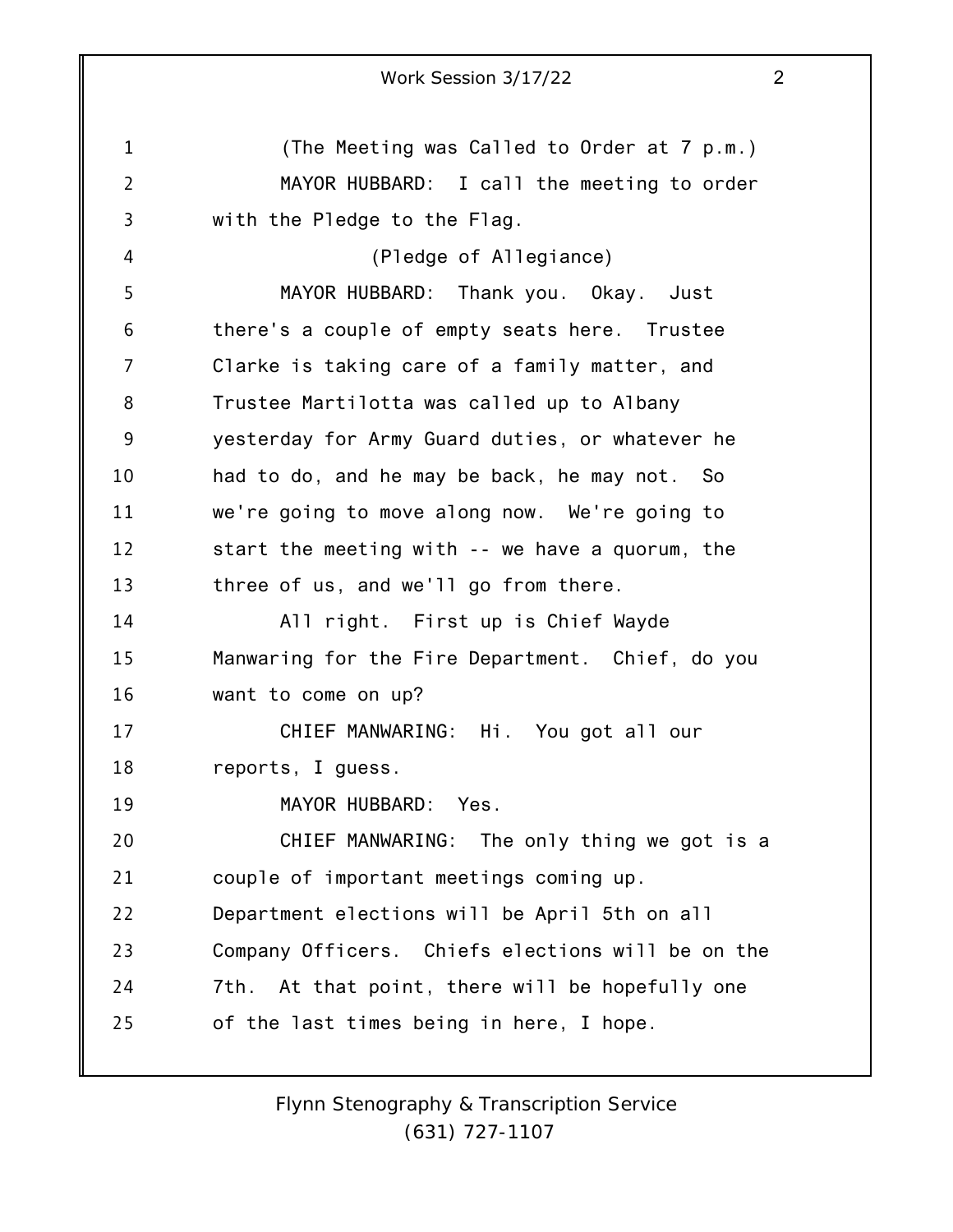(The Meeting was Called to Order at 7 p.m.)

MAYOR HUBBARD: I call the meeting to order with the Pledge to the Flag.

(Pledge of Allegiance)

MAYOR HUBBARD: Thank you. Okay. Just there's a couple of empty seats here. Trustee Clarke is taking care of a family matter, and Trustee Martilotta was called up to Albany yesterday for Army Guard duties, or whatever he had to do, and he may be back, he may not. So we're going to move along now. We're going to start the meeting with -- we have a quorum, the three of us, and we'll go from there.

All right. First up is Chief Wayde Manwaring for the Fire Department. Chief, do you want to come on up?

CHIEF MANWARING: Hi. You got all our reports, I guess.

MAYOR HUBBARD: Yes.

CHIEF MANWARING: The only thing we got is a couple of important meetings coming up. Department elections will be April 5th on all Company Officers. Chiefs elections will be on the 7th. At that point, there will be hopefully one of the last times being in here, I hope.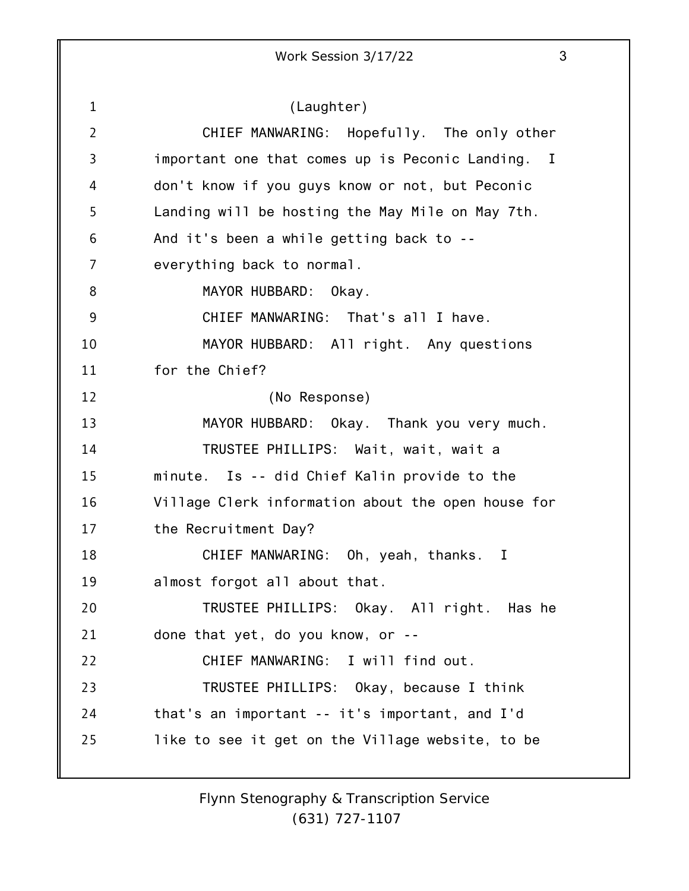(Laughter)

CHIEF MANWARING: Hopefully. The only other important one that comes up is Peconic Landing. I don't know if you guys know or not, but Peconic Landing will be hosting the May Mile on May 7th. And it's been a while getting back to -- everything back to normal.

MAYOR HUBBARD: Okay.

CHIEF MANWARING: That's all I have.

MAYOR HUBBARD: All right. Any questions for the Chief?

(No Response)

MAYOR HUBBARD: Okay. Thank you very much.

TRUSTEE PHILLIPS: Wait, wait, wait a minute. Is -- did Chief Kalin provide to the Village Clerk information about the open house for the Recruitment Day?

CHIEF MANWARING: Oh, yeah, thanks. I almost forgot all about that.

TRUSTEE PHILLIPS: Okay. All right. Has he done that yet, do you know, or --

CHIEF MANWARING: I will find out.

TRUSTEE PHILLIPS: Okay, because I think that's an important -- it's important, and I'd like to see it get on the Village website, to be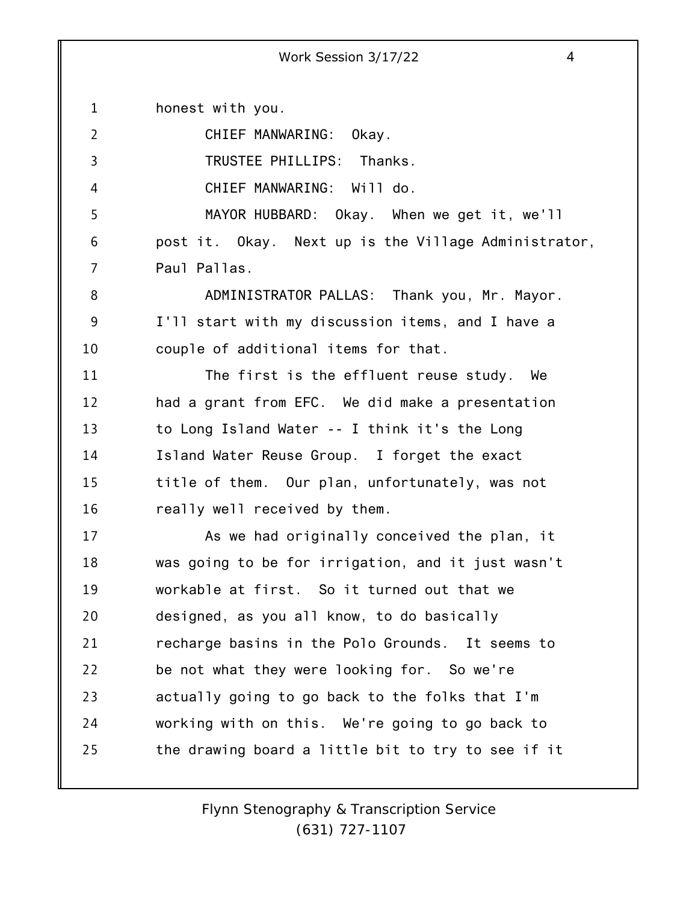honest with you.

CHIEF MANWARING: Okay.

TRUSTEE PHILLIPS: Thanks.

CHIEF MANWARING: Will do.

MAYOR HUBBARD: Okay. When we get it, we'll post it. Okay. Next up is the Village Administrator, Paul Pallas.

ADMINISTRATOR PALLAS: Thank you, Mr. Mayor. I'll start with my discussion items, and I have a couple of additional items for that.

The first is the effluent reuse study. We had a grant from EFC. We did make a presentation to Long Island Water -- I think it's the Long Island Water Reuse Group. I forget the exact title of them. Our plan, unfortunately, was not really well received by them.

As we had originally conceived the plan, it was going to be for irrigation, and it just wasn't workable at first. So it turned out that we designed, as you all know, to do basically recharge basins in the Polo Grounds. It seems to be not what they were looking for. So we're actually going to go back to the folks that I'm working with on this. We're going to go back to the drawing board a little bit to try to see if it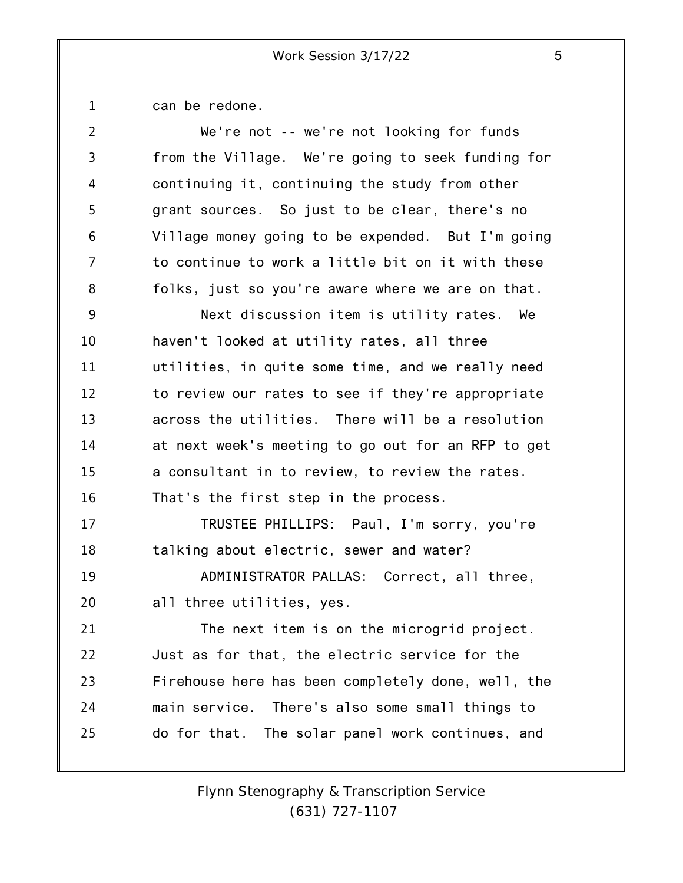can be redone.

We're not -- we're not looking for funds from the Village. We're going to seek funding for continuing it, continuing the study from other grant sources. So just to be clear, there's no Village money going to be expended. But I'm going to continue to work a little bit on it with these folks, just so you're aware where we are on that.

Next discussion item is utility rates. We haven't looked at utility rates, all three utilities, in quite some time, and we really need to review our rates to see if they're appropriate across the utilities. There will be a resolution at next week's meeting to go out for an RFP to get a consultant in to review, to review the rates. That's the first step in the process.

TRUSTEE PHILLIPS: Paul, I'm sorry, you're talking about electric, sewer and water?

ADMINISTRATOR PALLAS: Correct, all three, all three utilities, yes.

The next item is on the microgrid project. Just as for that, the electric service for the Firehouse here has been completely done, well, the main service. There's also some small things to do for that. The solar panel work continues, and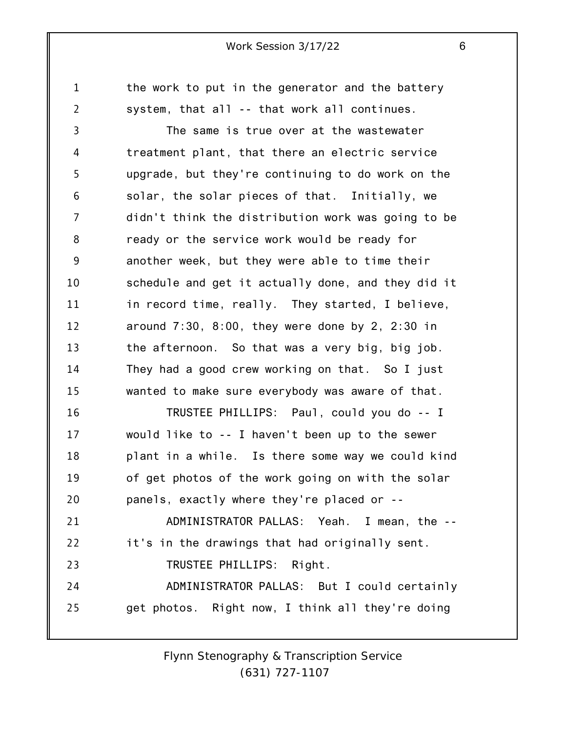the work to put in the generator and the battery system, that all -- that work all continues.

The same is true over at the wastewater treatment plant, that there an electric service upgrade, but they're continuing to do work on the solar, the solar pieces of that. Initially, we didn't think the distribution work was going to be ready or the service work would be ready for another week, but they were able to time their schedule and get it actually done, and they did it in record time, really. They started, I believe, around 7:30, 8:00, they were done by 2, 2:30 in the afternoon. So that was a very big, big job. They had a good crew working on that. So I just wanted to make sure everybody was aware of that.

TRUSTEE PHILLIPS: Paul, could you do -- I would like to -- I haven't been up to the sewer plant in a while. Is there some way we could kind of get photos of the work going on with the solar panels, exactly where they're placed or --

ADMINISTRATOR PALLAS: Yeah. I mean, the -- it's in the drawings that had originally sent.

TRUSTEE PHILLIPS: Right.

ADMINISTRATOR PALLAS: But I could certainly get photos. Right now, I think all they're doing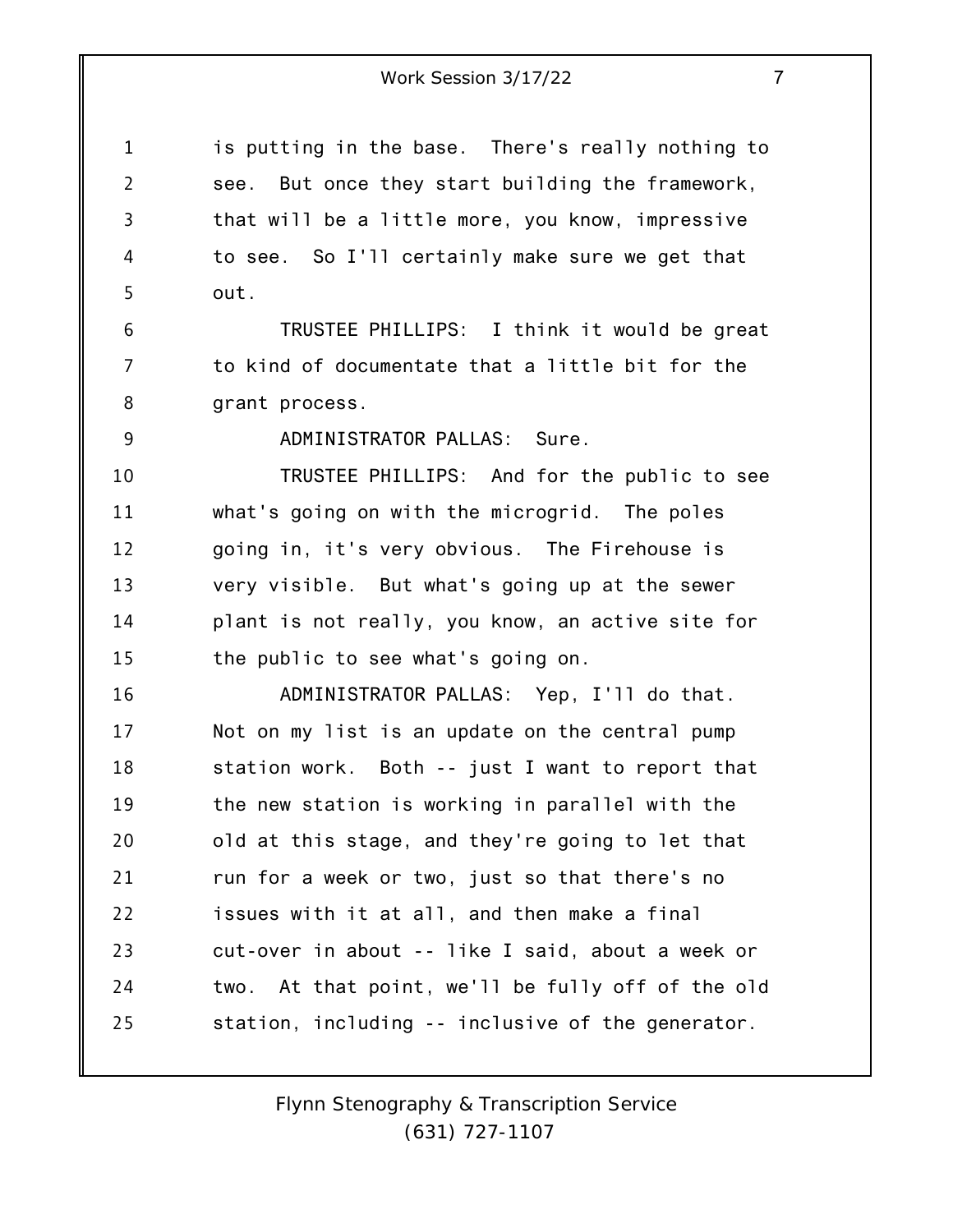is putting in the base. There's really nothing to see. But once they start building the framework, that will be a little more, you know, impressive to see. So I'll certainly make sure we get that out.

TRUSTEE PHILLIPS: I think it would be great to kind of documentate that a little bit for the grant process.

ADMINISTRATOR PALLAS: Sure.

TRUSTEE PHILLIPS: And for the public to see what's going on with the microgrid. The poles going in, it's very obvious. The Firehouse is very visible. But what's going up at the sewer plant is not really, you know, an active site for the public to see what's going on.

ADMINISTRATOR PALLAS: Yep, I'll do that. Not on my list is an update on the central pump station work. Both -- just I want to report that the new station is working in parallel with the old at this stage, and they're going to let that run for a week or two, just so that there's no issues with it at all, and then make a final cut-over in about -- like I said, about a week or two. At that point, we'll be fully off of the old station, including -- inclusive of the generator.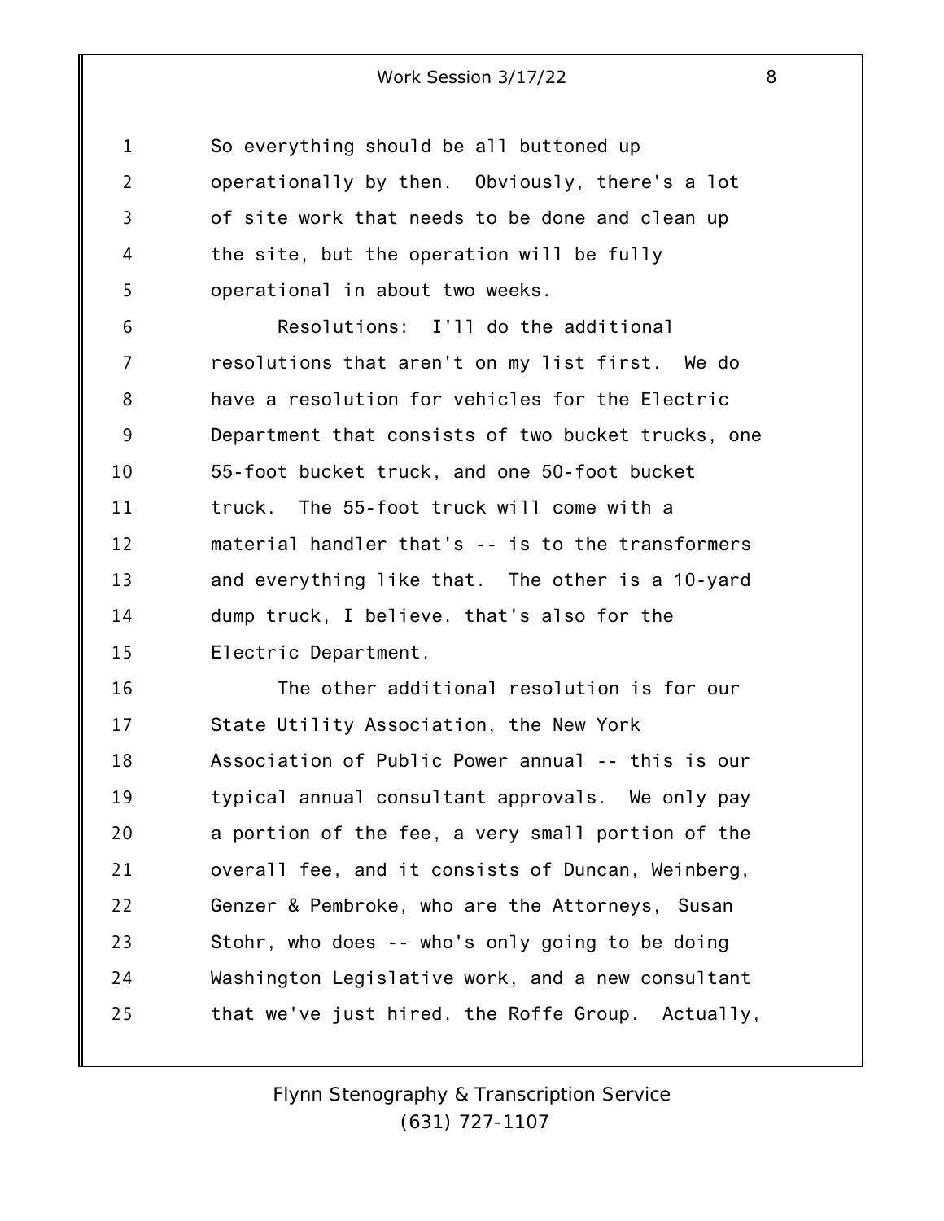So everything should be all buttoned up operationally by then. Obviously, there's a lot of site work that needs to be done and clean up the site, but the operation will be fully operational in about two weeks.

Resolutions: I'll do the additional resolutions that aren't on my list first. We do have a resolution for vehicles for the Electric Department that consists of two bucket trucks, one 55-foot bucket truck, and one 50-foot bucket truck. The 55-foot truck will come with a material handler that's -- is to the transformers and everything like that. The other is a 10-yard dump truck, I believe, that's also for the Electric Department.

The other additional resolution is for our State Utility Association, the New York Association of Public Power annual -- this is our typical annual consultant approvals. We only pay a portion of the fee, a very small portion of the overall fee, and it consists of Duncan, Weinberg, Genzer & Pembroke, who are the Attorneys, Susan Stohr, who does -- who's only going to be doing Washington Legislative work, and a new consultant that we've just hired, the Roffe Group. Actually,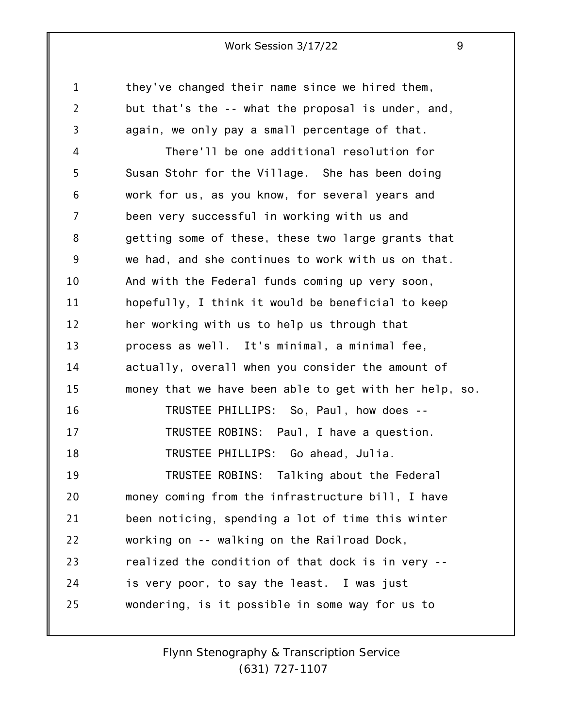they've changed their name since we hired them, but that's the -- what the proposal is under, and, again, we only pay a small percentage of that.

There'll be one additional resolution for Susan Stohr for the Village. She has been doing work for us, as you know, for several years and been very successful in working with us and getting some of these, these two large grants that we had, and she continues to work with us on that. And with the Federal funds coming up very soon, hopefully, I think it would be beneficial to keep her working with us to help us through that process as well. It's minimal, a minimal fee, actually, overall when you consider the amount of money that we have been able to get with her help, so.

TRUSTEE PHILLIPS: So, Paul, how does --

TRUSTEE ROBINS: Paul, I have a question.

TRUSTEE PHILLIPS: Go ahead, Julia.

TRUSTEE ROBINS: Talking about the Federal money coming from the infrastructure bill, I have been noticing, spending a lot of time this winter working on -- walking on the Railroad Dock, realized the condition of that dock is in very -- is very poor, to say the least. I was just wondering, is it possible in some way for us to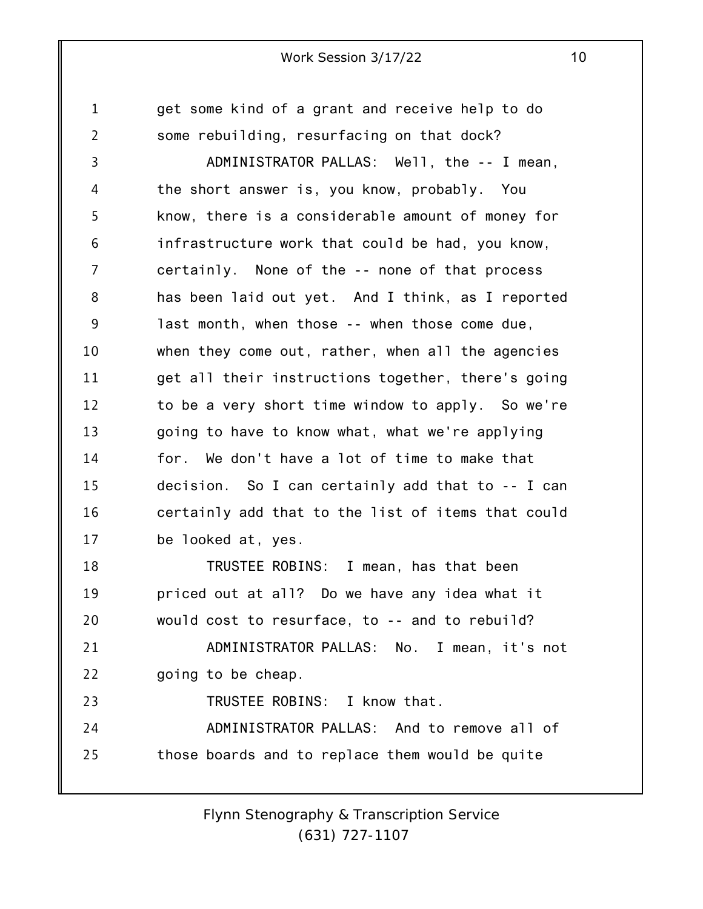get some kind of a grant and receive help to do some rebuilding, resurfacing on that dock?

ADMINISTRATOR PALLAS: Well, the -- I mean, the short answer is, you know, probably. You know, there is a considerable amount of money for infrastructure work that could be had, you know, certainly. None of the -- none of that process has been laid out yet. And I think, as I reported last month, when those -- when those come due, when they come out, rather, when all the agencies get all their instructions together, there's going to be a very short time window to apply. So we're going to have to know what, what we're applying for. We don't have a lot of time to make that decision. So I can certainly add that to -- I can certainly add that to the list of items that could be looked at, yes.

TRUSTEE ROBINS: I mean, has that been priced out at all? Do we have any idea what it would cost to resurface, to -- and to rebuild?

ADMINISTRATOR PALLAS: No. I mean, it's not going to be cheap.

TRUSTEE ROBINS: I know that.

ADMINISTRATOR PALLAS: And to remove all of those boards and to replace them would be quite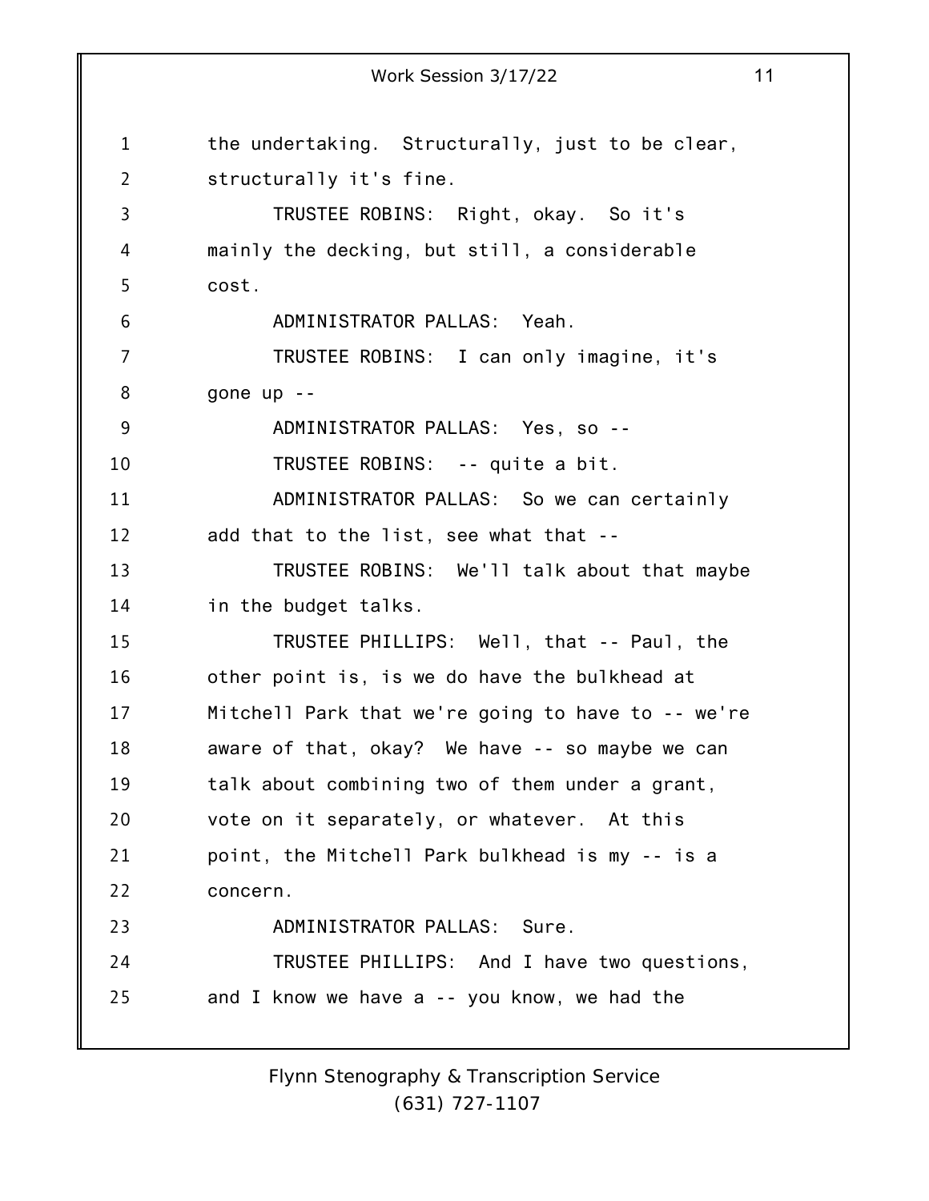the undertaking. Structurally, just to be clear, structurally it's fine.

TRUSTEE ROBINS: Right, okay. So it's mainly the decking, but still, a considerable cost.

ADMINISTRATOR PALLAS: Yeah.

TRUSTEE ROBINS: I can only imagine, it's gone up --

ADMINISTRATOR PALLAS: Yes, so --

TRUSTEE ROBINS: -- quite a bit.

ADMINISTRATOR PALLAS: So we can certainly add that to the list, see what that --

TRUSTEE ROBINS: We'll talk about that maybe in the budget talks.

TRUSTEE PHILLIPS: Well, that -- Paul, the other point is, is we do have the bulkhead at Mitchell Park that we're going to have to -- we're aware of that, okay? We have -- so maybe we can talk about combining two of them under a grant, vote on it separately, or whatever. At this point, the Mitchell Park bulkhead is my -- is a concern.

ADMINISTRATOR PALLAS: Sure.

TRUSTEE PHILLIPS: And I have two questions, and I know we have a -- you know, we had the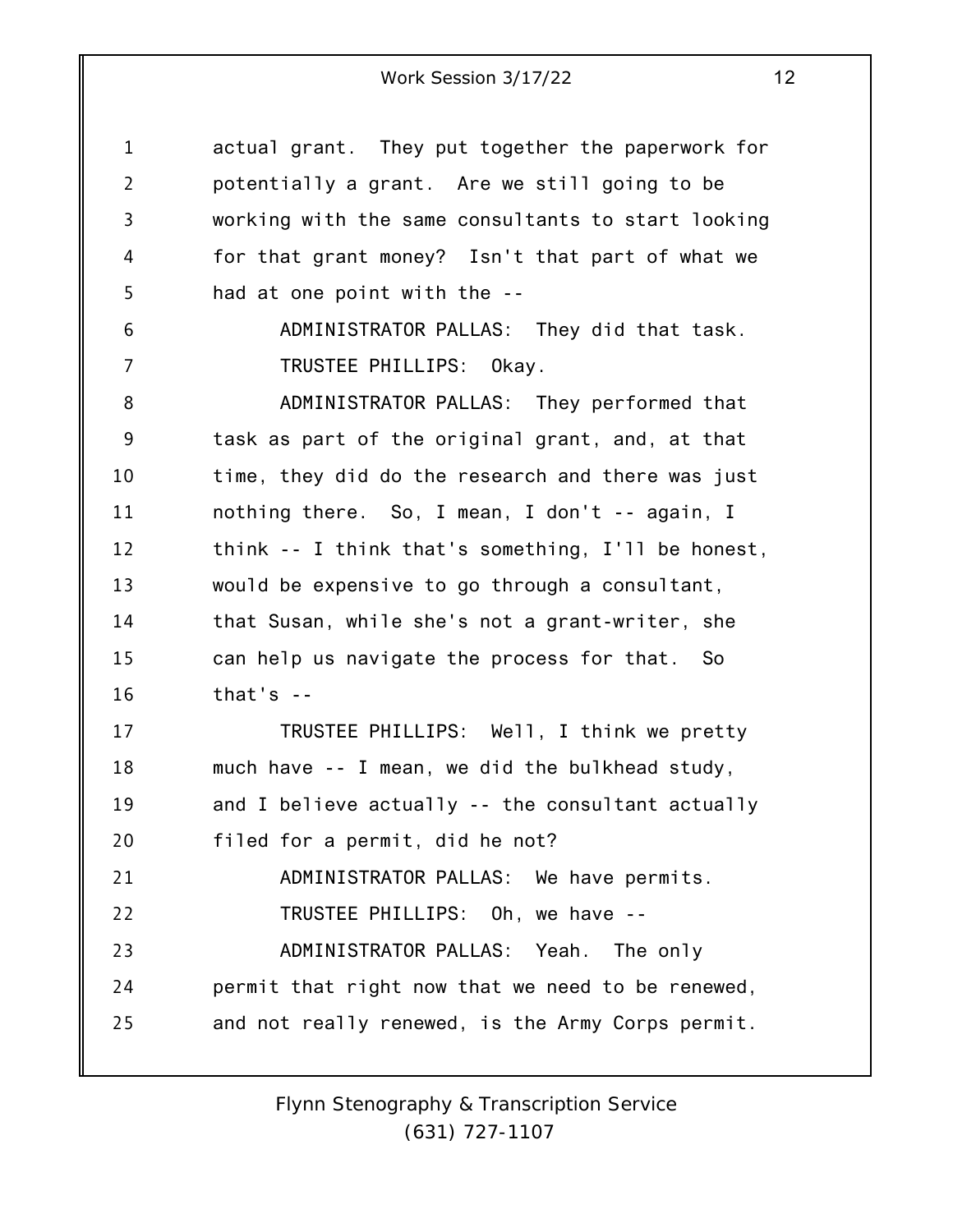actual grant. They put together the paperwork for potentially a grant. Are we still going to be working with the same consultants to start looking for that grant money? Isn't that part of what we had at one point with the --

ADMINISTRATOR PALLAS: They did that task.

TRUSTEE PHILLIPS: Okay.

ADMINISTRATOR PALLAS: They performed that task as part of the original grant, and, at that time, they did do the research and there was just nothing there. So, I mean, I don't -- again, I think -- I think that's something, I'll be honest, would be expensive to go through a consultant, that Susan, while she's not a grant-writer, she can help us navigate the process for that. So that's --

TRUSTEE PHILLIPS: Well, I think we pretty much have -- I mean, we did the bulkhead study, and I believe actually -- the consultant actually filed for a permit, did he not?

ADMINISTRATOR PALLAS: We have permits.

TRUSTEE PHILLIPS: Oh, we have --

ADMINISTRATOR PALLAS: Yeah. The only permit that right now that we need to be renewed, and not really renewed, is the Army Corps permit.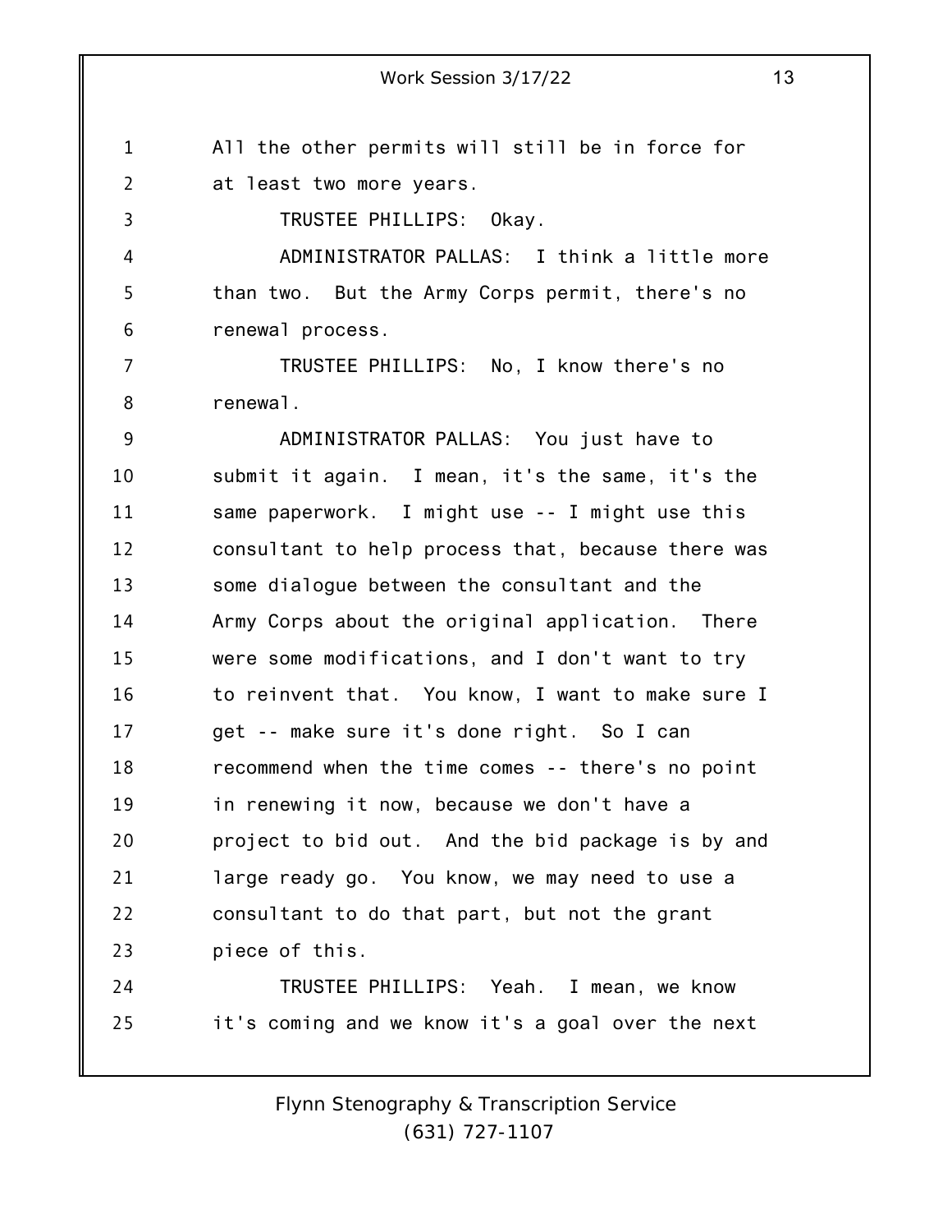All the other permits will still be in force for at least two more years.

TRUSTEE PHILLIPS: Okay.

ADMINISTRATOR PALLAS: I think a little more than two. But the Army Corps permit, there's no renewal process.

TRUSTEE PHILLIPS: No, I know there's no renewal.

ADMINISTRATOR PALLAS: You just have to submit it again. I mean, it's the same, it's the same paperwork. I might use -- I might use this consultant to help process that, because there was some dialogue between the consultant and the Army Corps about the original application. There were some modifications, and I don't want to try to reinvent that. You know, I want to make sure I get -- make sure it's done right. So I can recommend when the time comes -- there's no point in renewing it now, because we don't have a project to bid out. And the bid package is by and large ready go. You know, we may need to use a consultant to do that part, but not the grant piece of this.

TRUSTEE PHILLIPS: Yeah. I mean, we know it's coming and we know it's a goal over the next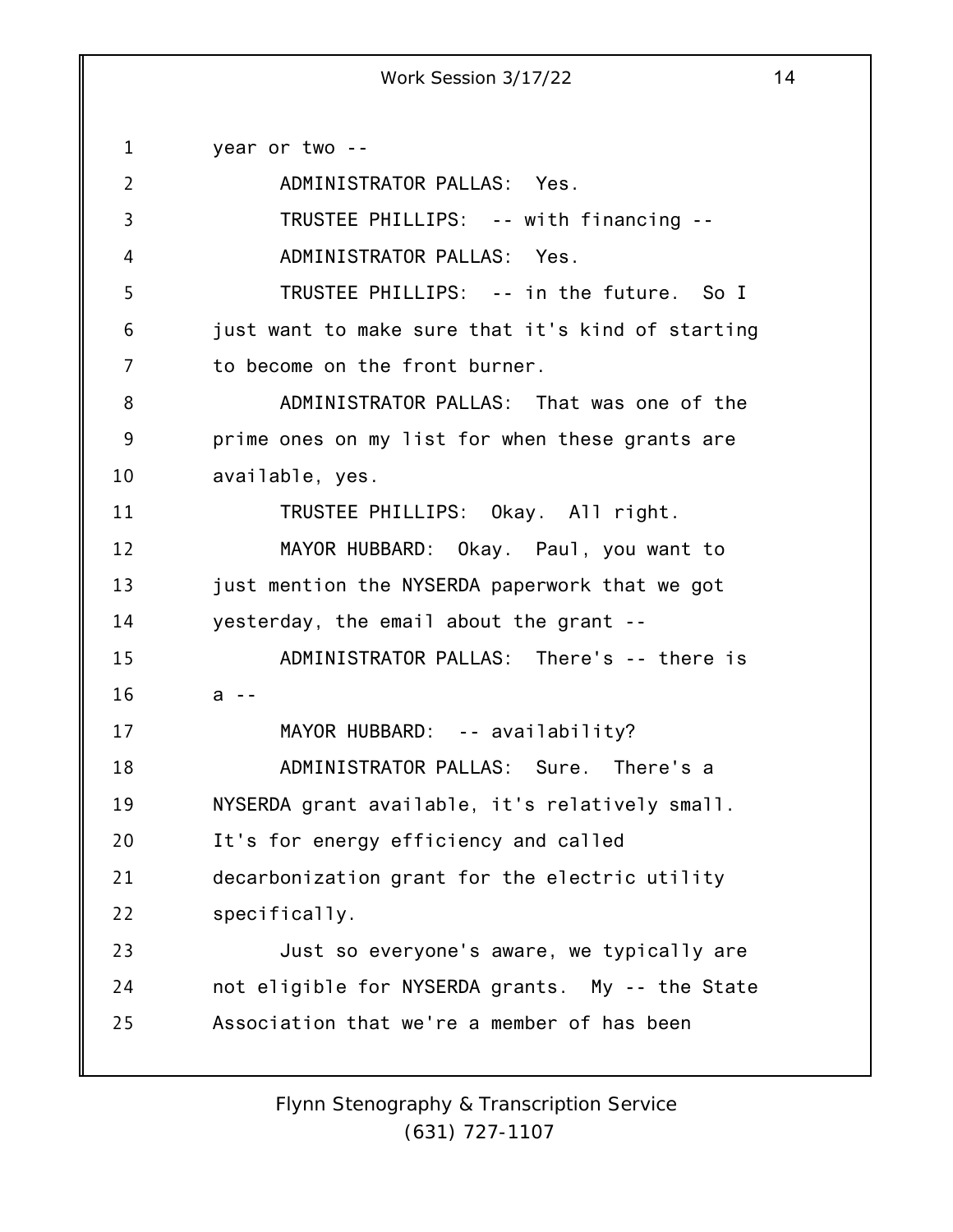year or two --

ADMINISTRATOR PALLAS: Yes.

TRUSTEE PHILLIPS: -- with financing --

ADMINISTRATOR PALLAS: Yes.

TRUSTEE PHILLIPS: -- in the future. So I just want to make sure that it's kind of starting to become on the front burner.

ADMINISTRATOR PALLAS: That was one of the prime ones on my list for when these grants are available, yes.

TRUSTEE PHILLIPS: Okay. All right.

MAYOR HUBBARD: Okay. Paul, you want to just mention the NYSERDA paperwork that we got yesterday, the email about the grant --

ADMINISTRATOR PALLAS: There's -- there is a --

MAYOR HUBBARD: -- availability?

ADMINISTRATOR PALLAS: Sure. There's a NYSERDA grant available, it's relatively small. It's for energy efficiency and called decarbonization grant for the electric utility specifically.

Just so everyone's aware, we typically are not eligible for NYSERDA grants. My -- the State Association that we're a member of has been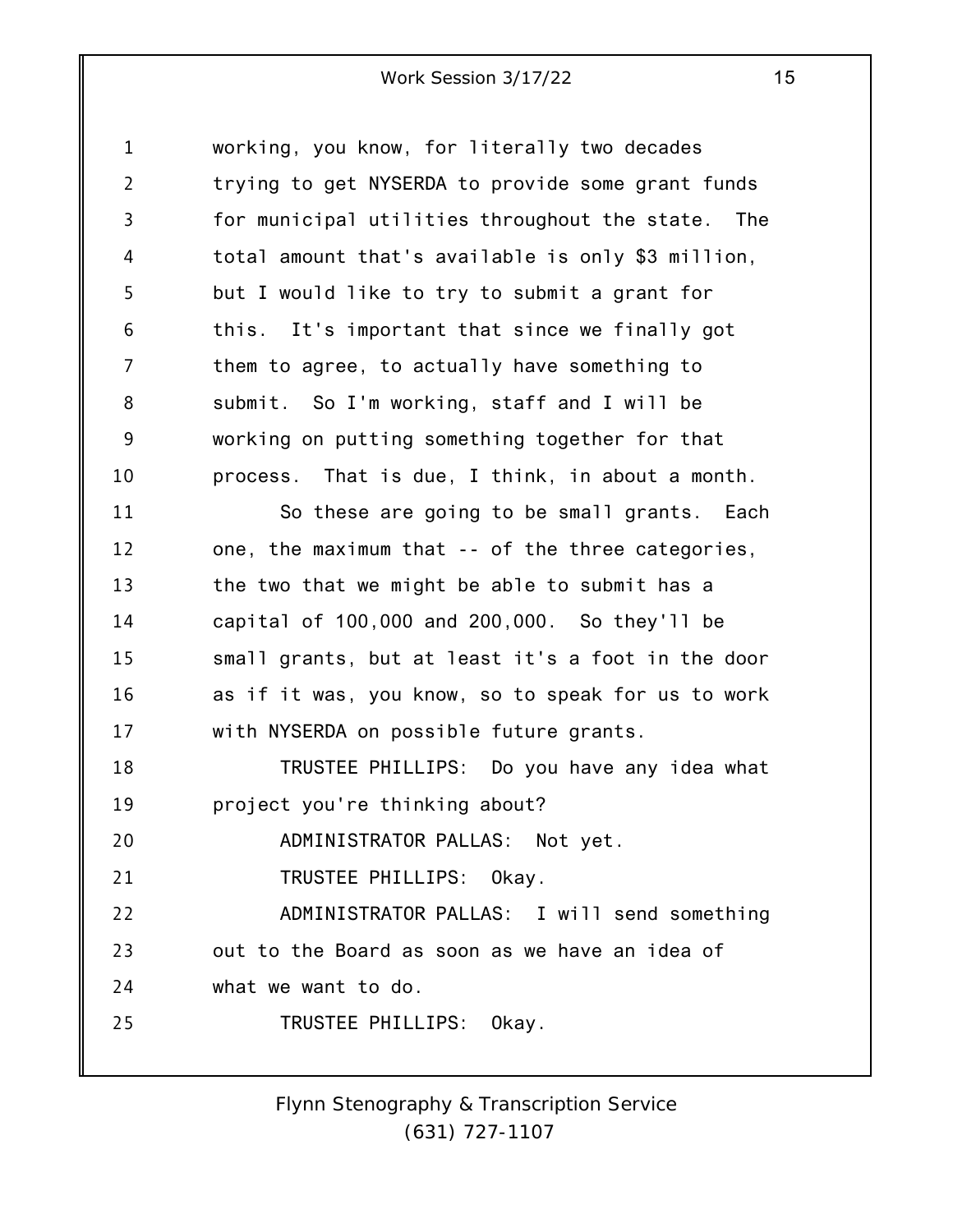working, you know, for literally two decades trying to get NYSERDA to provide some grant funds for municipal utilities throughout the state. The total amount that's available is only $3 million, but I would like to try to submit a grant for this. It's important that since we finally got them to agree, to actually have something to submit. So I'm working, staff and I will be working on putting something together for that process. That is due, I think, in about a month.

So these are going to be small grants. Each one, the maximum that -- of the three categories, the two that we might be able to submit has a capital of 100,000 and 200,000. So they'll be small grants, but at least it's a foot in the door as if it was, you know, so to speak for us to work with NYSERDA on possible future grants.

TRUSTEE PHILLIPS: Do you have any idea what project you're thinking about?

ADMINISTRATOR PALLAS: Not yet.

TRUSTEE PHILLIPS: Okay.

ADMINISTRATOR PALLAS: I will send something out to the Board as soon as we have an idea of what we want to do.

TRUSTEE PHILLIPS: Okay.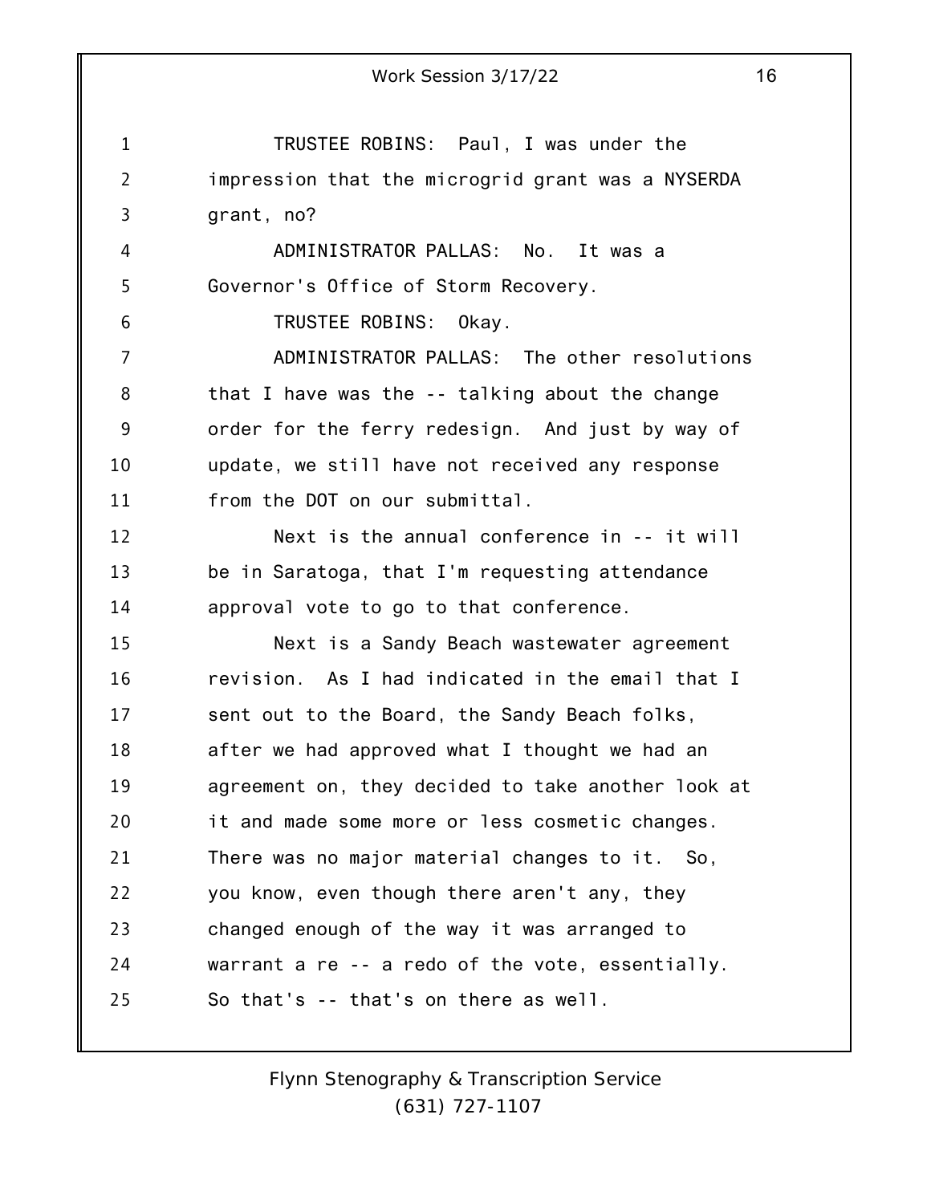TRUSTEE ROBINS: Paul, I was under the impression that the microgrid grant was a NYSERDA grant, no?

ADMINISTRATOR PALLAS: No. It was a Governor's Office of Storm Recovery.

TRUSTEE ROBINS: Okay.

ADMINISTRATOR PALLAS: The other resolutions that I have was the -- talking about the change order for the ferry redesign. And just by way of update, we still have not received any response from the DOT on our submittal.

Next is the annual conference in -- it will be in Saratoga, that I'm requesting attendance approval vote to go to that conference.

Next is a Sandy Beach wastewater agreement revision. As I had indicated in the email that I sent out to the Board, the Sandy Beach folks, after we had approved what I thought we had an agreement on, they decided to take another look at it and made some more or less cosmetic changes. There was no major material changes to it. So, you know, even though there aren't any, they changed enough of the way it was arranged to warrant a re -- a redo of the vote, essentially. So that's -- that's on there as well.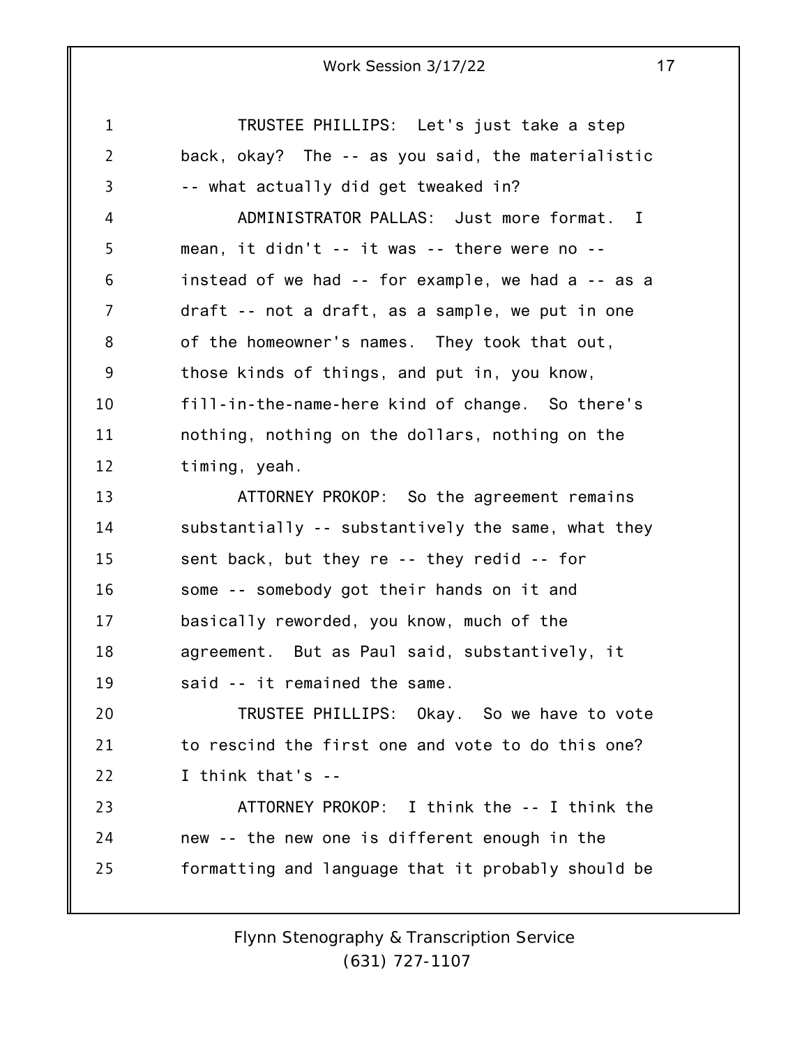TRUSTEE PHILLIPS: Let's just take a step back, okay? The -- as you said, the materialistic -- what actually did get tweaked in?

ADMINISTRATOR PALLAS: Just more format. I mean, it didn't -- it was -- there were no -- instead of we had -- for example, we had a -- as a draft -- not a draft, as a sample, we put in one of the homeowner's names. They took that out, those kinds of things, and put in, you know, fill-in-the-name-here kind of change. So there's nothing, nothing on the dollars, nothing on the timing, yeah.

ATTORNEY PROKOP: So the agreement remains substantially -- substantively the same, what they sent back, but they re -- they redid -- for some -- somebody got their hands on it and basically reworded, you know, much of the agreement. But as Paul said, substantively, it said -- it remained the same.

TRUSTEE PHILLIPS: Okay. So we have to vote to rescind the first one and vote to do this one? I think that's --

ATTORNEY PROKOP: I think the -- I think the new -- the new one is different enough in the formatting and language that it probably should be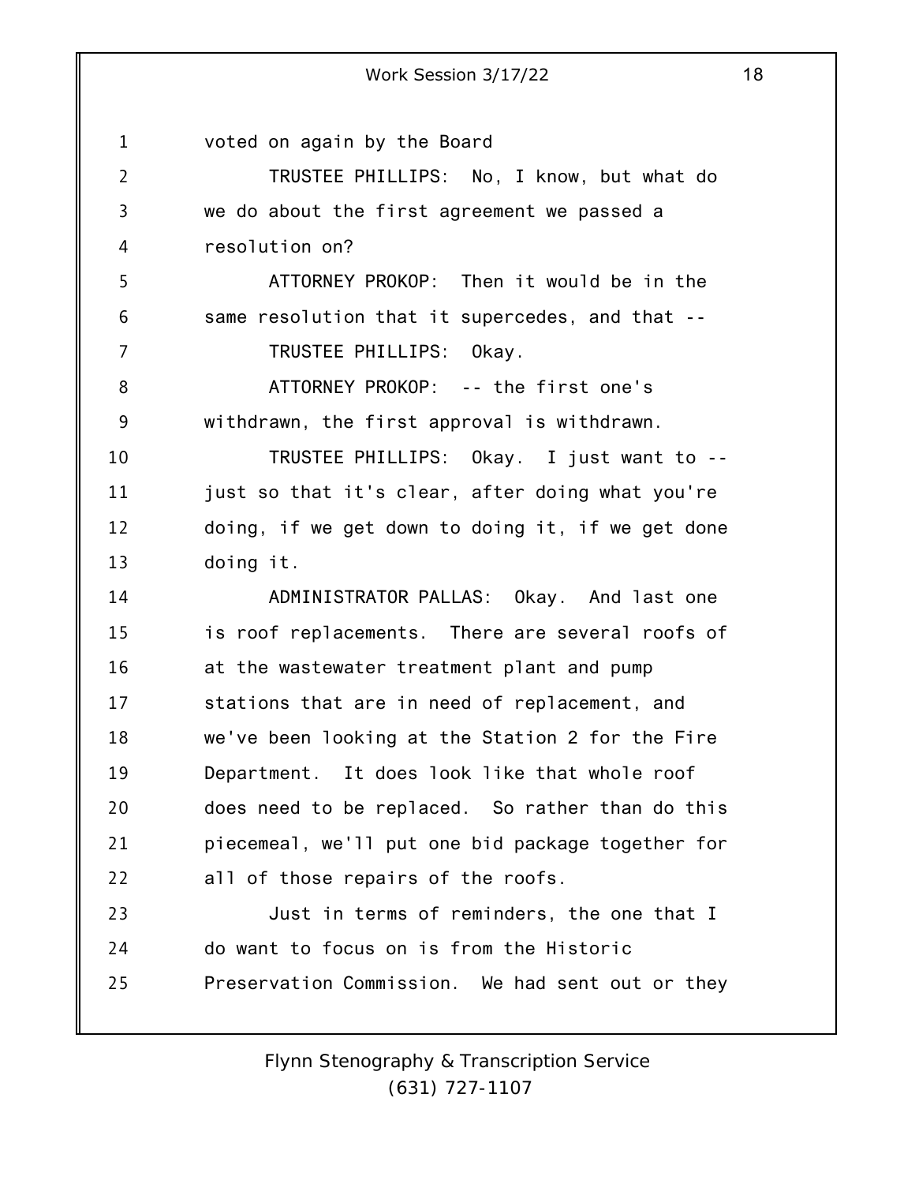voted on again by the Board

TRUSTEE PHILLIPS: No, I know, but what do we do about the first agreement we passed a resolution on?

ATTORNEY PROKOP: Then it would be in the same resolution that it supercedes, and that --

TRUSTEE PHILLIPS: Okay.

ATTORNEY PROKOP: -- the first one's withdrawn, the first approval is withdrawn.

TRUSTEE PHILLIPS: Okay. I just want to -- just so that it's clear, after doing what you're doing, if we get down to doing it, if we get done doing it.

ADMINISTRATOR PALLAS: Okay. And last one is roof replacements. There are several roofs of at the wastewater treatment plant and pump stations that are in need of replacement, and we've been looking at the Station 2 for the Fire Department. It does look like that whole roof does need to be replaced. So rather than do this piecemeal, we'll put one bid package together for all of those repairs of the roofs.

Just in terms of reminders, the one that I do want to focus on is from the Historic Preservation Commission. We had sent out or they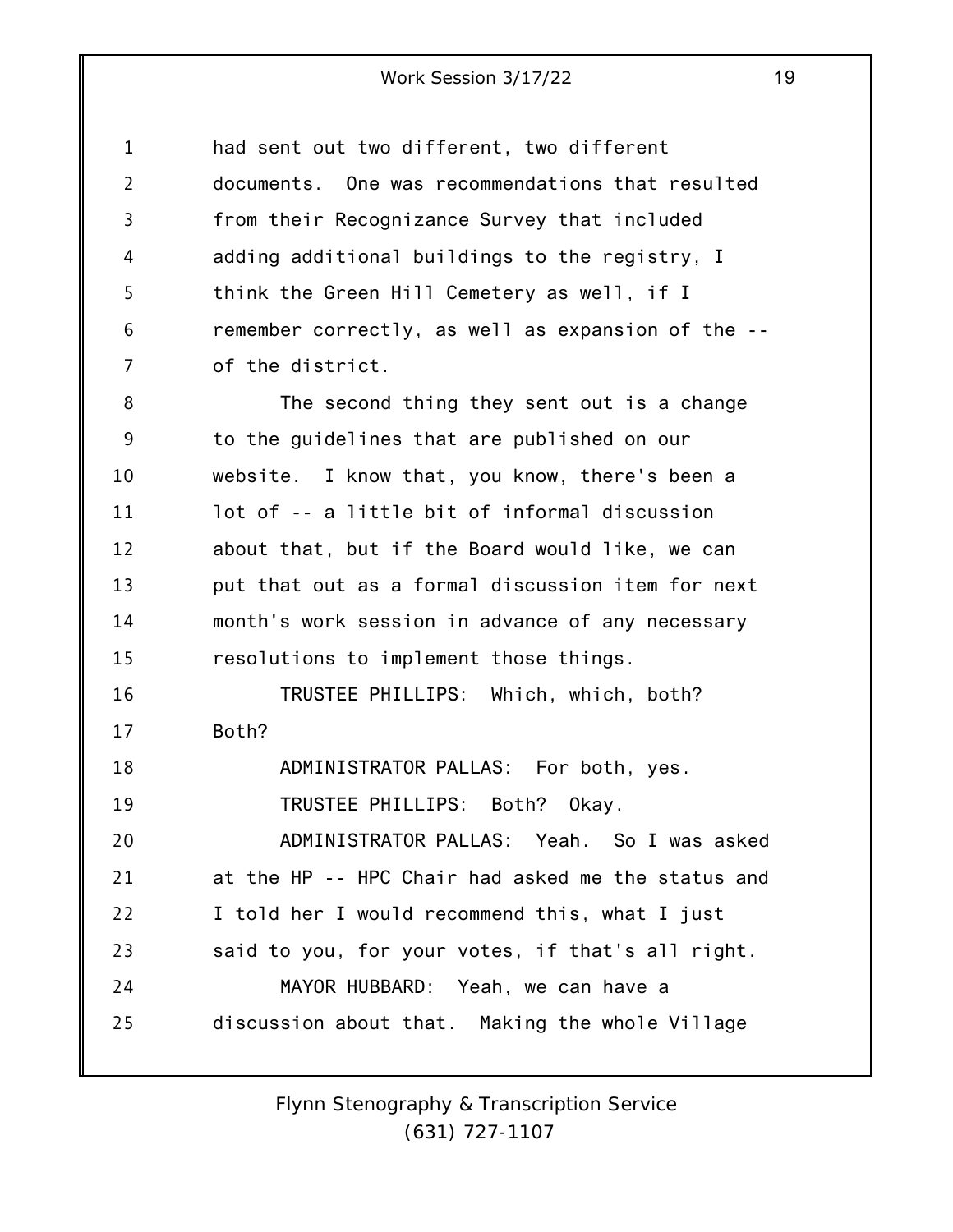had sent out two different, two different documents. One was recommendations that resulted from their Recognizance Survey that included adding additional buildings to the registry, I think the Green Hill Cemetery as well, if I remember correctly, as well as expansion of the -- of the district.

The second thing they sent out is a change to the guidelines that are published on our website. I know that, you know, there's been a lot of -- a little bit of informal discussion about that, but if the Board would like, we can put that out as a formal discussion item for next month's work session in advance of any necessary resolutions to implement those things.

TRUSTEE PHILLIPS: Which, which, both? Both?

ADMINISTRATOR PALLAS: For both, yes.

TRUSTEE PHILLIPS: Both? Okay.

ADMINISTRATOR PALLAS: Yeah. So I was asked at the HP -- HPC Chair had asked me the status and I told her I would recommend this, what I just said to you, for your votes, if that's all right.

MAYOR HUBBARD: Yeah, we can have a discussion about that. Making the whole Village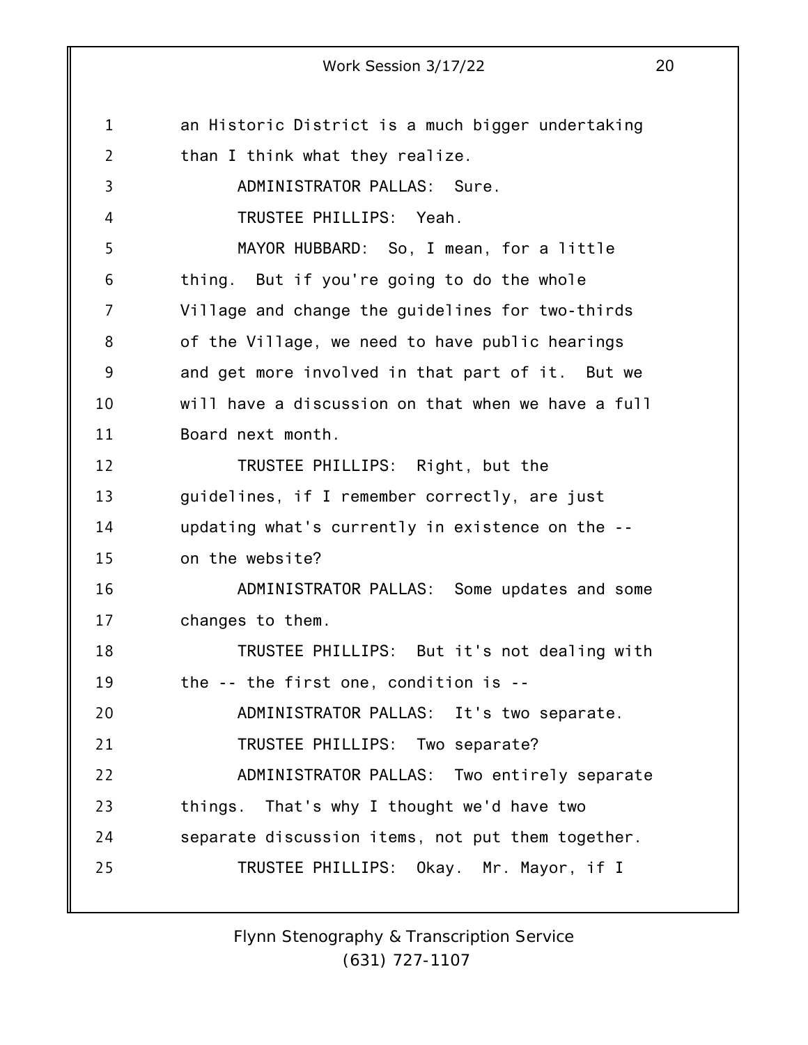an Historic District is a much bigger undertaking than I think what they realize.

ADMINISTRATOR PALLAS: Sure.

TRUSTEE PHILLIPS: Yeah.

MAYOR HUBBARD: So, I mean, for a little thing. But if you're going to do the whole Village and change the guidelines for two-thirds of the Village, we need to have public hearings and get more involved in that part of it. But we will have a discussion on that when we have a full Board next month.

TRUSTEE PHILLIPS: Right, but the guidelines, if I remember correctly, are just updating what's currently in existence on the -- on the website?

ADMINISTRATOR PALLAS: Some updates and some changes to them.

TRUSTEE PHILLIPS: But it's not dealing with the -- the first one, condition is --

ADMINISTRATOR PALLAS: It's two separate.

TRUSTEE PHILLIPS: Two separate?

ADMINISTRATOR PALLAS: Two entirely separate things. That's why I thought we'd have two separate discussion items, not put them together.

TRUSTEE PHILLIPS: Okay. Mr. Mayor, if I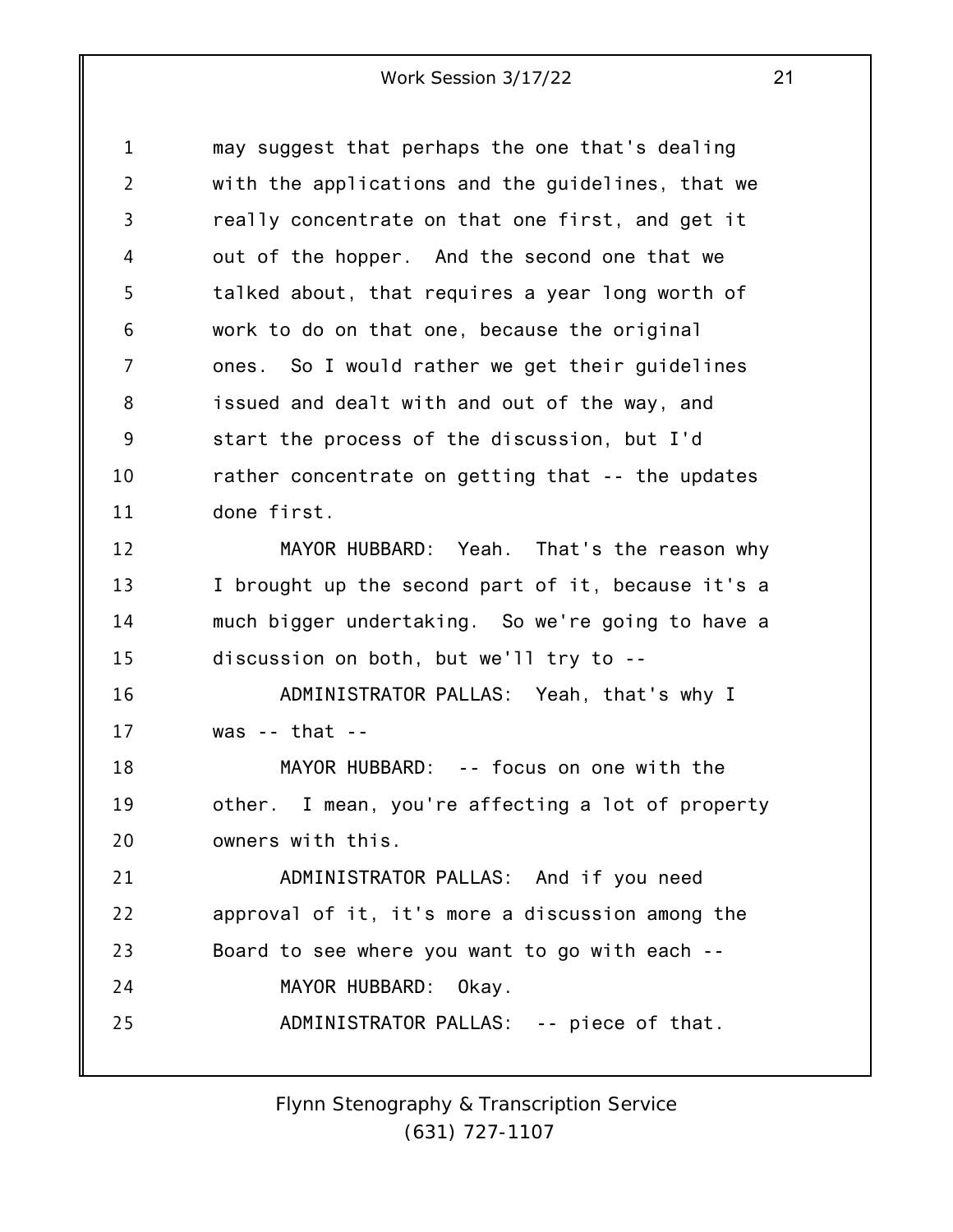may suggest that perhaps the one that's dealing with the applications and the guidelines, that we really concentrate on that one first, and get it out of the hopper. And the second one that we talked about, that requires a year long worth of work to do on that one, because the original ones. So I would rather we get their guidelines issued and dealt with and out of the way, and start the process of the discussion, but I'd rather concentrate on getting that -- the updates done first.

MAYOR HUBBARD: Yeah. That's the reason why I brought up the second part of it, because it's a much bigger undertaking. So we're going to have a discussion on both, but we'll try to --

ADMINISTRATOR PALLAS: Yeah, that's why I was -- that --

MAYOR HUBBARD: -- focus on one with the other. I mean, you're affecting a lot of property owners with this.

ADMINISTRATOR PALLAS: And if you need approval of it, it's more a discussion among the Board to see where you want to go with each --

MAYOR HUBBARD: Okay.

ADMINISTRATOR PALLAS: -- piece of that.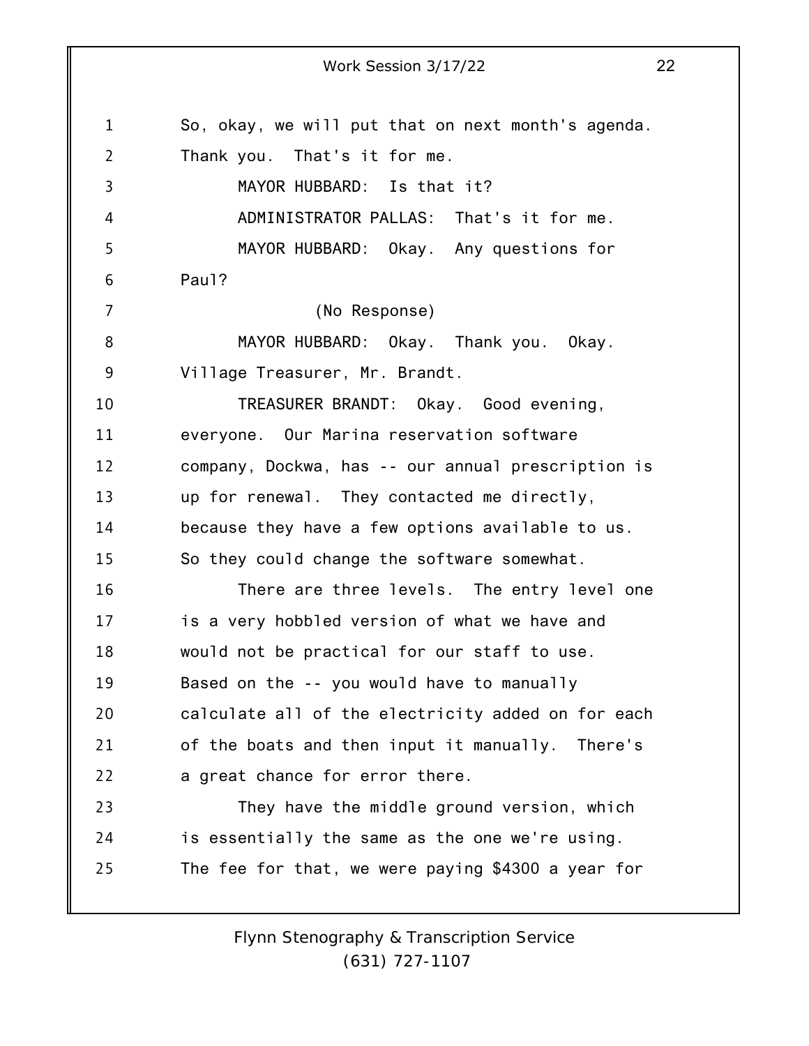So, okay, we will put that on next month's agenda. Thank you. That's it for me.

MAYOR HUBBARD: Is that it?

ADMINISTRATOR PALLAS: That's it for me.

MAYOR HUBBARD: Okay. Any questions for Paul?

(No Response)

MAYOR HUBBARD: Okay. Thank you. Okay. Village Treasurer, Mr. Brandt.

TREASURER BRANDT: Okay. Good evening, everyone. Our Marina reservation software company, Dockwa, has -- our annual prescription is up for renewal. They contacted me directly, because they have a few options available to us. So they could change the software somewhat.

There are three levels. The entry level one is a very hobbled version of what we have and would not be practical for our staff to use. Based on the -- you would have to manually calculate all of the electricity added on for each of the boats and then input it manually. There's a great chance for error there.

They have the middle ground version, which is essentially the same as the one we're using. The fee for that, we were paying $4300 a year for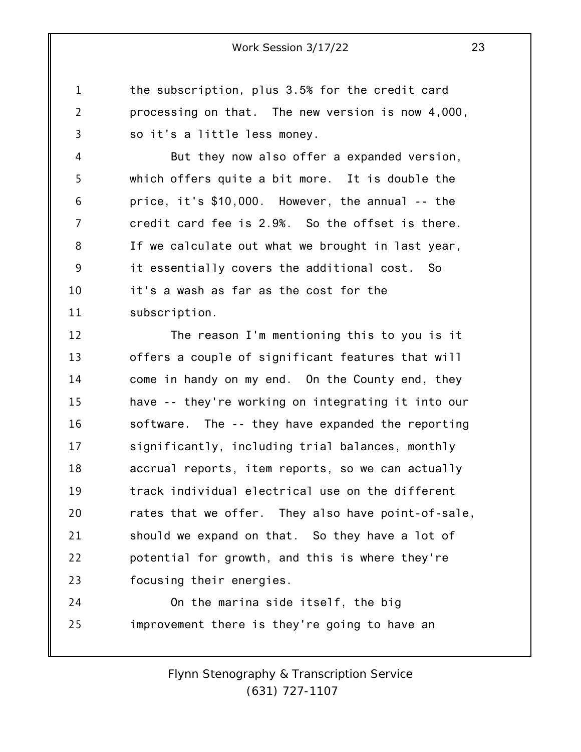the subscription, plus 3.5% for the credit card processing on that. The new version is now 4,000, so it's a little less money.

But they now also offer a expanded version, which offers quite a bit more. It is double the price, it's $10,000. However, the annual -- the credit card fee is 2.9%. So the offset is there. If we calculate out what we brought in last year, it essentially covers the additional cost. So it's a wash as far as the cost for the subscription.

The reason I'm mentioning this to you is it offers a couple of significant features that will come in handy on my end. On the County end, they have -- they're working on integrating it into our software. The -- they have expanded the reporting significantly, including trial balances, monthly accrual reports, item reports, so we can actually track individual electrical use on the different rates that we offer. They also have point-of-sale, should we expand on that. So they have a lot of potential for growth, and this is where they're focusing their energies.

On the marina side itself, the big improvement there is they're going to have an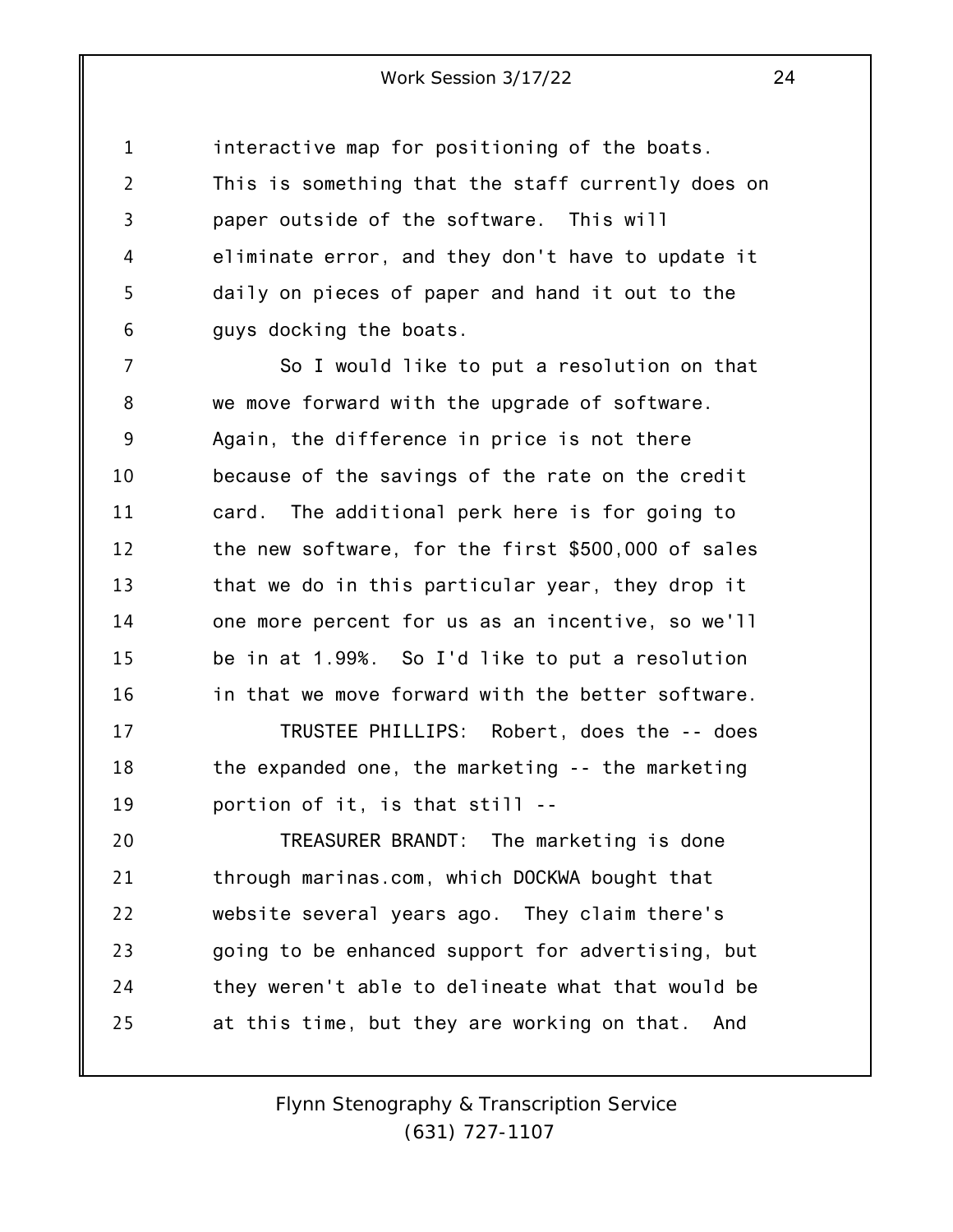interactive map for positioning of the boats. This is something that the staff currently does on paper outside of the software. This will eliminate error, and they don't have to update it daily on pieces of paper and hand it out to the guys docking the boats.

So I would like to put a resolution on that we move forward with the upgrade of software. Again, the difference in price is not there because of the savings of the rate on the credit card. The additional perk here is for going to the new software, for the first $500,000 of sales that we do in this particular year, they drop it one more percent for us as an incentive, so we'll be in at 1.99%. So I'd like to put a resolution in that we move forward with the better software.

TRUSTEE PHILLIPS: Robert, does the -- does the expanded one, the marketing -- the marketing portion of it, is that still --

TREASURER BRANDT: The marketing is done through marinas.com, which DOCKWA bought that website several years ago. They claim there's going to be enhanced support for advertising, but they weren't able to delineate what that would be at this time, but they are working on that. And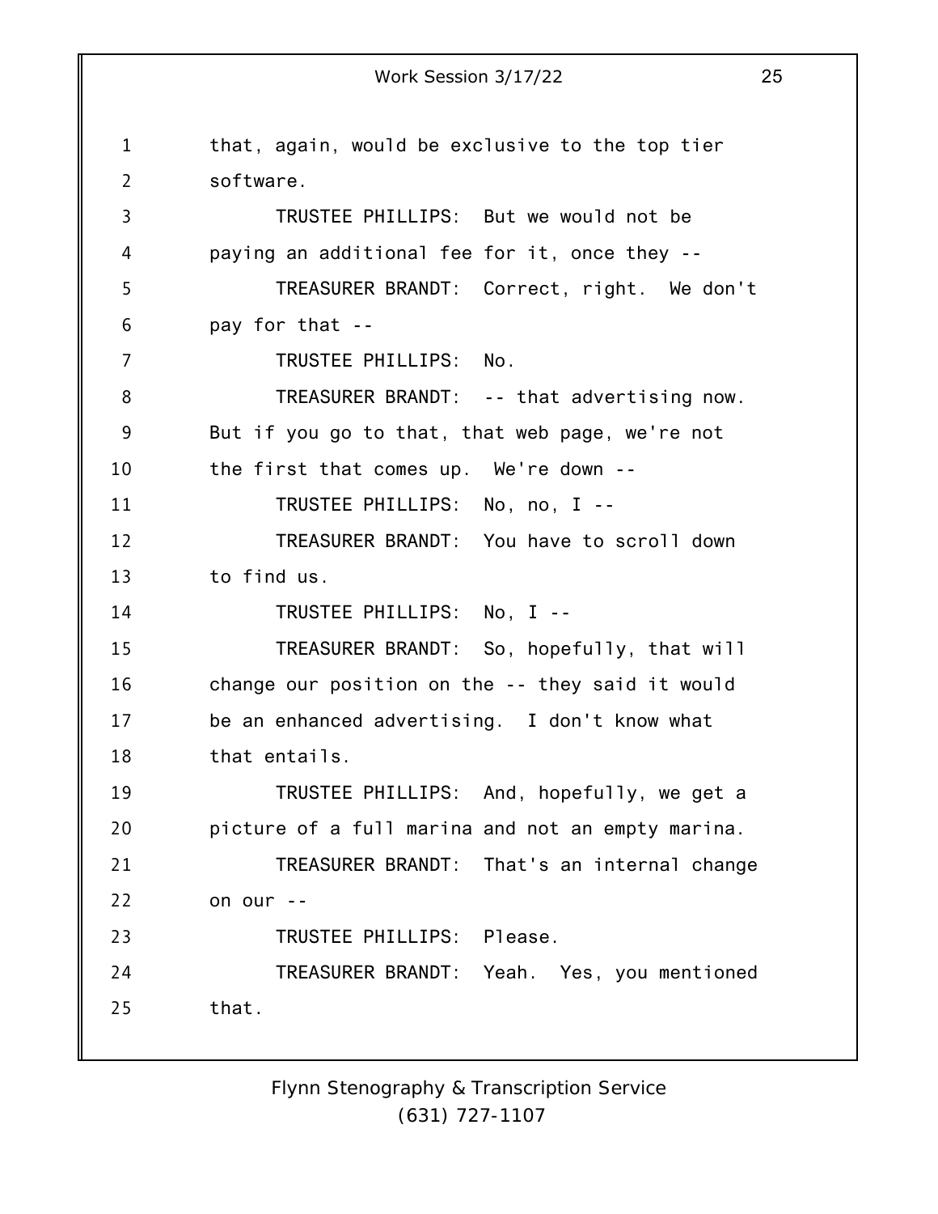that, again, would be exclusive to the top tier software.

TRUSTEE PHILLIPS: But we would not be paying an additional fee for it, once they --

TREASURER BRANDT: Correct, right. We don't pay for that --

TRUSTEE PHILLIPS: No.

TREASURER BRANDT: -- that advertising now. But if you go to that, that web page, we're not the first that comes up. We're down --

TRUSTEE PHILLIPS: No, no, I --

TREASURER BRANDT: You have to scroll down to find us.

TRUSTEE PHILLIPS: No, I --

TREASURER BRANDT: So, hopefully, that will change our position on the -- they said it would be an enhanced advertising. I don't know what that entails.

TRUSTEE PHILLIPS: And, hopefully, we get a picture of a full marina and not an empty marina.

TREASURER BRANDT: That's an internal change on our --

TRUSTEE PHILLIPS: Please.

TREASURER BRANDT: Yeah. Yes, you mentioned that.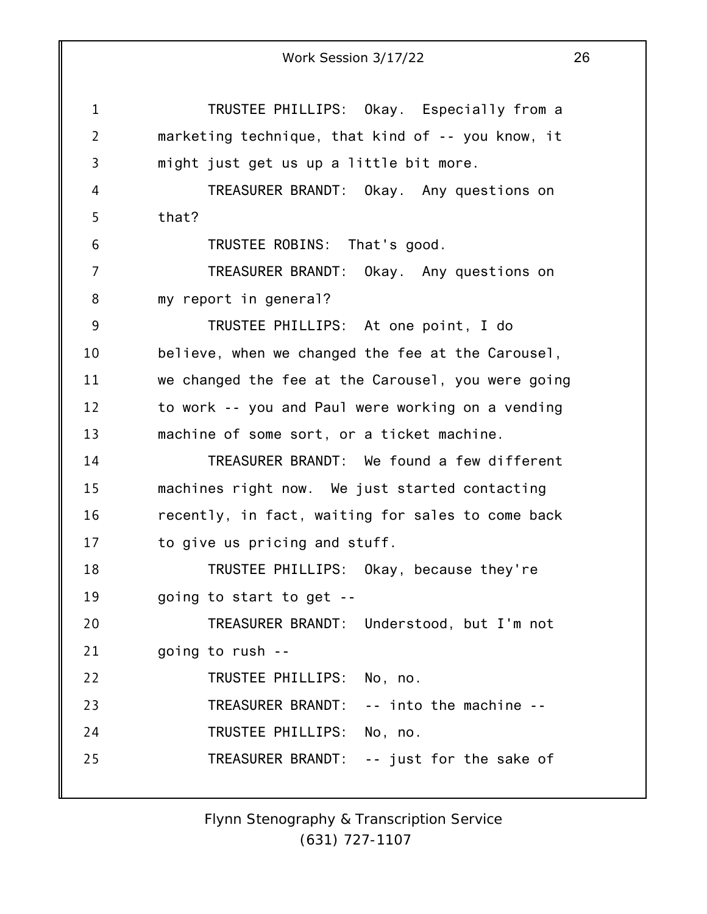TRUSTEE PHILLIPS: Okay. Especially from a marketing technique, that kind of -- you know, it might just get us up a little bit more.

TREASURER BRANDT: Okay. Any questions on that?

TRUSTEE ROBINS: That's good.

TREASURER BRANDT: Okay. Any questions on my report in general?

TRUSTEE PHILLIPS: At one point, I do believe, when we changed the fee at the Carousel, we changed the fee at the Carousel, you were going to work -- you and Paul were working on a vending machine of some sort, or a ticket machine.

TREASURER BRANDT: We found a few different machines right now. We just started contacting recently, in fact, waiting for sales to come back to give us pricing and stuff.

TRUSTEE PHILLIPS: Okay, because they're going to start to get --

TREASURER BRANDT: Understood, but I'm not going to rush --

TRUSTEE PHILLIPS: No, no.

TREASURER BRANDT: -- into the machine --

TRUSTEE PHILLIPS: No, no.

TREASURER BRANDT: -- just for the sake of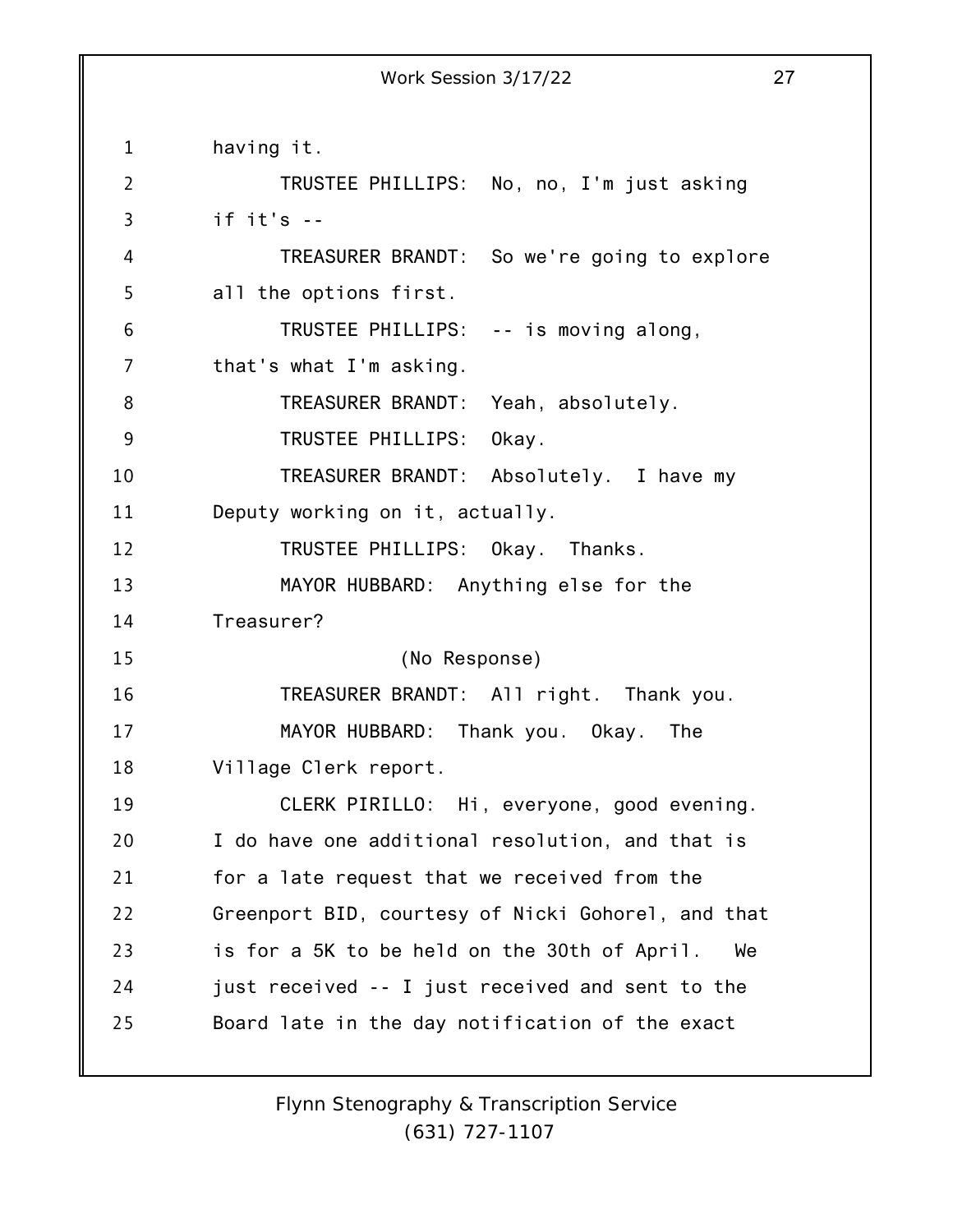having it.

TRUSTEE PHILLIPS: No, no, I'm just asking if it's --

TREASURER BRANDT: So we're going to explore all the options first.

TRUSTEE PHILLIPS: -- is moving along, that's what I'm asking.

TREASURER BRANDT: Yeah, absolutely.

TRUSTEE PHILLIPS: Okay.

TREASURER BRANDT: Absolutely. I have my Deputy working on it, actually.

TRUSTEE PHILLIPS: Okay. Thanks.

MAYOR HUBBARD: Anything else for the Treasurer?

(No Response)

TREASURER BRANDT: All right. Thank you.

MAYOR HUBBARD: Thank you. Okay. The Village Clerk report.

CLERK PIRILLO: Hi, everyone, good evening. I do have one additional resolution, and that is for a late request that we received from the Greenport BID, courtesy of Nicki Gohorel, and that is for a 5K to be held on the 30th of April. We just received -- I just received and sent to the Board late in the day notification of the exact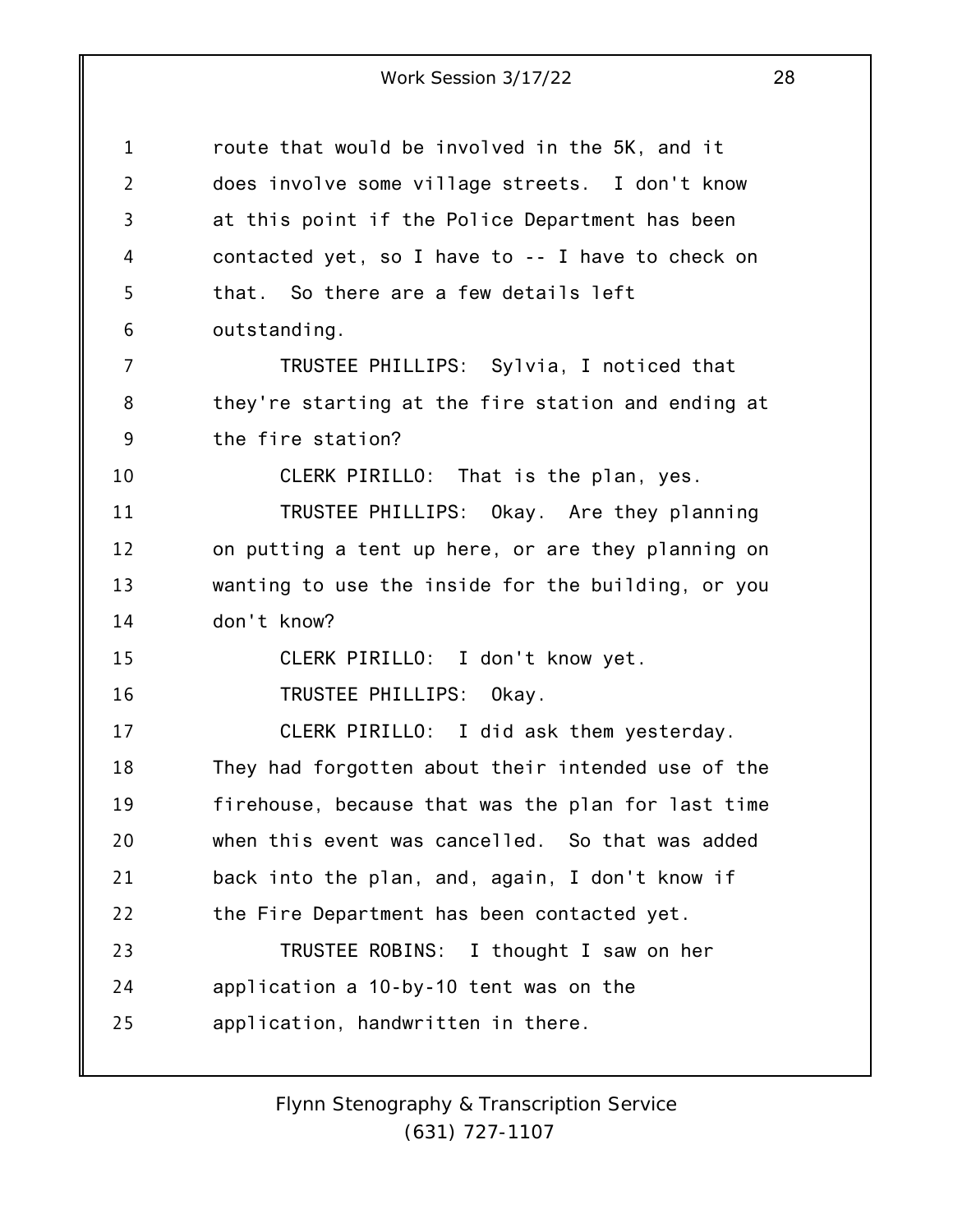route that would be involved in the 5K, and it does involve some village streets. I don't know at this point if the Police Department has been contacted yet, so I have to -- I have to check on that. So there are a few details left outstanding.

TRUSTEE PHILLIPS: Sylvia, I noticed that they're starting at the fire station and ending at the fire station?

CLERK PIRILLO: That is the plan, yes.

TRUSTEE PHILLIPS: Okay. Are they planning on putting a tent up here, or are they planning on wanting to use the inside for the building, or you don't know?

CLERK PIRILLO: I don't know yet.

TRUSTEE PHILLIPS: Okay.

CLERK PIRILLO: I did ask them yesterday. They had forgotten about their intended use of the firehouse, because that was the plan for last time when this event was cancelled. So that was added back into the plan, and, again, I don't know if the Fire Department has been contacted yet.

TRUSTEE ROBINS: I thought I saw on her application a 10-by-10 tent was on the application, handwritten in there.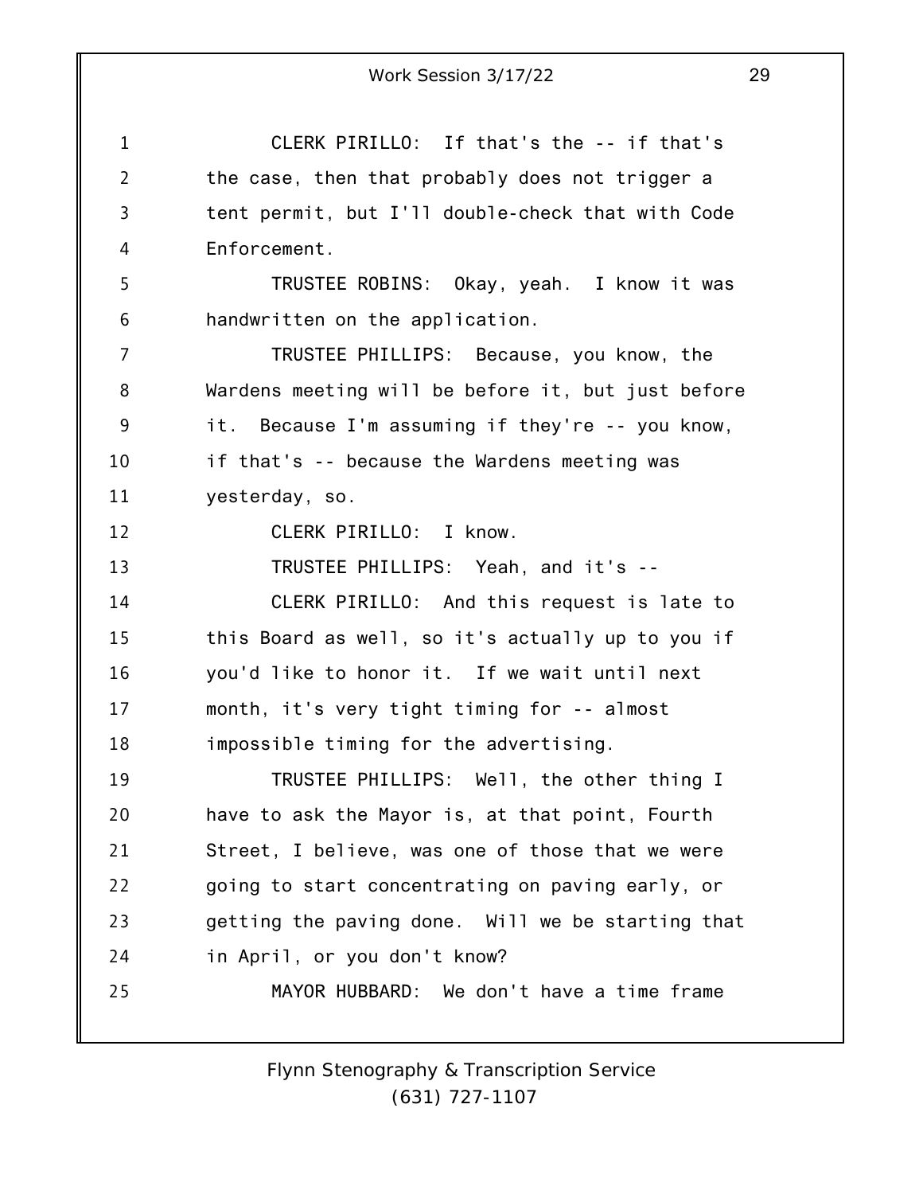CLERK PIRILLO: If that's the -- if that's the case, then that probably does not trigger a tent permit, but I'll double-check that with Code Enforcement.

TRUSTEE ROBINS: Okay, yeah. I know it was handwritten on the application.

TRUSTEE PHILLIPS: Because, you know, the Wardens meeting will be before it, but just before it. Because I'm assuming if they're -- you know, if that's -- because the Wardens meeting was yesterday, so.

CLERK PIRILLO: I know.

TRUSTEE PHILLIPS: Yeah, and it's --

CLERK PIRILLO: And this request is late to this Board as well, so it's actually up to you if you'd like to honor it. If we wait until next month, it's very tight timing for -- almost impossible timing for the advertising.

TRUSTEE PHILLIPS: Well, the other thing I have to ask the Mayor is, at that point, Fourth Street, I believe, was one of those that we were going to start concentrating on paving early, or getting the paving done. Will we be starting that in April, or you don't know?

MAYOR HUBBARD: We don't have a time frame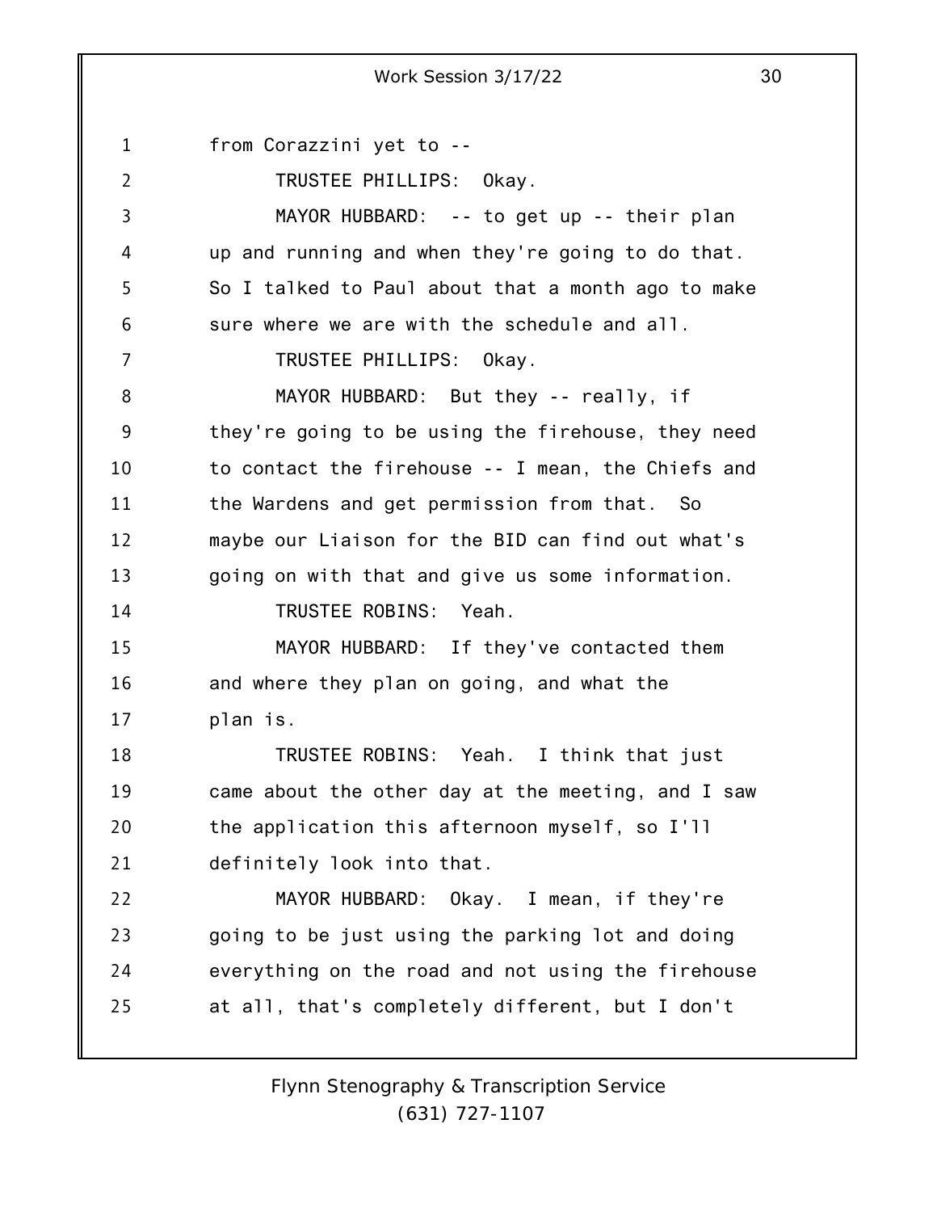from Corazzini yet to --

TRUSTEE PHILLIPS: Okay.

MAYOR HUBBARD: -- to get up -- their plan up and running and when they're going to do that. So I talked to Paul about that a month ago to make sure where we are with the schedule and all.

TRUSTEE PHILLIPS: Okay.

MAYOR HUBBARD: But they -- really, if they're going to be using the firehouse, they need to contact the firehouse -- I mean, the Chiefs and the Wardens and get permission from that. So maybe our Liaison for the BID can find out what's going on with that and give us some information.

TRUSTEE ROBINS: Yeah.

MAYOR HUBBARD: If they've contacted them and where they plan on going, and what the plan is.

TRUSTEE ROBINS: Yeah. I think that just came about the other day at the meeting, and I saw the application this afternoon myself, so I'll definitely look into that.

MAYOR HUBBARD: Okay. I mean, if they're going to be just using the parking lot and doing everything on the road and not using the firehouse at all, that's completely different, but I don't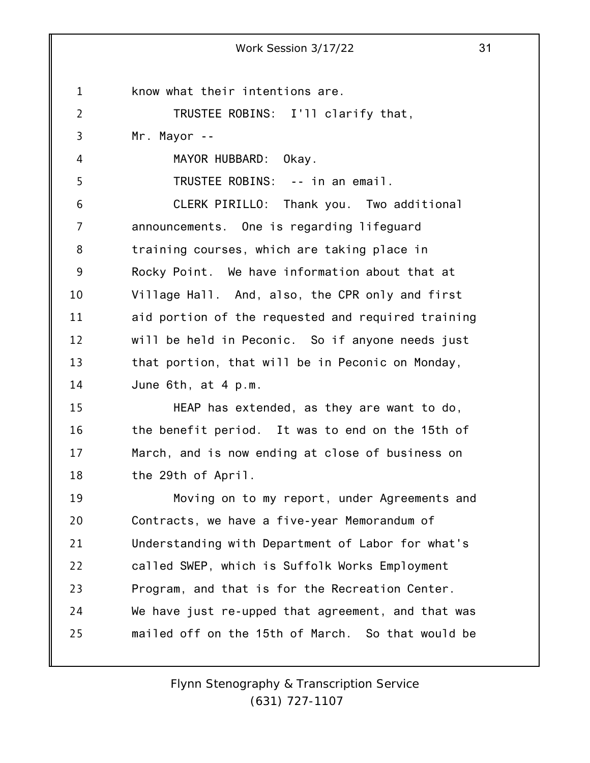know what their intentions are.

TRUSTEE ROBINS: I'll clarify that, Mr. Mayor --

MAYOR HUBBARD: Okay.

TRUSTEE ROBINS: -- in an email.

CLERK PIRILLO: Thank you. Two additional announcements. One is regarding lifeguard training courses, which are taking place in Rocky Point. We have information about that at Village Hall. And, also, the CPR only and first aid portion of the requested and required training will be held in Peconic. So if anyone needs just that portion, that will be in Peconic on Monday, June 6th, at 4 p.m.

HEAP has extended, as they are want to do, the benefit period. It was to end on the 15th of March, and is now ending at close of business on the 29th of April.

Moving on to my report, under Agreements and Contracts, we have a five-year Memorandum of Understanding with Department of Labor for what's called SWEP, which is Suffolk Works Employment Program, and that is for the Recreation Center. We have just re-upped that agreement, and that was mailed off on the 15th of March. So that would be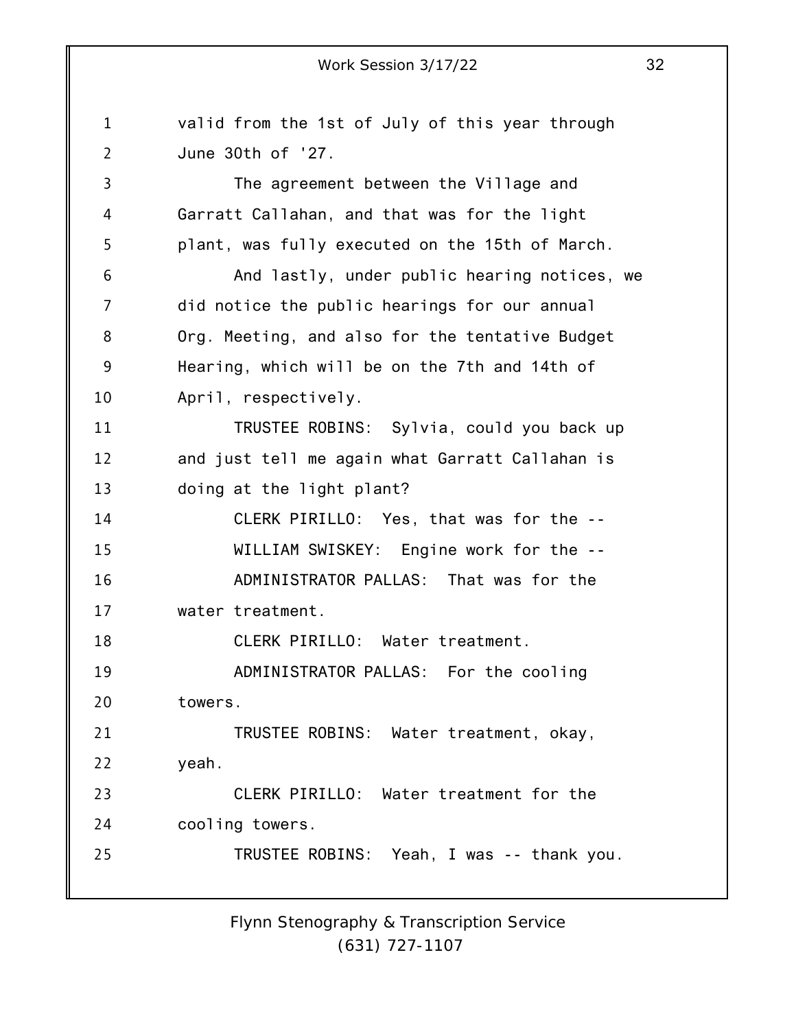valid from the 1st of July of this year through June 30th of '27.

The agreement between the Village and Garratt Callahan, and that was for the light plant, was fully executed on the 15th of March.

And lastly, under public hearing notices, we did notice the public hearings for our annual Org. Meeting, and also for the tentative Budget Hearing, which will be on the 7th and 14th of April, respectively.

TRUSTEE ROBINS: Sylvia, could you back up and just tell me again what Garratt Callahan is doing at the light plant?

CLERK PIRILLO: Yes, that was for the --

WILLIAM SWISKEY: Engine work for the --

ADMINISTRATOR PALLAS: That was for the water treatment.

CLERK PIRILLO: Water treatment.

ADMINISTRATOR PALLAS: For the cooling towers.

TRUSTEE ROBINS: Water treatment, okay, yeah.

CLERK PIRILLO: Water treatment for the cooling towers.

TRUSTEE ROBINS: Yeah, I was -- thank you.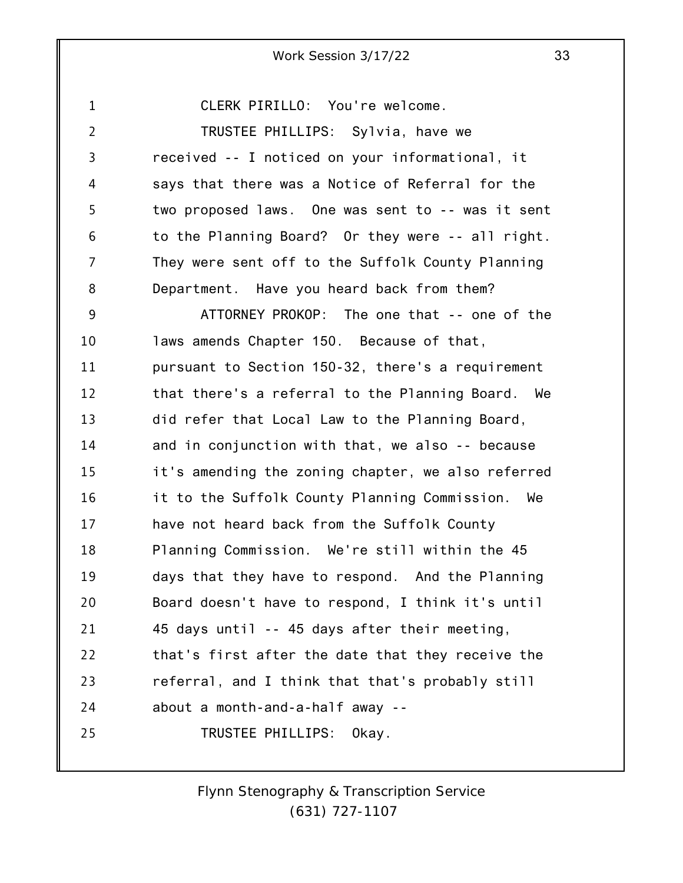CLERK PIRILLO: You're welcome.

TRUSTEE PHILLIPS: Sylvia, have we received -- I noticed on your informational, it says that there was a Notice of Referral for the two proposed laws. One was sent to -- was it sent to the Planning Board? Or they were -- all right. They were sent off to the Suffolk County Planning Department. Have you heard back from them?

ATTORNEY PROKOP: The one that -- one of the laws amends Chapter 150. Because of that, pursuant to Section 150-32, there's a requirement that there's a referral to the Planning Board. We did refer that Local Law to the Planning Board, and in conjunction with that, we also -- because it's amending the zoning chapter, we also referred it to the Suffolk County Planning Commission. We have not heard back from the Suffolk County Planning Commission. We're still within the 45 days that they have to respond. And the Planning Board doesn't have to respond, I think it's until 45 days until -- 45 days after their meeting, that's first after the date that they receive the referral, and I think that that's probably still about a month-and-a-half away --

TRUSTEE PHILLIPS: Okay.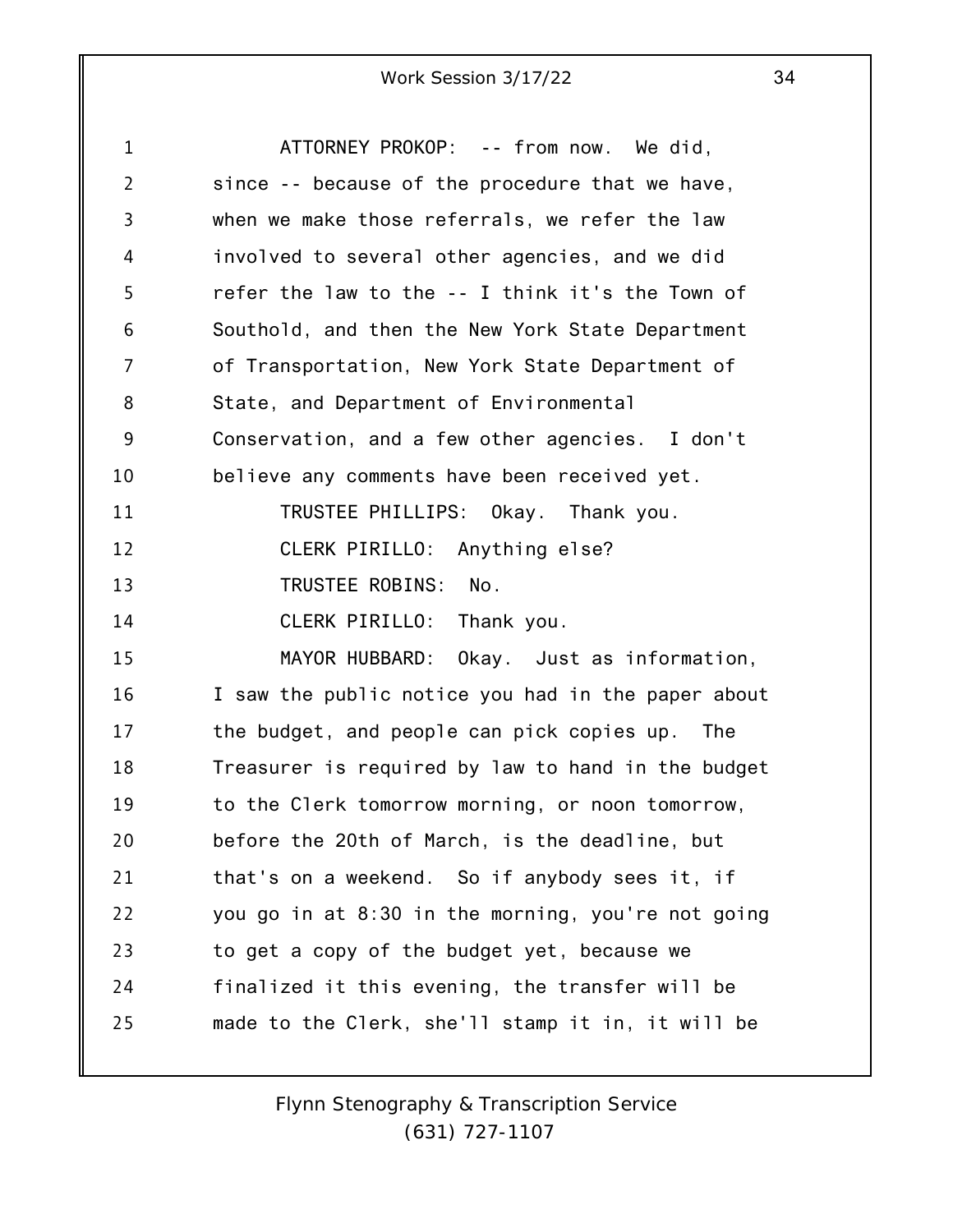ATTORNEY PROKOP: -- from now. We did, since -- because of the procedure that we have, when we make those referrals, we refer the law involved to several other agencies, and we did refer the law to the -- I think it's the Town of Southold, and then the New York State Department of Transportation, New York State Department of State, and Department of Environmental Conservation, and a few other agencies. I don't believe any comments have been received yet.

TRUSTEE PHILLIPS: Okay. Thank you.

CLERK PIRILLO: Anything else?

TRUSTEE ROBINS: No.

CLERK PIRILLO: Thank you.

MAYOR HUBBARD: Okay. Just as information, I saw the public notice you had in the paper about the budget, and people can pick copies up. The Treasurer is required by law to hand in the budget to the Clerk tomorrow morning, or noon tomorrow, before the 20th of March, is the deadline, but that's on a weekend. So if anybody sees it, if you go in at 8:30 in the morning, you're not going to get a copy of the budget yet, because we finalized it this evening, the transfer will be made to the Clerk, she'll stamp it in, it will be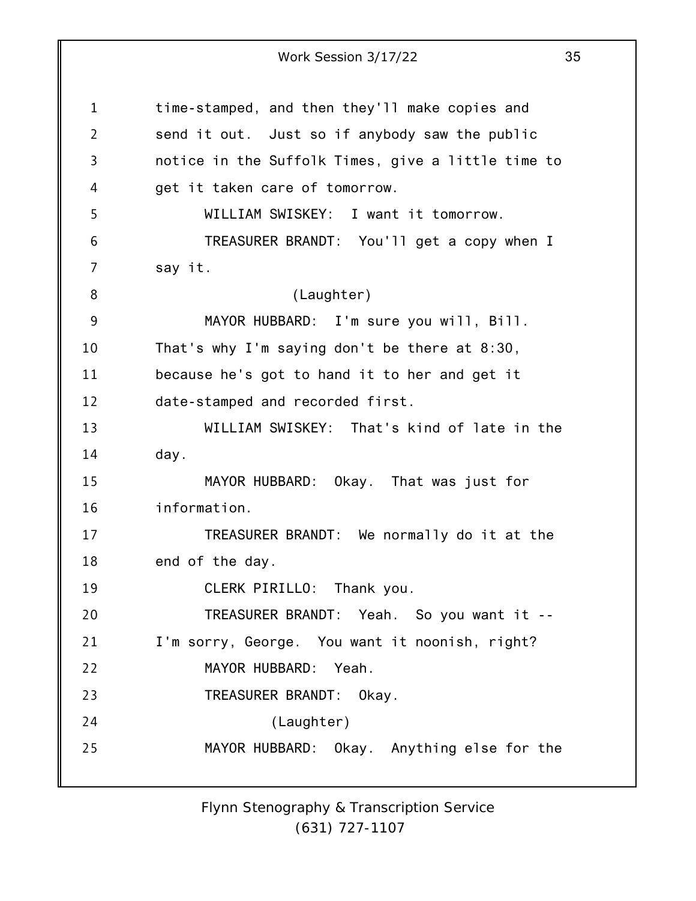time-stamped, and then they'll make copies and send it out. Just so if anybody saw the public notice in the Suffolk Times, give a little time to get it taken care of tomorrow.

WILLIAM SWISKEY: I want it tomorrow.

TREASURER BRANDT: You'll get a copy when I say it.

(Laughter)

MAYOR HUBBARD: I'm sure you will, Bill. That's why I'm saying don't be there at 8:30, because he's got to hand it to her and get it date-stamped and recorded first.

WILLIAM SWISKEY: That's kind of late in the day.

MAYOR HUBBARD: Okay. That was just for information.

TREASURER BRANDT: We normally do it at the end of the day.

CLERK PIRILLO: Thank you.

TREASURER BRANDT: Yeah. So you want it -- I'm sorry, George. You want it noonish, right?

MAYOR HUBBARD: Yeah.

TREASURER BRANDT: Okay.

(Laughter)

MAYOR HUBBARD: Okay. Anything else for the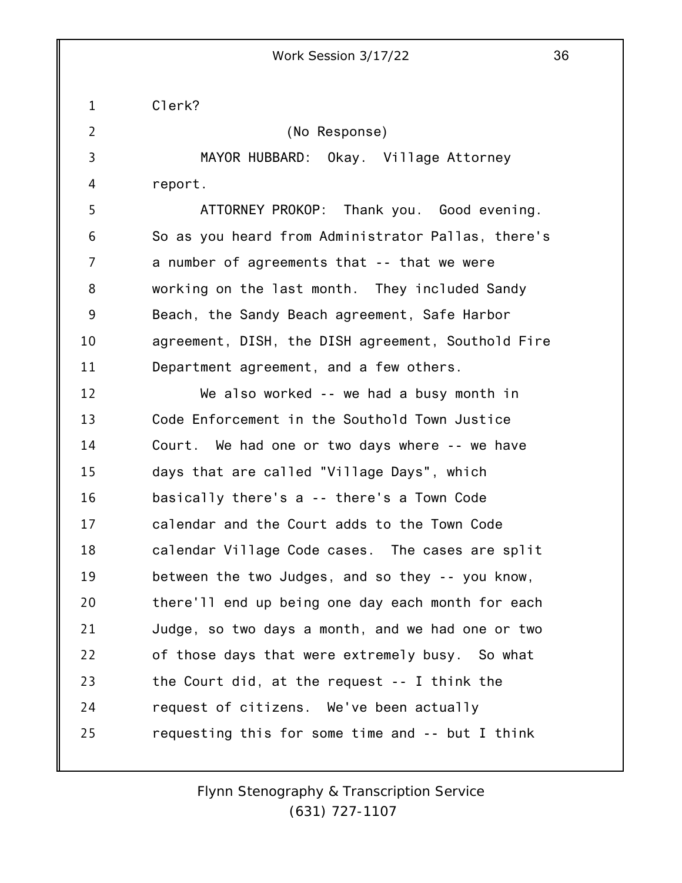Clerk?

(No Response)

MAYOR HUBBARD: Okay. Village Attorney report.

ATTORNEY PROKOP: Thank you. Good evening. So as you heard from Administrator Pallas, there's a number of agreements that -- that we were working on the last month. They included Sandy Beach, the Sandy Beach agreement, Safe Harbor agreement, DISH, the DISH agreement, Southold Fire Department agreement, and a few others.

We also worked -- we had a busy month in Code Enforcement in the Southold Town Justice Court. We had one or two days where -- we have days that are called "Village Days", which basically there's a -- there's a Town Code calendar and the Court adds to the Town Code calendar Village Code cases. The cases are split between the two Judges, and so they -- you know, there'll end up being one day each month for each Judge, so two days a month, and we had one or two of those days that were extremely busy. So what the Court did, at the request -- I think the request of citizens. We've been actually requesting this for some time and -- but I think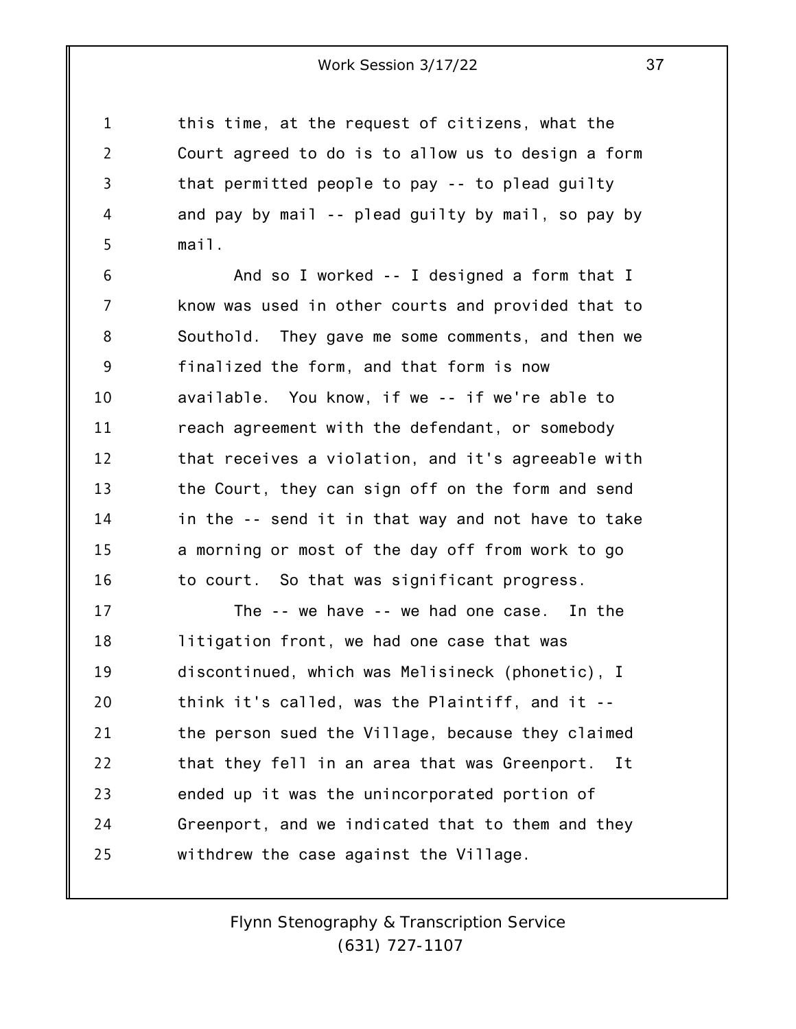this time, at the request of citizens, what the Court agreed to do is to allow us to design a form that permitted people to pay -- to plead guilty and pay by mail -- plead guilty by mail, so pay by mail.

And so I worked -- I designed a form that I know was used in other courts and provided that to Southold. They gave me some comments, and then we finalized the form, and that form is now available. You know, if we -- if we're able to reach agreement with the defendant, or somebody that receives a violation, and it's agreeable with the Court, they can sign off on the form and send in the -- send it in that way and not have to take a morning or most of the day off from work to go to court. So that was significant progress.

The -- we have -- we had one case. In the litigation front, we had one case that was discontinued, which was Melisineck (phonetic), I think it's called, was the Plaintiff, and it -- the person sued the Village, because they claimed that they fell in an area that was Greenport. It ended up it was the unincorporated portion of Greenport, and we indicated that to them and they withdrew the case against the Village.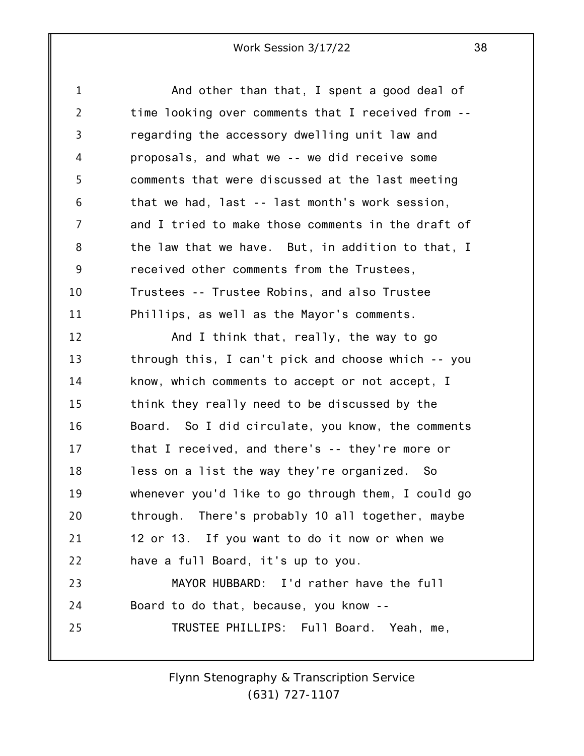And other than that, I spent a good deal of time looking over comments that I received from -- regarding the accessory dwelling unit law and proposals, and what we -- we did receive some comments that were discussed at the last meeting that we had, last -- last month's work session, and I tried to make those comments in the draft of the law that we have. But, in addition to that, I received other comments from the Trustees, Trustees -- Trustee Robins, and also Trustee Phillips, as well as the Mayor's comments.

And I think that, really, the way to go through this, I can't pick and choose which -- you know, which comments to accept or not accept, I think they really need to be discussed by the Board. So I did circulate, you know, the comments that I received, and there's -- they're more or less on a list the way they're organized. So whenever you'd like to go through them, I could go through. There's probably 10 all together, maybe 12 or 13. If you want to do it now or when we have a full Board, it's up to you.

MAYOR HUBBARD: I'd rather have the full Board to do that, because, you know --

TRUSTEE PHILLIPS: Full Board. Yeah, me,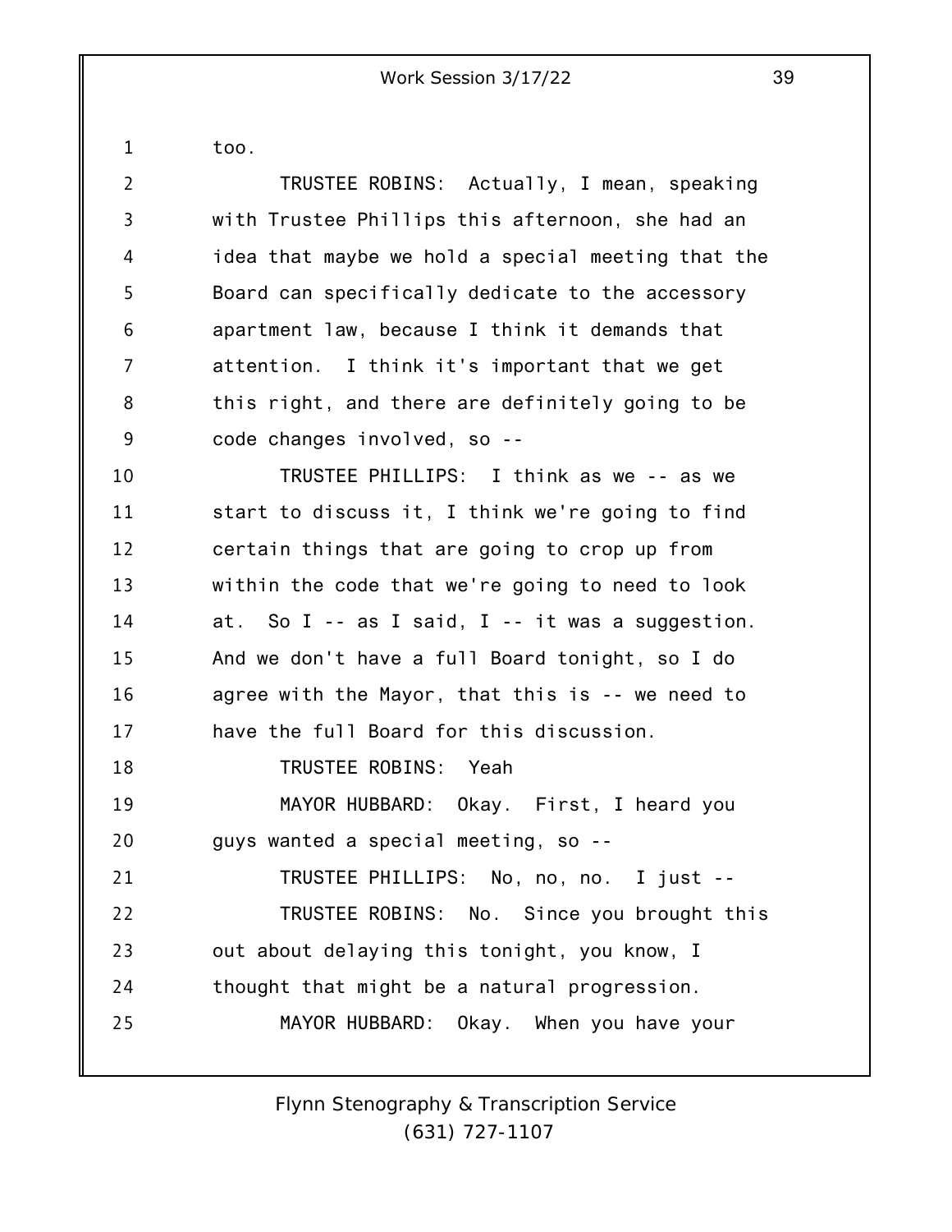too.

TRUSTEE ROBINS: Actually, I mean, speaking with Trustee Phillips this afternoon, she had an idea that maybe we hold a special meeting that the Board can specifically dedicate to the accessory apartment law, because I think it demands that attention. I think it's important that we get this right, and there are definitely going to be code changes involved, so --

TRUSTEE PHILLIPS: I think as we -- as we start to discuss it, I think we're going to find certain things that are going to crop up from within the code that we're going to need to look at. So I -- as I said, I -- it was a suggestion. And we don't have a full Board tonight, so I do agree with the Mayor, that this is -- we need to have the full Board for this discussion.

TRUSTEE ROBINS: Yeah

MAYOR HUBBARD: Okay. First, I heard you guys wanted a special meeting, so --

TRUSTEE PHILLIPS: No, no, no. I just --

TRUSTEE ROBINS: No. Since you brought this out about delaying this tonight, you know, I thought that might be a natural progression.

MAYOR HUBBARD: Okay. When you have your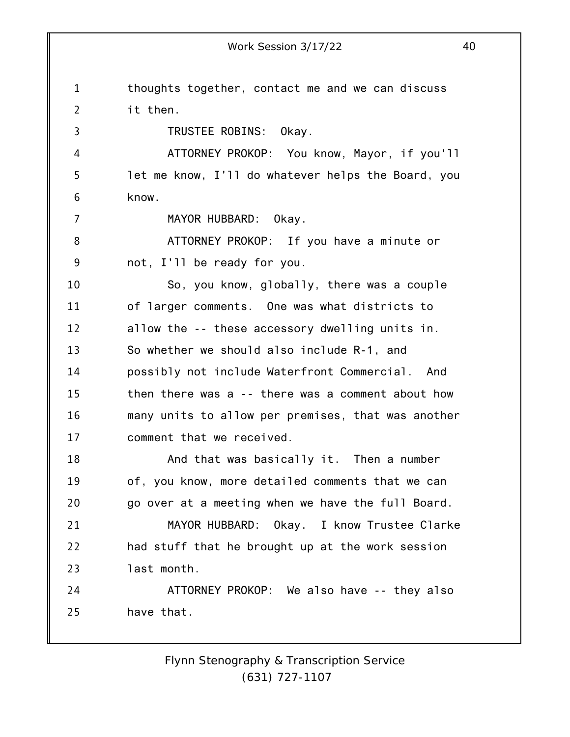thoughts together, contact me and we can discuss it then.

TRUSTEE ROBINS: Okay.

ATTORNEY PROKOP: You know, Mayor, if you'll let me know, I'll do whatever helps the Board, you know.

MAYOR HUBBARD: Okay.

ATTORNEY PROKOP: If you have a minute or not, I'll be ready for you.

So, you know, globally, there was a couple of larger comments. One was what districts to allow the -- these accessory dwelling units in. So whether we should also include R-1, and possibly not include Waterfront Commercial. And then there was a -- there was a comment about how many units to allow per premises, that was another comment that we received.

And that was basically it. Then a number of, you know, more detailed comments that we can go over at a meeting when we have the full Board.

MAYOR HUBBARD: Okay. I know Trustee Clarke had stuff that he brought up at the work session last month.

ATTORNEY PROKOP: We also have -- they also have that.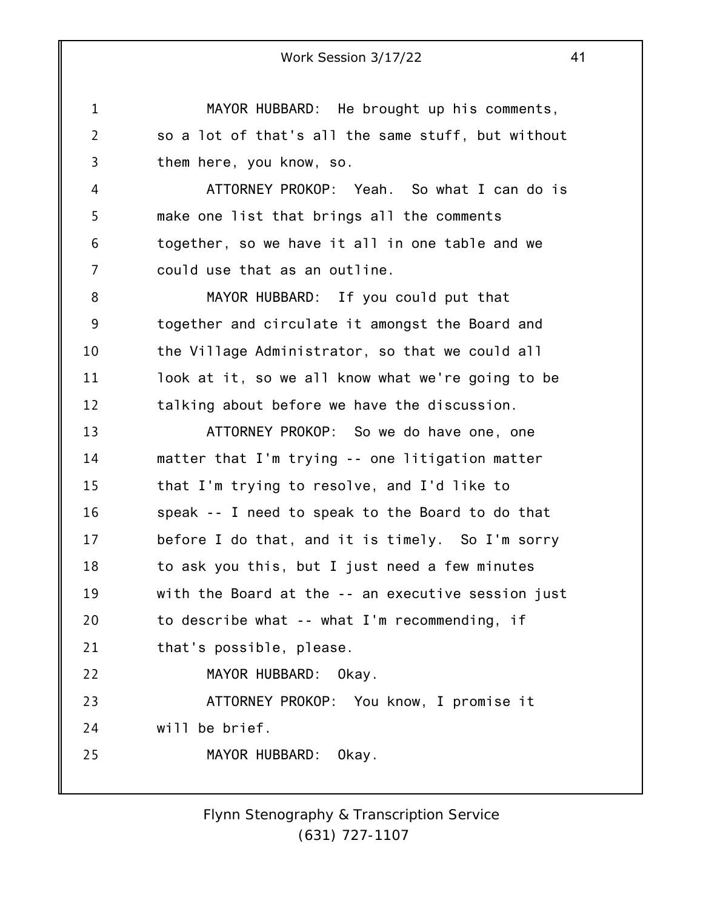MAYOR HUBBARD: He brought up his comments, so a lot of that's all the same stuff, but without them here, you know, so.

ATTORNEY PROKOP: Yeah. So what I can do is make one list that brings all the comments together, so we have it all in one table and we could use that as an outline.

MAYOR HUBBARD: If you could put that together and circulate it amongst the Board and the Village Administrator, so that we could all look at it, so we all know what we're going to be talking about before we have the discussion.

ATTORNEY PROKOP: So we do have one, one matter that I'm trying -- one litigation matter that I'm trying to resolve, and I'd like to speak -- I need to speak to the Board to do that before I do that, and it is timely. So I'm sorry to ask you this, but I just need a few minutes with the Board at the -- an executive session just to describe what -- what I'm recommending, if that's possible, please.

MAYOR HUBBARD: Okay.

ATTORNEY PROKOP: You know, I promise it will be brief.

MAYOR HUBBARD: Okay.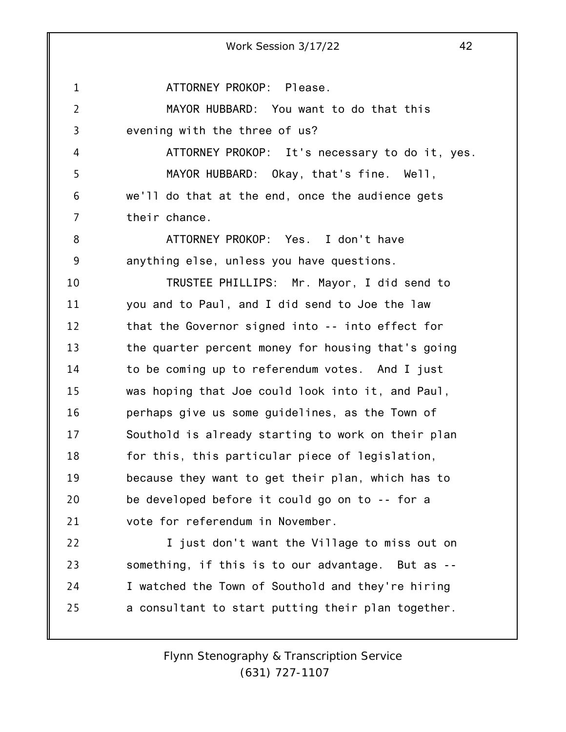ATTORNEY PROKOP: Please.

MAYOR HUBBARD: You want to do that this evening with the three of us?

ATTORNEY PROKOP: It's necessary to do it, yes.

MAYOR HUBBARD: Okay, that's fine. Well, we'll do that at the end, once the audience gets their chance.

ATTORNEY PROKOP: Yes. I don't have anything else, unless you have questions.

TRUSTEE PHILLIPS: Mr. Mayor, I did send to you and to Paul, and I did send to Joe the law that the Governor signed into -- into effect for the quarter percent money for housing that's going to be coming up to referendum votes. And I just was hoping that Joe could look into it, and Paul, perhaps give us some guidelines, as the Town of Southold is already starting to work on their plan for this, this particular piece of legislation, because they want to get their plan, which has to be developed before it could go on to -- for a vote for referendum in November.

I just don't want the Village to miss out on something, if this is to our advantage. But as -- I watched the Town of Southold and they're hiring a consultant to start putting their plan together.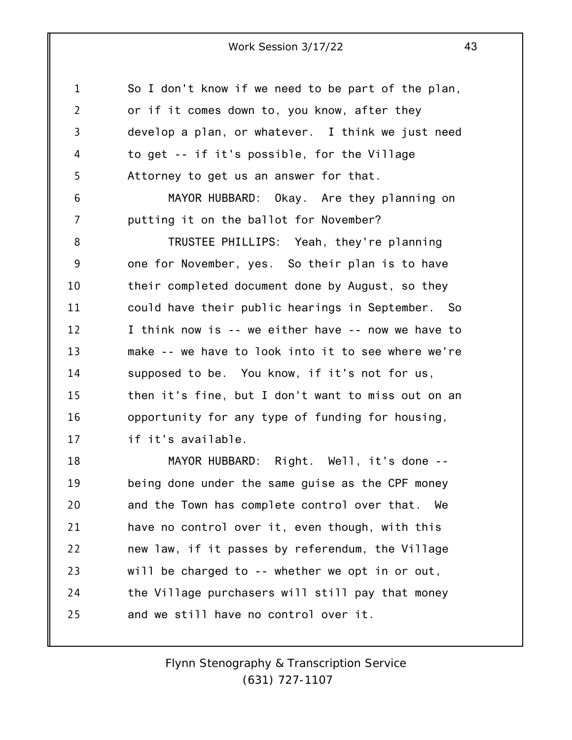So I don't know if we need to be part of the plan, or if it comes down to, you know, after they develop a plan, or whatever. I think we just need to get -- if it's possible, for the Village Attorney to get us an answer for that.

MAYOR HUBBARD: Okay. Are they planning on putting it on the ballot for November?

TRUSTEE PHILLIPS: Yeah, they're planning one for November, yes. So their plan is to have their completed document done by August, so they could have their public hearings in September. So I think now is -- we either have -- now we have to make -- we have to look into it to see where we're supposed to be. You know, if it's not for us, then it's fine, but I don't want to miss out on an opportunity for any type of funding for housing, if it's available.

MAYOR HUBBARD: Right. Well, it's done -- being done under the same guise as the CPF money and the Town has complete control over that. We have no control over it, even though, with this new law, if it passes by referendum, the Village will be charged to -- whether we opt in or out, the Village purchasers will still pay that money and we still have no control over it.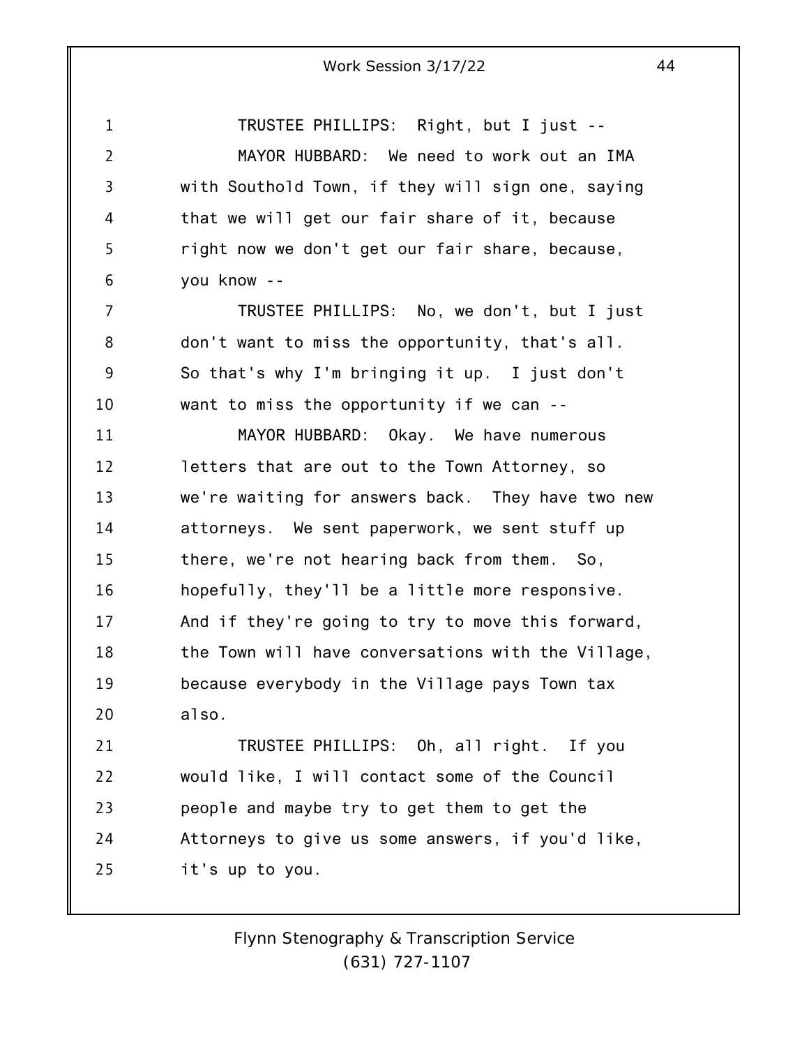TRUSTEE PHILLIPS: Right, but I just --

MAYOR HUBBARD: We need to work out an IMA with Southold Town, if they will sign one, saying that we will get our fair share of it, because right now we don't get our fair share, because, you know --

TRUSTEE PHILLIPS: No, we don't, but I just don't want to miss the opportunity, that's all. So that's why I'm bringing it up. I just don't want to miss the opportunity if we can --

MAYOR HUBBARD: Okay. We have numerous letters that are out to the Town Attorney, so we're waiting for answers back. They have two new attorneys. We sent paperwork, we sent stuff up there, we're not hearing back from them. So, hopefully, they'll be a little more responsive. And if they're going to try to move this forward, the Town will have conversations with the Village, because everybody in the Village pays Town tax also.

TRUSTEE PHILLIPS: Oh, all right. If you would like, I will contact some of the Council people and maybe try to get them to get the Attorneys to give us some answers, if you'd like, it's up to you.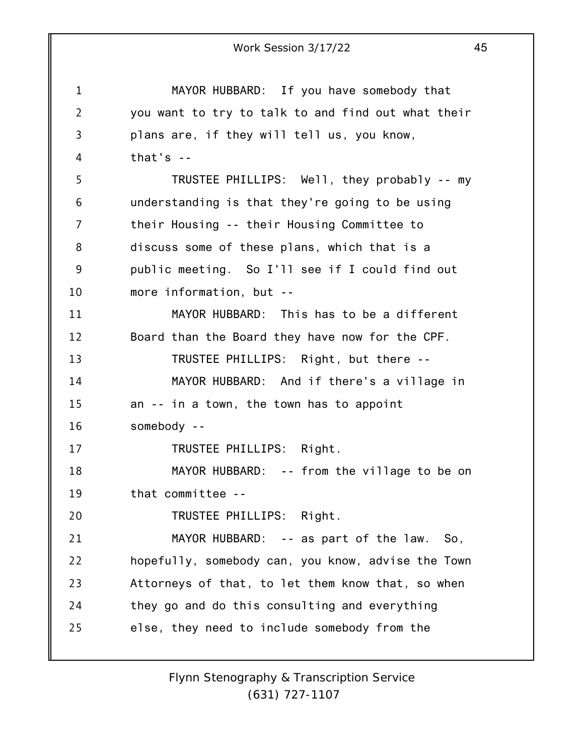MAYOR HUBBARD: If you have somebody that you want to try to talk to and find out what their plans are, if they will tell us, you know, that's --

TRUSTEE PHILLIPS: Well, they probably -- my understanding is that they're going to be using their Housing -- their Housing Committee to discuss some of these plans, which that is a public meeting. So I'll see if I could find out more information, but --

MAYOR HUBBARD: This has to be a different Board than the Board they have now for the CPF.

TRUSTEE PHILLIPS: Right, but there --

MAYOR HUBBARD: And if there's a village in an -- in a town, the town has to appoint somebody --

TRUSTEE PHILLIPS: Right.

MAYOR HUBBARD: -- from the village to be on that committee --

TRUSTEE PHILLIPS: Right.

MAYOR HUBBARD: -- as part of the law. So, hopefully, somebody can, you know, advise the Town Attorneys of that, to let them know that, so when they go and do this consulting and everything else, they need to include somebody from the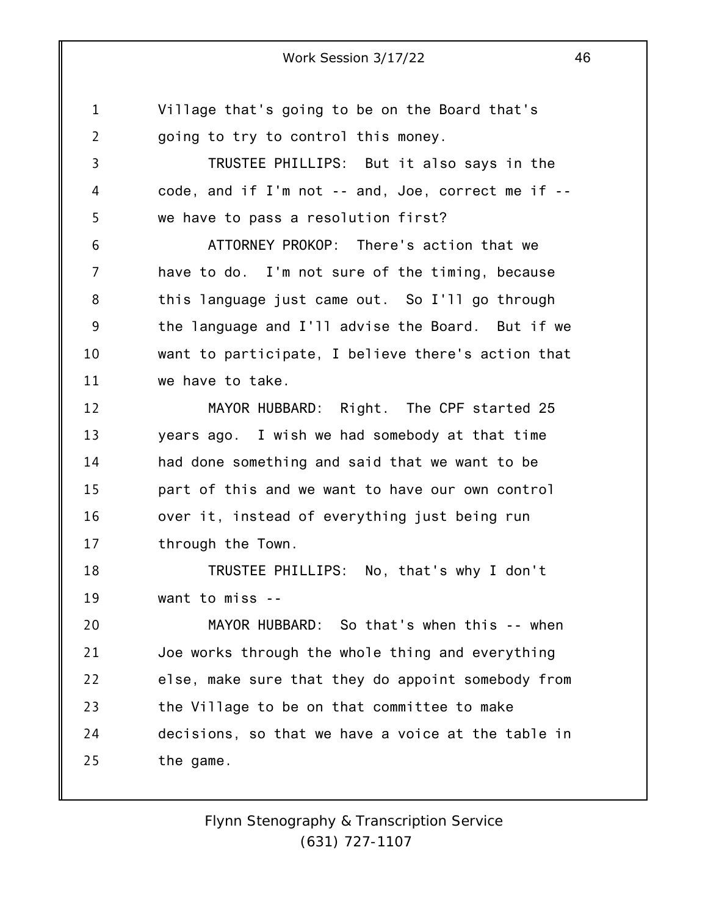Village that's going to be on the Board that's going to try to control this money.

TRUSTEE PHILLIPS: But it also says in the code, and if I'm not -- and, Joe, correct me if -- we have to pass a resolution first?

ATTORNEY PROKOP: There's action that we have to do. I'm not sure of the timing, because this language just came out. So I'll go through the language and I'll advise the Board. But if we want to participate, I believe there's action that we have to take.

MAYOR HUBBARD: Right. The CPF started 25 years ago. I wish we had somebody at that time had done something and said that we want to be part of this and we want to have our own control over it, instead of everything just being run through the Town.

TRUSTEE PHILLIPS: No, that's why I don't want to miss --

MAYOR HUBBARD: So that's when this -- when Joe works through the whole thing and everything else, make sure that they do appoint somebody from the Village to be on that committee to make decisions, so that we have a voice at the table in the game.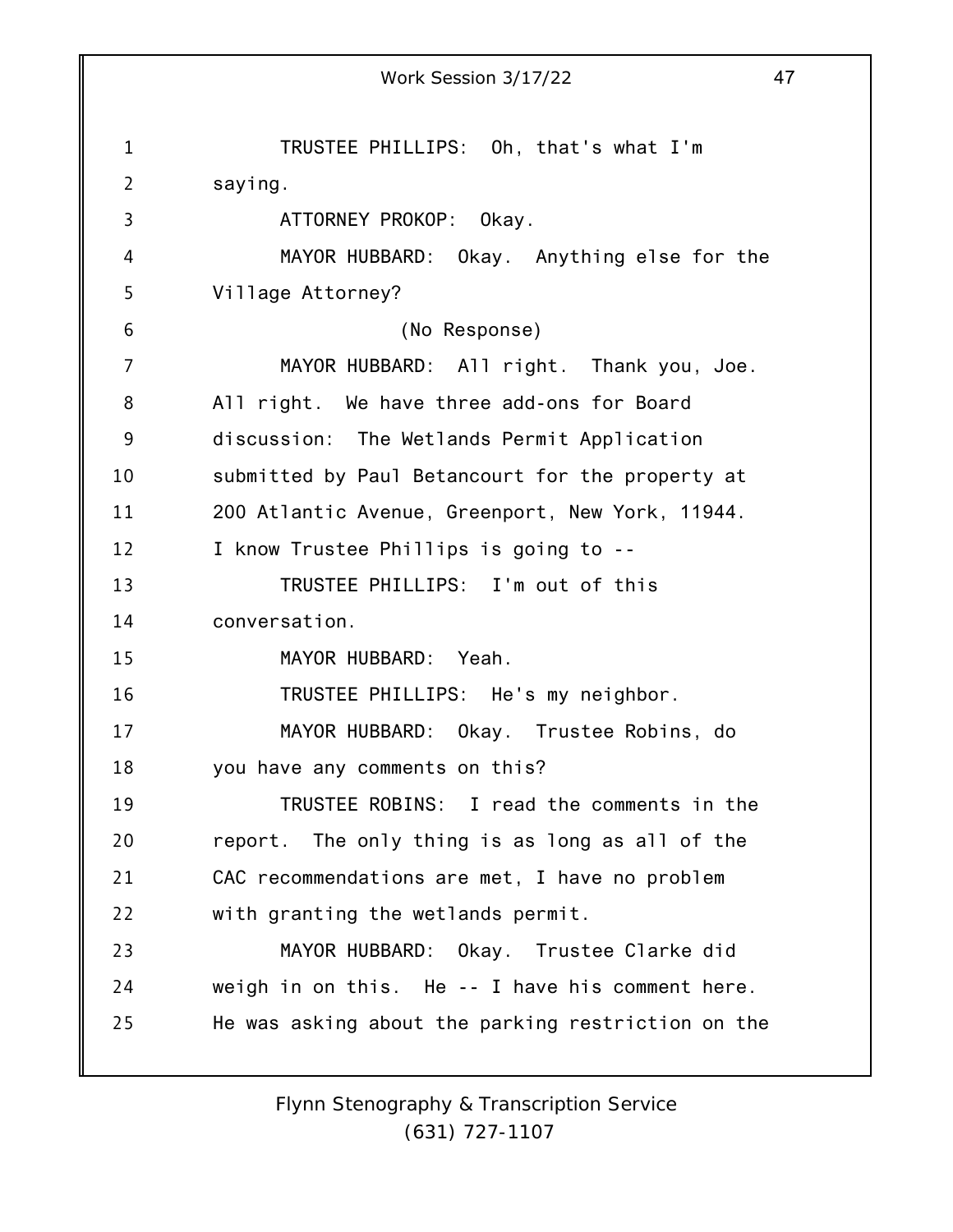TRUSTEE PHILLIPS: Oh, that's what I'm saying.

ATTORNEY PROKOP: Okay.

MAYOR HUBBARD: Okay. Anything else for the Village Attorney?

(No Response)

MAYOR HUBBARD: All right. Thank you, Joe. All right. We have three add-ons for Board discussion: The Wetlands Permit Application submitted by Paul Betancourt for the property at 200 Atlantic Avenue, Greenport, New York, 11944. I know Trustee Phillips is going to --

TRUSTEE PHILLIPS: I'm out of this conversation.

MAYOR HUBBARD: Yeah.

TRUSTEE PHILLIPS: He's my neighbor.

MAYOR HUBBARD: Okay. Trustee Robins, do you have any comments on this?

TRUSTEE ROBINS: I read the comments in the report. The only thing is as long as all of the CAC recommendations are met, I have no problem with granting the wetlands permit.

MAYOR HUBBARD: Okay. Trustee Clarke did weigh in on this. He -- I have his comment here. He was asking about the parking restriction on the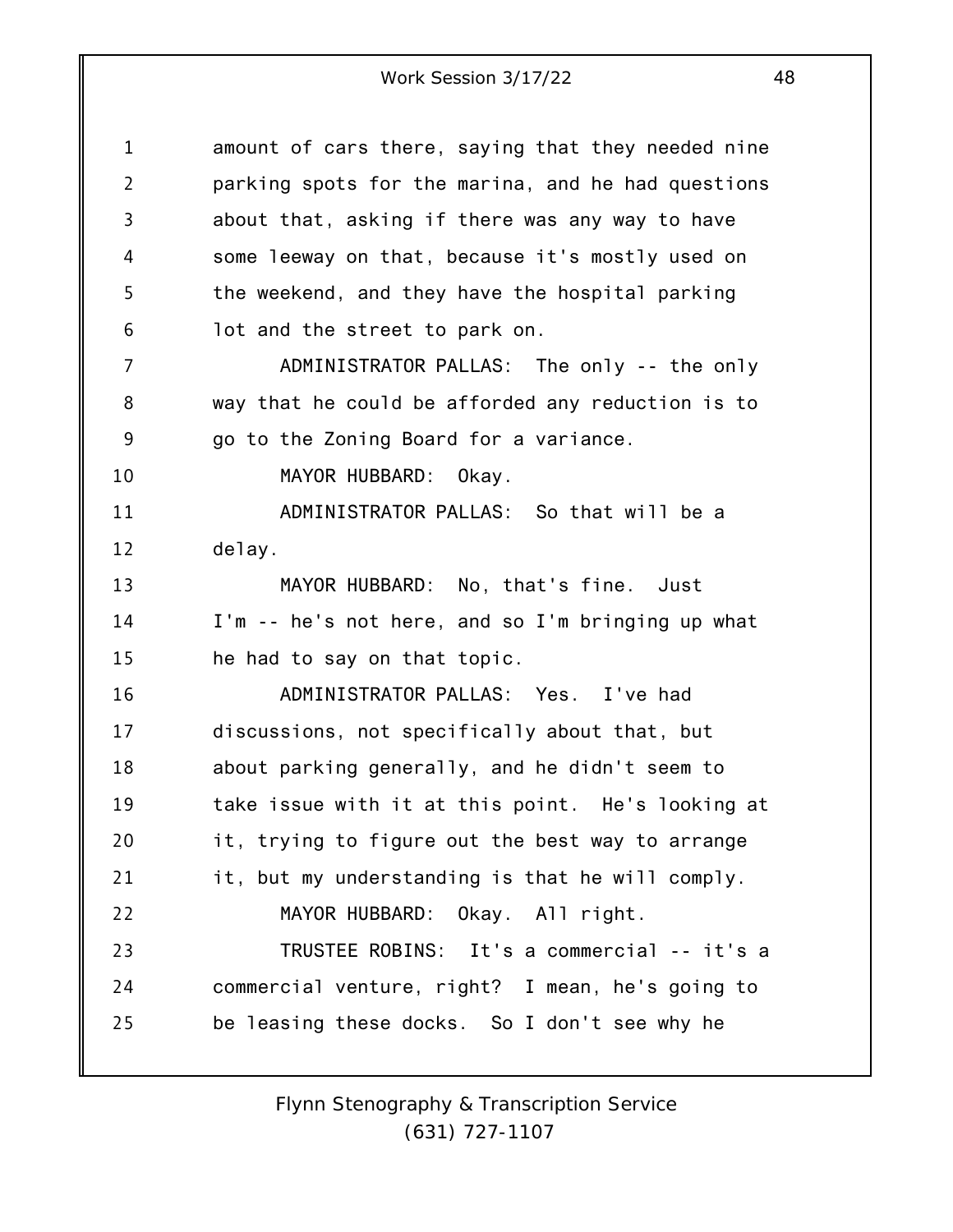amount of cars there, saying that they needed nine parking spots for the marina, and he had questions about that, asking if there was any way to have some leeway on that, because it's mostly used on the weekend, and they have the hospital parking lot and the street to park on.

ADMINISTRATOR PALLAS: The only -- the only way that he could be afforded any reduction is to go to the Zoning Board for a variance.

MAYOR HUBBARD: Okay.

ADMINISTRATOR PALLAS: So that will be a delay.

MAYOR HUBBARD: No, that's fine. Just I'm -- he's not here, and so I'm bringing up what he had to say on that topic.

ADMINISTRATOR PALLAS: Yes. I've had discussions, not specifically about that, but about parking generally, and he didn't seem to take issue with it at this point. He's looking at it, trying to figure out the best way to arrange it, but my understanding is that he will comply.

MAYOR HUBBARD: Okay. All right.

TRUSTEE ROBINS: It's a commercial -- it's a commercial venture, right? I mean, he's going to be leasing these docks. So I don't see why he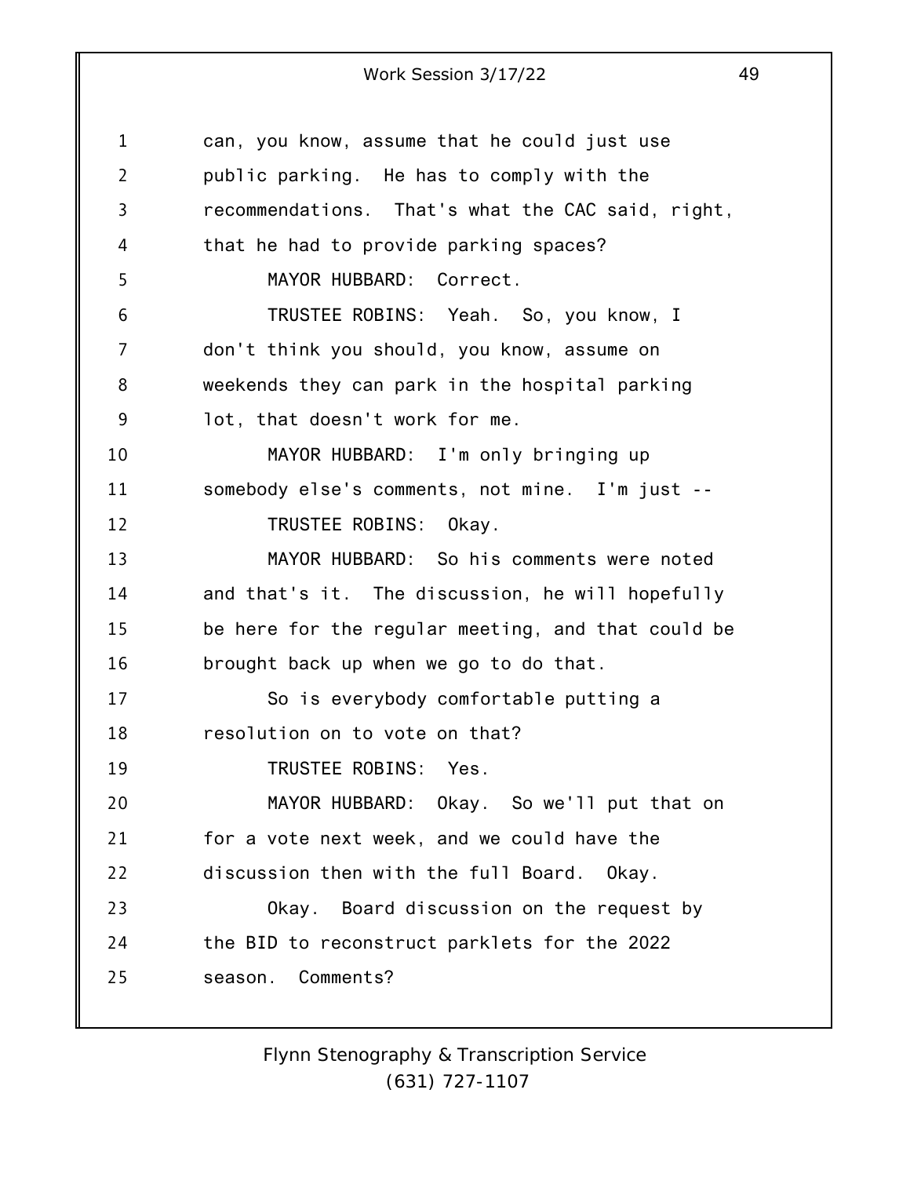can, you know, assume that he could just use public parking. He has to comply with the recommendations. That's what the CAC said, right, that he had to provide parking spaces?

MAYOR HUBBARD: Correct.

TRUSTEE ROBINS: Yeah. So, you know, I don't think you should, you know, assume on weekends they can park in the hospital parking lot, that doesn't work for me.

MAYOR HUBBARD: I'm only bringing up somebody else's comments, not mine. I'm just --

TRUSTEE ROBINS: Okay.

MAYOR HUBBARD: So his comments were noted and that's it. The discussion, he will hopefully be here for the regular meeting, and that could be brought back up when we go to do that.

So is everybody comfortable putting a resolution on to vote on that?

TRUSTEE ROBINS: Yes.

MAYOR HUBBARD: Okay. So we'll put that on for a vote next week, and we could have the discussion then with the full Board. Okay.

Okay. Board discussion on the request by the BID to reconstruct parklets for the 2022 season. Comments?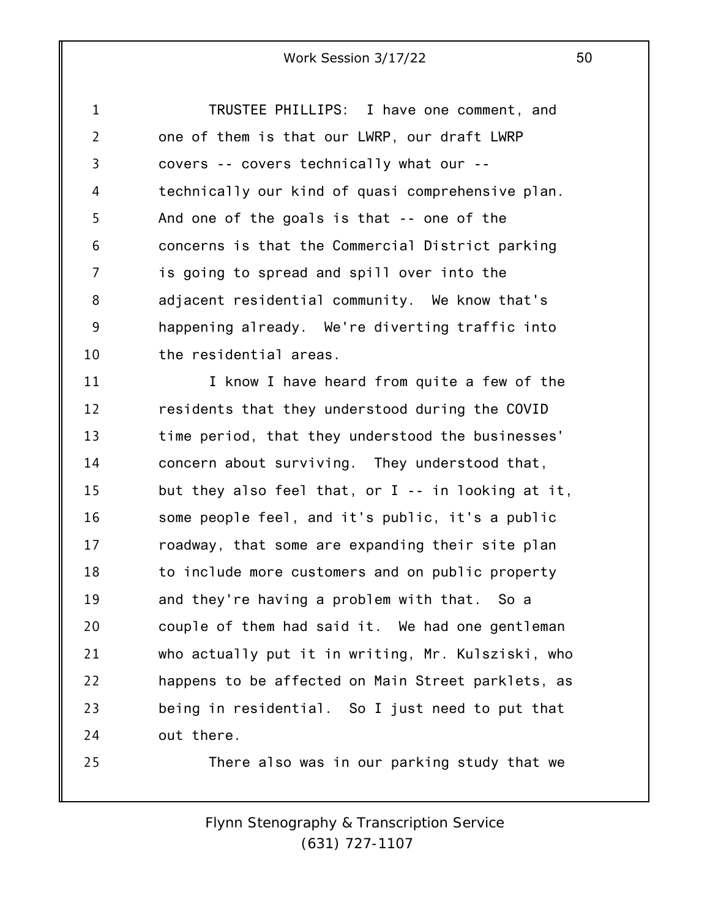TRUSTEE PHILLIPS: I have one comment, and one of them is that our LWRP, our draft LWRP covers -- covers technically what our -- technically our kind of quasi comprehensive plan. And one of the goals is that -- one of the concerns is that the Commercial District parking is going to spread and spill over into the adjacent residential community. We know that's happening already. We're diverting traffic into the residential areas.

I know I have heard from quite a few of the residents that they understood during the COVID time period, that they understood the businesses' concern about surviving. They understood that, but they also feel that, or I -- in looking at it, some people feel, and it's public, it's a public roadway, that some are expanding their site plan to include more customers and on public property and they're having a problem with that. So a couple of them had said it. We had one gentleman who actually put it in writing, Mr. Kulsziski, who happens to be affected on Main Street parklets, as being in residential. So I just need to put that out there.

There also was in our parking study that we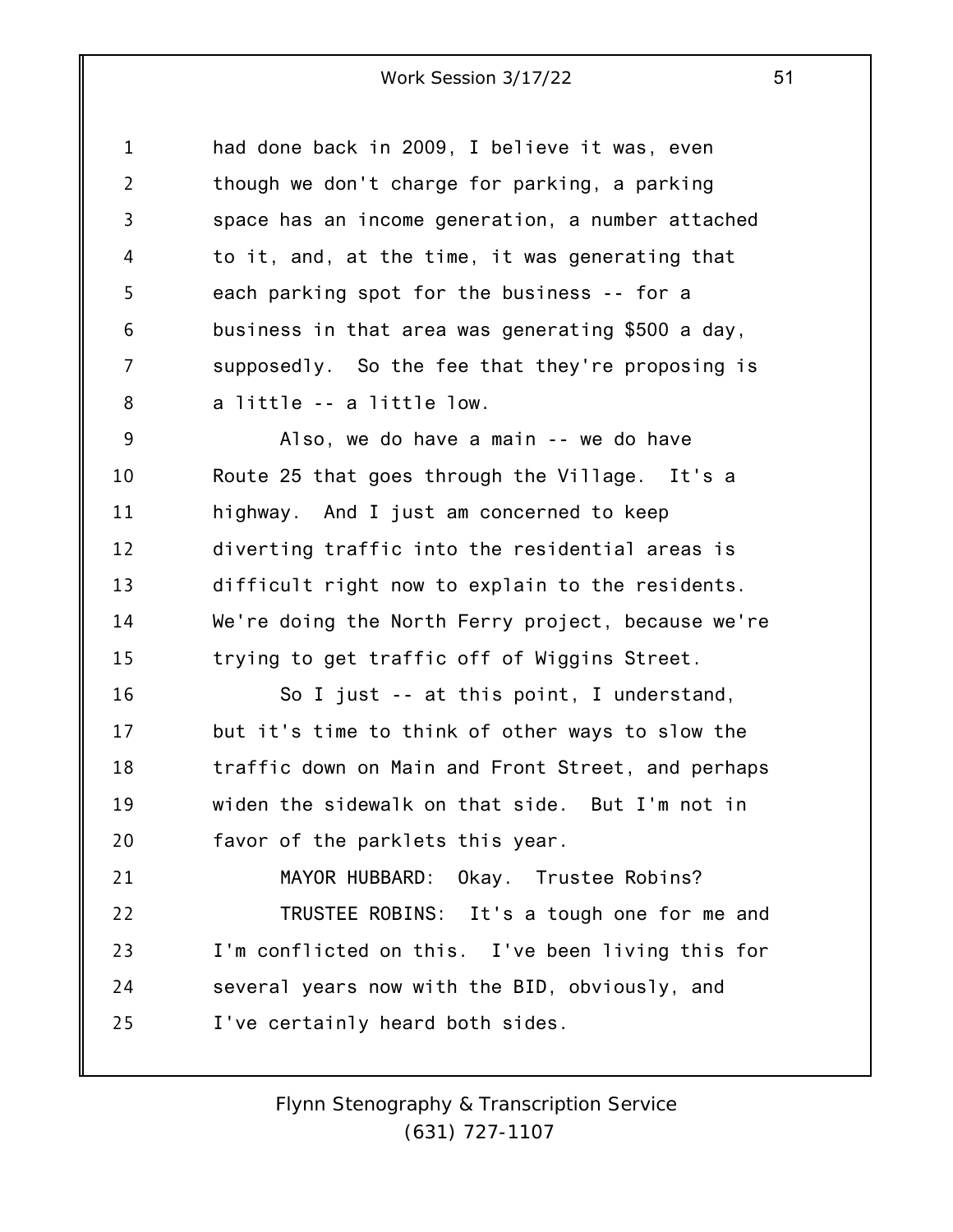had done back in 2009, I believe it was, even though we don't charge for parking, a parking space has an income generation, a number attached to it, and, at the time, it was generating that each parking spot for the business -- for a business in that area was generating $500 a day, supposedly. So the fee that they're proposing is a little -- a little low.

Also, we do have a main -- we do have Route 25 that goes through the Village. It's a highway. And I just am concerned to keep diverting traffic into the residential areas is difficult right now to explain to the residents. We're doing the North Ferry project, because we're trying to get traffic off of Wiggins Street.

So I just -- at this point, I understand, but it's time to think of other ways to slow the traffic down on Main and Front Street, and perhaps widen the sidewalk on that side. But I'm not in favor of the parklets this year.

MAYOR HUBBARD: Okay. Trustee Robins?

TRUSTEE ROBINS: It's a tough one for me and I'm conflicted on this. I've been living this for several years now with the BID, obviously, and I've certainly heard both sides.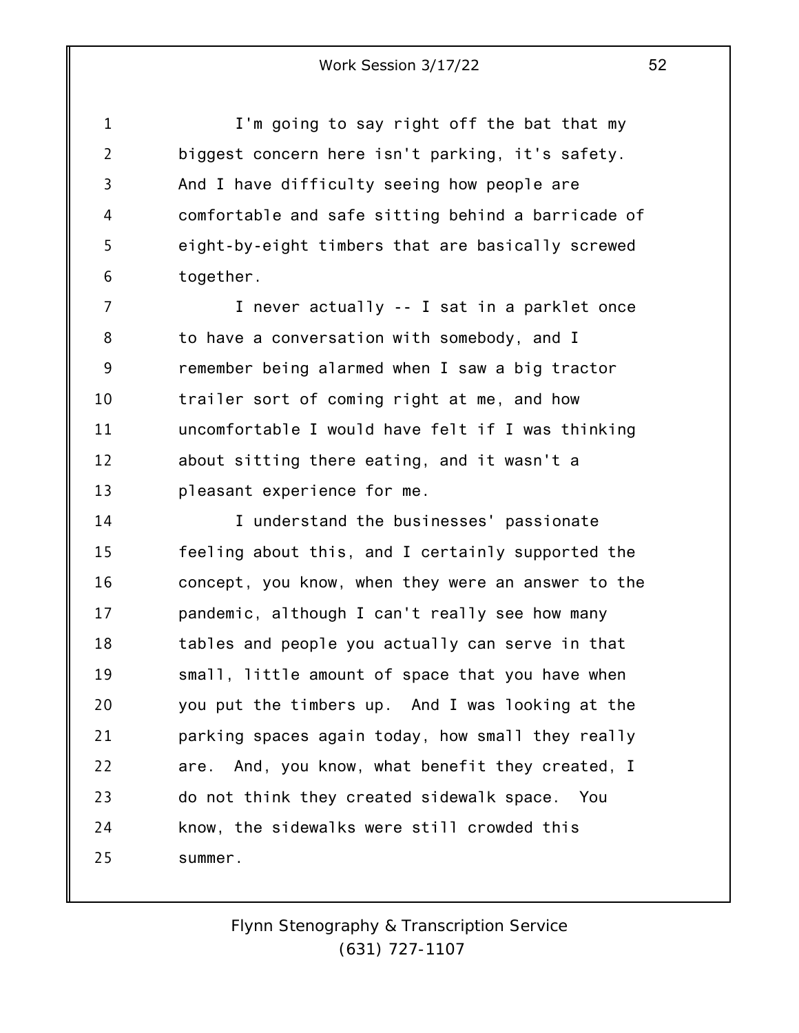I'm going to say right off the bat that my biggest concern here isn't parking, it's safety. And I have difficulty seeing how people are comfortable and safe sitting behind a barricade of eight-by-eight timbers that are basically screwed together.

I never actually -- I sat in a parklet once to have a conversation with somebody, and I remember being alarmed when I saw a big tractor trailer sort of coming right at me, and how uncomfortable I would have felt if I was thinking about sitting there eating, and it wasn't a pleasant experience for me.

I understand the businesses' passionate feeling about this, and I certainly supported the concept, you know, when they were an answer to the pandemic, although I can't really see how many tables and people you actually can serve in that small, little amount of space that you have when you put the timbers up. And I was looking at the parking spaces again today, how small they really are. And, you know, what benefit they created, I do not think they created sidewalk space. You know, the sidewalks were still crowded this summer.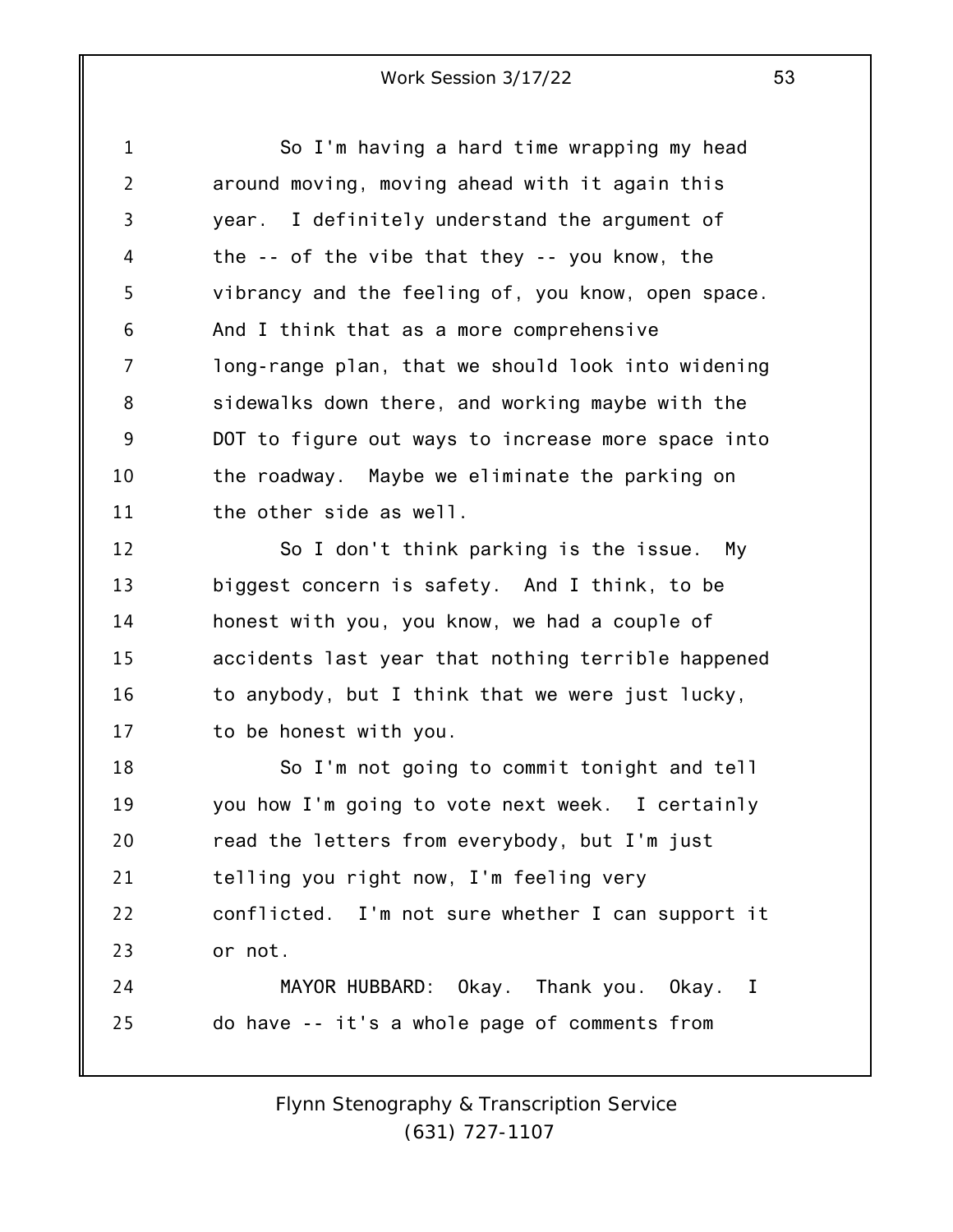So I'm having a hard time wrapping my head around moving, moving ahead with it again this year. I definitely understand the argument of the -- of the vibe that they -- you know, the vibrancy and the feeling of, you know, open space. And I think that as a more comprehensive long-range plan, that we should look into widening sidewalks down there, and working maybe with the DOT to figure out ways to increase more space into the roadway. Maybe we eliminate the parking on the other side as well.

So I don't think parking is the issue. My biggest concern is safety. And I think, to be honest with you, you know, we had a couple of accidents last year that nothing terrible happened to anybody, but I think that we were just lucky, to be honest with you.

So I'm not going to commit tonight and tell you how I'm going to vote next week. I certainly read the letters from everybody, but I'm just telling you right now, I'm feeling very conflicted. I'm not sure whether I can support it or not.

MAYOR HUBBARD: Okay. Thank you. Okay. I do have -- it's a whole page of comments from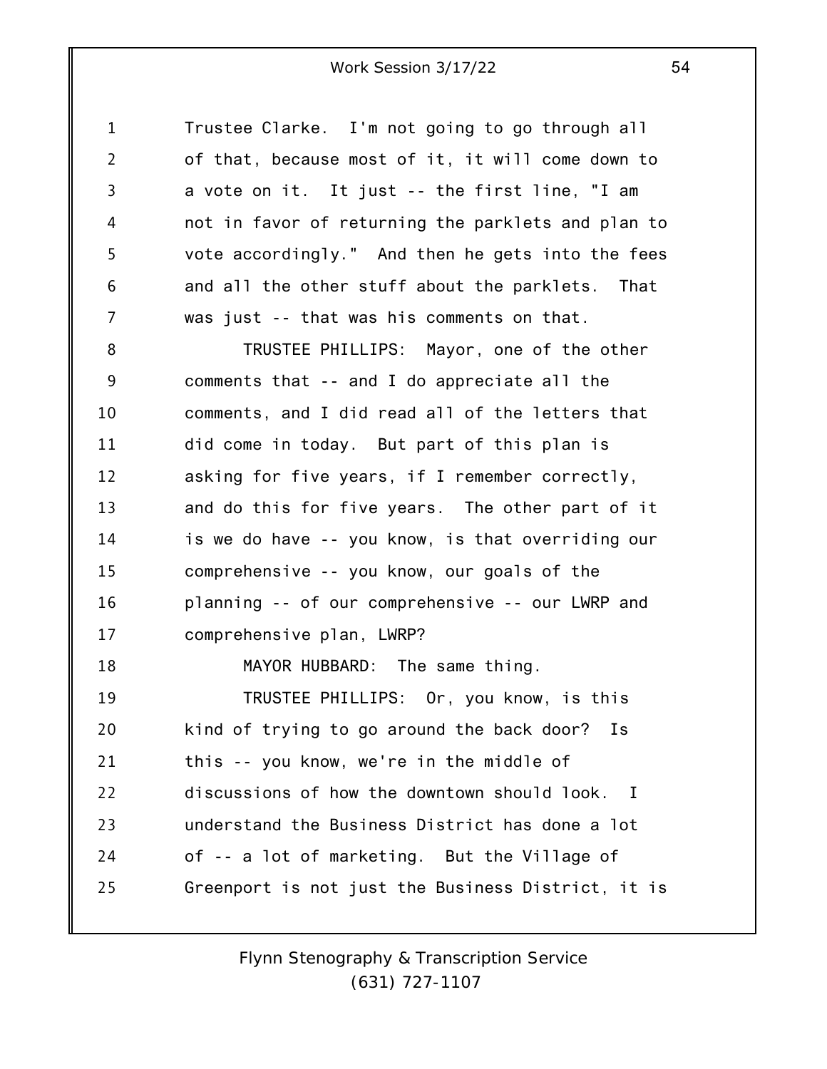Trustee Clarke. I'm not going to go through all of that, because most of it, it will come down to a vote on it. It just -- the first line, "I am not in favor of returning the parklets and plan to vote accordingly." And then he gets into the fees and all the other stuff about the parklets. That was just -- that was his comments on that.

TRUSTEE PHILLIPS: Mayor, one of the other comments that -- and I do appreciate all the comments, and I did read all of the letters that did come in today. But part of this plan is asking for five years, if I remember correctly, and do this for five years. The other part of it is we do have -- you know, is that overriding our comprehensive -- you know, our goals of the planning -- of our comprehensive -- our LWRP and comprehensive plan, LWRP?

MAYOR HUBBARD: The same thing.

TRUSTEE PHILLIPS: Or, you know, is this kind of trying to go around the back door? Is this -- you know, we're in the middle of discussions of how the downtown should look. I understand the Business District has done a lot of -- a lot of marketing. But the Village of Greenport is not just the Business District, it is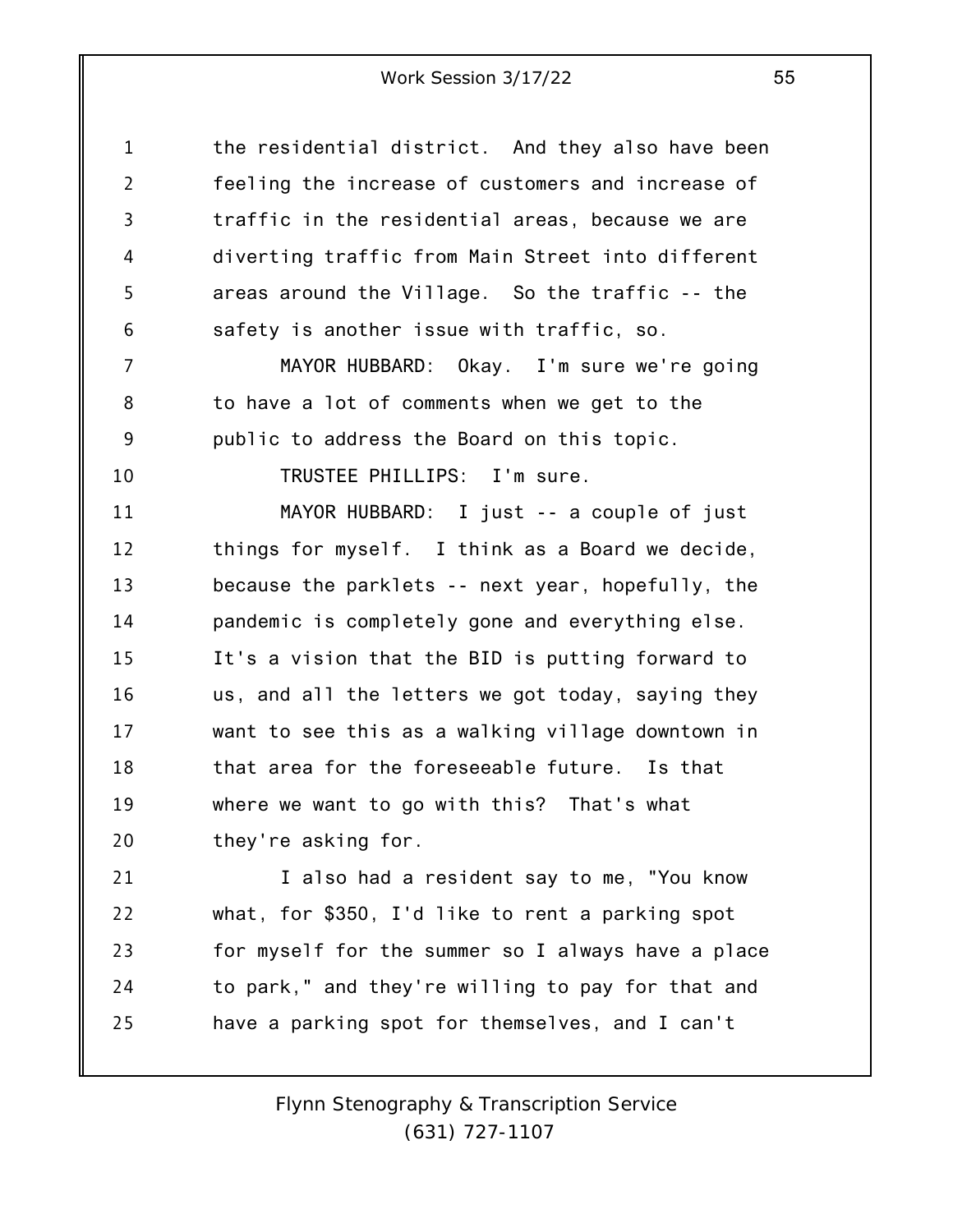the residential district. And they also have been feeling the increase of customers and increase of traffic in the residential areas, because we are diverting traffic from Main Street into different areas around the Village. So the traffic -- the safety is another issue with traffic, so.

MAYOR HUBBARD: Okay. I'm sure we're going to have a lot of comments when we get to the public to address the Board on this topic.

TRUSTEE PHILLIPS: I'm sure.

MAYOR HUBBARD: I just -- a couple of just things for myself. I think as a Board we decide, because the parklets -- next year, hopefully, the pandemic is completely gone and everything else. It's a vision that the BID is putting forward to us, and all the letters we got today, saying they want to see this as a walking village downtown in that area for the foreseeable future. Is that where we want to go with this? That's what they're asking for.

I also had a resident say to me, "You know what, for $350, I'd like to rent a parking spot for myself for the summer so I always have a place to park," and they're willing to pay for that and have a parking spot for themselves, and I can't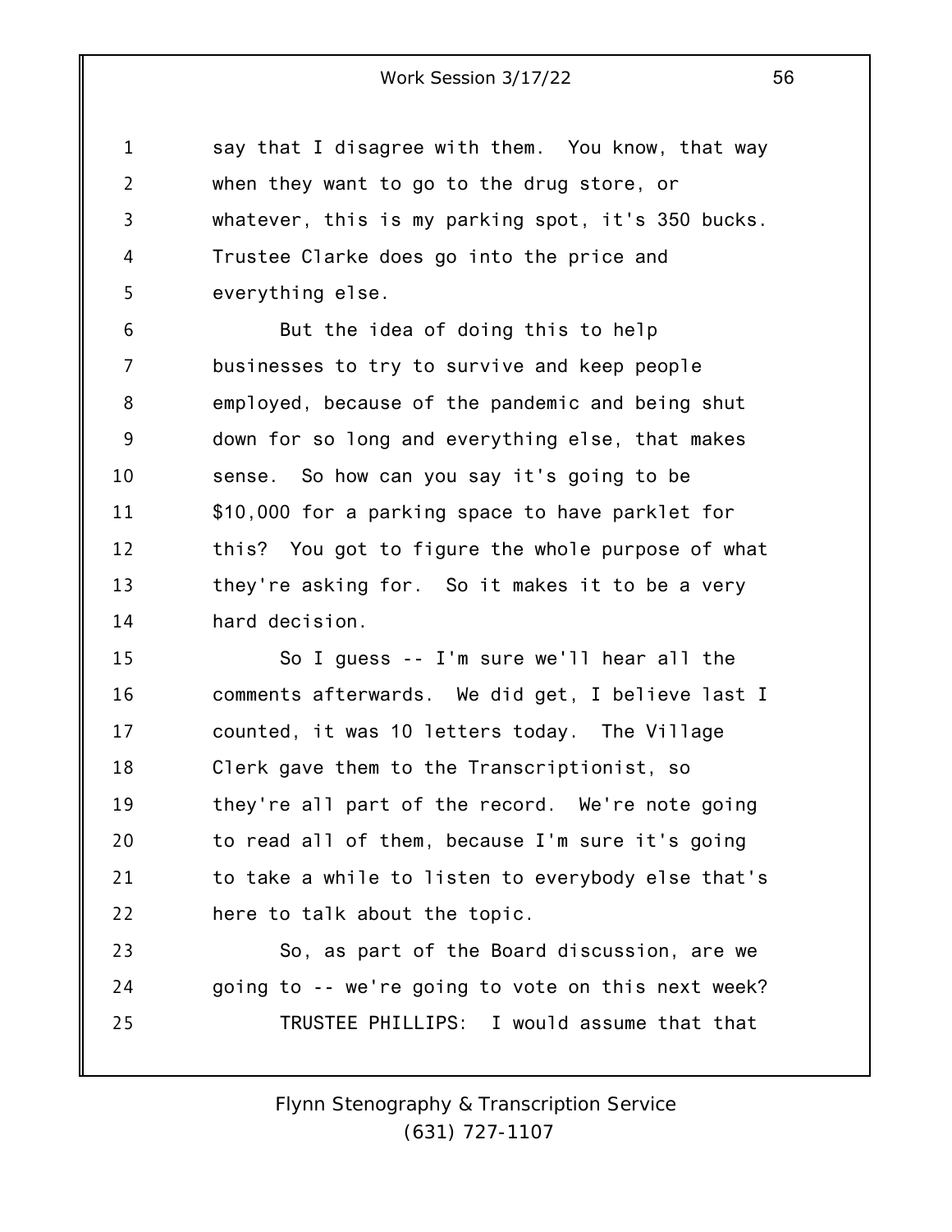say that I disagree with them. You know, that way when they want to go to the drug store, or whatever, this is my parking spot, it's 350 bucks. Trustee Clarke does go into the price and everything else.

But the idea of doing this to help businesses to try to survive and keep people employed, because of the pandemic and being shut down for so long and everything else, that makes sense. So how can you say it's going to be $10,000 for a parking space to have parklet for this? You got to figure the whole purpose of what they're asking for. So it makes it to be a very hard decision.

So I guess -- I'm sure we'll hear all the comments afterwards. We did get, I believe last I counted, it was 10 letters today. The Village Clerk gave them to the Transcriptionist, so they're all part of the record. We're note going to read all of them, because I'm sure it's going to take a while to listen to everybody else that's here to talk about the topic.

So, as part of the Board discussion, are we going to -- we're going to vote on this next week?

TRUSTEE PHILLIPS: I would assume that that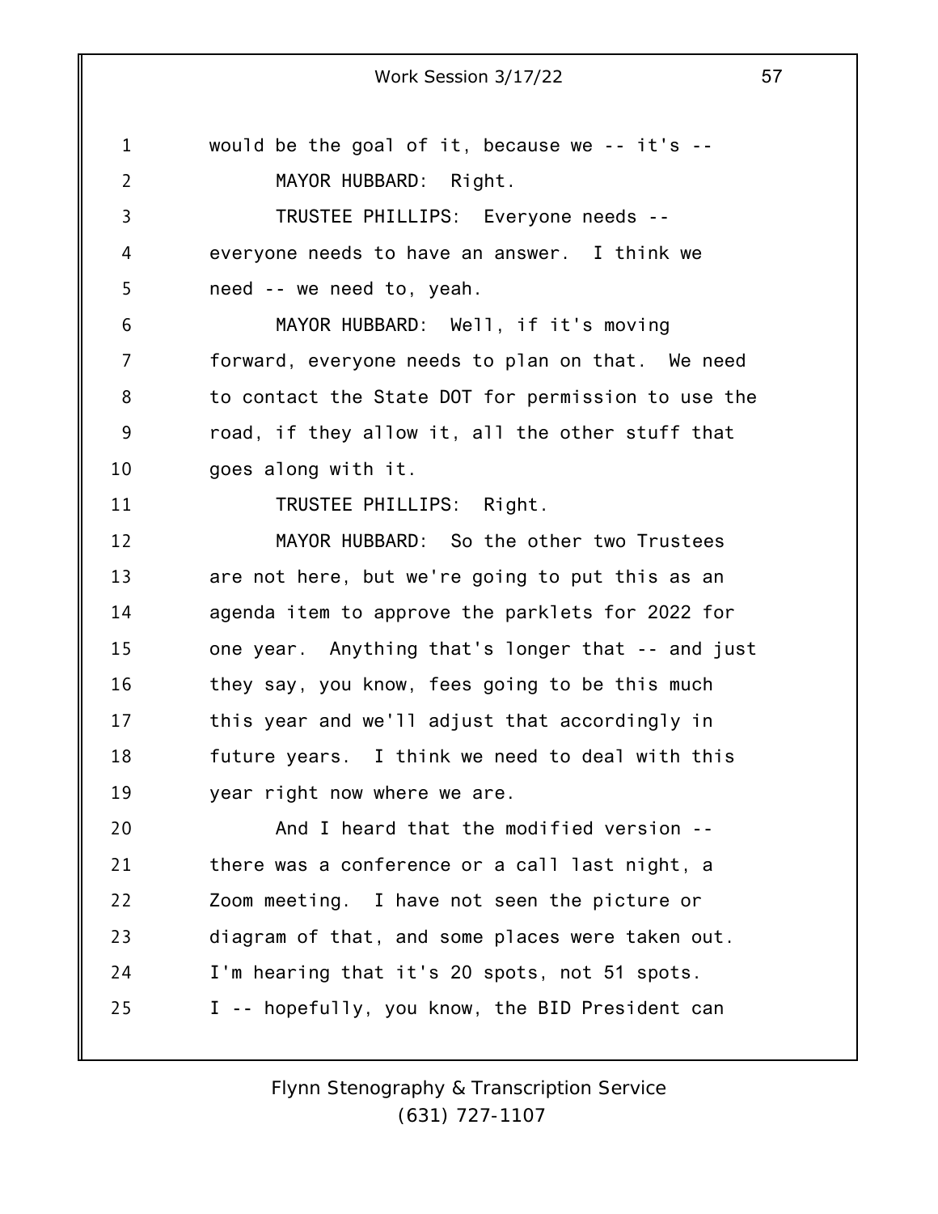would be the goal of it, because we -- it's --

MAYOR HUBBARD: Right.

TRUSTEE PHILLIPS: Everyone needs -- everyone needs to have an answer. I think we need -- we need to, yeah.

MAYOR HUBBARD: Well, if it's moving forward, everyone needs to plan on that. We need to contact the State DOT for permission to use the road, if they allow it, all the other stuff that goes along with it.

TRUSTEE PHILLIPS: Right.

MAYOR HUBBARD: So the other two Trustees are not here, but we're going to put this as an agenda item to approve the parklets for 2022 for one year. Anything that's longer that -- and just they say, you know, fees going to be this much this year and we'll adjust that accordingly in future years. I think we need to deal with this year right now where we are.

And I heard that the modified version -- there was a conference or a call last night, a Zoom meeting. I have not seen the picture or diagram of that, and some places were taken out. I'm hearing that it's 20 spots, not 51 spots. I -- hopefully, you know, the BID President can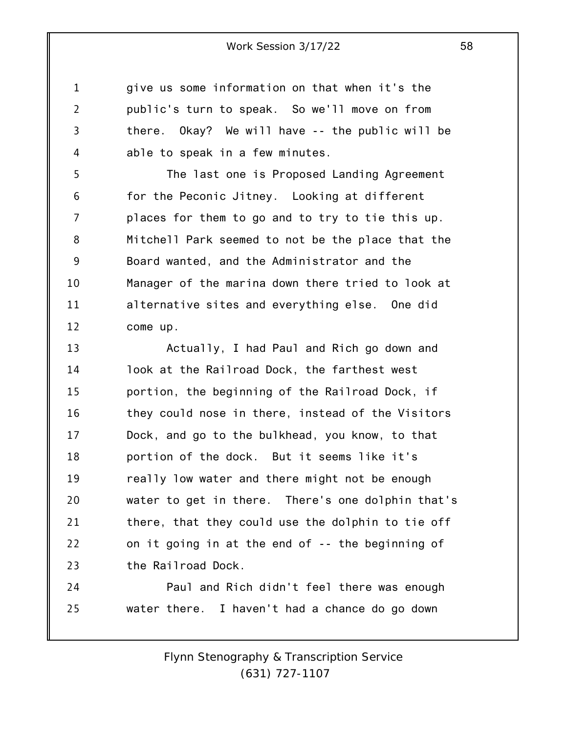give us some information on that when it's the public's turn to speak. So we'll move on from there. Okay? We will have -- the public will be able to speak in a few minutes.

The last one is Proposed Landing Agreement for the Peconic Jitney. Looking at different places for them to go and to try to tie this up. Mitchell Park seemed to not be the place that the Board wanted, and the Administrator and the Manager of the marina down there tried to look at alternative sites and everything else. One did come up.

Actually, I had Paul and Rich go down and look at the Railroad Dock, the farthest west portion, the beginning of the Railroad Dock, if they could nose in there, instead of the Visitors Dock, and go to the bulkhead, you know, to that portion of the dock. But it seems like it's really low water and there might not be enough water to get in there. There's one dolphin that's there, that they could use the dolphin to tie off on it going in at the end of -- the beginning of the Railroad Dock.

Paul and Rich didn't feel there was enough water there. I haven't had a chance do go down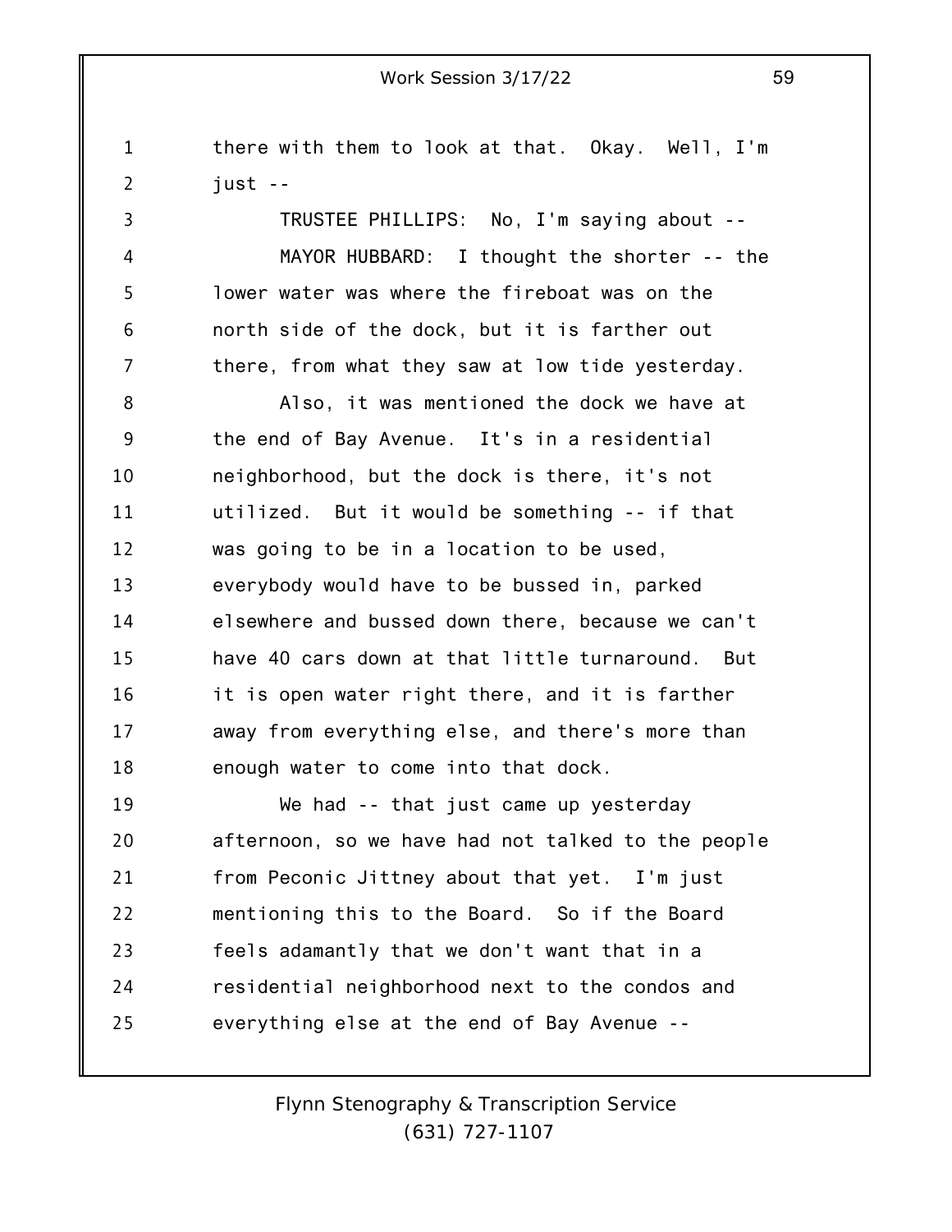there with them to look at that. Okay. Well, I'm just --

TRUSTEE PHILLIPS: No, I'm saying about --

MAYOR HUBBARD: I thought the shorter -- the lower water was where the fireboat was on the north side of the dock, but it is farther out there, from what they saw at low tide yesterday.

Also, it was mentioned the dock we have at the end of Bay Avenue. It's in a residential neighborhood, but the dock is there, it's not utilized. But it would be something -- if that was going to be in a location to be used, everybody would have to be bussed in, parked elsewhere and bussed down there, because we can't have 40 cars down at that little turnaround. But it is open water right there, and it is farther away from everything else, and there's more than enough water to come into that dock.

We had -- that just came up yesterday afternoon, so we have had not talked to the people from Peconic Jittney about that yet. I'm just mentioning this to the Board. So if the Board feels adamantly that we don't want that in a residential neighborhood next to the condos and everything else at the end of Bay Avenue --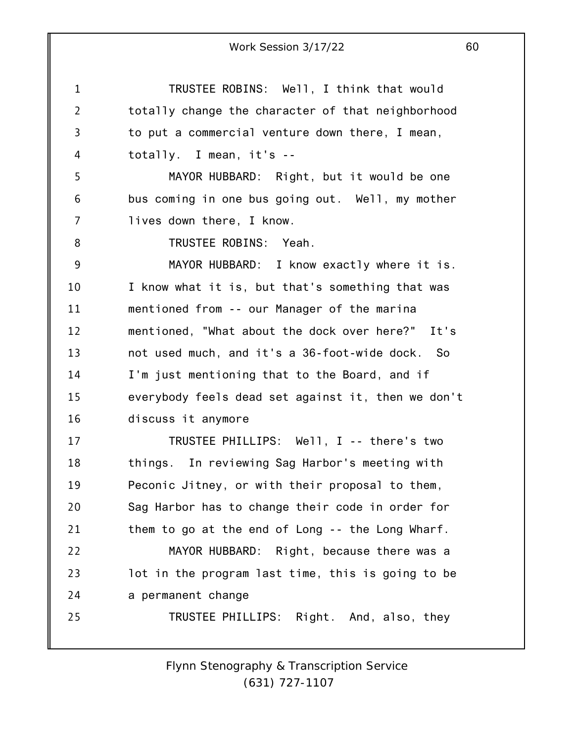TRUSTEE ROBINS: Well, I think that would totally change the character of that neighborhood to put a commercial venture down there, I mean, totally. I mean, it's --

MAYOR HUBBARD: Right, but it would be one bus coming in one bus going out. Well, my mother lives down there, I know.

TRUSTEE ROBINS: Yeah.

MAYOR HUBBARD: I know exactly where it is. I know what it is, but that's something that was mentioned from -- our Manager of the marina mentioned, "What about the dock over here?" It's not used much, and it's a 36-foot-wide dock. So I'm just mentioning that to the Board, and if everybody feels dead set against it, then we don't discuss it anymore

TRUSTEE PHILLIPS: Well, I -- there's two things. In reviewing Sag Harbor's meeting with Peconic Jitney, or with their proposal to them, Sag Harbor has to change their code in order for them to go at the end of Long -- the Long Wharf.

MAYOR HUBBARD: Right, because there was a lot in the program last time, this is going to be a permanent change

TRUSTEE PHILLIPS: Right. And, also, they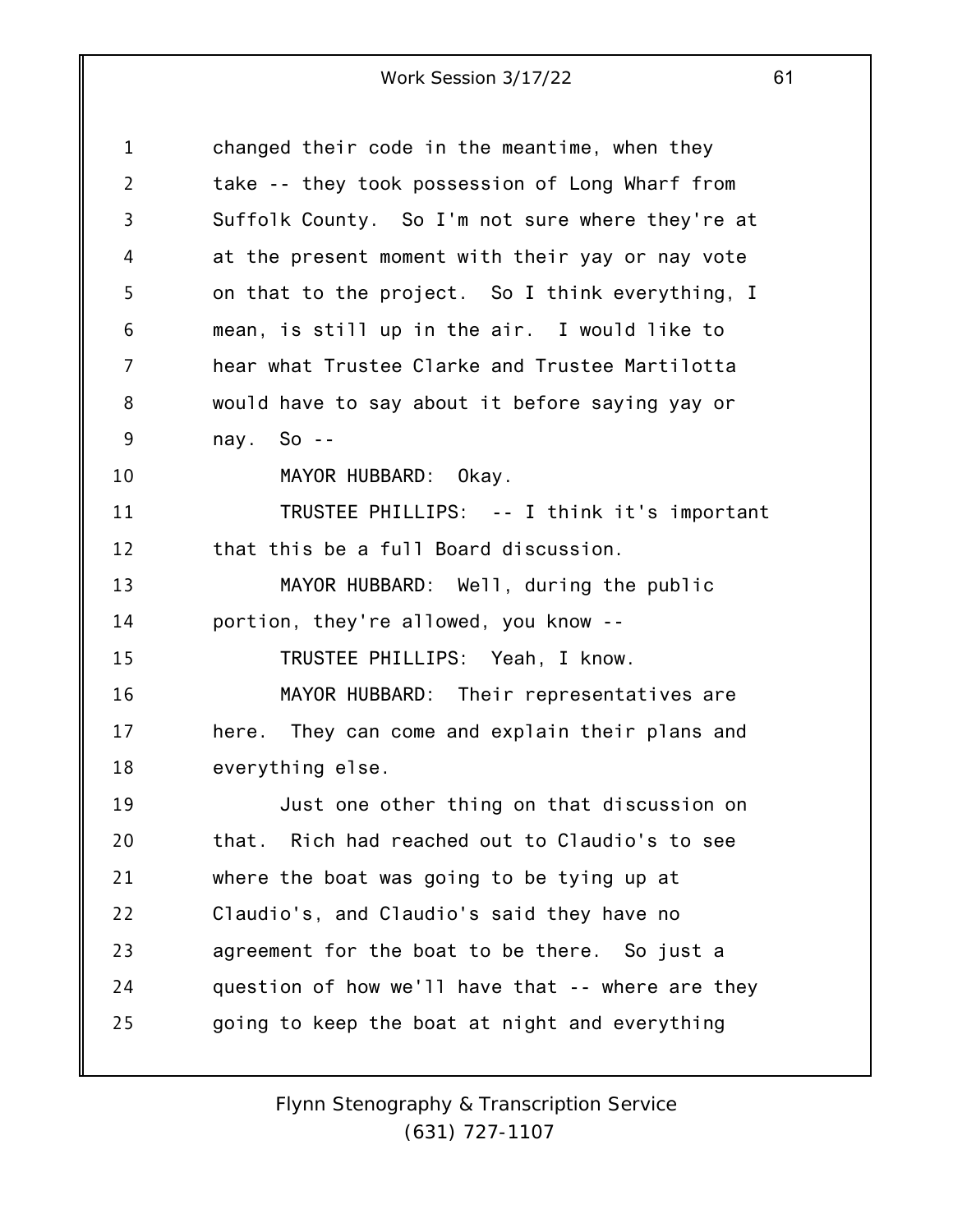changed their code in the meantime, when they take -- they took possession of Long Wharf from Suffolk County. So I'm not sure where they're at at the present moment with their yay or nay vote on that to the project. So I think everything, I mean, is still up in the air. I would like to hear what Trustee Clarke and Trustee Martilotta would have to say about it before saying yay or nay. So --

MAYOR HUBBARD: Okay.

TRUSTEE PHILLIPS: -- I think it's important that this be a full Board discussion.

MAYOR HUBBARD: Well, during the public portion, they're allowed, you know --

TRUSTEE PHILLIPS: Yeah, I know.

MAYOR HUBBARD: Their representatives are here. They can come and explain their plans and everything else.

Just one other thing on that discussion on that. Rich had reached out to Claudio's to see where the boat was going to be tying up at Claudio's, and Claudio's said they have no agreement for the boat to be there. So just a question of how we'll have that -- where are they going to keep the boat at night and everything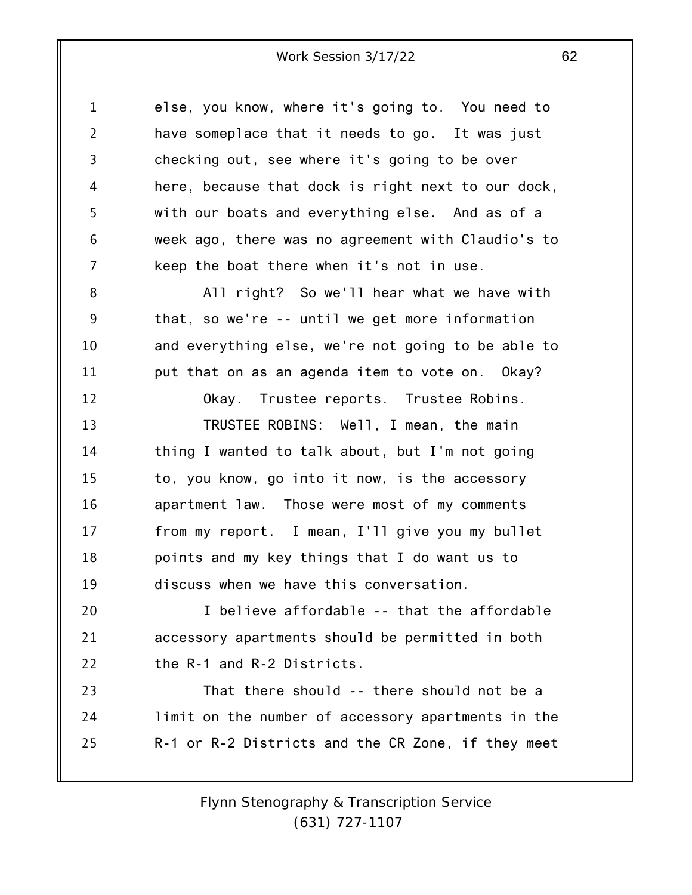else, you know, where it's going to. You need to have someplace that it needs to go. It was just checking out, see where it's going to be over here, because that dock is right next to our dock, with our boats and everything else. And as of a week ago, there was no agreement with Claudio's to keep the boat there when it's not in use.

All right? So we'll hear what we have with that, so we're -- until we get more information and everything else, we're not going to be able to put that on as an agenda item to vote on. Okay?

Okay. Trustee reports. Trustee Robins.

TRUSTEE ROBINS: Well, I mean, the main thing I wanted to talk about, but I'm not going to, you know, go into it now, is the accessory apartment law. Those were most of my comments from my report. I mean, I'll give you my bullet points and my key things that I do want us to discuss when we have this conversation.

I believe affordable -- that the affordable accessory apartments should be permitted in both the R-1 and R-2 Districts.

That there should -- there should not be a limit on the number of accessory apartments in the R-1 or R-2 Districts and the CR Zone, if they meet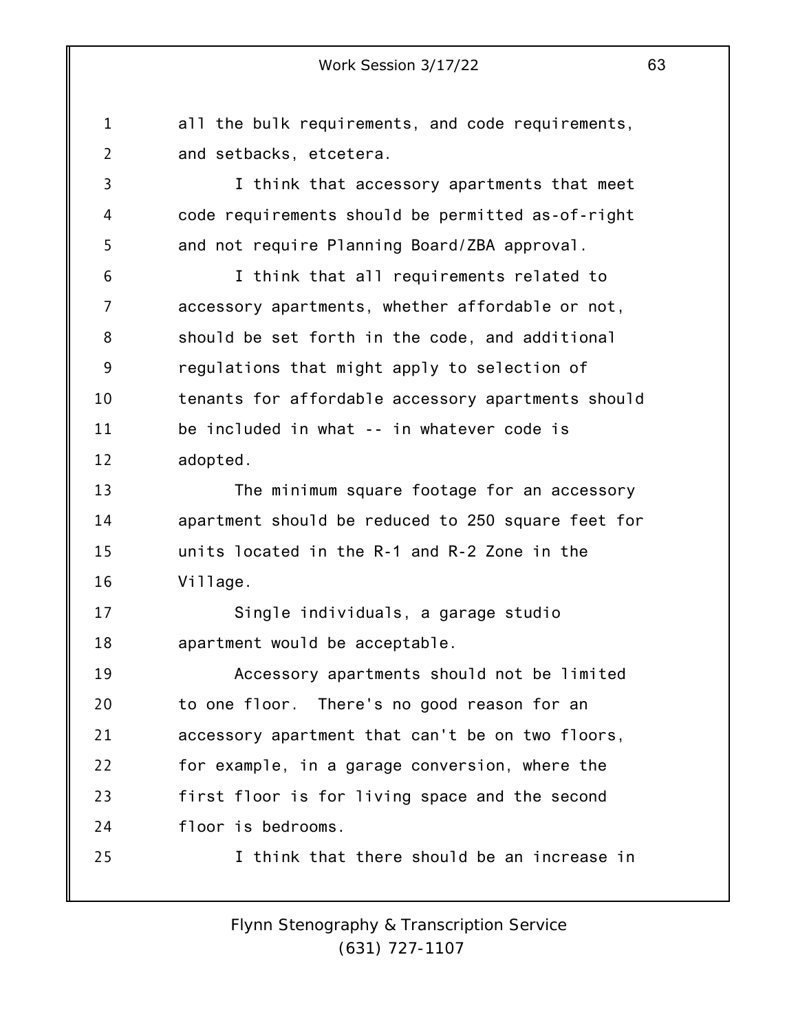all the bulk requirements, and code requirements, and setbacks, etcetera.

I think that accessory apartments that meet code requirements should be permitted as-of-right and not require Planning Board/ZBA approval.

I think that all requirements related to accessory apartments, whether affordable or not, should be set forth in the code, and additional regulations that might apply to selection of tenants for affordable accessory apartments should be included in what -- in whatever code is adopted.

The minimum square footage for an accessory apartment should be reduced to 250 square feet for units located in the R-1 and R-2 Zone in the Village.

Single individuals, a garage studio apartment would be acceptable.

Accessory apartments should not be limited to one floor. There's no good reason for an accessory apartment that can't be on two floors, for example, in a garage conversion, where the first floor is for living space and the second floor is bedrooms.

I think that there should be an increase in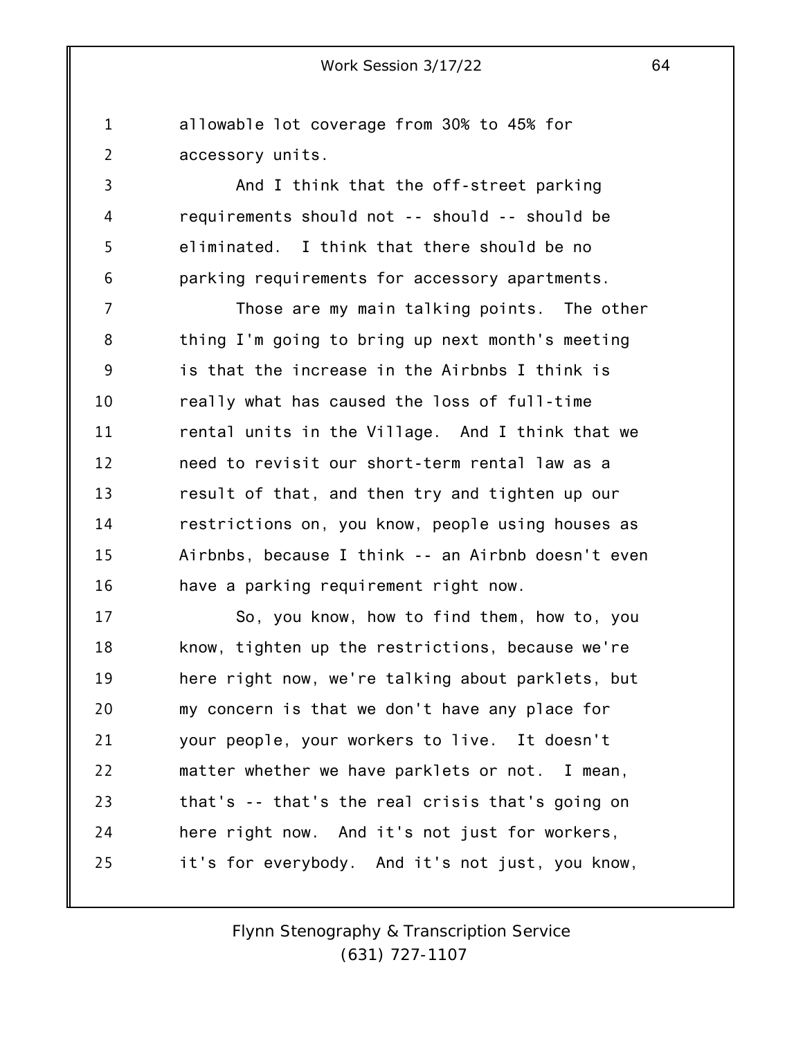allowable lot coverage from 30% to 45% for accessory units.

And I think that the off-street parking requirements should not -- should -- should be eliminated. I think that there should be no parking requirements for accessory apartments.

Those are my main talking points. The other thing I'm going to bring up next month's meeting is that the increase in the Airbnbs I think is really what has caused the loss of full-time rental units in the Village. And I think that we need to revisit our short-term rental law as a result of that, and then try and tighten up our restrictions on, you know, people using houses as Airbnbs, because I think -- an Airbnb doesn't even have a parking requirement right now.

So, you know, how to find them, how to, you know, tighten up the restrictions, because we're here right now, we're talking about parklets, but my concern is that we don't have any place for your people, your workers to live. It doesn't matter whether we have parklets or not. I mean, that's -- that's the real crisis that's going on here right now. And it's not just for workers, it's for everybody. And it's not just, you know,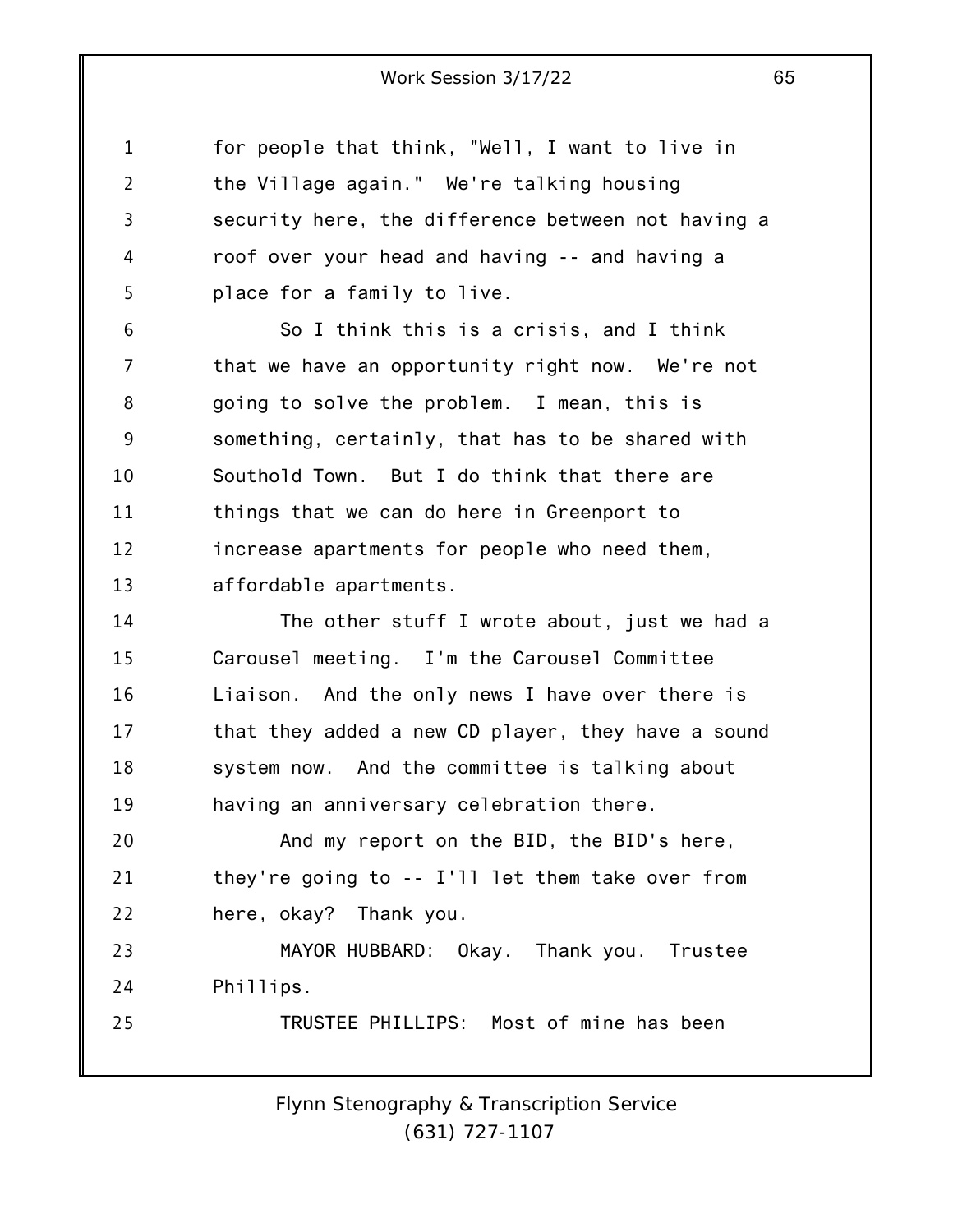for people that think, "Well, I want to live in the Village again." We're talking housing security here, the difference between not having a roof over your head and having -- and having a place for a family to live.

So I think this is a crisis, and I think that we have an opportunity right now. We're not going to solve the problem. I mean, this is something, certainly, that has to be shared with Southold Town. But I do think that there are things that we can do here in Greenport to increase apartments for people who need them, affordable apartments.

The other stuff I wrote about, just we had a Carousel meeting. I'm the Carousel Committee Liaison. And the only news I have over there is that they added a new CD player, they have a sound system now. And the committee is talking about having an anniversary celebration there.

And my report on the BID, the BID's here, they're going to -- I'll let them take over from here, okay? Thank you.

MAYOR HUBBARD: Okay. Thank you. Trustee Phillips.

TRUSTEE PHILLIPS: Most of mine has been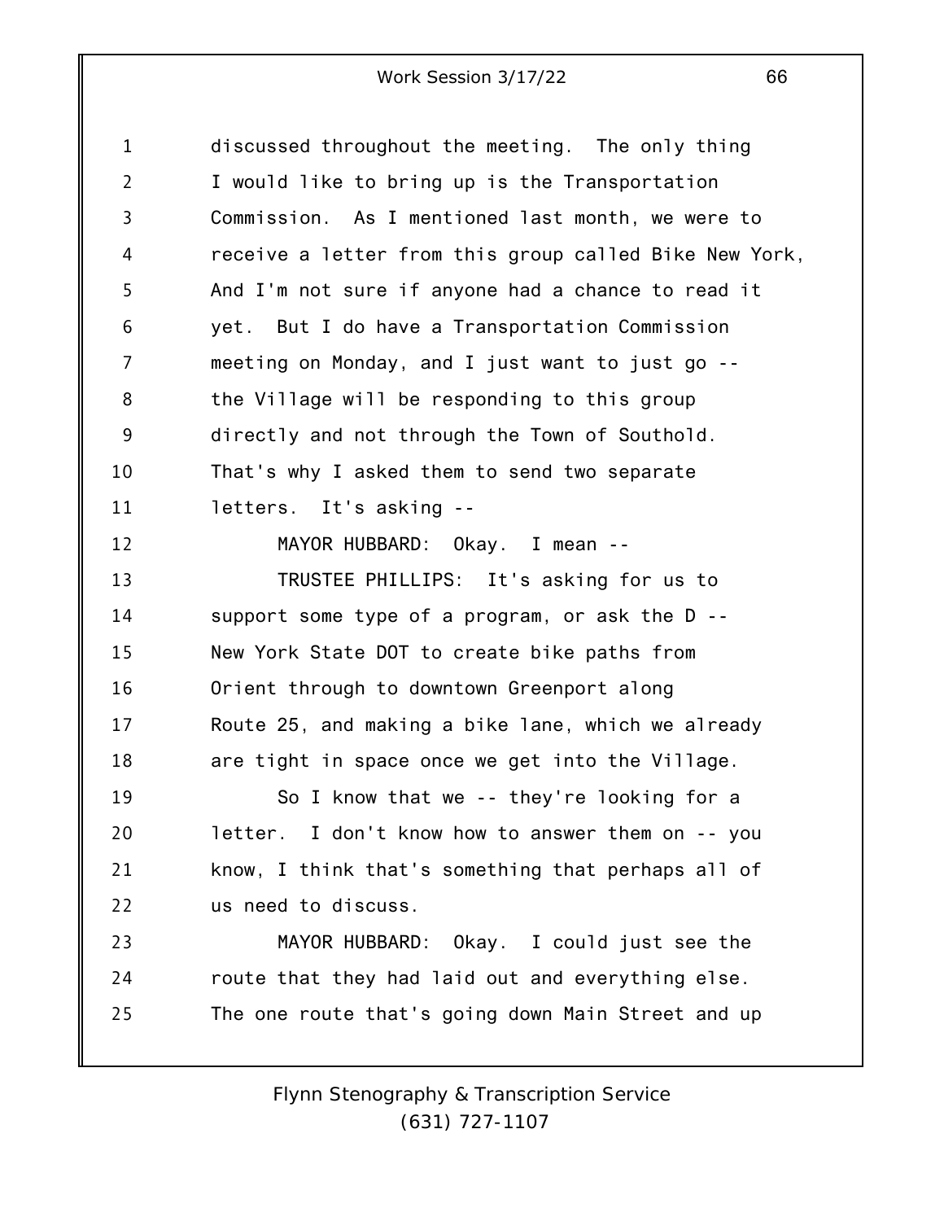discussed throughout the meeting. The only thing I would like to bring up is the Transportation Commission. As I mentioned last month, we were to receive a letter from this group called Bike New York, And I'm not sure if anyone had a chance to read it yet. But I do have a Transportation Commission meeting on Monday, and I just want to just go -- the Village will be responding to this group directly and not through the Town of Southold. That's why I asked them to send two separate letters. It's asking --

MAYOR HUBBARD: Okay. I mean --

TRUSTEE PHILLIPS: It's asking for us to support some type of a program, or ask the D -- New York State DOT to create bike paths from Orient through to downtown Greenport along Route 25, and making a bike lane, which we already are tight in space once we get into the Village.

So I know that we -- they're looking for a letter. I don't know how to answer them on -- you know, I think that's something that perhaps all of us need to discuss.

MAYOR HUBBARD: Okay. I could just see the route that they had laid out and everything else. The one route that's going down Main Street and up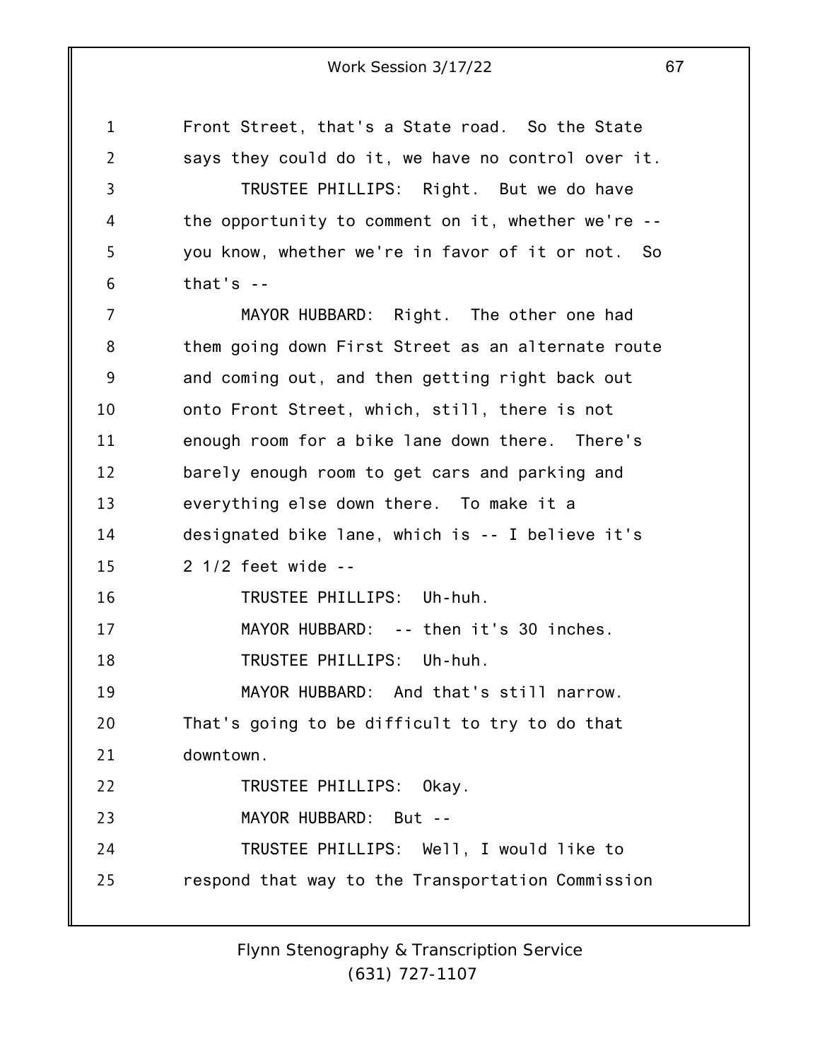Front Street, that's a State road. So the State says they could do it, we have no control over it.

TRUSTEE PHILLIPS: Right. But we do have the opportunity to comment on it, whether we're -- you know, whether we're in favor of it or not. So that's --

MAYOR HUBBARD: Right. The other one had them going down First Street as an alternate route and coming out, and then getting right back out onto Front Street, which, still, there is not enough room for a bike lane down there. There's barely enough room to get cars and parking and everything else down there. To make it a designated bike lane, which is -- I believe it's 2 1/2 feet wide --

TRUSTEE PHILLIPS: Uh-huh.

MAYOR HUBBARD: -- then it's 30 inches.

TRUSTEE PHILLIPS: Uh-huh.

MAYOR HUBBARD: And that's still narrow. That's going to be difficult to try to do that downtown.

TRUSTEE PHILLIPS: Okay.

MAYOR HUBBARD: But --

TRUSTEE PHILLIPS: Well, I would like to respond that way to the Transportation Commission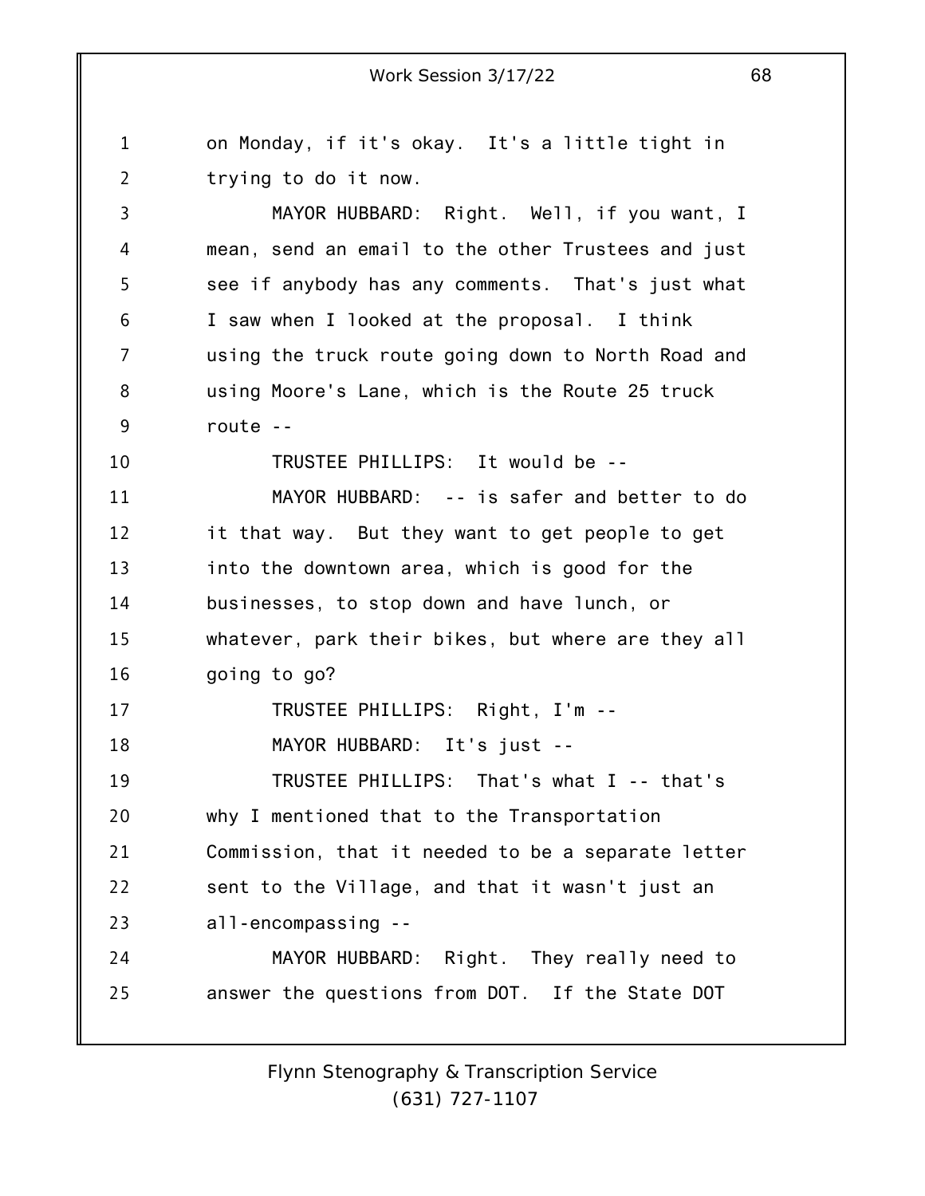on Monday, if it's okay. It's a little tight in trying to do it now.

MAYOR HUBBARD: Right. Well, if you want, I mean, send an email to the other Trustees and just see if anybody has any comments. That's just what I saw when I looked at the proposal. I think using the truck route going down to North Road and using Moore's Lane, which is the Route 25 truck route --

TRUSTEE PHILLIPS: It would be --

MAYOR HUBBARD: -- is safer and better to do it that way. But they want to get people to get into the downtown area, which is good for the businesses, to stop down and have lunch, or whatever, park their bikes, but where are they all going to go?

TRUSTEE PHILLIPS: Right, I'm --

MAYOR HUBBARD: It's just --

TRUSTEE PHILLIPS: That's what I -- that's why I mentioned that to the Transportation Commission, that it needed to be a separate letter sent to the Village, and that it wasn't just an all-encompassing --

MAYOR HUBBARD: Right. They really need to answer the questions from DOT. If the State DOT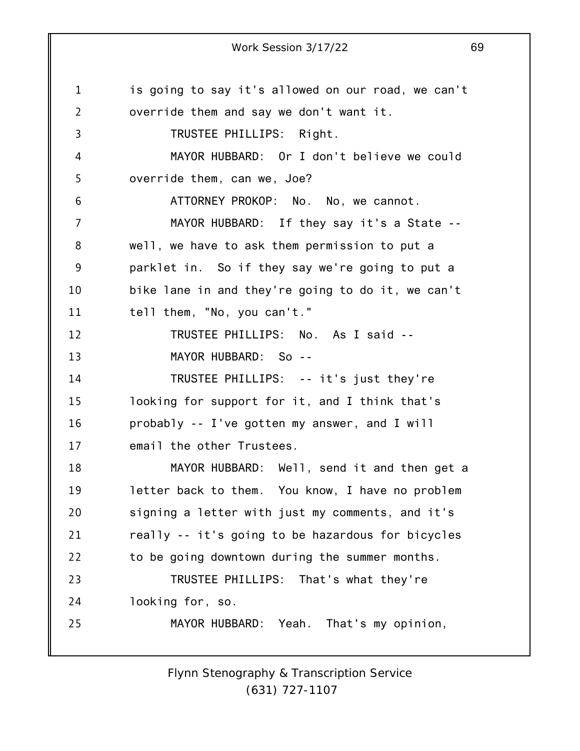is going to say it's allowed on our road, we can't override them and say we don't want it.

TRUSTEE PHILLIPS: Right.

MAYOR HUBBARD: Or I don't believe we could override them, can we, Joe?

ATTORNEY PROKOP: No. No, we cannot.

MAYOR HUBBARD: If they say it's a State -- well, we have to ask them permission to put a parklet in. So if they say we're going to put a bike lane in and they're going to do it, we can't tell them, "No, you can't."

TRUSTEE PHILLIPS: No. As I said --

MAYOR HUBBARD: So --

TRUSTEE PHILLIPS: -- it's just they're looking for support for it, and I think that's probably -- I've gotten my answer, and I will email the other Trustees.

MAYOR HUBBARD: Well, send it and then get a letter back to them. You know, I have no problem signing a letter with just my comments, and it's really -- it's going to be hazardous for bicycles to be going downtown during the summer months.

TRUSTEE PHILLIPS: That's what they're looking for, so.

MAYOR HUBBARD: Yeah. That's my opinion,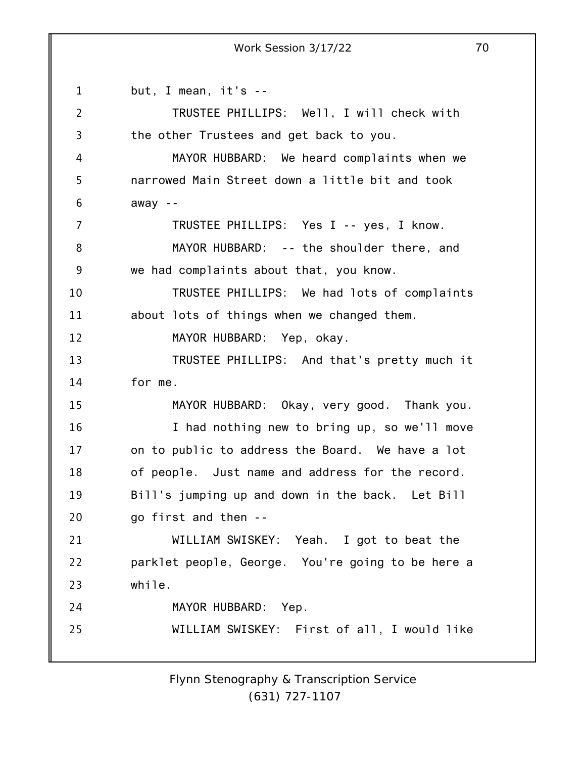but, I mean, it's --

TRUSTEE PHILLIPS: Well, I will check with the other Trustees and get back to you.

MAYOR HUBBARD: We heard complaints when we narrowed Main Street down a little bit and took away --

TRUSTEE PHILLIPS: Yes I -- yes, I know.

MAYOR HUBBARD: -- the shoulder there, and we had complaints about that, you know.

TRUSTEE PHILLIPS: We had lots of complaints about lots of things when we changed them.

MAYOR HUBBARD: Yep, okay.

TRUSTEE PHILLIPS: And that's pretty much it for me.

MAYOR HUBBARD: Okay, very good. Thank you.

I had nothing new to bring up, so we'll move on to public to address the Board. We have a lot of people. Just name and address for the record. Bill's jumping up and down in the back. Let Bill go first and then --

WILLIAM SWISKEY: Yeah. I got to beat the parklet people, George. You're going to be here a while.

MAYOR HUBBARD: Yep.

WILLIAM SWISKEY: First of all, I would like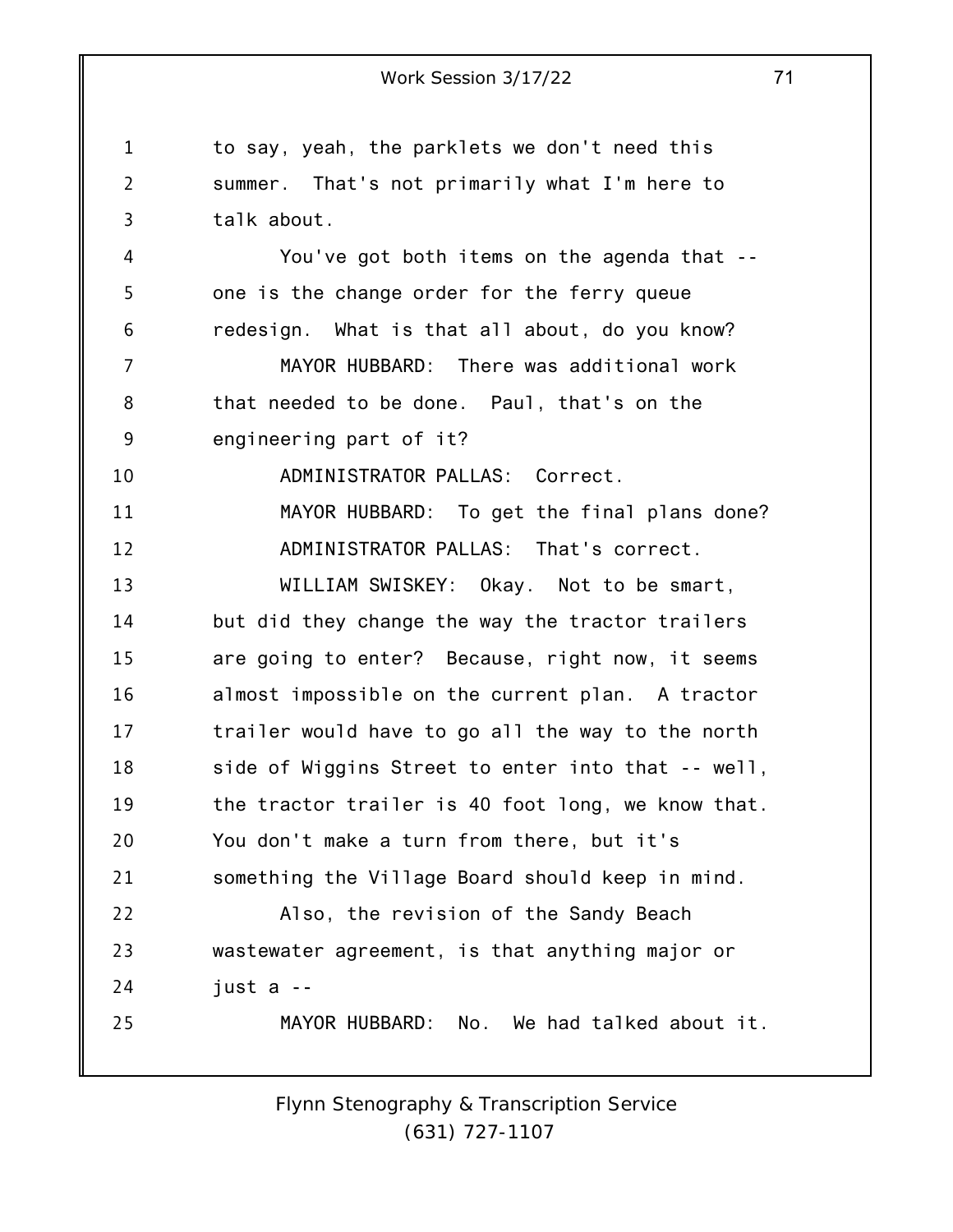to say, yeah, the parklets we don't need this summer. That's not primarily what I'm here to talk about.

You've got both items on the agenda that -- one is the change order for the ferry queue redesign. What is that all about, do you know?

MAYOR HUBBARD: There was additional work that needed to be done. Paul, that's on the engineering part of it?

ADMINISTRATOR PALLAS: Correct.

MAYOR HUBBARD: To get the final plans done?

ADMINISTRATOR PALLAS: That's correct.

WILLIAM SWISKEY: Okay. Not to be smart, but did they change the way the tractor trailers are going to enter? Because, right now, it seems almost impossible on the current plan. A tractor trailer would have to go all the way to the north side of Wiggins Street to enter into that -- well, the tractor trailer is 40 foot long, we know that. You don't make a turn from there, but it's something the Village Board should keep in mind.

Also, the revision of the Sandy Beach wastewater agreement, is that anything major or just a --

MAYOR HUBBARD: No. We had talked about it.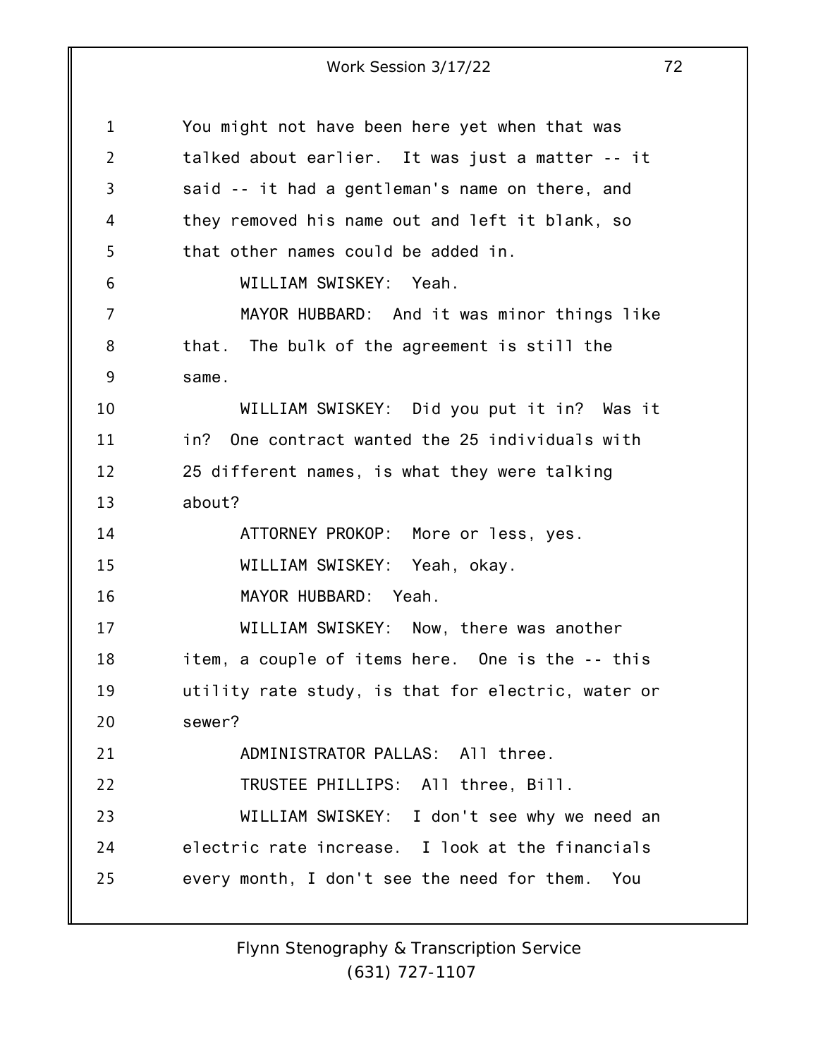You might not have been here yet when that was talked about earlier. It was just a matter -- it said -- it had a gentleman's name on there, and they removed his name out and left it blank, so that other names could be added in.

WILLIAM SWISKEY: Yeah.

MAYOR HUBBARD: And it was minor things like that. The bulk of the agreement is still the same.

WILLIAM SWISKEY: Did you put it in? Was it in? One contract wanted the 25 individuals with 25 different names, is what they were talking about?

ATTORNEY PROKOP: More or less, yes.

WILLIAM SWISKEY: Yeah, okay.

MAYOR HUBBARD: Yeah.

WILLIAM SWISKEY: Now, there was another item, a couple of items here. One is the -- this utility rate study, is that for electric, water or sewer?

ADMINISTRATOR PALLAS: All three.

TRUSTEE PHILLIPS: All three, Bill.

WILLIAM SWISKEY: I don't see why we need an electric rate increase. I look at the financials every month, I don't see the need for them. You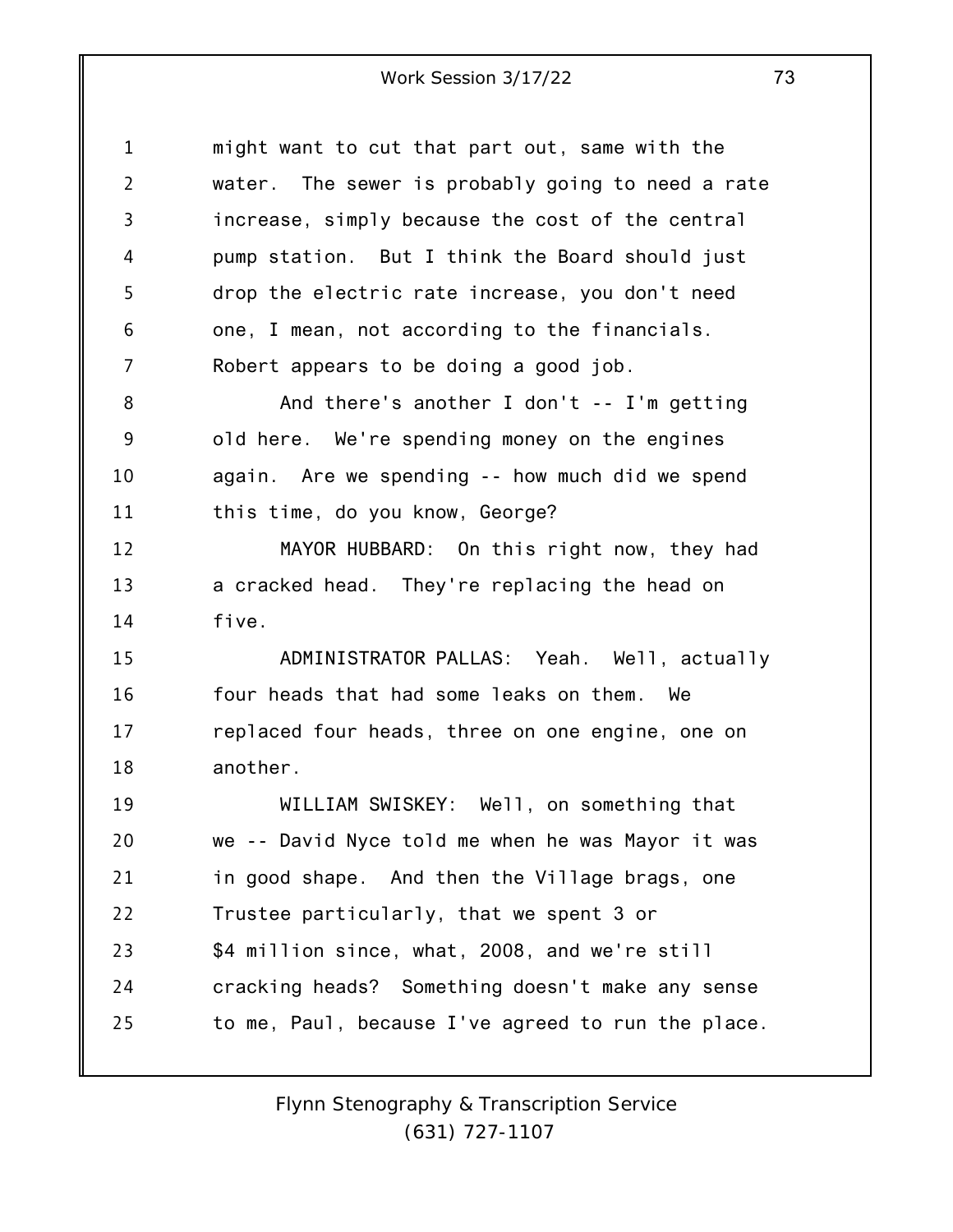might want to cut that part out, same with the water. The sewer is probably going to need a rate increase, simply because the cost of the central pump station. But I think the Board should just drop the electric rate increase, you don't need one, I mean, not according to the financials. Robert appears to be doing a good job.

And there's another I don't -- I'm getting old here. We're spending money on the engines again. Are we spending -- how much did we spend this time, do you know, George?

MAYOR HUBBARD: On this right now, they had a cracked head. They're replacing the head on five.

ADMINISTRATOR PALLAS: Yeah. Well, actually four heads that had some leaks on them. We replaced four heads, three on one engine, one on another.

WILLIAM SWISKEY: Well, on something that we -- David Nyce told me when he was Mayor it was in good shape. And then the Village brags, one Trustee particularly, that we spent 3 or $4 million since, what, 2008, and we're still cracking heads? Something doesn't make any sense to me, Paul, because I've agreed to run the place.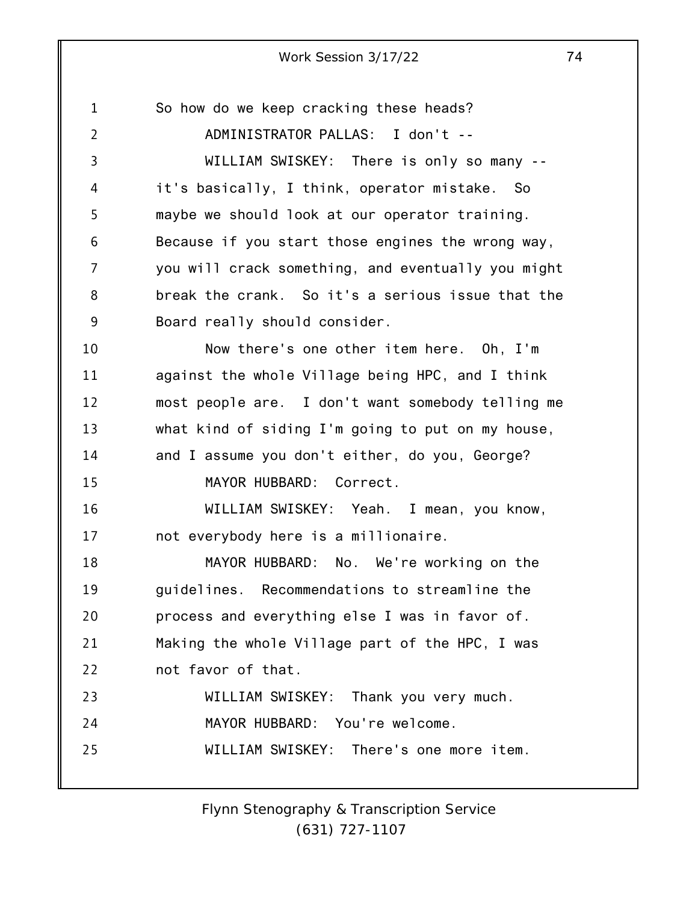So how do we keep cracking these heads?

ADMINISTRATOR PALLAS: I don't --

WILLIAM SWISKEY: There is only so many -- it's basically, I think, operator mistake. So maybe we should look at our operator training. Because if you start those engines the wrong way, you will crack something, and eventually you might break the crank. So it's a serious issue that the Board really should consider.

Now there's one other item here. Oh, I'm against the whole Village being HPC, and I think most people are. I don't want somebody telling me what kind of siding I'm going to put on my house, and I assume you don't either, do you, George?

MAYOR HUBBARD: Correct.

WILLIAM SWISKEY: Yeah. I mean, you know, not everybody here is a millionaire.

MAYOR HUBBARD: No. We're working on the guidelines. Recommendations to streamline the process and everything else I was in favor of. Making the whole Village part of the HPC, I was not favor of that.

WILLIAM SWISKEY: Thank you very much.

MAYOR HUBBARD: You're welcome.

WILLIAM SWISKEY: There's one more item.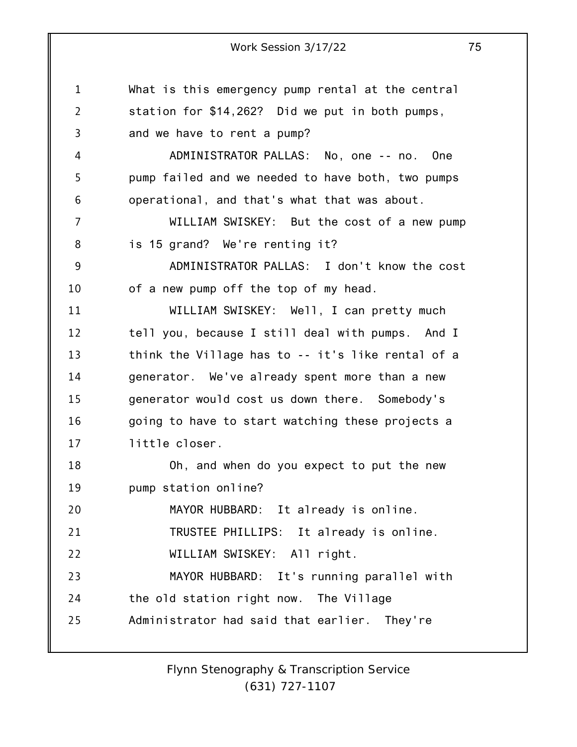What is this emergency pump rental at the central station for $14,262? Did we put in both pumps, and we have to rent a pump?

ADMINISTRATOR PALLAS: No, one -- no. One pump failed and we needed to have both, two pumps operational, and that's what that was about.

WILLIAM SWISKEY: But the cost of a new pump is 15 grand? We're renting it?

ADMINISTRATOR PALLAS: I don't know the cost of a new pump off the top of my head.

WILLIAM SWISKEY: Well, I can pretty much tell you, because I still deal with pumps. And I think the Village has to -- it's like rental of a generator. We've already spent more than a new generator would cost us down there. Somebody's going to have to start watching these projects a little closer.

Oh, and when do you expect to put the new pump station online?

MAYOR HUBBARD: It already is online.

TRUSTEE PHILLIPS: It already is online.

WILLIAM SWISKEY: All right.

MAYOR HUBBARD: It's running parallel with the old station right now. The Village Administrator had said that earlier. They're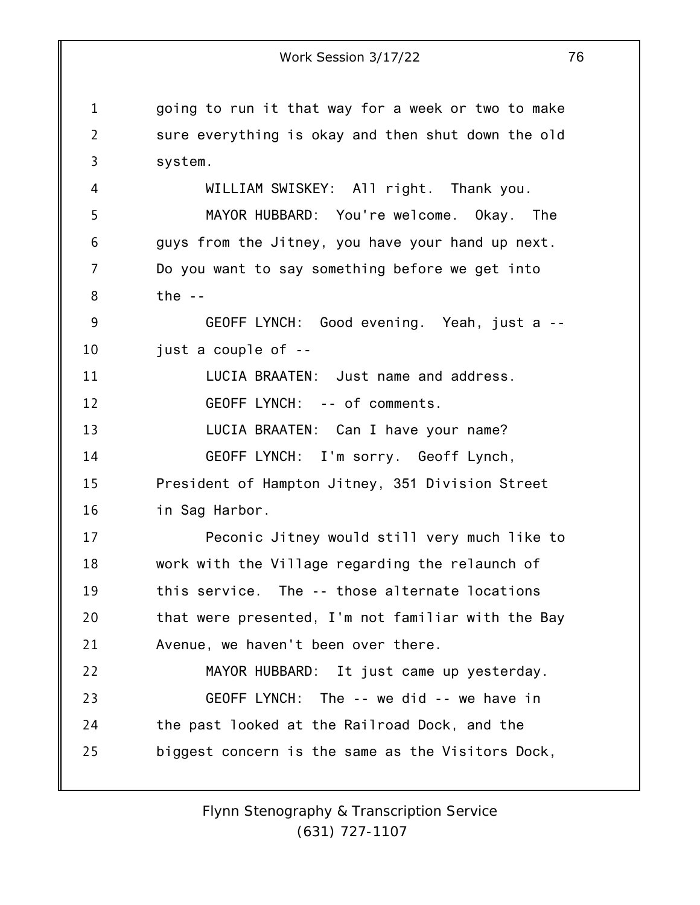going to run it that way for a week or two to make sure everything is okay and then shut down the old system.

WILLIAM SWISKEY: All right. Thank you.

MAYOR HUBBARD: You're welcome. Okay. The guys from the Jitney, you have your hand up next. Do you want to say something before we get into the --

GEOFF LYNCH: Good evening. Yeah, just a -- just a couple of --

LUCIA BRAATEN: Just name and address.

GEOFF LYNCH: -- of comments.

LUCIA BRAATEN: Can I have your name?

GEOFF LYNCH: I'm sorry. Geoff Lynch, President of Hampton Jitney, 351 Division Street in Sag Harbor.

Peconic Jitney would still very much like to work with the Village regarding the relaunch of this service. The -- those alternate locations that were presented, I'm not familiar with the Bay Avenue, we haven't been over there.

MAYOR HUBBARD: It just came up yesterday.

GEOFF LYNCH: The -- we did -- we have in the past looked at the Railroad Dock, and the biggest concern is the same as the Visitors Dock,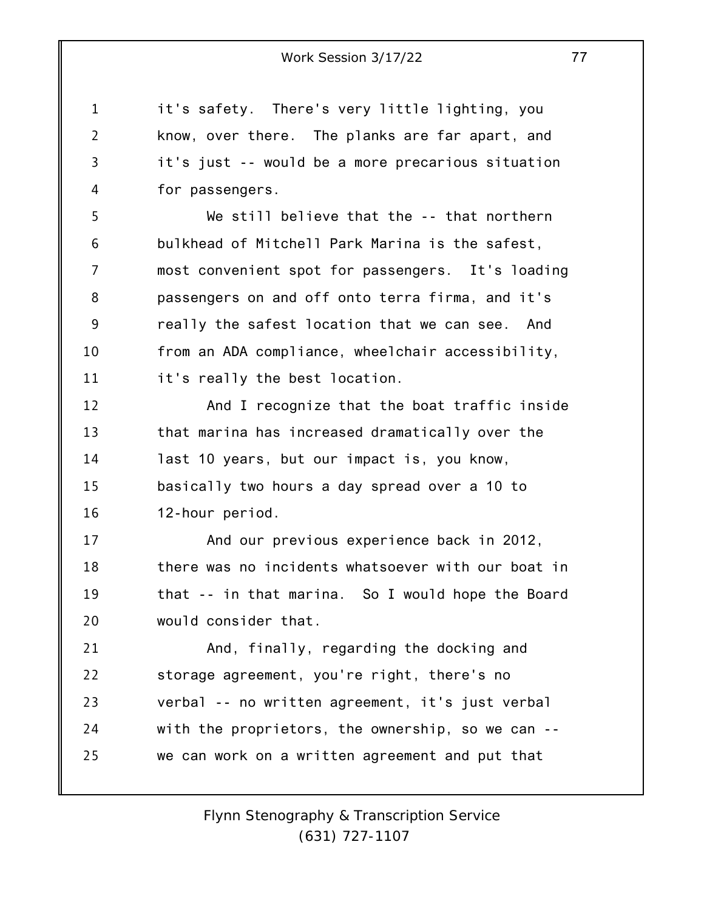it's safety. There's very little lighting, you know, over there. The planks are far apart, and it's just -- would be a more precarious situation for passengers.

We still believe that the -- that northern bulkhead of Mitchell Park Marina is the safest, most convenient spot for passengers. It's loading passengers on and off onto terra firma, and it's really the safest location that we can see. And from an ADA compliance, wheelchair accessibility, it's really the best location.

And I recognize that the boat traffic inside that marina has increased dramatically over the last 10 years, but our impact is, you know, basically two hours a day spread over a 10 to 12-hour period.

And our previous experience back in 2012, there was no incidents whatsoever with our boat in that -- in that marina. So I would hope the Board would consider that.

And, finally, regarding the docking and storage agreement, you're right, there's no verbal -- no written agreement, it's just verbal with the proprietors, the ownership, so we can -- we can work on a written agreement and put that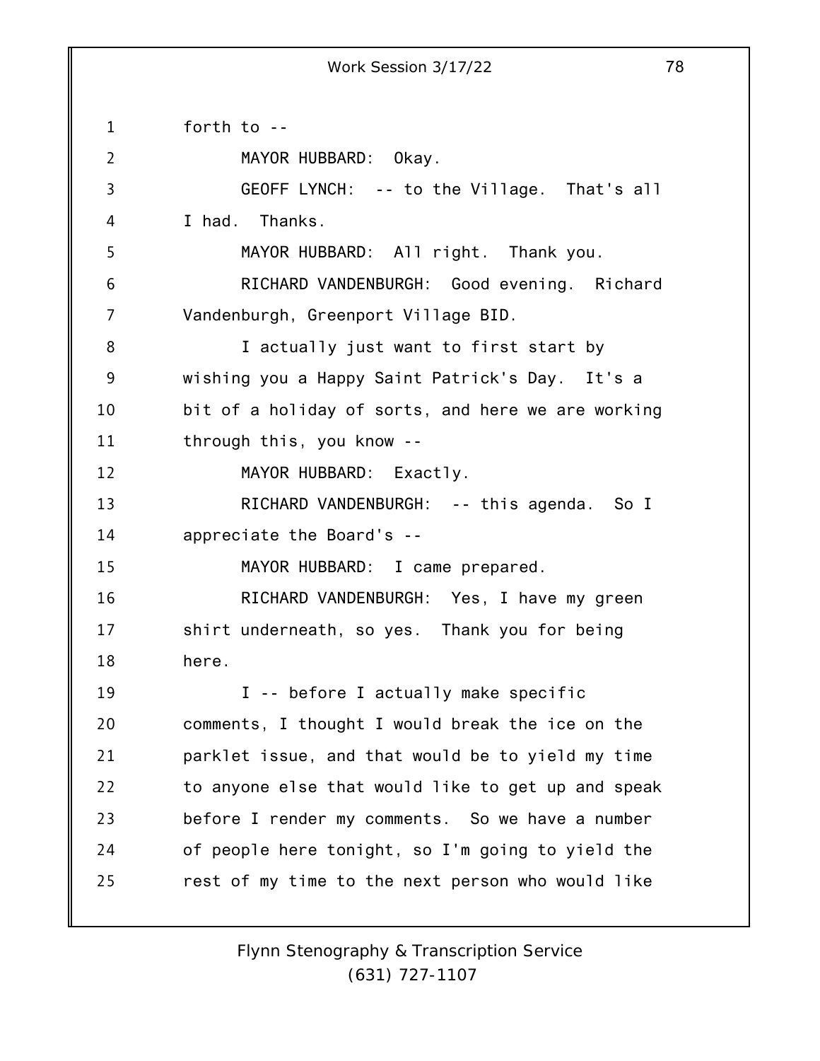forth to --

MAYOR HUBBARD: Okay.

GEOFF LYNCH: -- to the Village. That's all I had. Thanks.

MAYOR HUBBARD: All right. Thank you.

RICHARD VANDENBURGH: Good evening. Richard Vandenburgh, Greenport Village BID.

I actually just want to first start by wishing you a Happy Saint Patrick's Day. It's a bit of a holiday of sorts, and here we are working through this, you know --

MAYOR HUBBARD: Exactly.

RICHARD VANDENBURGH: -- this agenda. So I appreciate the Board's --

MAYOR HUBBARD: I came prepared.

RICHARD VANDENBURGH: Yes, I have my green shirt underneath, so yes. Thank you for being here.

I -- before I actually make specific comments, I thought I would break the ice on the parklet issue, and that would be to yield my time to anyone else that would like to get up and speak before I render my comments. So we have a number of people here tonight, so I'm going to yield the rest of my time to the next person who would like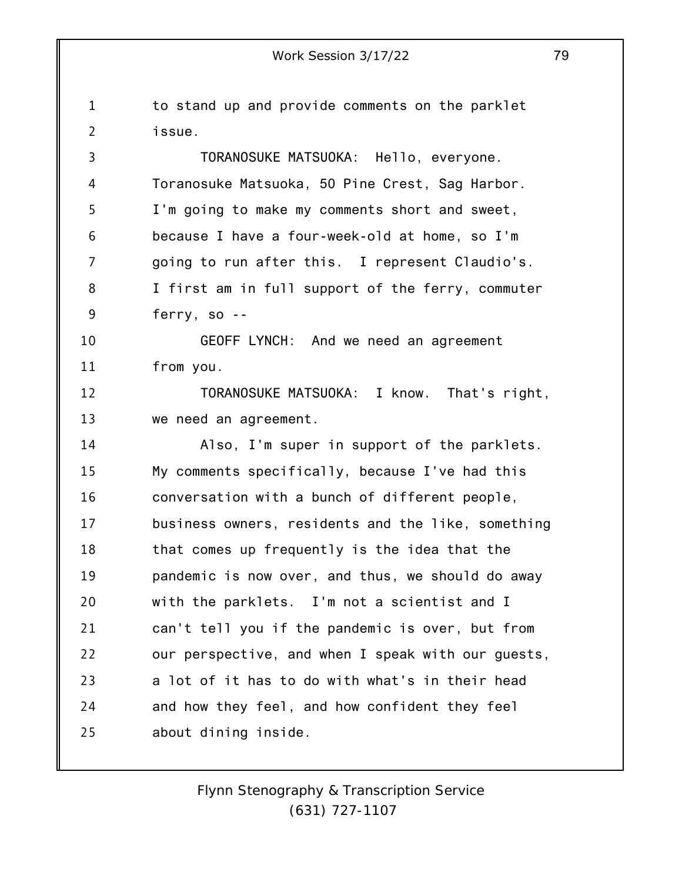to stand up and provide comments on the parklet issue.

TORANOSUKE MATSUOKA: Hello, everyone. Toranosuke Matsuoka, 50 Pine Crest, Sag Harbor. I'm going to make my comments short and sweet, because I have a four-week-old at home, so I'm going to run after this. I represent Claudio's. I first am in full support of the ferry, commuter ferry, so --

GEOFF LYNCH: And we need an agreement from you.

TORANOSUKE MATSUOKA: I know. That's right, we need an agreement.

Also, I'm super in support of the parklets. My comments specifically, because I've had this conversation with a bunch of different people, business owners, residents and the like, something that comes up frequently is the idea that the pandemic is now over, and thus, we should do away with the parklets. I'm not a scientist and I can't tell you if the pandemic is over, but from our perspective, and when I speak with our guests, a lot of it has to do with what's in their head and how they feel, and how confident they feel about dining inside.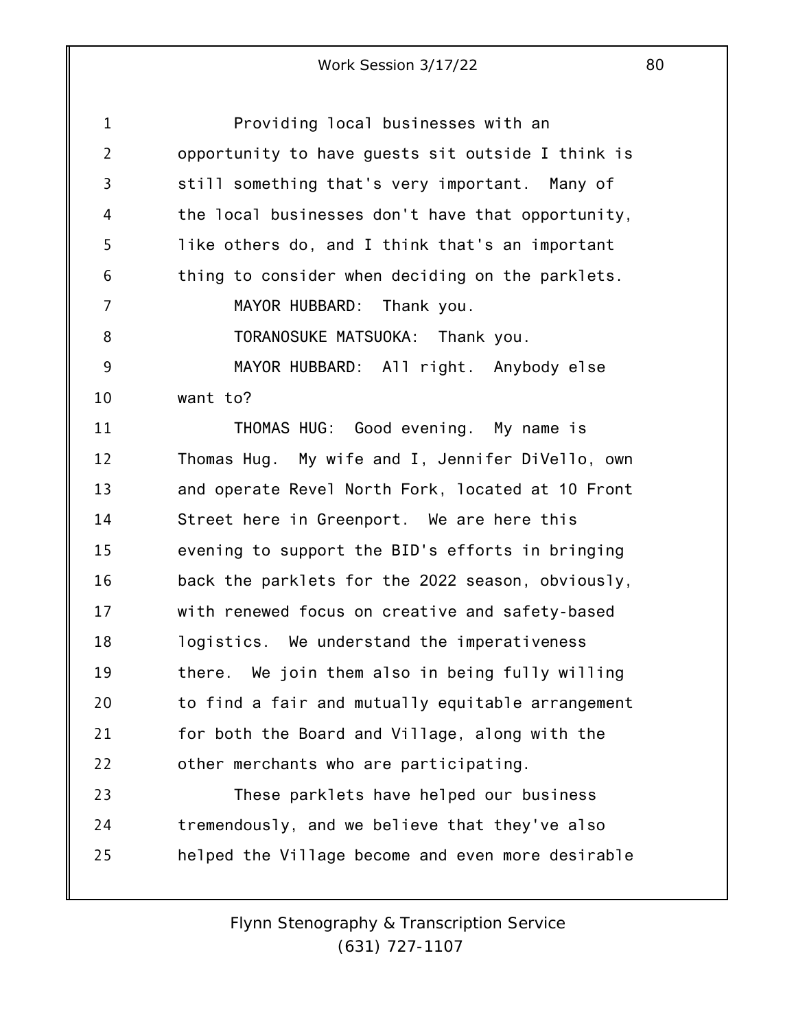Providing local businesses with an opportunity to have guests sit outside I think is still something that's very important. Many of the local businesses don't have that opportunity, like others do, and I think that's an important thing to consider when deciding on the parklets.

MAYOR HUBBARD: Thank you.

TORANOSUKE MATSUOKA: Thank you.

MAYOR HUBBARD: All right. Anybody else want to?

THOMAS HUG: Good evening. My name is Thomas Hug. My wife and I, Jennifer DiVello, own and operate Revel North Fork, located at 10 Front Street here in Greenport. We are here this evening to support the BID's efforts in bringing back the parklets for the 2022 season, obviously, with renewed focus on creative and safety-based logistics. We understand the imperativeness there. We join them also in being fully willing to find a fair and mutually equitable arrangement for both the Board and Village, along with the other merchants who are participating.

These parklets have helped our business tremendously, and we believe that they've also helped the Village become and even more desirable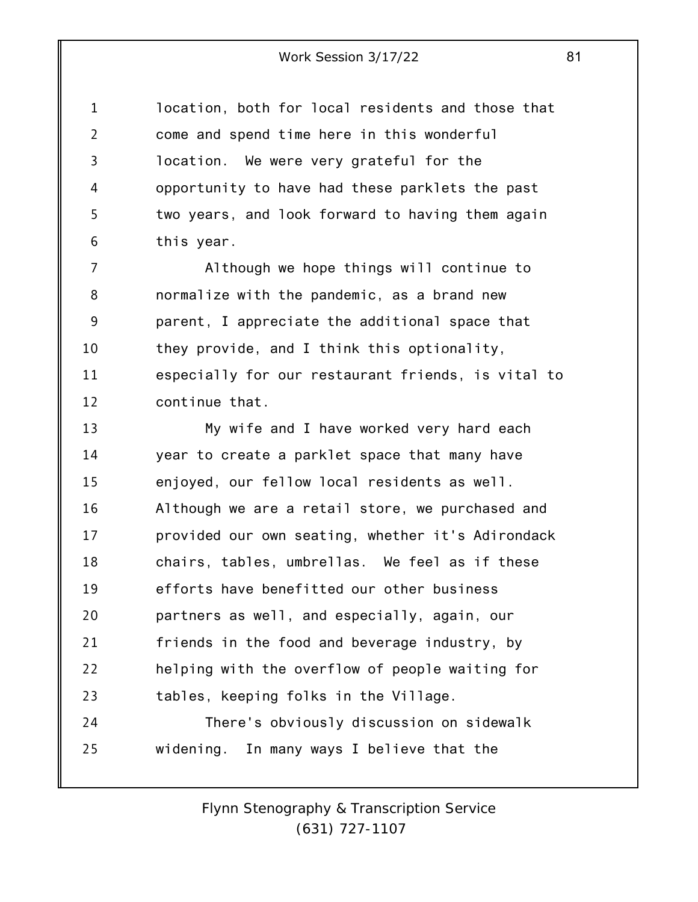location, both for local residents and those that come and spend time here in this wonderful location. We were very grateful for the opportunity to have had these parklets the past two years, and look forward to having them again this year.

Although we hope things will continue to normalize with the pandemic, as a brand new parent, I appreciate the additional space that they provide, and I think this optionality, especially for our restaurant friends, is vital to continue that.

My wife and I have worked very hard each year to create a parklet space that many have enjoyed, our fellow local residents as well. Although we are a retail store, we purchased and provided our own seating, whether it's Adirondack chairs, tables, umbrellas. We feel as if these efforts have benefitted our other business partners as well, and especially, again, our friends in the food and beverage industry, by helping with the overflow of people waiting for tables, keeping folks in the Village.

There's obviously discussion on sidewalk widening. In many ways I believe that the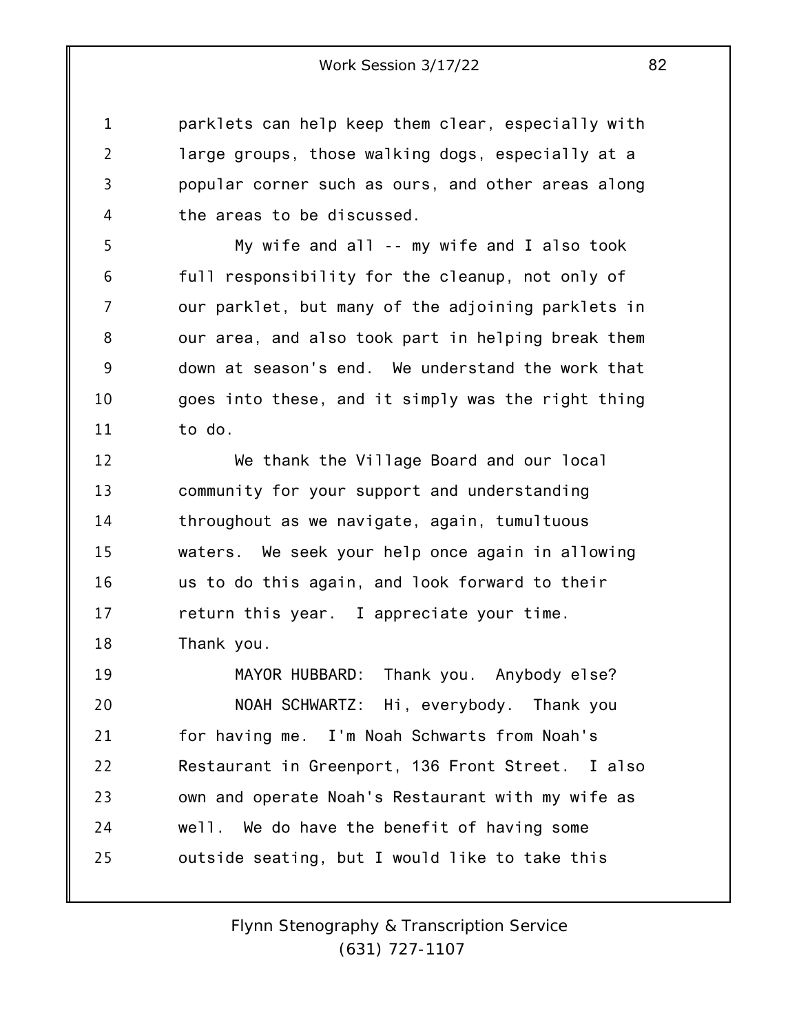parklets can help keep them clear, especially with large groups, those walking dogs, especially at a popular corner such as ours, and other areas along the areas to be discussed.

My wife and all -- my wife and I also took full responsibility for the cleanup, not only of our parklet, but many of the adjoining parklets in our area, and also took part in helping break them down at season's end. We understand the work that goes into these, and it simply was the right thing to do.

We thank the Village Board and our local community for your support and understanding throughout as we navigate, again, tumultuous waters. We seek your help once again in allowing us to do this again, and look forward to their return this year. I appreciate your time. Thank you.

MAYOR HUBBARD: Thank you. Anybody else?

NOAH SCHWARTZ: Hi, everybody. Thank you for having me. I'm Noah Schwarts from Noah's Restaurant in Greenport, 136 Front Street. I also own and operate Noah's Restaurant with my wife as well. We do have the benefit of having some outside seating, but I would like to take this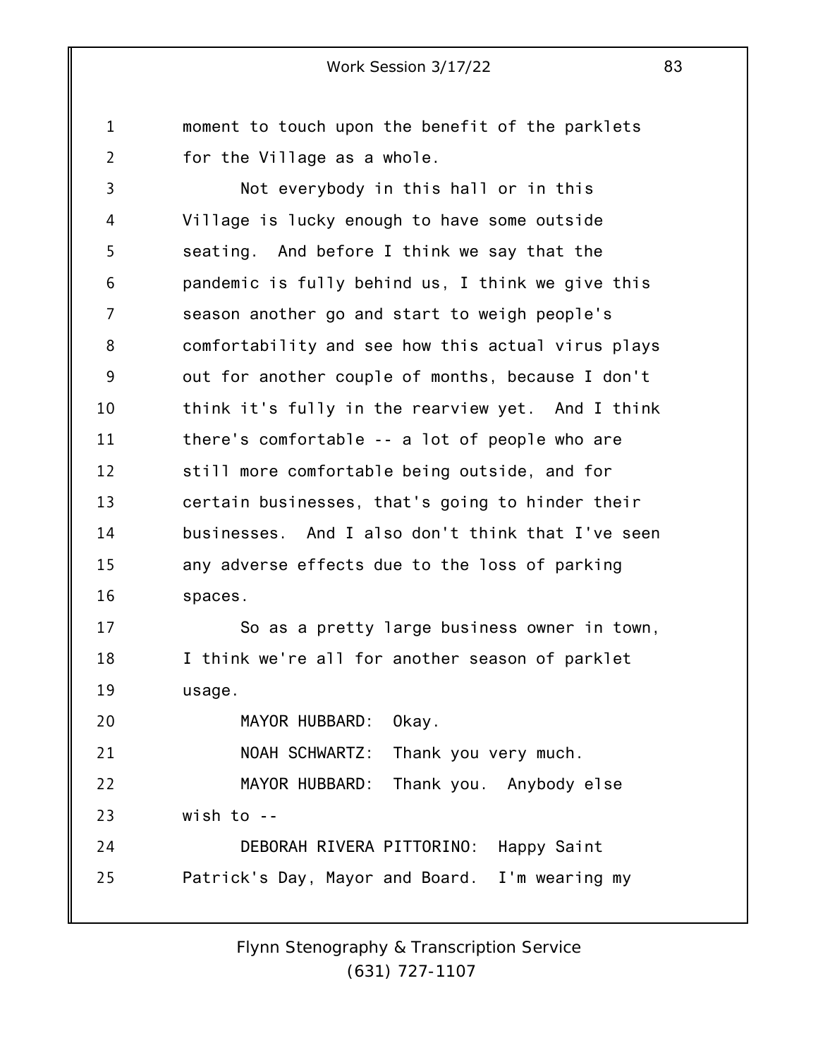moment to touch upon the benefit of the parklets for the Village as a whole.

Not everybody in this hall or in this Village is lucky enough to have some outside seating. And before I think we say that the pandemic is fully behind us, I think we give this season another go and start to weigh people's comfortability and see how this actual virus plays out for another couple of months, because I don't think it's fully in the rearview yet. And I think there's comfortable -- a lot of people who are still more comfortable being outside, and for certain businesses, that's going to hinder their businesses. And I also don't think that I've seen any adverse effects due to the loss of parking spaces.

So as a pretty large business owner in town, I think we're all for another season of parklet usage.

MAYOR HUBBARD: Okay.

NOAH SCHWARTZ: Thank you very much.

MAYOR HUBBARD: Thank you. Anybody else wish to --

DEBORAH RIVERA PITTORINO: Happy Saint Patrick's Day, Mayor and Board. I'm wearing my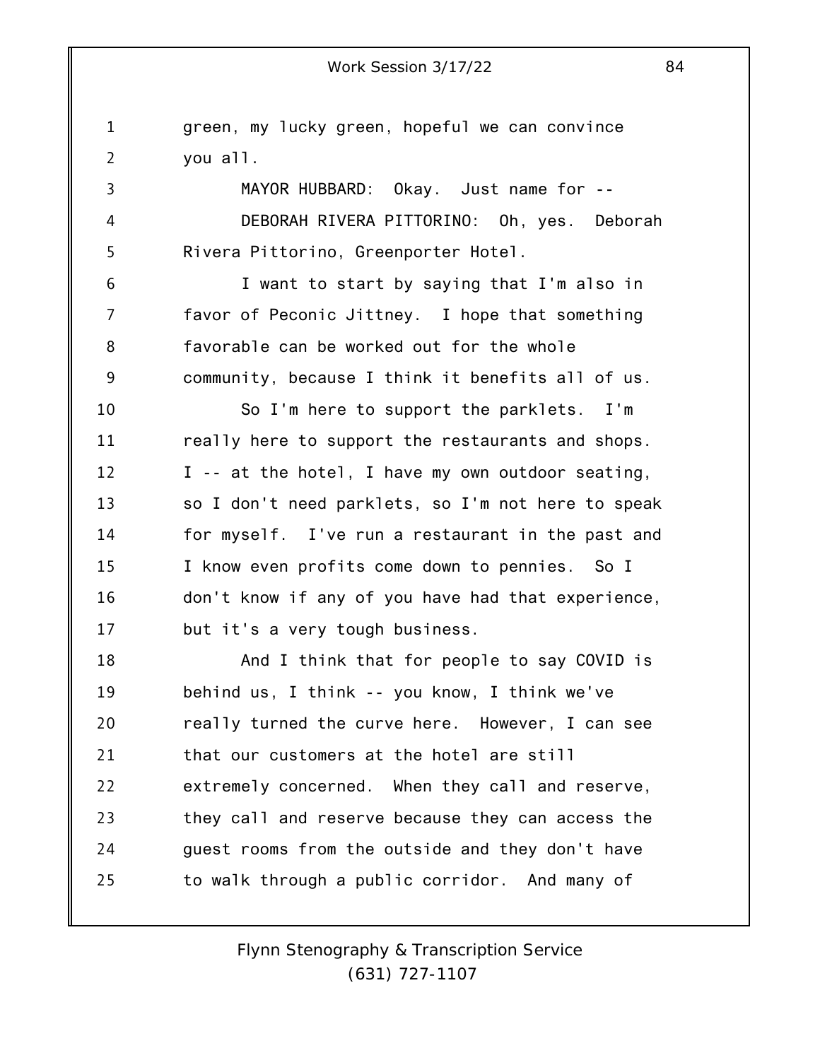green, my lucky green, hopeful we can convince you all.

MAYOR HUBBARD: Okay. Just name for --

DEBORAH RIVERA PITTORINO: Oh, yes. Deborah Rivera Pittorino, Greenporter Hotel.

I want to start by saying that I'm also in favor of Peconic Jittney. I hope that something favorable can be worked out for the whole community, because I think it benefits all of us.

So I'm here to support the parklets. I'm really here to support the restaurants and shops. I -- at the hotel, I have my own outdoor seating, so I don't need parklets, so I'm not here to speak for myself. I've run a restaurant in the past and I know even profits come down to pennies. So I don't know if any of you have had that experience, but it's a very tough business.

And I think that for people to say COVID is behind us, I think -- you know, I think we've really turned the curve here. However, I can see that our customers at the hotel are still extremely concerned. When they call and reserve, they call and reserve because they can access the guest rooms from the outside and they don't have to walk through a public corridor. And many of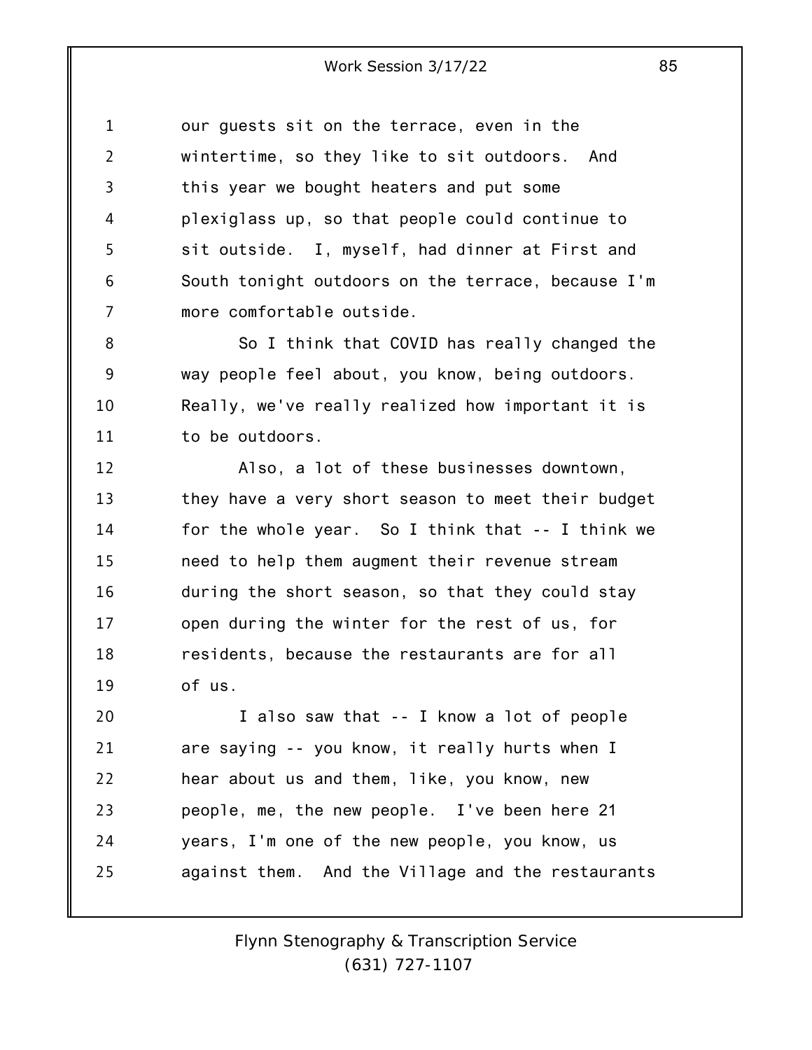our guests sit on the terrace, even in the wintertime, so they like to sit outdoors. And this year we bought heaters and put some plexiglass up, so that people could continue to sit outside. I, myself, had dinner at First and South tonight outdoors on the terrace, because I'm more comfortable outside.

So I think that COVID has really changed the way people feel about, you know, being outdoors. Really, we've really realized how important it is to be outdoors.

Also, a lot of these businesses downtown, they have a very short season to meet their budget for the whole year. So I think that -- I think we need to help them augment their revenue stream during the short season, so that they could stay open during the winter for the rest of us, for residents, because the restaurants are for all of us.

I also saw that -- I know a lot of people are saying -- you know, it really hurts when I hear about us and them, like, you know, new people, me, the new people. I've been here 21 years, I'm one of the new people, you know, us against them. And the Village and the restaurants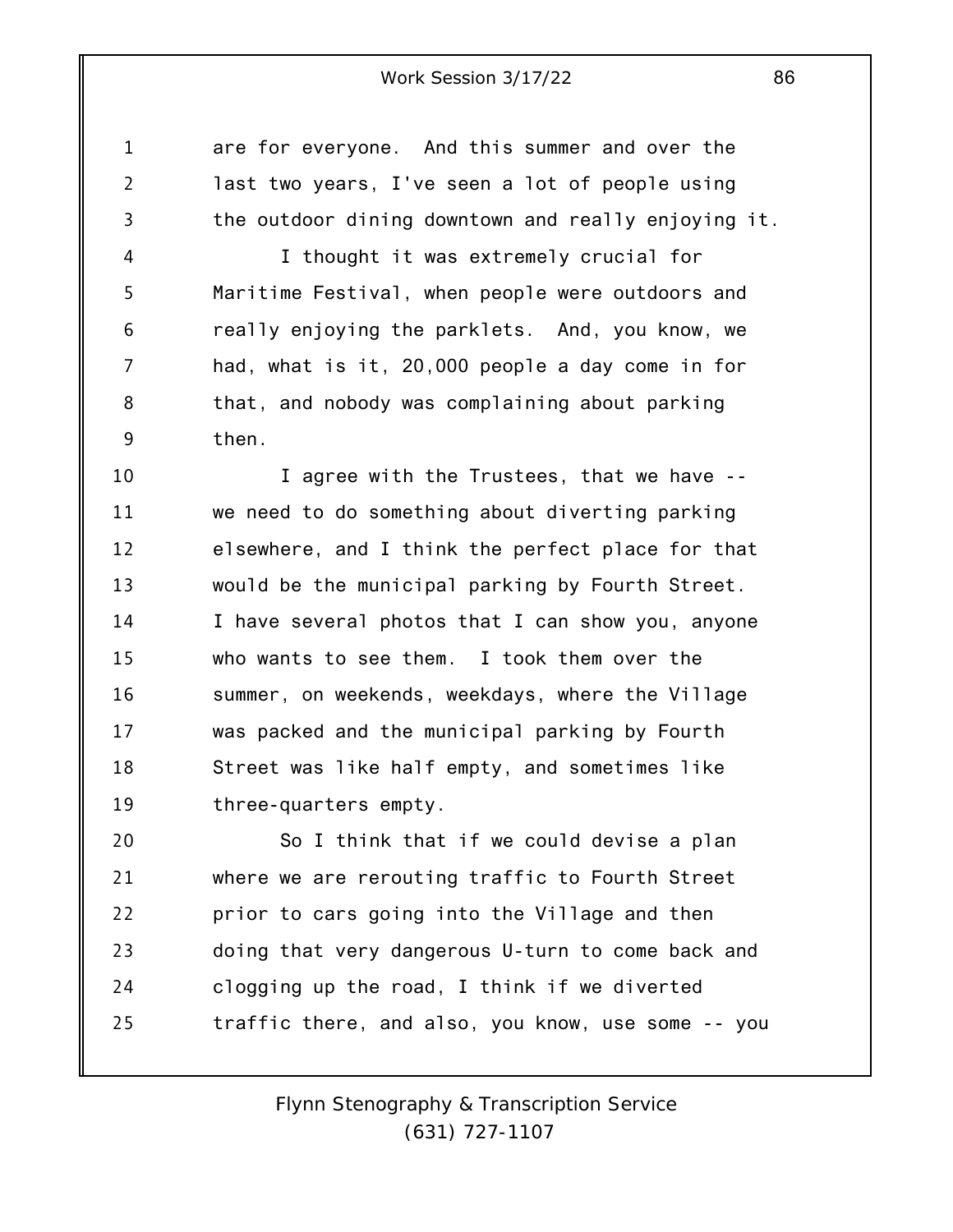are for everyone. And this summer and over the last two years, I've seen a lot of people using the outdoor dining downtown and really enjoying it.

I thought it was extremely crucial for Maritime Festival, when people were outdoors and really enjoying the parklets. And, you know, we had, what is it, 20,000 people a day come in for that, and nobody was complaining about parking then.

I agree with the Trustees, that we have -- we need to do something about diverting parking elsewhere, and I think the perfect place for that would be the municipal parking by Fourth Street. I have several photos that I can show you, anyone who wants to see them. I took them over the summer, on weekends, weekdays, where the Village was packed and the municipal parking by Fourth Street was like half empty, and sometimes like three-quarters empty.

So I think that if we could devise a plan where we are rerouting traffic to Fourth Street prior to cars going into the Village and then doing that very dangerous U-turn to come back and clogging up the road, I think if we diverted traffic there, and also, you know, use some -- you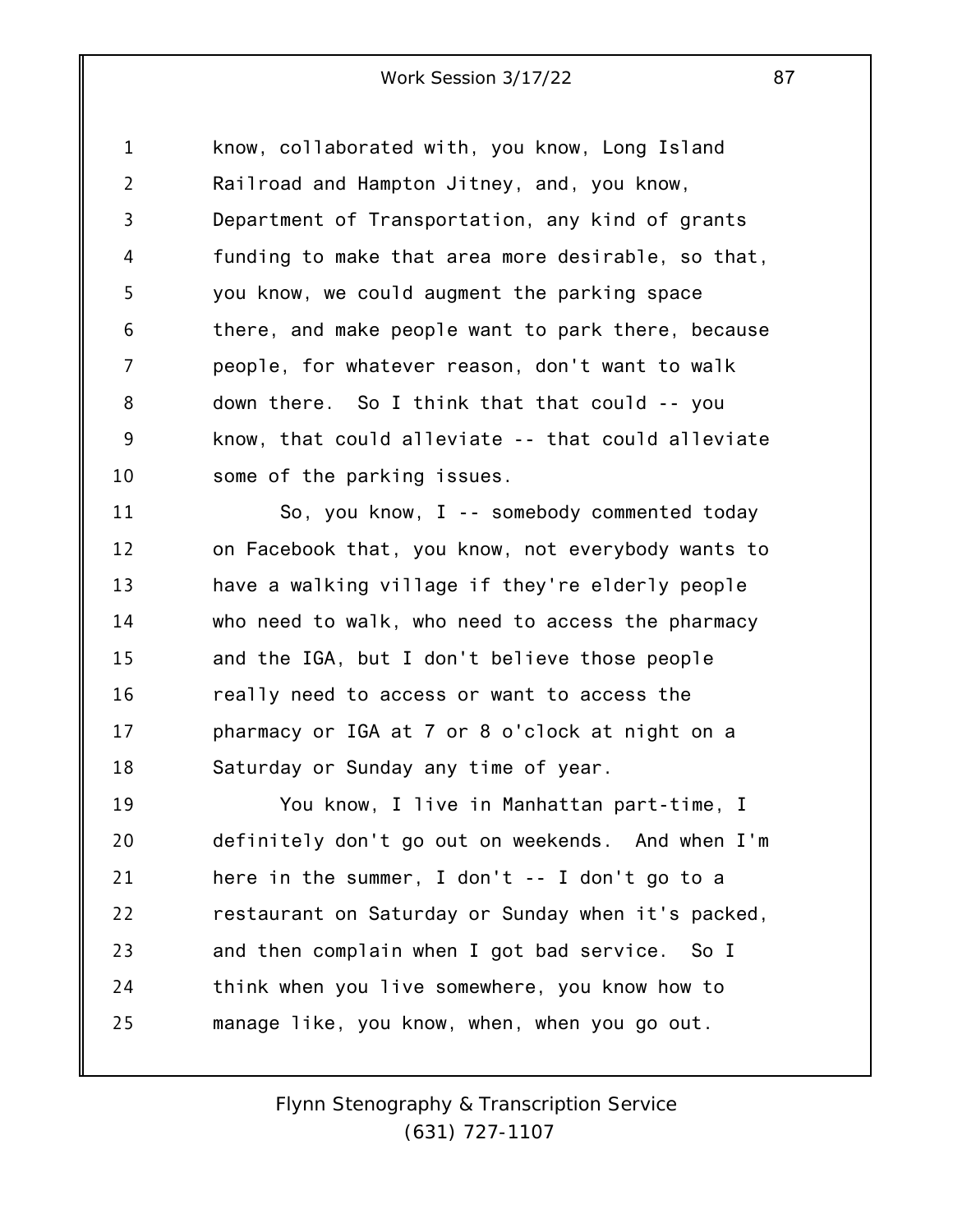know, collaborated with, you know, Long Island Railroad and Hampton Jitney, and, you know, Department of Transportation, any kind of grants funding to make that area more desirable, so that, you know, we could augment the parking space there, and make people want to park there, because people, for whatever reason, don't want to walk down there. So I think that that could -- you know, that could alleviate -- that could alleviate some of the parking issues.

So, you know, I -- somebody commented today on Facebook that, you know, not everybody wants to have a walking village if they're elderly people who need to walk, who need to access the pharmacy and the IGA, but I don't believe those people really need to access or want to access the pharmacy or IGA at 7 or 8 o'clock at night on a Saturday or Sunday any time of year.

You know, I live in Manhattan part-time, I definitely don't go out on weekends. And when I'm here in the summer, I don't -- I don't go to a restaurant on Saturday or Sunday when it's packed, and then complain when I got bad service. So I think when you live somewhere, you know how to manage like, you know, when, when you go out.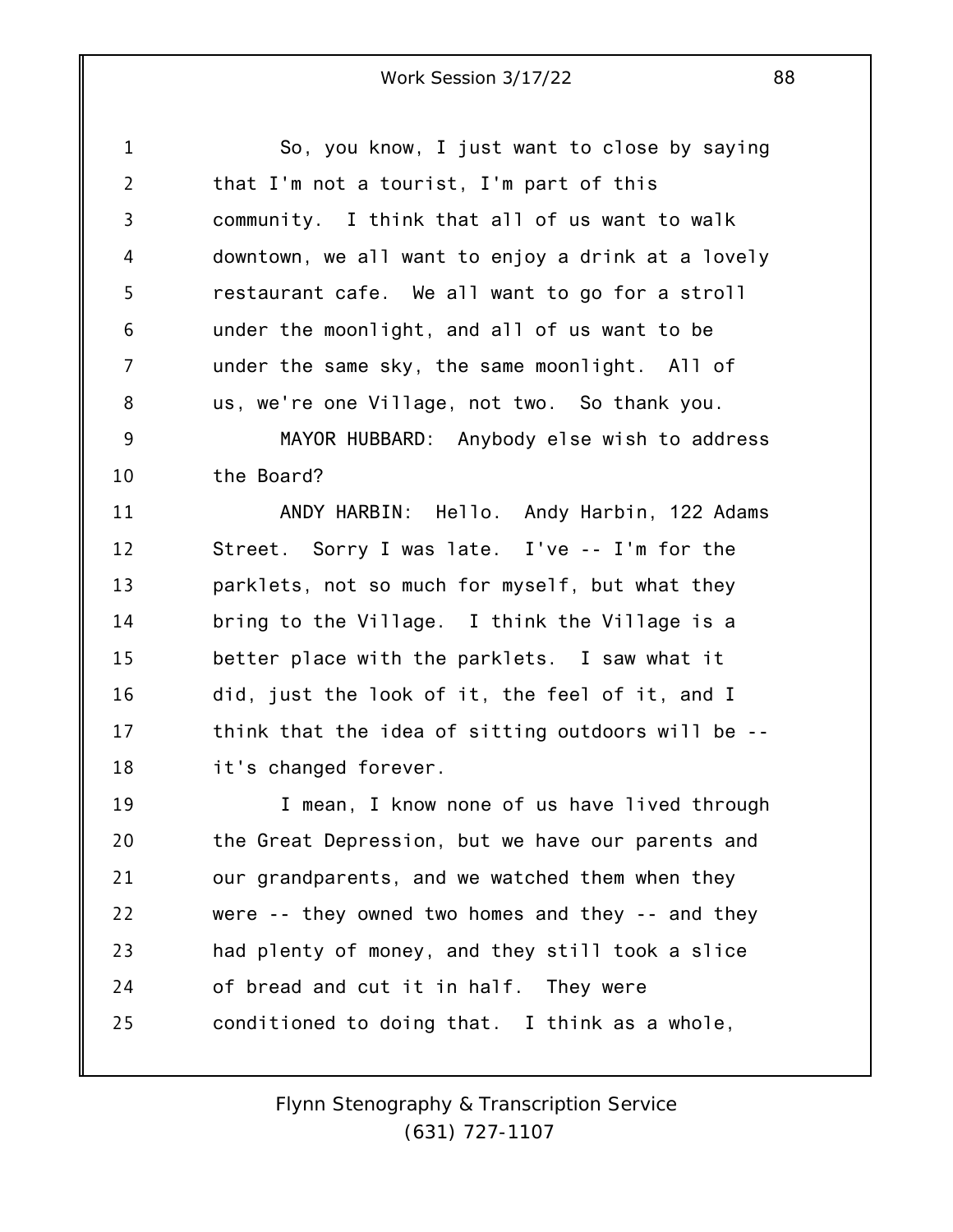So, you know, I just want to close by saying that I'm not a tourist, I'm part of this community. I think that all of us want to walk downtown, we all want to enjoy a drink at a lovely restaurant cafe. We all want to go for a stroll under the moonlight, and all of us want to be under the same sky, the same moonlight. All of us, we're one Village, not two. So thank you.

MAYOR HUBBARD: Anybody else wish to address the Board?

ANDY HARBIN: Hello. Andy Harbin, 122 Adams Street. Sorry I was late. I've -- I'm for the parklets, not so much for myself, but what they bring to the Village. I think the Village is a better place with the parklets. I saw what it did, just the look of it, the feel of it, and I think that the idea of sitting outdoors will be -- it's changed forever.

I mean, I know none of us have lived through the Great Depression, but we have our parents and our grandparents, and we watched them when they were -- they owned two homes and they -- and they had plenty of money, and they still took a slice of bread and cut it in half. They were conditioned to doing that. I think as a whole,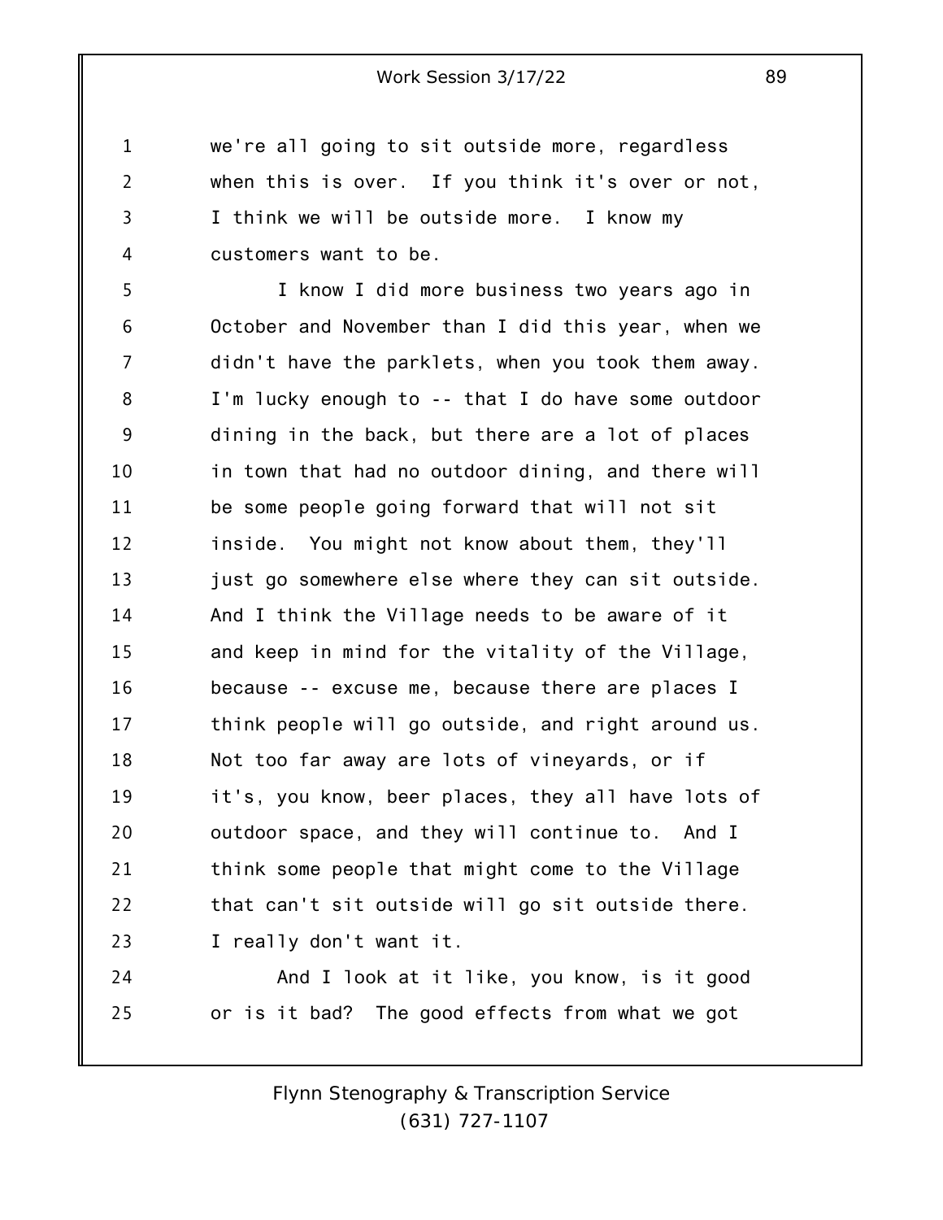we're all going to sit outside more, regardless when this is over. If you think it's over or not, I think we will be outside more. I know my customers want to be.

I know I did more business two years ago in October and November than I did this year, when we didn't have the parklets, when you took them away. I'm lucky enough to -- that I do have some outdoor dining in the back, but there are a lot of places in town that had no outdoor dining, and there will be some people going forward that will not sit inside. You might not know about them, they'll just go somewhere else where they can sit outside. And I think the Village needs to be aware of it and keep in mind for the vitality of the Village, because -- excuse me, because there are places I think people will go outside, and right around us. Not too far away are lots of vineyards, or if it's, you know, beer places, they all have lots of outdoor space, and they will continue to. And I think some people that might come to the Village that can't sit outside will go sit outside there. I really don't want it.

And I look at it like, you know, is it good or is it bad? The good effects from what we got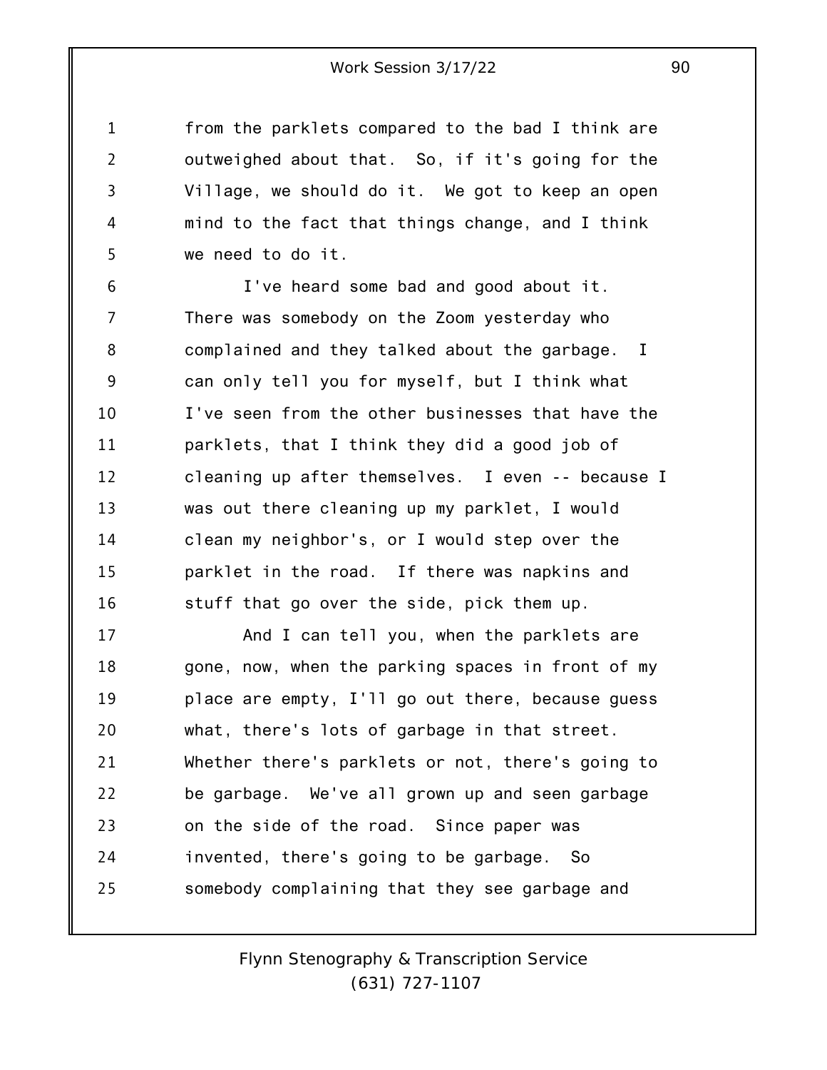from the parklets compared to the bad I think are outweighed about that. So, if it's going for the Village, we should do it. We got to keep an open mind to the fact that things change, and I think we need to do it.

I've heard some bad and good about it. There was somebody on the Zoom yesterday who complained and they talked about the garbage. I can only tell you for myself, but I think what I've seen from the other businesses that have the parklets, that I think they did a good job of cleaning up after themselves. I even -- because I was out there cleaning up my parklet, I would clean my neighbor's, or I would step over the parklet in the road. If there was napkins and stuff that go over the side, pick them up.

And I can tell you, when the parklets are gone, now, when the parking spaces in front of my place are empty, I'll go out there, because guess what, there's lots of garbage in that street. Whether there's parklets or not, there's going to be garbage. We've all grown up and seen garbage on the side of the road. Since paper was invented, there's going to be garbage. So somebody complaining that they see garbage and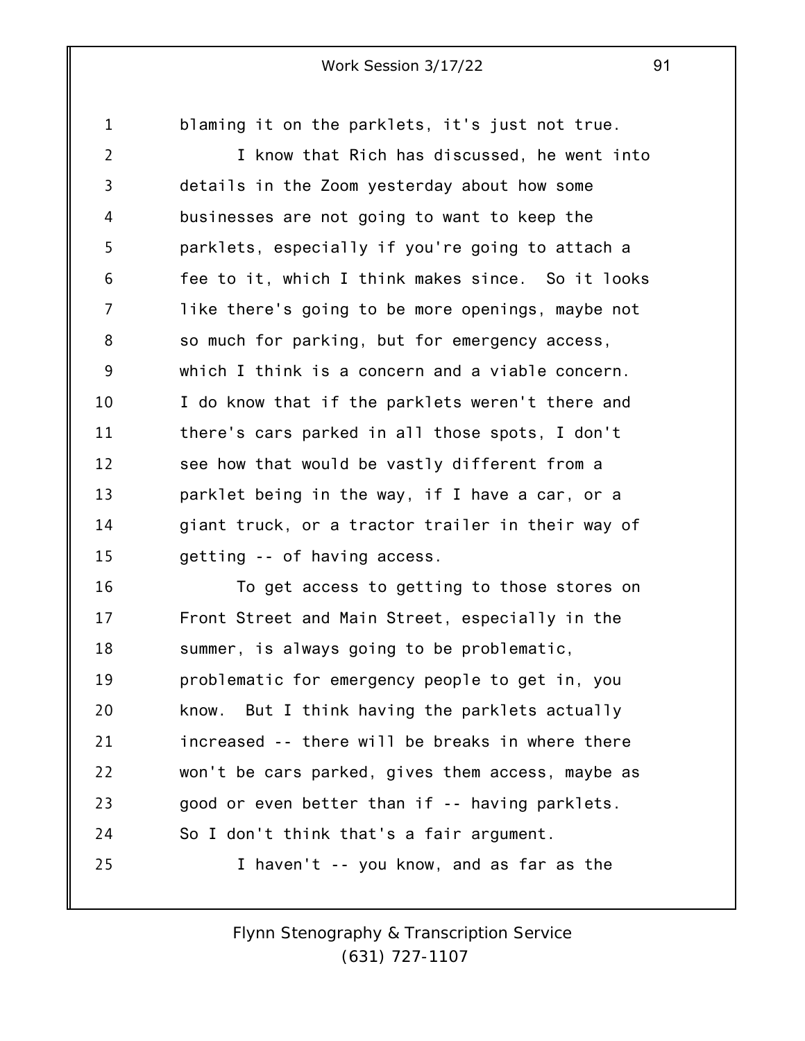blaming it on the parklets, it's just not true.

I know that Rich has discussed, he went into details in the Zoom yesterday about how some businesses are not going to want to keep the parklets, especially if you're going to attach a fee to it, which I think makes since. So it looks like there's going to be more openings, maybe not so much for parking, but for emergency access, which I think is a concern and a viable concern. I do know that if the parklets weren't there and there's cars parked in all those spots, I don't see how that would be vastly different from a parklet being in the way, if I have a car, or a giant truck, or a tractor trailer in their way of getting -- of having access.

To get access to getting to those stores on Front Street and Main Street, especially in the summer, is always going to be problematic, problematic for emergency people to get in, you know. But I think having the parklets actually increased -- there will be breaks in where there won't be cars parked, gives them access, maybe as good or even better than if -- having parklets. So I don't think that's a fair argument.

I haven't -- you know, and as far as the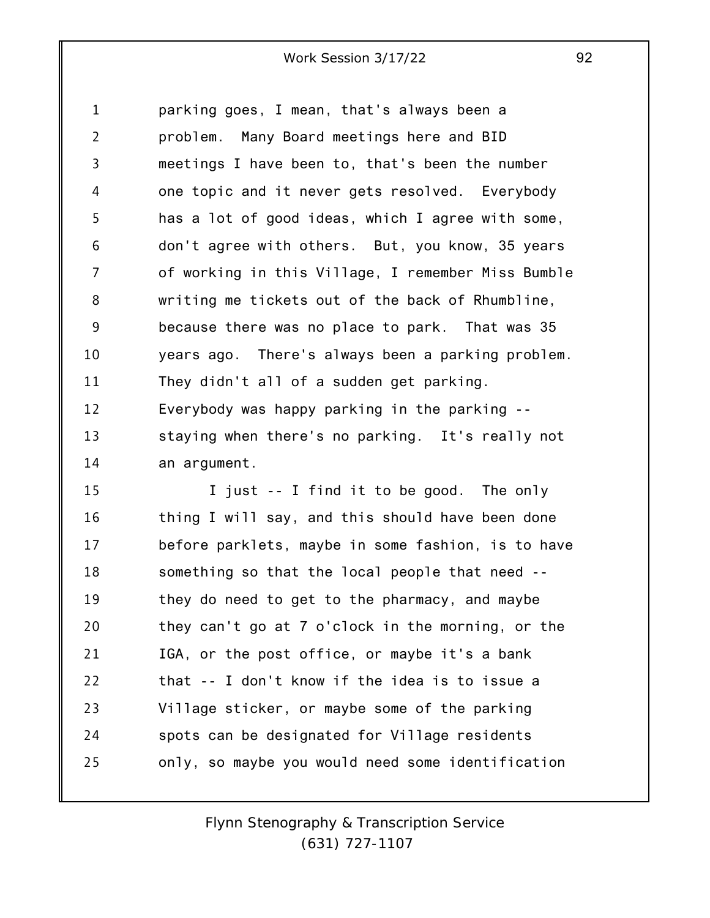parking goes, I mean, that's always been a problem. Many Board meetings here and BID meetings I have been to, that's been the number one topic and it never gets resolved. Everybody has a lot of good ideas, which I agree with some, don't agree with others. But, you know, 35 years of working in this Village, I remember Miss Bumble writing me tickets out of the back of Rhumbline, because there was no place to park. That was 35 years ago. There's always been a parking problem. They didn't all of a sudden get parking. Everybody was happy parking in the parking -- staying when there's no parking. It's really not an argument.

I just -- I find it to be good. The only thing I will say, and this should have been done before parklets, maybe in some fashion, is to have something so that the local people that need -- they do need to get to the pharmacy, and maybe they can't go at 7 o'clock in the morning, or the IGA, or the post office, or maybe it's a bank that -- I don't know if the idea is to issue a Village sticker, or maybe some of the parking spots can be designated for Village residents only, so maybe you would need some identification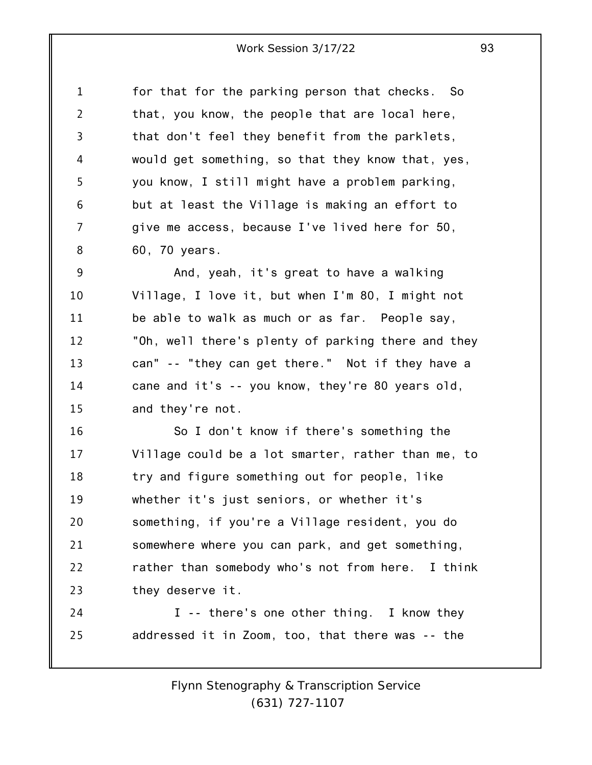for that for the parking person that checks. So that, you know, the people that are local here, that don't feel they benefit from the parklets, would get something, so that they know that, yes, you know, I still might have a problem parking, but at least the Village is making an effort to give me access, because I've lived here for 50, 60, 70 years.

And, yeah, it's great to have a walking Village, I love it, but when I'm 80, I might not be able to walk as much or as far. People say, "Oh, well there's plenty of parking there and they can" -- "they can get there." Not if they have a cane and it's -- you know, they're 80 years old, and they're not.

So I don't know if there's something the Village could be a lot smarter, rather than me, to try and figure something out for people, like whether it's just seniors, or whether it's something, if you're a Village resident, you do somewhere where you can park, and get something, rather than somebody who's not from here. I think they deserve it.

I -- there's one other thing. I know they addressed it in Zoom, too, that there was -- the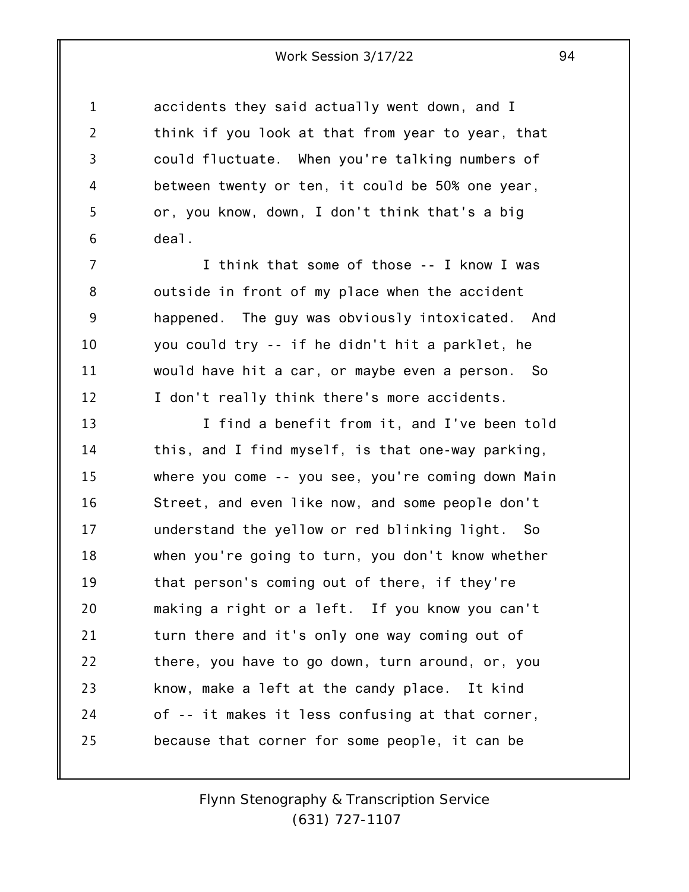accidents they said actually went down, and I think if you look at that from year to year, that could fluctuate. When you're talking numbers of between twenty or ten, it could be 50% one year, or, you know, down, I don't think that's a big deal.

I think that some of those -- I know I was outside in front of my place when the accident happened. The guy was obviously intoxicated. And you could try -- if he didn't hit a parklet, he would have hit a car, or maybe even a person. So I don't really think there's more accidents.

I find a benefit from it, and I've been told this, and I find myself, is that one-way parking, where you come -- you see, you're coming down Main Street, and even like now, and some people don't understand the yellow or red blinking light. So when you're going to turn, you don't know whether that person's coming out of there, if they're making a right or a left. If you know you can't turn there and it's only one way coming out of there, you have to go down, turn around, or, you know, make a left at the candy place. It kind of -- it makes it less confusing at that corner, because that corner for some people, it can be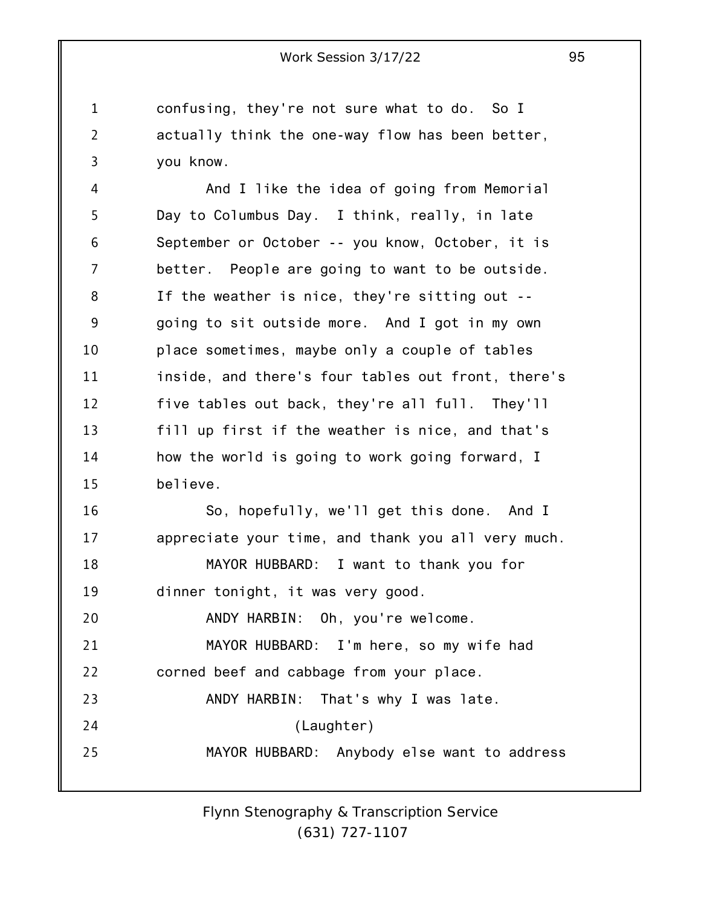confusing, they're not sure what to do. So I actually think the one-way flow has been better, you know.

And I like the idea of going from Memorial Day to Columbus Day. I think, really, in late September or October -- you know, October, it is better. People are going to want to be outside. If the weather is nice, they're sitting out -- going to sit outside more. And I got in my own place sometimes, maybe only a couple of tables inside, and there's four tables out front, there's five tables out back, they're all full. They'll fill up first if the weather is nice, and that's how the world is going to work going forward, I believe.

So, hopefully, we'll get this done. And I appreciate your time, and thank you all very much.

MAYOR HUBBARD: I want to thank you for dinner tonight, it was very good.

ANDY HARBIN: Oh, you're welcome.

MAYOR HUBBARD: I'm here, so my wife had corned beef and cabbage from your place.

ANDY HARBIN: That's why I was late.

(Laughter)

MAYOR HUBBARD: Anybody else want to address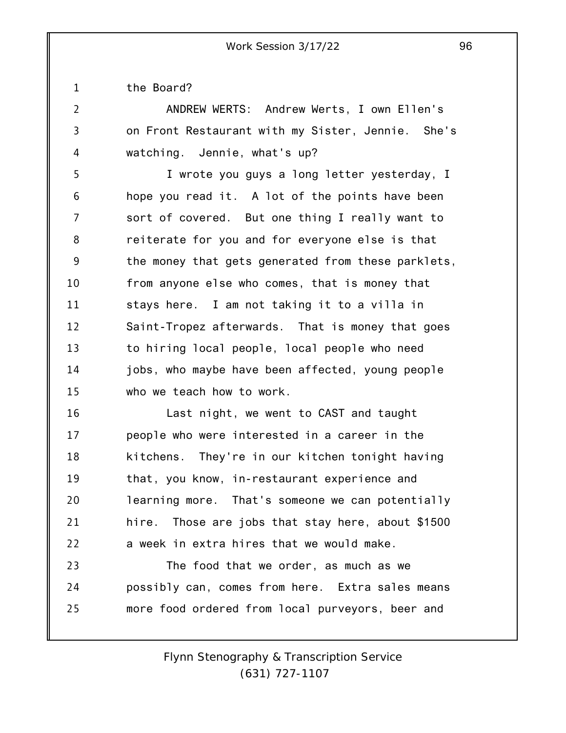the Board?

ANDREW WERTS: Andrew Werts, I own Ellen's on Front Restaurant with my Sister, Jennie. She's watching. Jennie, what's up?

I wrote you guys a long letter yesterday, I hope you read it. A lot of the points have been sort of covered. But one thing I really want to reiterate for you and for everyone else is that the money that gets generated from these parklets, from anyone else who comes, that is money that stays here. I am not taking it to a villa in Saint-Tropez afterwards. That is money that goes to hiring local people, local people who need jobs, who maybe have been affected, young people who we teach how to work.

Last night, we went to CAST and taught people who were interested in a career in the kitchens. They're in our kitchen tonight having that, you know, in-restaurant experience and learning more. That's someone we can potentially hire. Those are jobs that stay here, about $1500 a week in extra hires that we would make.

The food that we order, as much as we possibly can, comes from here. Extra sales means more food ordered from local purveyors, beer and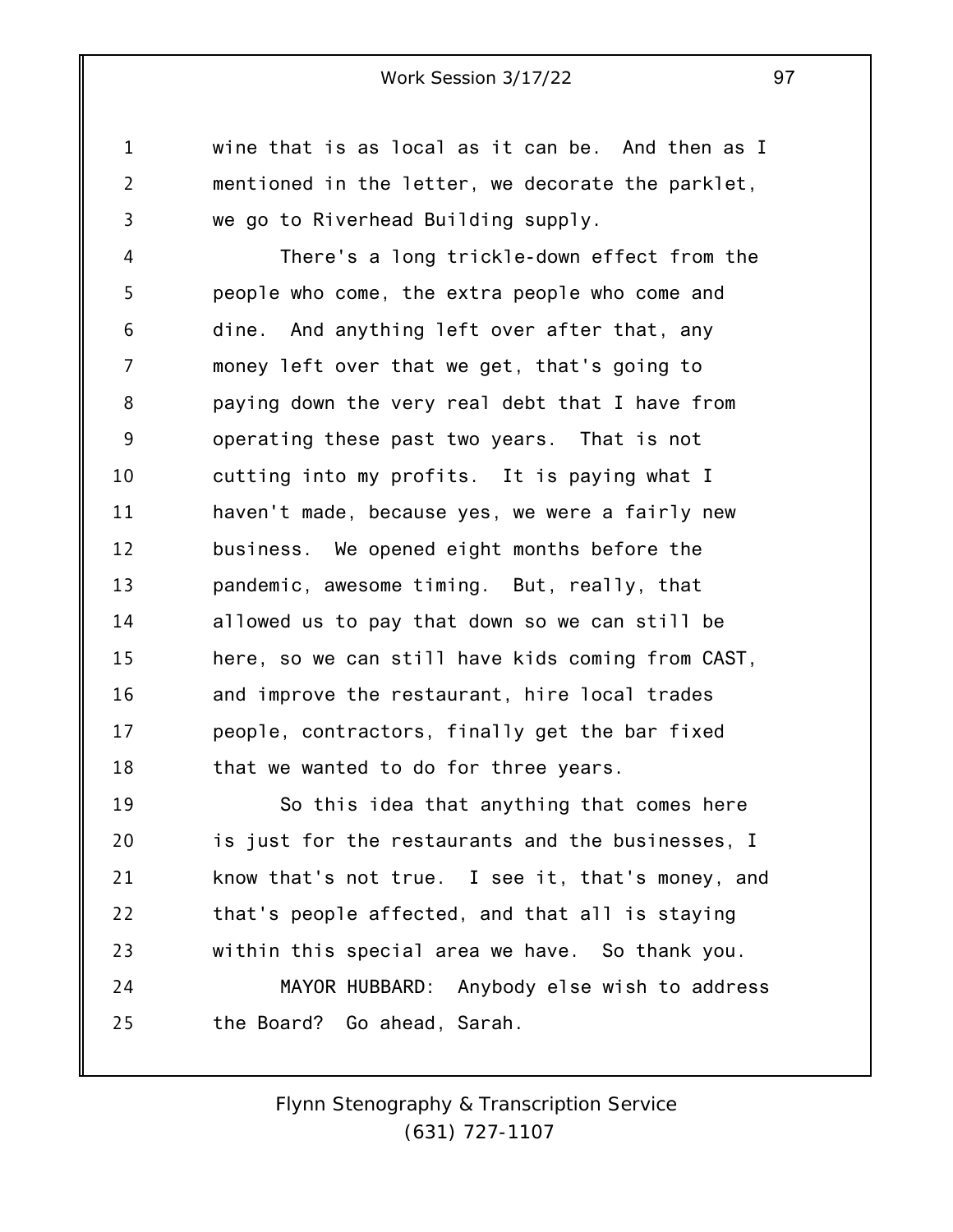wine that is as local as it can be. And then as I mentioned in the letter, we decorate the parklet, we go to Riverhead Building supply.

There's a long trickle-down effect from the people who come, the extra people who come and dine. And anything left over after that, any money left over that we get, that's going to paying down the very real debt that I have from operating these past two years. That is not cutting into my profits. It is paying what I haven't made, because yes, we were a fairly new business. We opened eight months before the pandemic, awesome timing. But, really, that allowed us to pay that down so we can still be here, so we can still have kids coming from CAST, and improve the restaurant, hire local trades people, contractors, finally get the bar fixed that we wanted to do for three years.

So this idea that anything that comes here is just for the restaurants and the businesses, I know that's not true. I see it, that's money, and that's people affected, and that all is staying within this special area we have. So thank you.

MAYOR HUBBARD: Anybody else wish to address the Board? Go ahead, Sarah.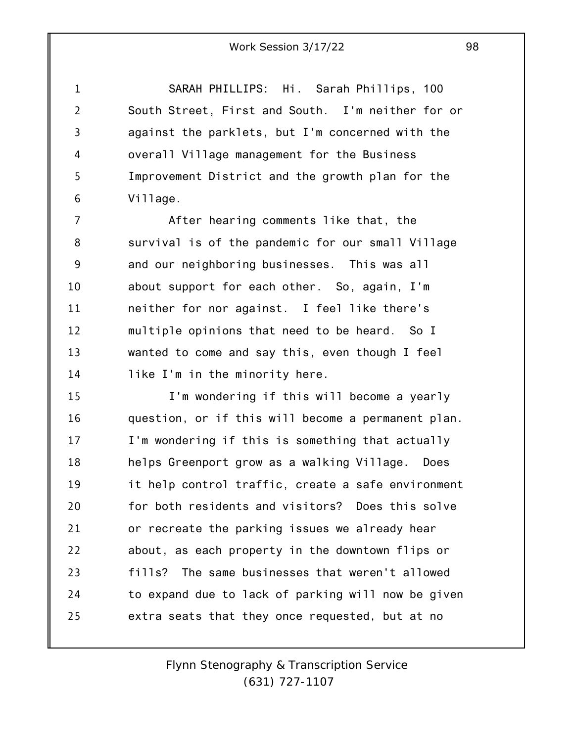SARAH PHILLIPS: Hi. Sarah Phillips, 100 South Street, First and South. I'm neither for or against the parklets, but I'm concerned with the overall Village management for the Business Improvement District and the growth plan for the Village.

After hearing comments like that, the survival is of the pandemic for our small Village and our neighboring businesses. This was all about support for each other. So, again, I'm neither for nor against. I feel like there's multiple opinions that need to be heard. So I wanted to come and say this, even though I feel like I'm in the minority here.

I'm wondering if this will become a yearly question, or if this will become a permanent plan. I'm wondering if this is something that actually helps Greenport grow as a walking Village. Does it help control traffic, create a safe environment for both residents and visitors? Does this solve or recreate the parking issues we already hear about, as each property in the downtown flips or fills? The same businesses that weren't allowed to expand due to lack of parking will now be given extra seats that they once requested, but at no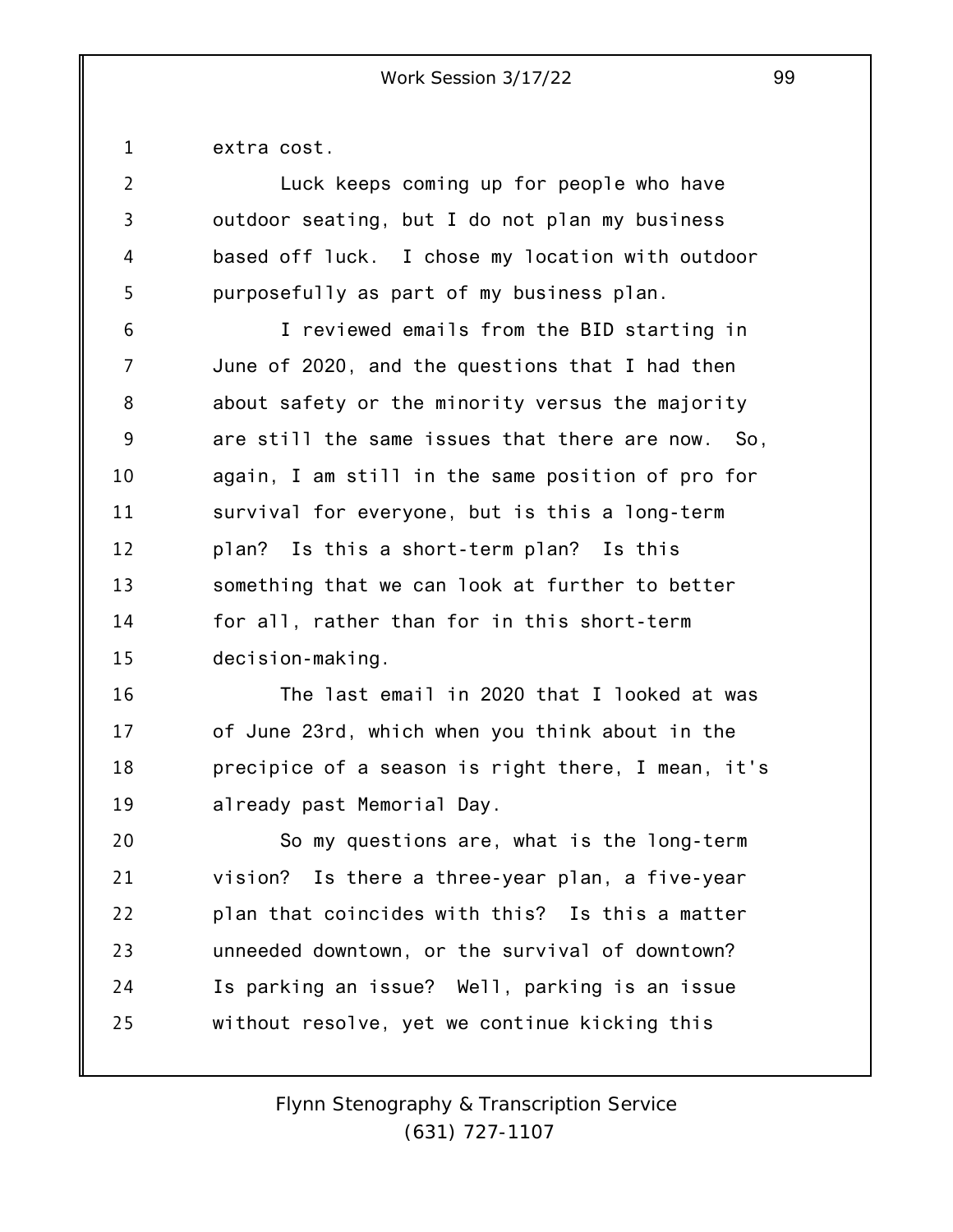extra cost.

Luck keeps coming up for people who have outdoor seating, but I do not plan my business based off luck. I chose my location with outdoor purposefully as part of my business plan.

I reviewed emails from the BID starting in June of 2020, and the questions that I had then about safety or the minority versus the majority are still the same issues that there are now. So, again, I am still in the same position of pro for survival for everyone, but is this a long-term plan? Is this a short-term plan? Is this something that we can look at further to better for all, rather than for in this short-term decision-making.

The last email in 2020 that I looked at was of June 23rd, which when you think about in the precipice of a season is right there, I mean, it's already past Memorial Day.

So my questions are, what is the long-term vision? Is there a three-year plan, a five-year plan that coincides with this? Is this a matter unneeded downtown, or the survival of downtown? Is parking an issue? Well, parking is an issue without resolve, yet we continue kicking this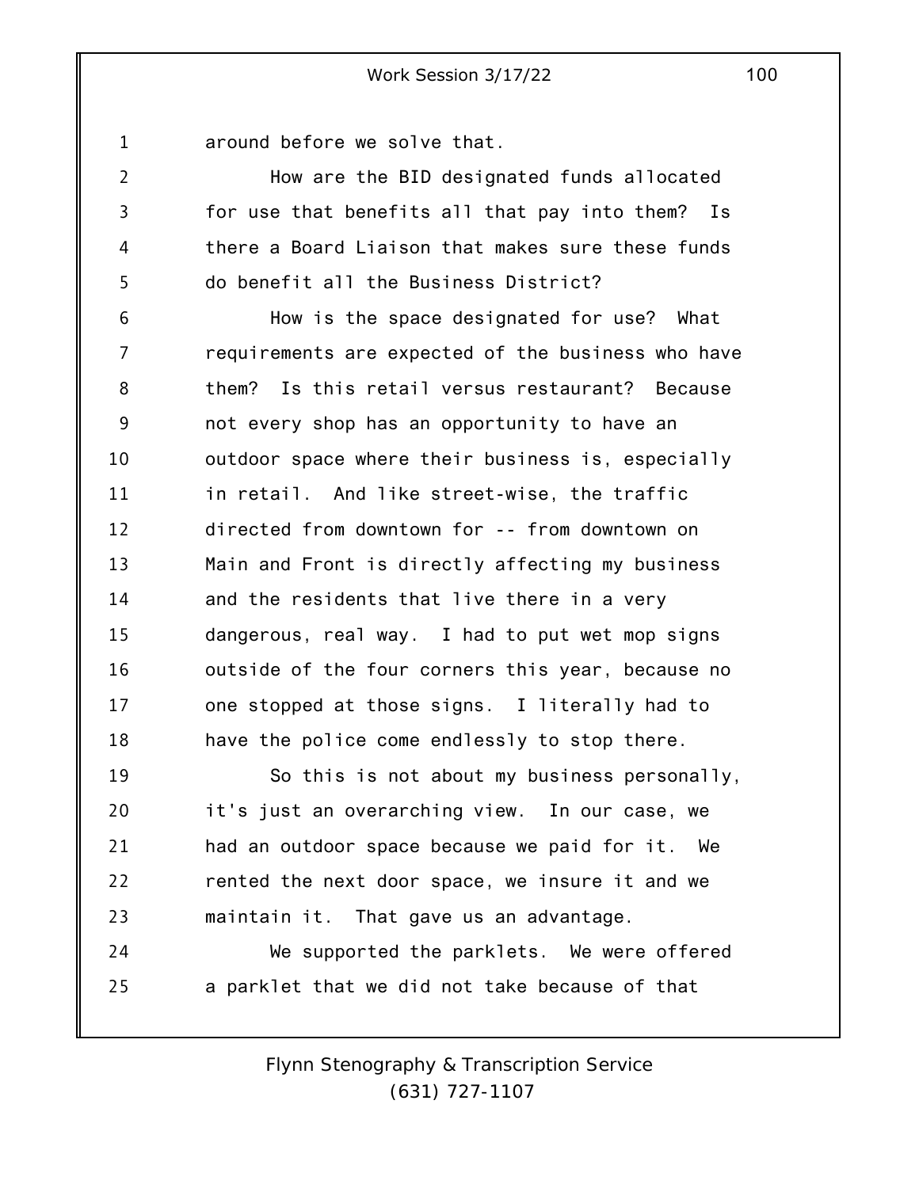around before we solve that.

How are the BID designated funds allocated for use that benefits all that pay into them? Is there a Board Liaison that makes sure these funds do benefit all the Business District?

How is the space designated for use? What requirements are expected of the business who have them? Is this retail versus restaurant? Because not every shop has an opportunity to have an outdoor space where their business is, especially in retail. And like street-wise, the traffic directed from downtown for -- from downtown on Main and Front is directly affecting my business and the residents that live there in a very dangerous, real way. I had to put wet mop signs outside of the four corners this year, because no one stopped at those signs. I literally had to have the police come endlessly to stop there.

So this is not about my business personally, it's just an overarching view. In our case, we had an outdoor space because we paid for it. We rented the next door space, we insure it and we maintain it. That gave us an advantage.

We supported the parklets. We were offered a parklet that we did not take because of that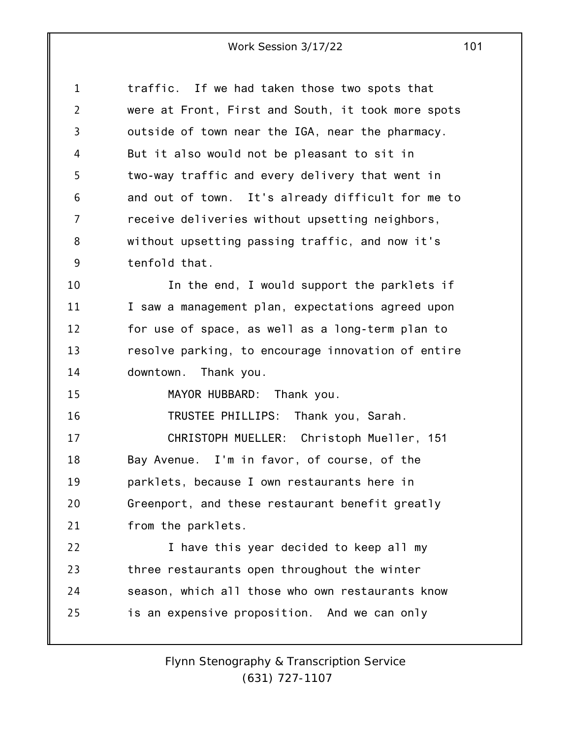traffic. If we had taken those two spots that were at Front, First and South, it took more spots outside of town near the IGA, near the pharmacy. But it also would not be pleasant to sit in two-way traffic and every delivery that went in and out of town. It's already difficult for me to receive deliveries without upsetting neighbors, without upsetting passing traffic, and now it's tenfold that.

In the end, I would support the parklets if I saw a management plan, expectations agreed upon for use of space, as well as a long-term plan to resolve parking, to encourage innovation of entire downtown. Thank you.

MAYOR HUBBARD: Thank you.

TRUSTEE PHILLIPS: Thank you, Sarah.

CHRISTOPH MUELLER: Christoph Mueller, 151 Bay Avenue. I'm in favor, of course, of the parklets, because I own restaurants here in Greenport, and these restaurant benefit greatly from the parklets.

I have this year decided to keep all my three restaurants open throughout the winter season, which all those who own restaurants know is an expensive proposition. And we can only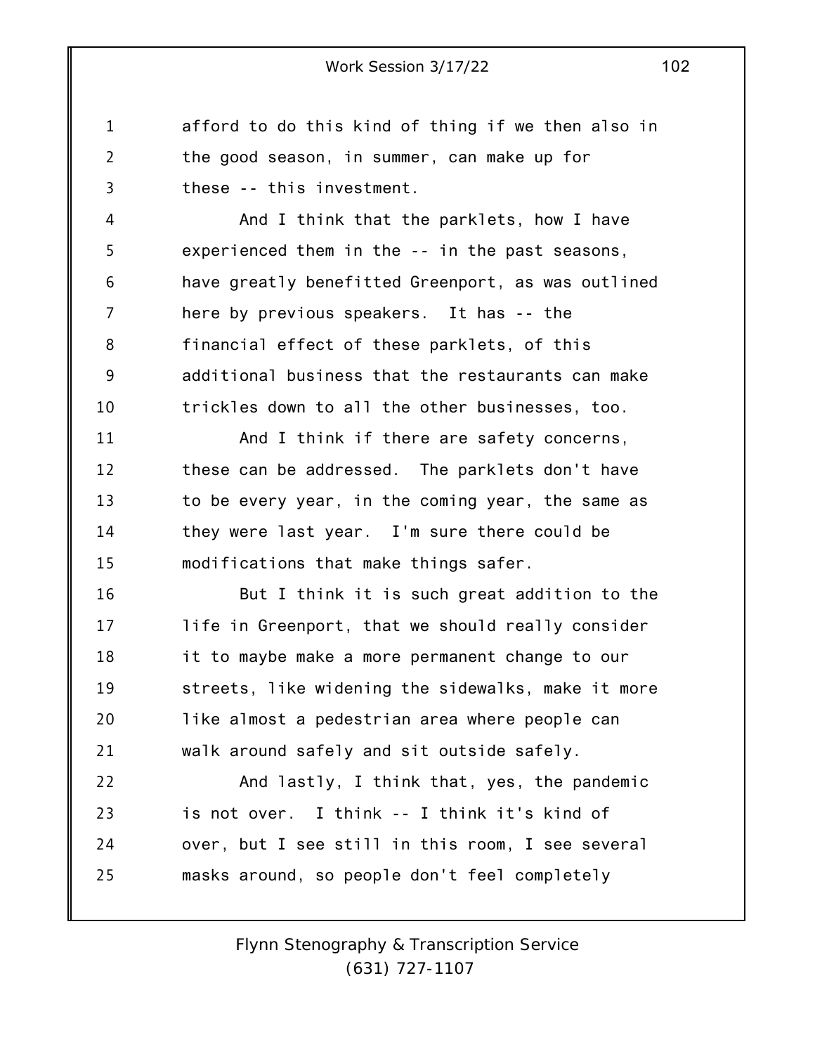afford to do this kind of thing if we then also in the good season, in summer, can make up for these -- this investment.

And I think that the parklets, how I have experienced them in the -- in the past seasons, have greatly benefitted Greenport, as was outlined here by previous speakers. It has -- the financial effect of these parklets, of this additional business that the restaurants can make trickles down to all the other businesses, too.

And I think if there are safety concerns, these can be addressed. The parklets don't have to be every year, in the coming year, the same as they were last year. I'm sure there could be modifications that make things safer.

But I think it is such great addition to the life in Greenport, that we should really consider it to maybe make a more permanent change to our streets, like widening the sidewalks, make it more like almost a pedestrian area where people can walk around safely and sit outside safely.

And lastly, I think that, yes, the pandemic is not over. I think -- I think it's kind of over, but I see still in this room, I see several masks around, so people don't feel completely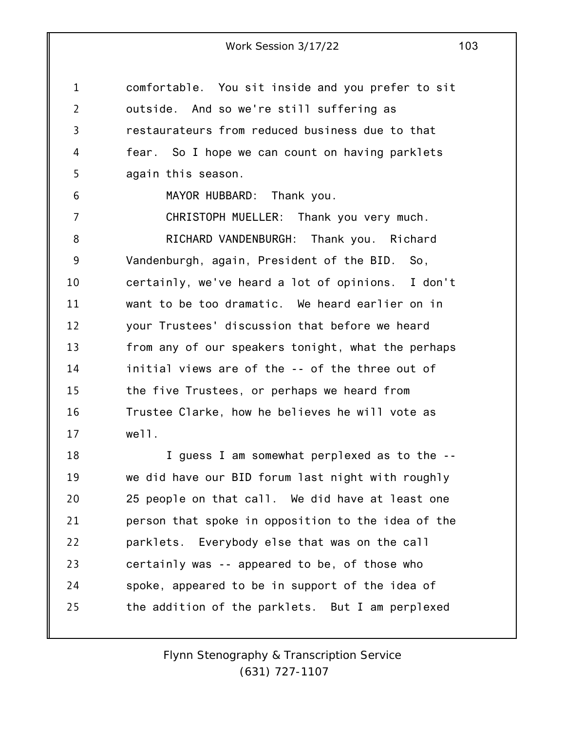comfortable. You sit inside and you prefer to sit outside. And so we're still suffering as restaurateurs from reduced business due to that fear. So I hope we can count on having parklets again this season.

MAYOR HUBBARD: Thank you.

CHRISTOPH MUELLER: Thank you very much.

RICHARD VANDENBURGH: Thank you. Richard Vandenburgh, again, President of the BID. So, certainly, we've heard a lot of opinions. I don't want to be too dramatic. We heard earlier on in your Trustees' discussion that before we heard from any of our speakers tonight, what the perhaps initial views are of the -- of the three out of the five Trustees, or perhaps we heard from Trustee Clarke, how he believes he will vote as well.

I guess I am somewhat perplexed as to the -- we did have our BID forum last night with roughly 25 people on that call. We did have at least one person that spoke in opposition to the idea of the parklets. Everybody else that was on the call certainly was -- appeared to be, of those who spoke, appeared to be in support of the idea of the addition of the parklets. But I am perplexed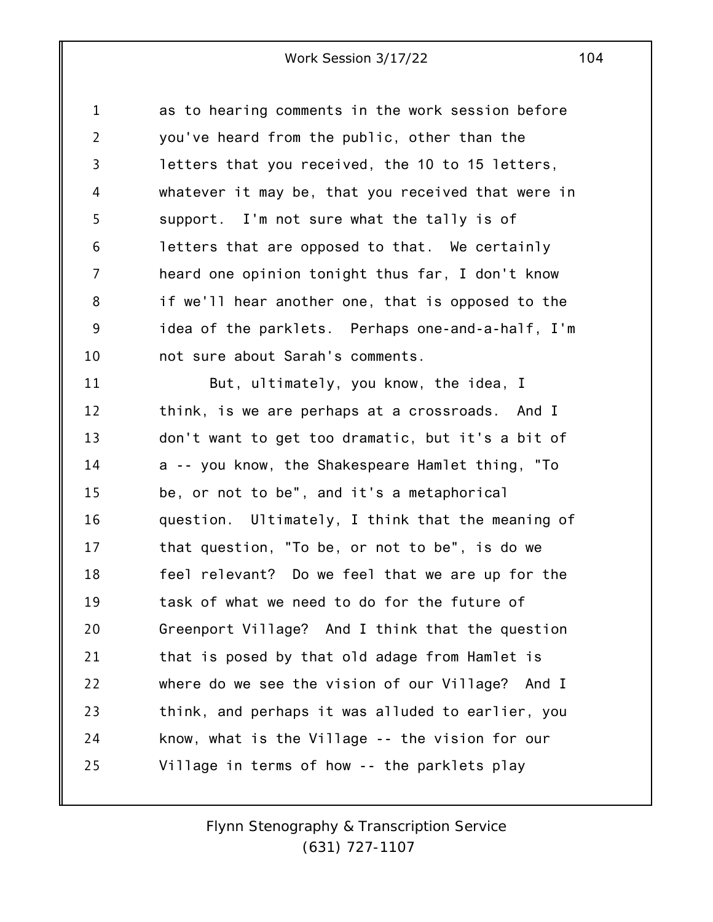as to hearing comments in the work session before you've heard from the public, other than the letters that you received, the 10 to 15 letters, whatever it may be, that you received that were in support. I'm not sure what the tally is of letters that are opposed to that. We certainly heard one opinion tonight thus far, I don't know if we'll hear another one, that is opposed to the idea of the parklets. Perhaps one-and-a-half, I'm not sure about Sarah's comments.

But, ultimately, you know, the idea, I think, is we are perhaps at a crossroads. And I don't want to get too dramatic, but it's a bit of a -- you know, the Shakespeare Hamlet thing, "To be, or not to be", and it's a metaphorical question. Ultimately, I think that the meaning of that question, "To be, or not to be", is do we feel relevant? Do we feel that we are up for the task of what we need to do for the future of Greenport Village? And I think that the question that is posed by that old adage from Hamlet is where do we see the vision of our Village? And I think, and perhaps it was alluded to earlier, you know, what is the Village -- the vision for our Village in terms of how -- the parklets play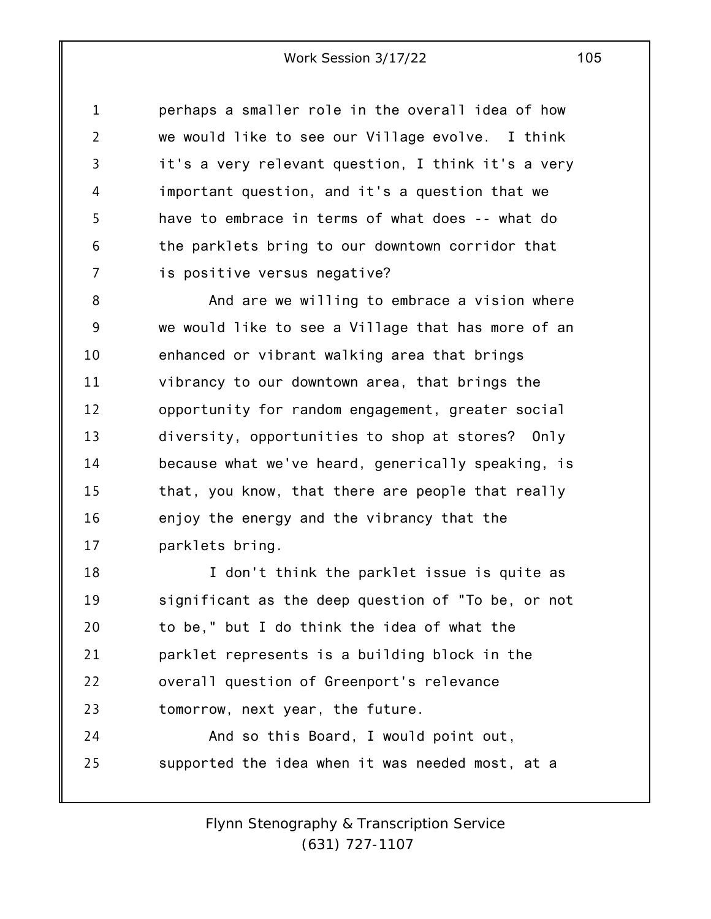perhaps a smaller role in the overall idea of how we would like to see our Village evolve. I think it's a very relevant question, I think it's a very important question, and it's a question that we have to embrace in terms of what does -- what do the parklets bring to our downtown corridor that is positive versus negative?

And are we willing to embrace a vision where we would like to see a Village that has more of an enhanced or vibrant walking area that brings vibrancy to our downtown area, that brings the opportunity for random engagement, greater social diversity, opportunities to shop at stores? Only because what we've heard, generically speaking, is that, you know, that there are people that really enjoy the energy and the vibrancy that the parklets bring.

I don't think the parklet issue is quite as significant as the deep question of "To be, or not to be," but I do think the idea of what the parklet represents is a building block in the overall question of Greenport's relevance tomorrow, next year, the future.

And so this Board, I would point out, supported the idea when it was needed most, at a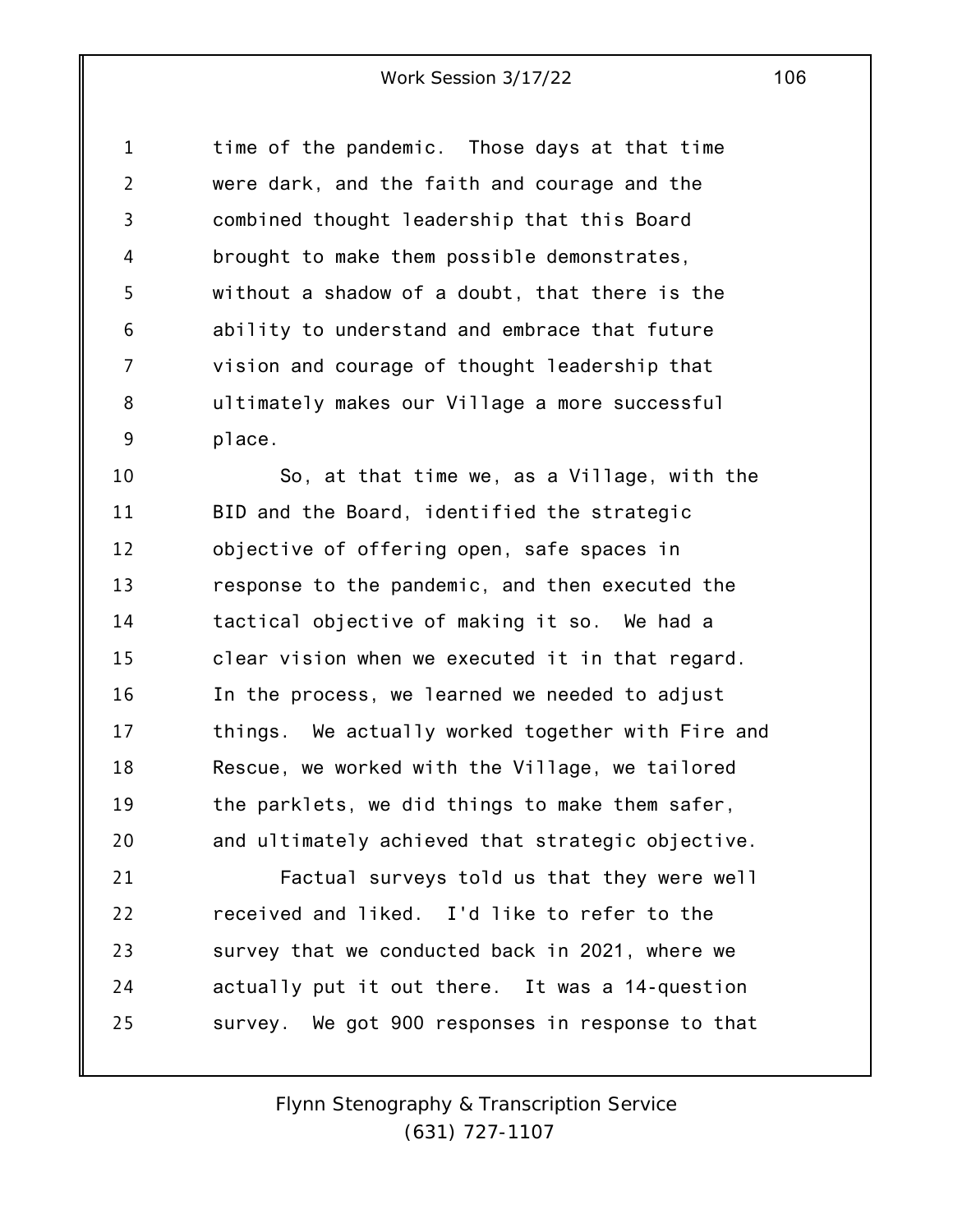time of the pandemic. Those days at that time were dark, and the faith and courage and the combined thought leadership that this Board brought to make them possible demonstrates, without a shadow of a doubt, that there is the ability to understand and embrace that future vision and courage of thought leadership that ultimately makes our Village a more successful place.

So, at that time we, as a Village, with the BID and the Board, identified the strategic objective of offering open, safe spaces in response to the pandemic, and then executed the tactical objective of making it so. We had a clear vision when we executed it in that regard. In the process, we learned we needed to adjust things. We actually worked together with Fire and Rescue, we worked with the Village, we tailored the parklets, we did things to make them safer, and ultimately achieved that strategic objective.

Factual surveys told us that they were well received and liked. I'd like to refer to the survey that we conducted back in 2021, where we actually put it out there. It was a 14-question survey. We got 900 responses in response to that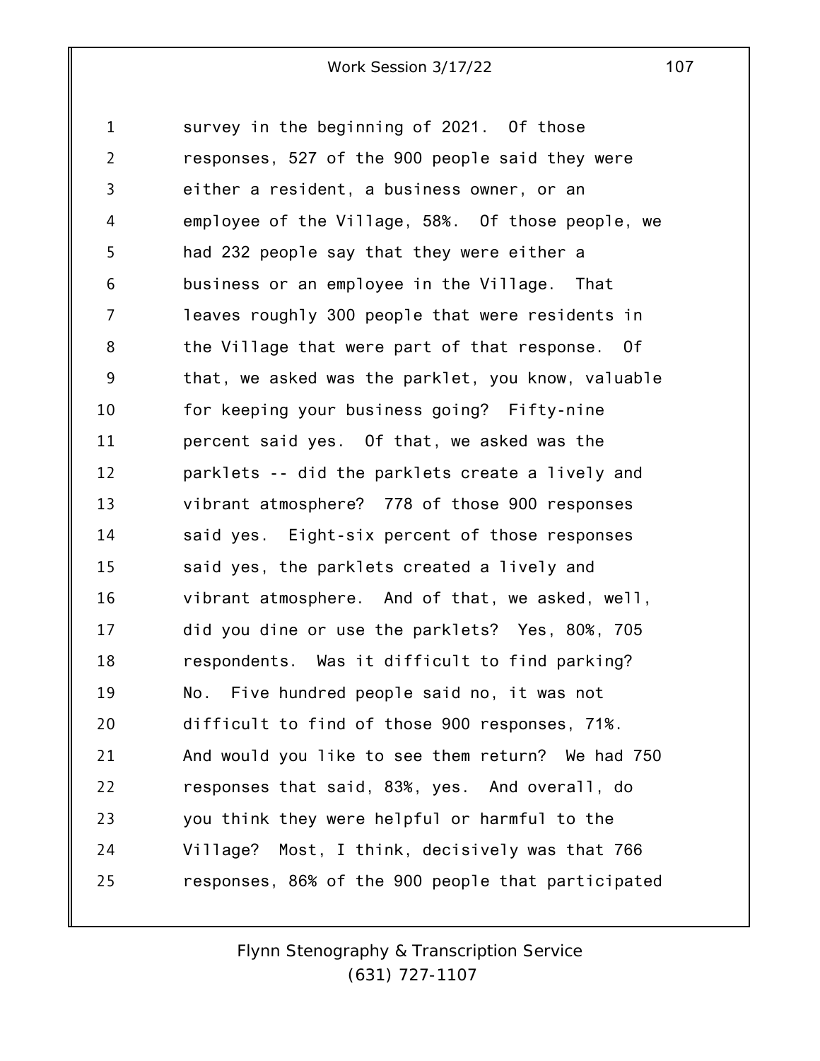survey in the beginning of 2021. Of those responses, 527 of the 900 people said they were either a resident, a business owner, or an employee of the Village, 58%. Of those people, we had 232 people say that they were either a business or an employee in the Village. That leaves roughly 300 people that were residents in the Village that were part of that response. Of that, we asked was the parklet, you know, valuable for keeping your business going? Fifty-nine percent said yes. Of that, we asked was the parklets -- did the parklets create a lively and vibrant atmosphere? 778 of those 900 responses said yes. Eight-six percent of those responses said yes, the parklets created a lively and vibrant atmosphere. And of that, we asked, well, did you dine or use the parklets? Yes, 80%, 705 respondents. Was it difficult to find parking? No. Five hundred people said no, it was not difficult to find of those 900 responses, 71%. And would you like to see them return? We had 750 responses that said, 83%, yes. And overall, do you think they were helpful or harmful to the Village? Most, I think, decisively was that 766 responses, 86% of the 900 people that participated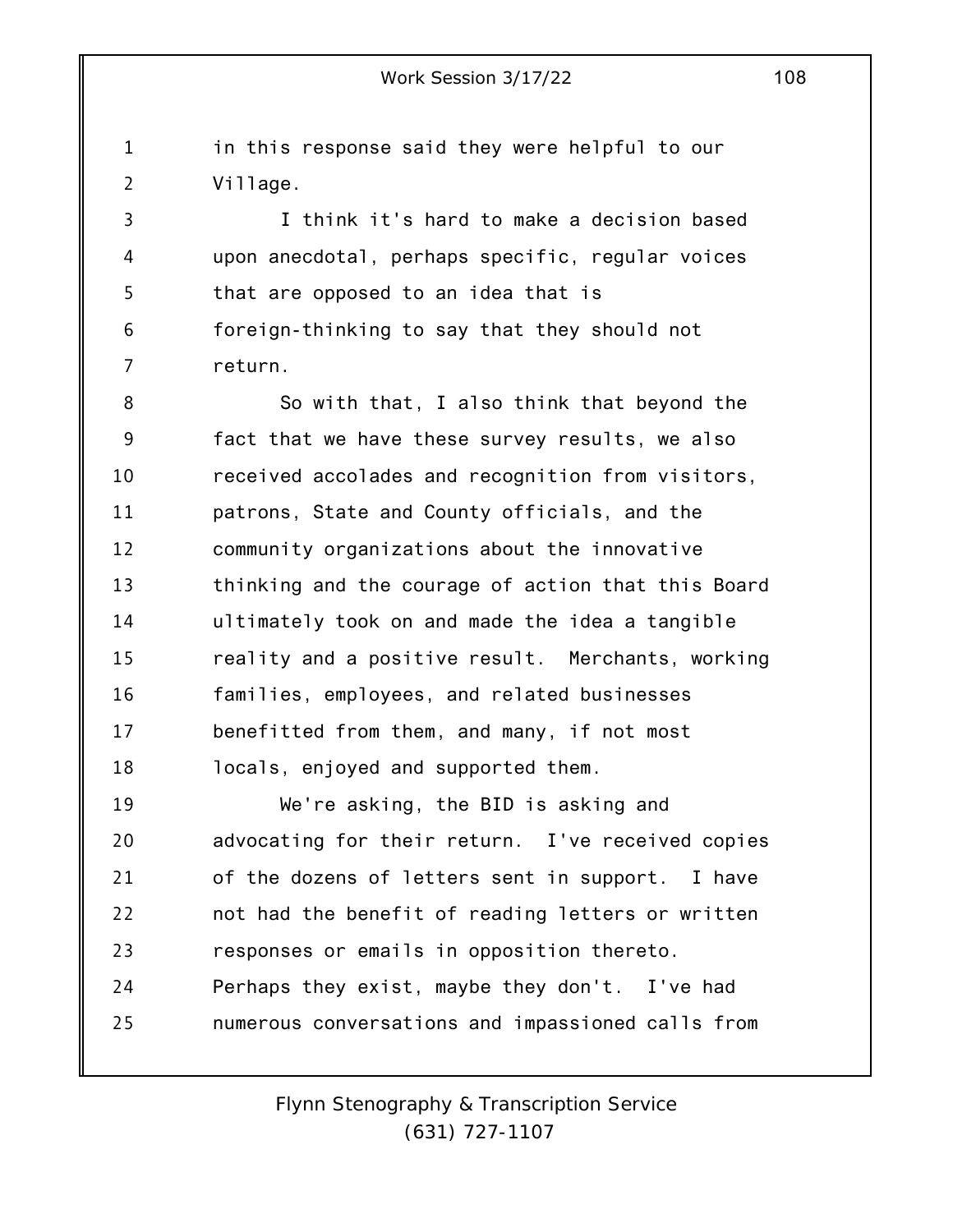in this response said they were helpful to our Village.

I think it's hard to make a decision based upon anecdotal, perhaps specific, regular voices that are opposed to an idea that is foreign-thinking to say that they should not return.

So with that, I also think that beyond the fact that we have these survey results, we also received accolades and recognition from visitors, patrons, State and County officials, and the community organizations about the innovative thinking and the courage of action that this Board ultimately took on and made the idea a tangible reality and a positive result. Merchants, working families, employees, and related businesses benefitted from them, and many, if not most locals, enjoyed and supported them.

We're asking, the BID is asking and advocating for their return. I've received copies of the dozens of letters sent in support. I have not had the benefit of reading letters or written responses or emails in opposition thereto. Perhaps they exist, maybe they don't. I've had numerous conversations and impassioned calls from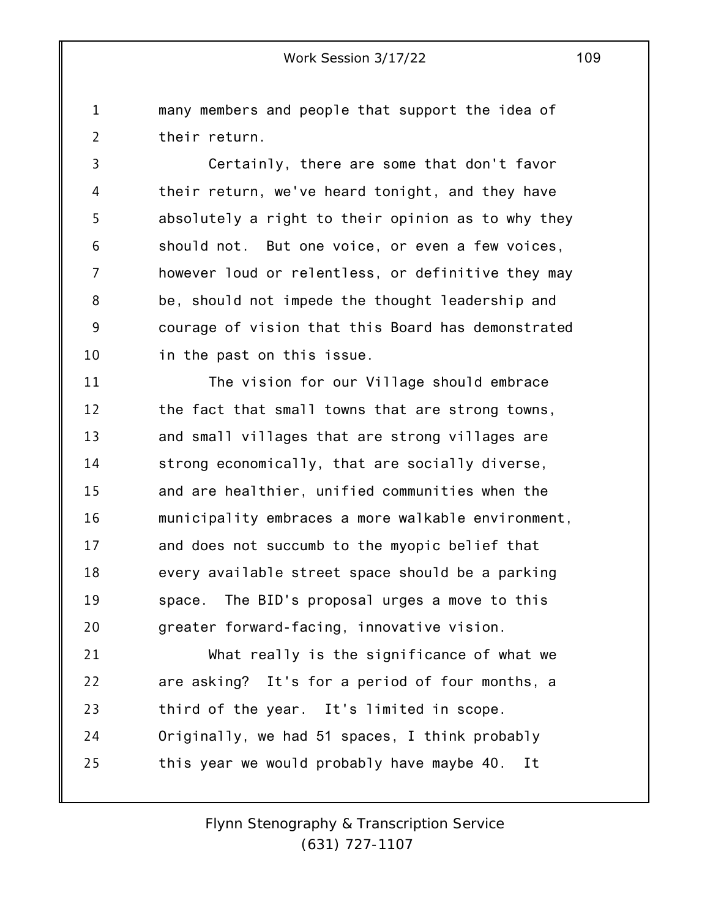many members and people that support the idea of their return.

Certainly, there are some that don't favor their return, we've heard tonight, and they have absolutely a right to their opinion as to why they should not. But one voice, or even a few voices, however loud or relentless, or definitive they may be, should not impede the thought leadership and courage of vision that this Board has demonstrated in the past on this issue.

The vision for our Village should embrace the fact that small towns that are strong towns, and small villages that are strong villages are strong economically, that are socially diverse, and are healthier, unified communities when the municipality embraces a more walkable environment, and does not succumb to the myopic belief that every available street space should be a parking space. The BID's proposal urges a move to this greater forward-facing, innovative vision.

What really is the significance of what we are asking? It's for a period of four months, a third of the year. It's limited in scope. Originally, we had 51 spaces, I think probably this year we would probably have maybe 40. It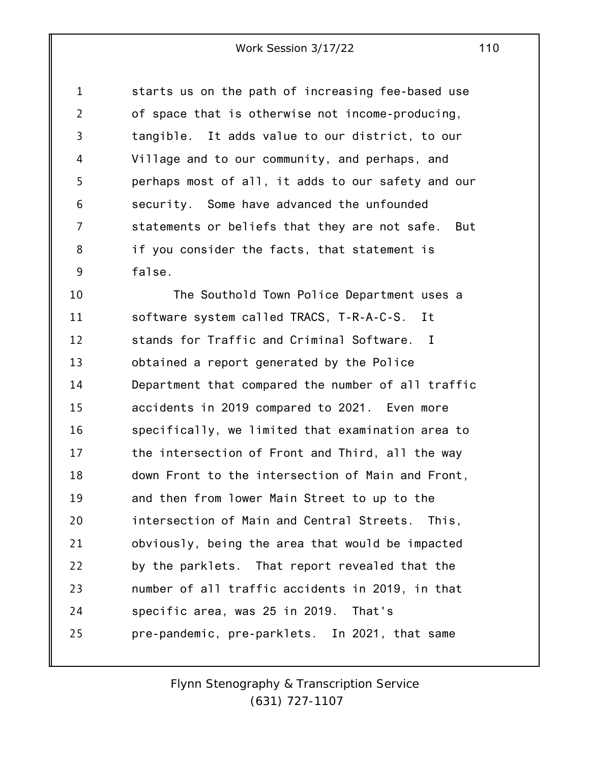starts us on the path of increasing fee-based use of space that is otherwise not income-producing, tangible. It adds value to our district, to our Village and to our community, and perhaps, and perhaps most of all, it adds to our safety and our security. Some have advanced the unfounded statements or beliefs that they are not safe. But if you consider the facts, that statement is false.

The Southold Town Police Department uses a software system called TRACS, T-R-A-C-S. It stands for Traffic and Criminal Software. I obtained a report generated by the Police Department that compared the number of all traffic accidents in 2019 compared to 2021. Even more specifically, we limited that examination area to the intersection of Front and Third, all the way down Front to the intersection of Main and Front, and then from lower Main Street to up to the intersection of Main and Central Streets. This, obviously, being the area that would be impacted by the parklets. That report revealed that the number of all traffic accidents in 2019, in that specific area, was 25 in 2019. That's pre-pandemic, pre-parklets. In 2021, that same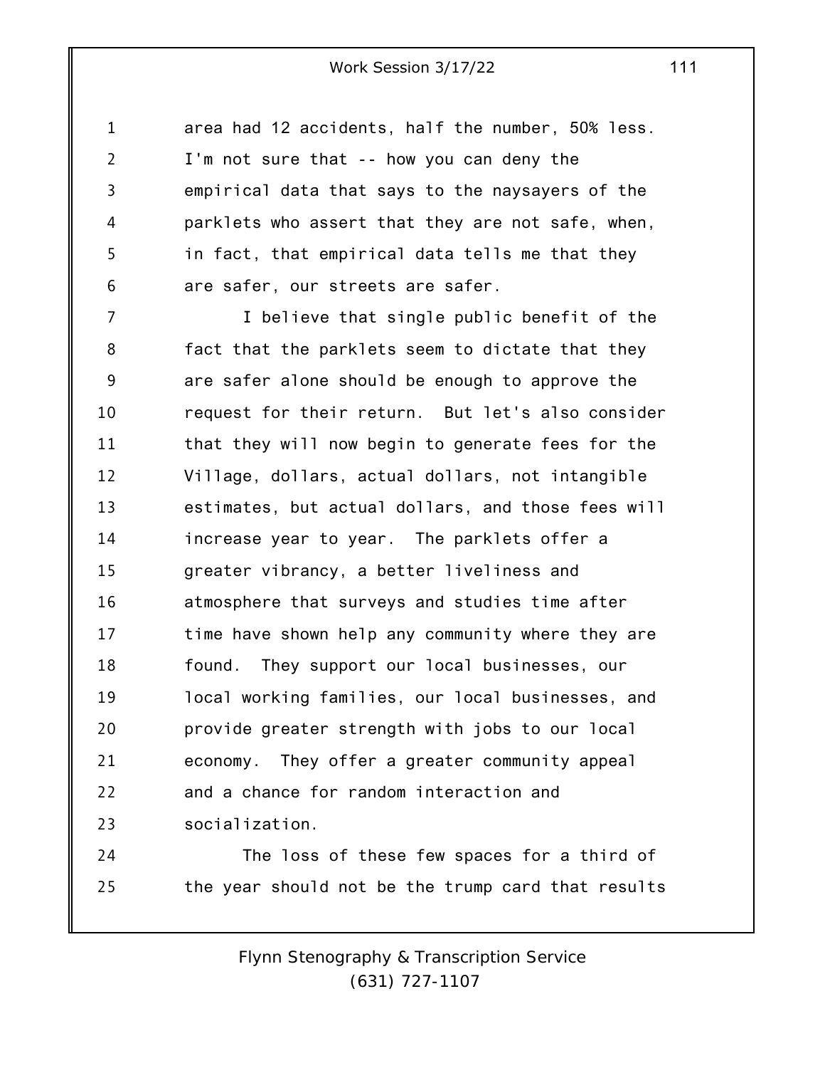area had 12 accidents, half the number, 50% less. I'm not sure that -- how you can deny the empirical data that says to the naysayers of the parklets who assert that they are not safe, when, in fact, that empirical data tells me that they are safer, our streets are safer.

I believe that single public benefit of the fact that the parklets seem to dictate that they are safer alone should be enough to approve the request for their return. But let's also consider that they will now begin to generate fees for the Village, dollars, actual dollars, not intangible estimates, but actual dollars, and those fees will increase year to year. The parklets offer a greater vibrancy, a better liveliness and atmosphere that surveys and studies time after time have shown help any community where they are found. They support our local businesses, our local working families, our local businesses, and provide greater strength with jobs to our local economy. They offer a greater community appeal and a chance for random interaction and socialization.

The loss of these few spaces for a third of the year should not be the trump card that results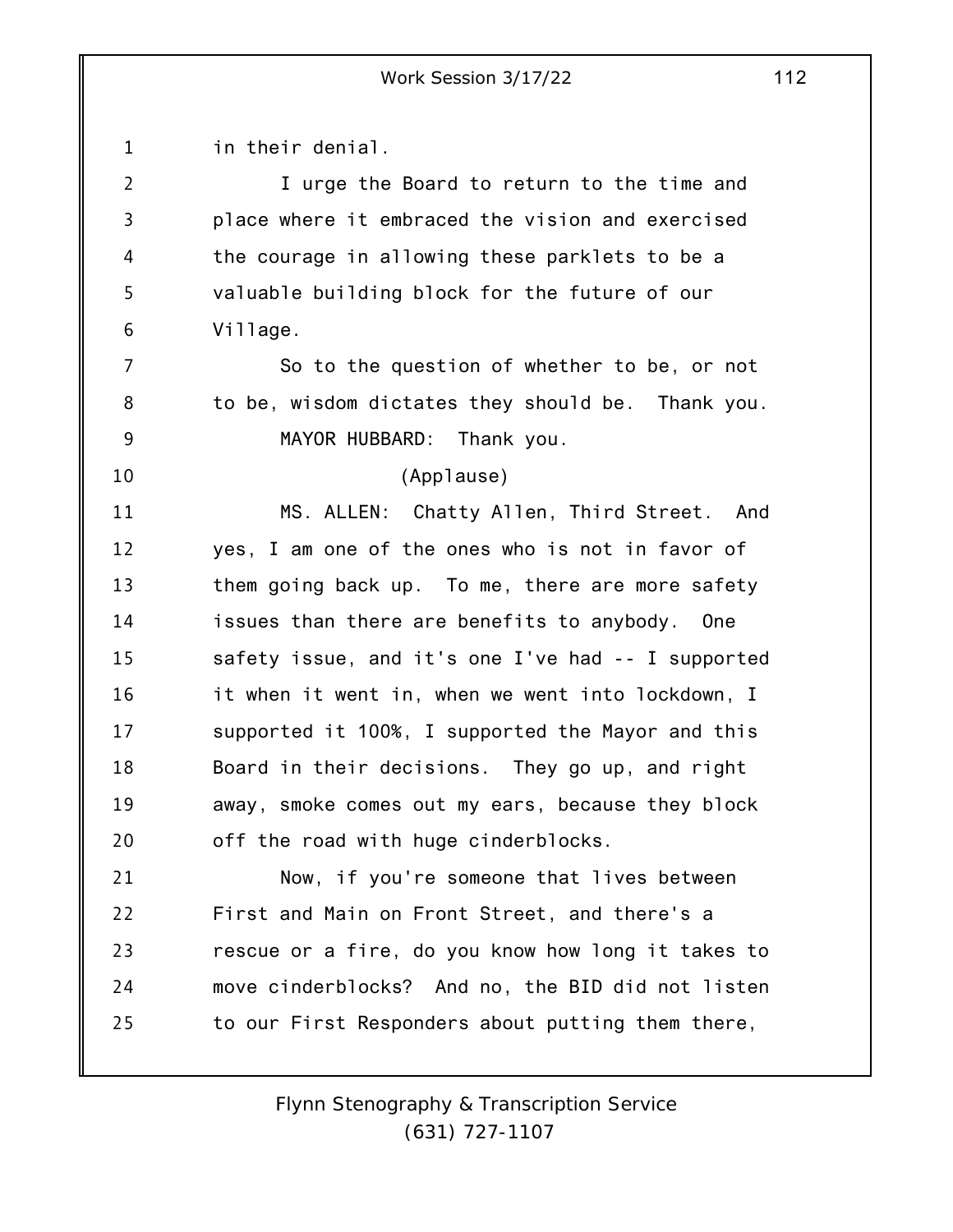in their denial.

I urge the Board to return to the time and place where it embraced the vision and exercised the courage in allowing these parklets to be a valuable building block for the future of our Village.

So to the question of whether to be, or not to be, wisdom dictates they should be. Thank you.

MAYOR HUBBARD: Thank you.

(Applause)

MS. ALLEN: Chatty Allen, Third Street. And yes, I am one of the ones who is not in favor of them going back up. To me, there are more safety issues than there are benefits to anybody. One safety issue, and it's one I've had -- I supported it when it went in, when we went into lockdown, I supported it 100%, I supported the Mayor and this Board in their decisions. They go up, and right away, smoke comes out my ears, because they block off the road with huge cinderblocks.

Now, if you're someone that lives between First and Main on Front Street, and there's a rescue or a fire, do you know how long it takes to move cinderblocks? And no, the BID did not listen to our First Responders about putting them there,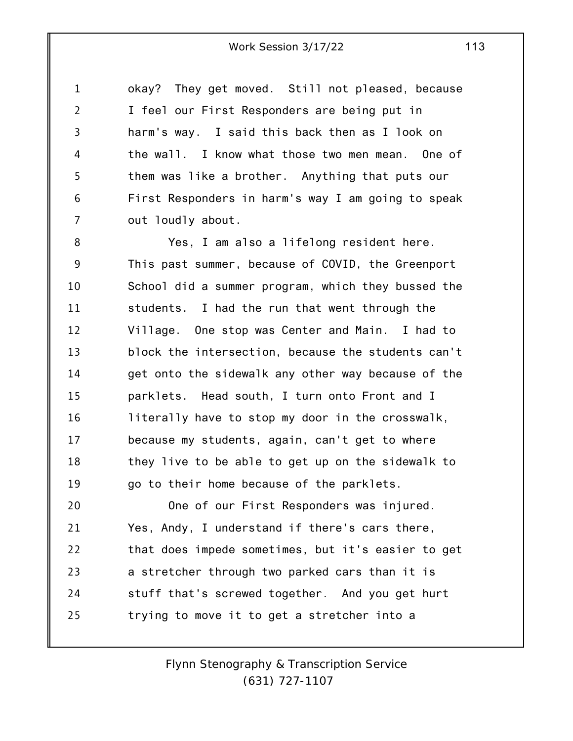okay? They get moved. Still not pleased, because I feel our First Responders are being put in harm's way. I said this back then as I look on the wall. I know what those two men mean. One of them was like a brother. Anything that puts our First Responders in harm's way I am going to speak out loudly about.

Yes, I am also a lifelong resident here. This past summer, because of COVID, the Greenport School did a summer program, which they bussed the students. I had the run that went through the Village. One stop was Center and Main. I had to block the intersection, because the students can't get onto the sidewalk any other way because of the parklets. Head south, I turn onto Front and I literally have to stop my door in the crosswalk, because my students, again, can't get to where they live to be able to get up on the sidewalk to go to their home because of the parklets.

One of our First Responders was injured. Yes, Andy, I understand if there's cars there, that does impede sometimes, but it's easier to get a stretcher through two parked cars than it is stuff that's screwed together. And you get hurt trying to move it to get a stretcher into a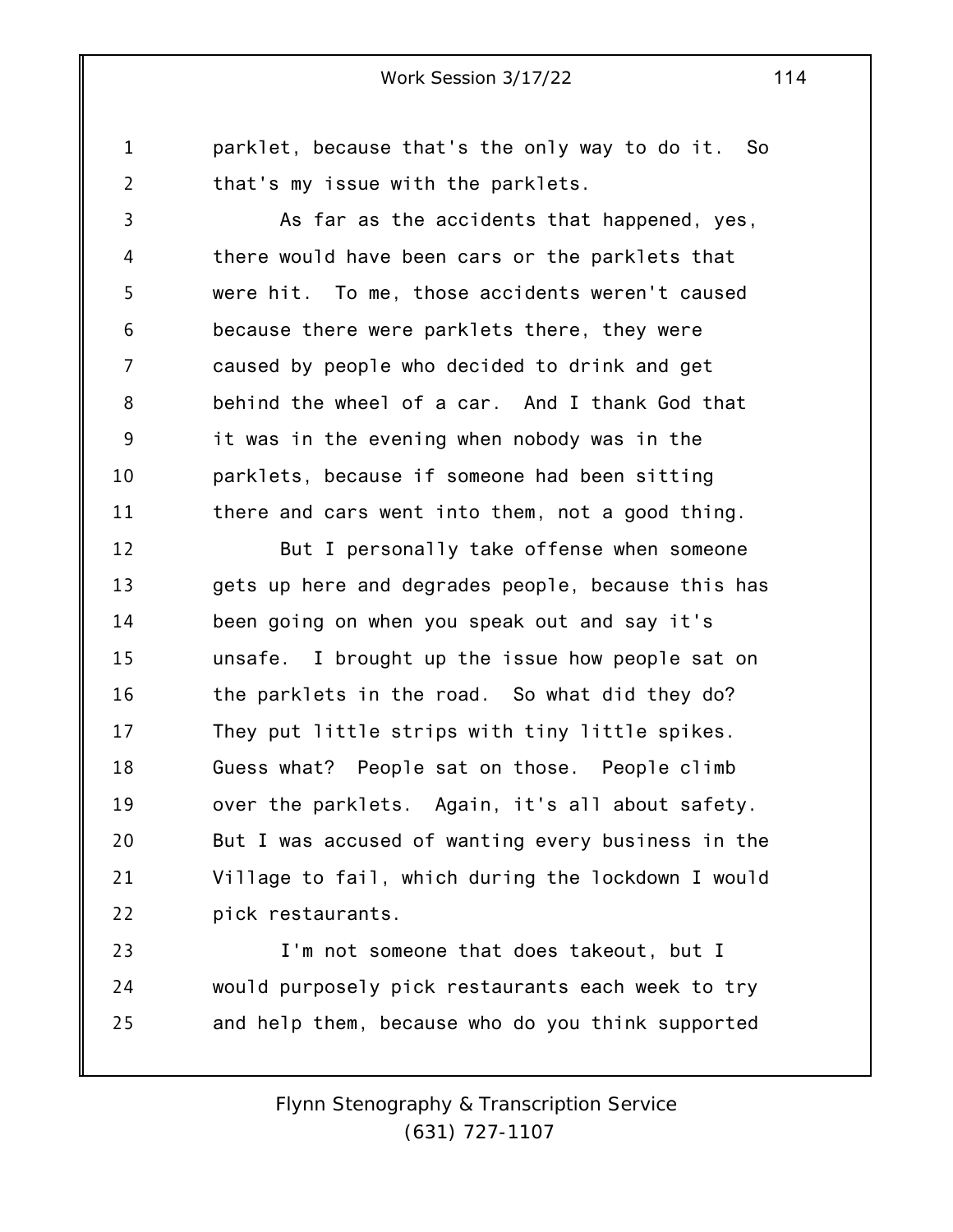parklet, because that's the only way to do it. So that's my issue with the parklets.

As far as the accidents that happened, yes, there would have been cars or the parklets that were hit. To me, those accidents weren't caused because there were parklets there, they were caused by people who decided to drink and get behind the wheel of a car. And I thank God that it was in the evening when nobody was in the parklets, because if someone had been sitting there and cars went into them, not a good thing.

But I personally take offense when someone gets up here and degrades people, because this has been going on when you speak out and say it's unsafe. I brought up the issue how people sat on the parklets in the road. So what did they do? They put little strips with tiny little spikes. Guess what? People sat on those. People climb over the parklets. Again, it's all about safety. But I was accused of wanting every business in the Village to fail, which during the lockdown I would pick restaurants.

I'm not someone that does takeout, but I would purposely pick restaurants each week to try and help them, because who do you think supported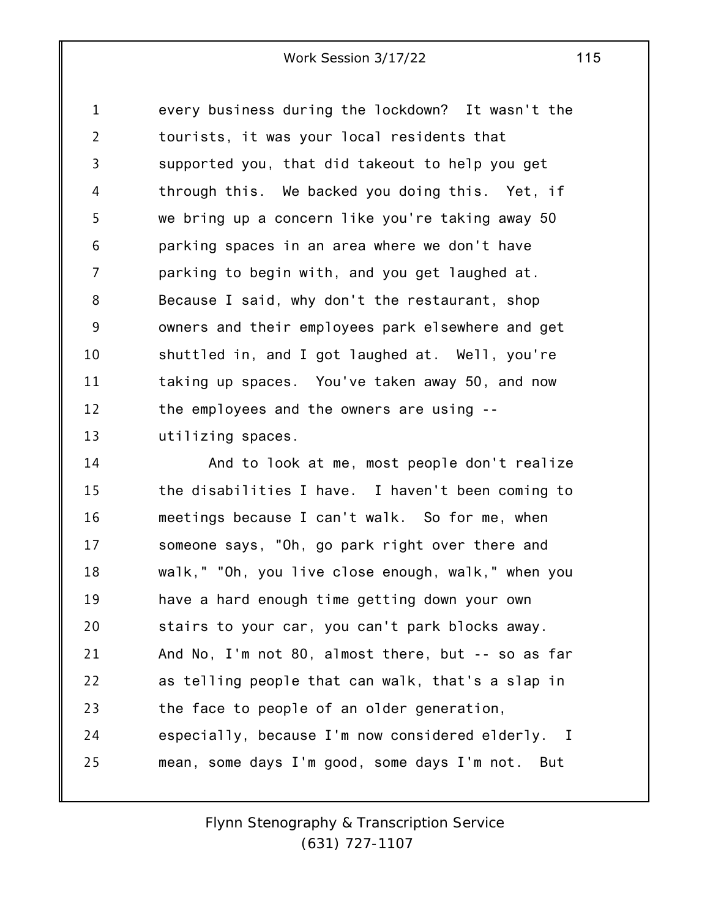every business during the lockdown? It wasn't the tourists, it was your local residents that supported you, that did takeout to help you get through this. We backed you doing this. Yet, if we bring up a concern like you're taking away 50 parking spaces in an area where we don't have parking to begin with, and you get laughed at. Because I said, why don't the restaurant, shop owners and their employees park elsewhere and get shuttled in, and I got laughed at. Well, you're taking up spaces. You've taken away 50, and now the employees and the owners are using -- utilizing spaces.

And to look at me, most people don't realize the disabilities I have. I haven't been coming to meetings because I can't walk. So for me, when someone says, "Oh, go park right over there and walk," "Oh, you live close enough, walk," when you have a hard enough time getting down your own stairs to your car, you can't park blocks away. And No, I'm not 80, almost there, but -- so as far as telling people that can walk, that's a slap in the face to people of an older generation, especially, because I'm now considered elderly. I mean, some days I'm good, some days I'm not. But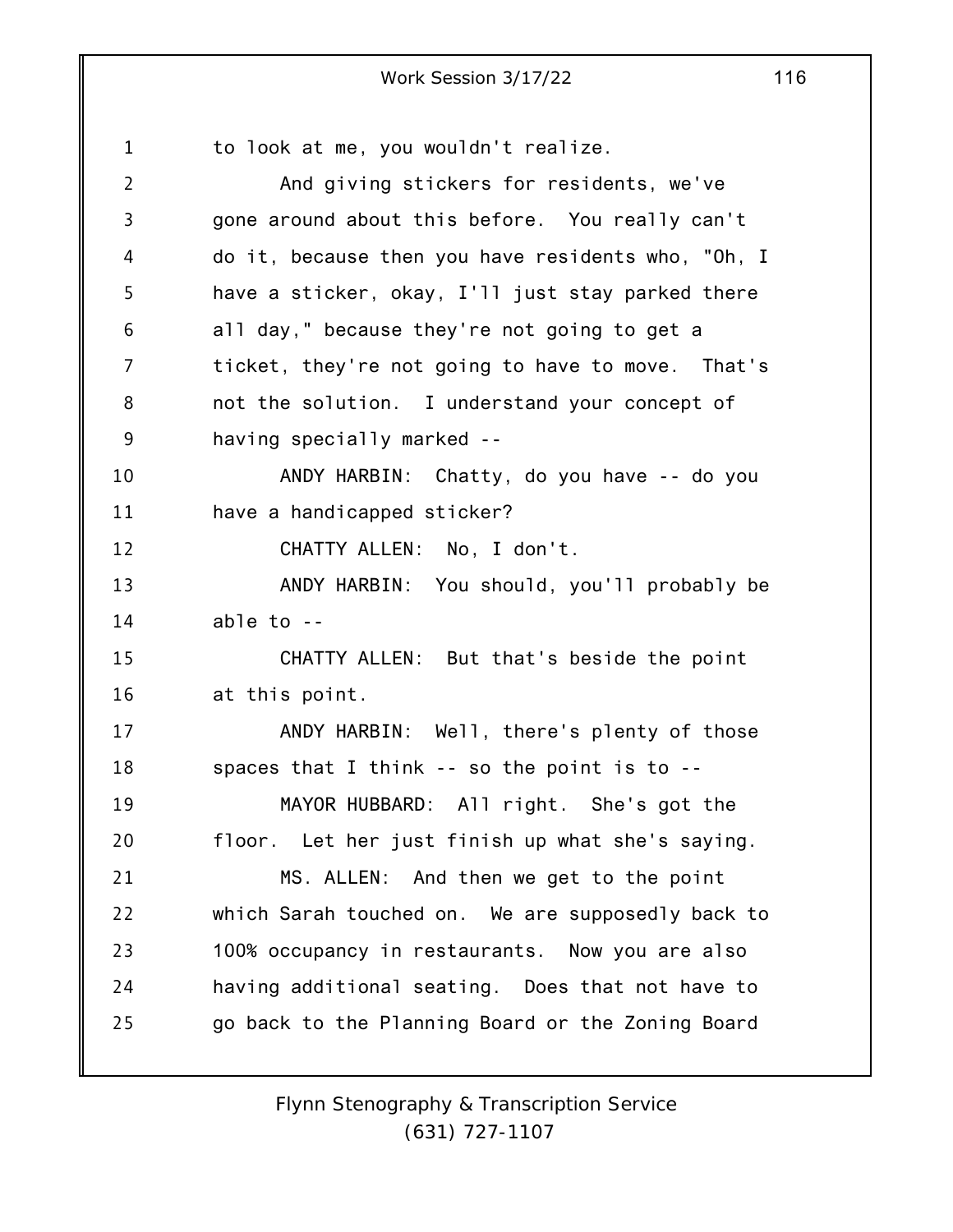to look at me, you wouldn't realize.

And giving stickers for residents, we've gone around about this before. You really can't do it, because then you have residents who, "Oh, I have a sticker, okay, I'll just stay parked there all day," because they're not going to get a ticket, they're not going to have to move. That's not the solution. I understand your concept of having specially marked --

ANDY HARBIN: Chatty, do you have -- do you have a handicapped sticker?

CHATTY ALLEN: No, I don't.

ANDY HARBIN: You should, you'll probably be able to --

CHATTY ALLEN: But that's beside the point at this point.

ANDY HARBIN: Well, there's plenty of those spaces that I think -- so the point is to --

MAYOR HUBBARD: All right. She's got the floor. Let her just finish up what she's saying.

MS. ALLEN: And then we get to the point which Sarah touched on. We are supposedly back to 100% occupancy in restaurants. Now you are also having additional seating. Does that not have to go back to the Planning Board or the Zoning Board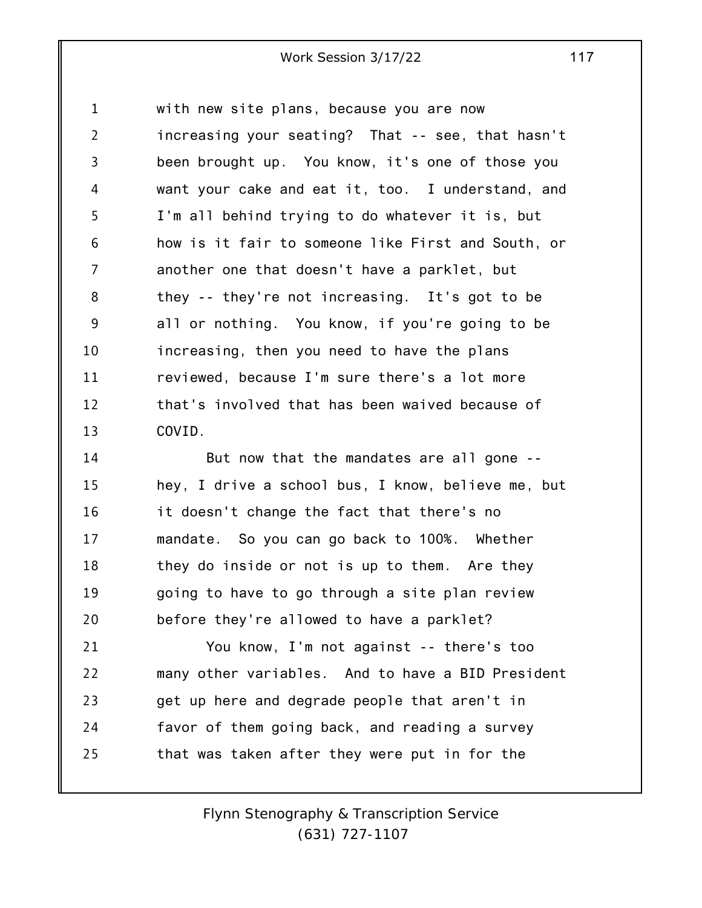with new site plans, because you are now increasing your seating? That -- see, that hasn't been brought up. You know, it's one of those you want your cake and eat it, too. I understand, and I'm all behind trying to do whatever it is, but how is it fair to someone like First and South, or another one that doesn't have a parklet, but they -- they're not increasing. It's got to be all or nothing. You know, if you're going to be increasing, then you need to have the plans reviewed, because I'm sure there's a lot more that's involved that has been waived because of COVID.

But now that the mandates are all gone -- hey, I drive a school bus, I know, believe me, but it doesn't change the fact that there's no mandate. So you can go back to 100%. Whether they do inside or not is up to them. Are they going to have to go through a site plan review before they're allowed to have a parklet?

You know, I'm not against -- there's too many other variables. And to have a BID President get up here and degrade people that aren't in favor of them going back, and reading a survey that was taken after they were put in for the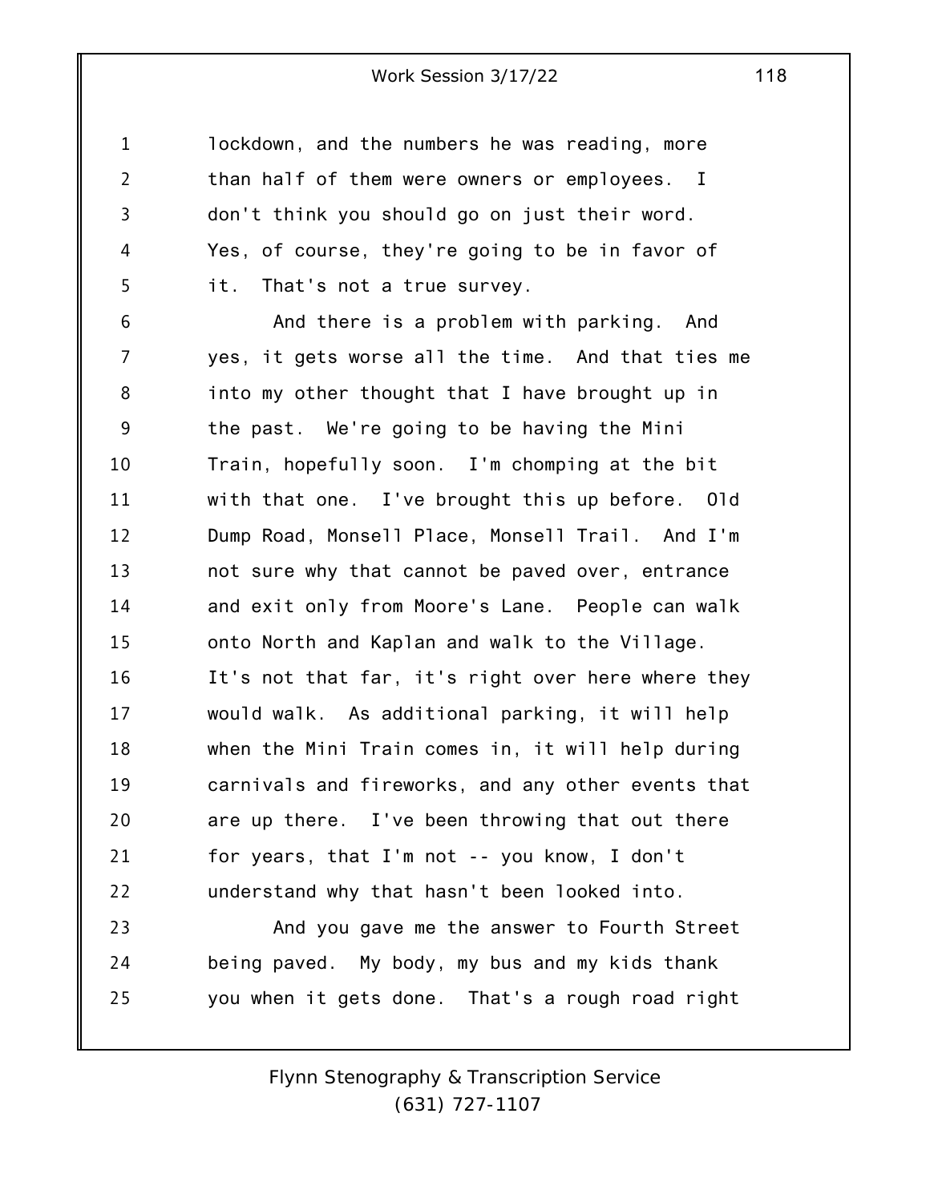lockdown, and the numbers he was reading, more than half of them were owners or employees. I don't think you should go on just their word. Yes, of course, they're going to be in favor of it. That's not a true survey.

And there is a problem with parking. And yes, it gets worse all the time. And that ties me into my other thought that I have brought up in the past. We're going to be having the Mini Train, hopefully soon. I'm chomping at the bit with that one. I've brought this up before. Old Dump Road, Monsell Place, Monsell Trail. And I'm not sure why that cannot be paved over, entrance and exit only from Moore's Lane. People can walk onto North and Kaplan and walk to the Village. It's not that far, it's right over here where they would walk. As additional parking, it will help when the Mini Train comes in, it will help during carnivals and fireworks, and any other events that are up there. I've been throwing that out there for years, that I'm not -- you know, I don't understand why that hasn't been looked into.

And you gave me the answer to Fourth Street being paved. My body, my bus and my kids thank you when it gets done. That's a rough road right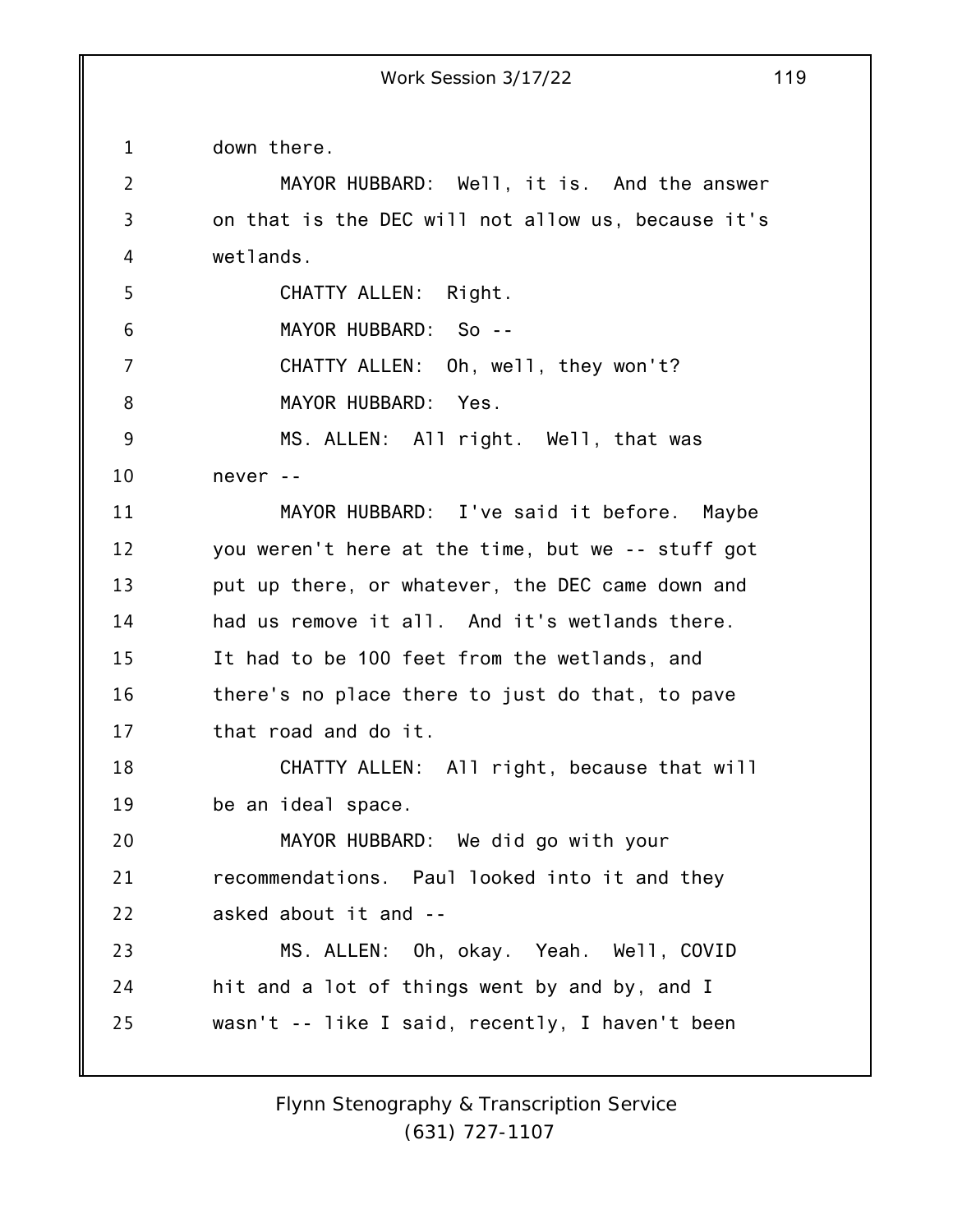down there.

MAYOR HUBBARD: Well, it is. And the answer on that is the DEC will not allow us, because it's wetlands.

CHATTY ALLEN: Right.

MAYOR HUBBARD: So --

CHATTY ALLEN: Oh, well, they won't?

MAYOR HUBBARD: Yes.

MS. ALLEN: All right. Well, that was never --

MAYOR HUBBARD: I've said it before. Maybe you weren't here at the time, but we -- stuff got put up there, or whatever, the DEC came down and had us remove it all. And it's wetlands there. It had to be 100 feet from the wetlands, and there's no place there to just do that, to pave that road and do it.

CHATTY ALLEN: All right, because that will be an ideal space.

MAYOR HUBBARD: We did go with your recommendations. Paul looked into it and they asked about it and --

MS. ALLEN: Oh, okay. Yeah. Well, COVID hit and a lot of things went by and by, and I wasn't -- like I said, recently, I haven't been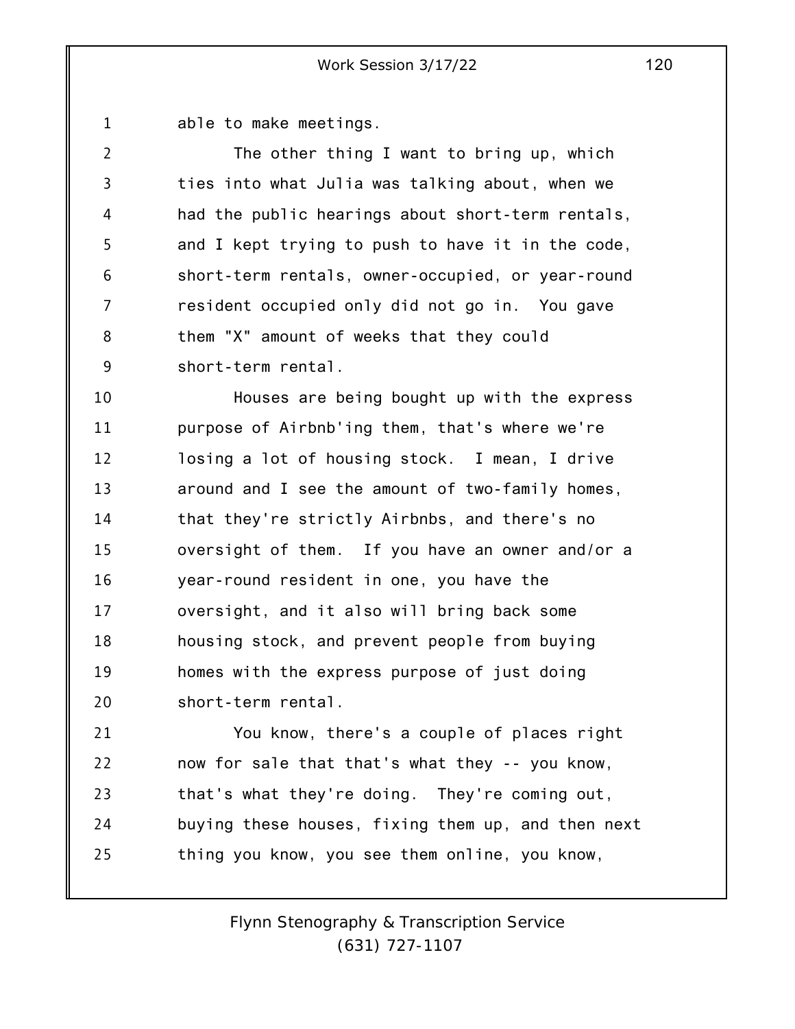able to make meetings.

The other thing I want to bring up, which ties into what Julia was talking about, when we had the public hearings about short-term rentals, and I kept trying to push to have it in the code, short-term rentals, owner-occupied, or year-round resident occupied only did not go in. You gave them "X" amount of weeks that they could short-term rental.

Houses are being bought up with the express purpose of Airbnb'ing them, that's where we're losing a lot of housing stock. I mean, I drive around and I see the amount of two-family homes, that they're strictly Airbnbs, and there's no oversight of them. If you have an owner and/or a year-round resident in one, you have the oversight, and it also will bring back some housing stock, and prevent people from buying homes with the express purpose of just doing short-term rental.

You know, there's a couple of places right now for sale that that's what they -- you know, that's what they're doing. They're coming out, buying these houses, fixing them up, and then next thing you know, you see them online, you know,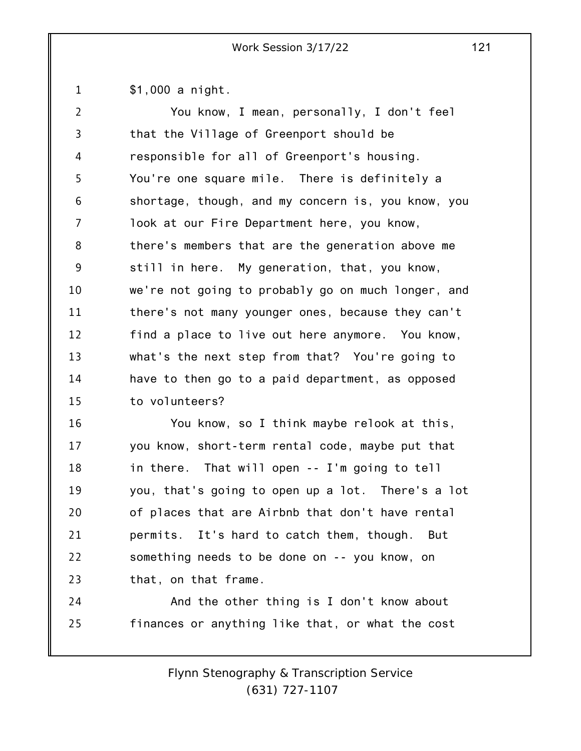$1,000 a night.

You know, I mean, personally, I don't feel that the Village of Greenport should be responsible for all of Greenport's housing. You're one square mile. There is definitely a shortage, though, and my concern is, you know, you look at our Fire Department here, you know, there's members that are the generation above me still in here. My generation, that, you know, we're not going to probably go on much longer, and there's not many younger ones, because they can't find a place to live out here anymore. You know, what's the next step from that? You're going to have to then go to a paid department, as opposed to volunteers?

You know, so I think maybe relook at this, you know, short-term rental code, maybe put that in there. That will open -- I'm going to tell you, that's going to open up a lot. There's a lot of places that are Airbnb that don't have rental permits. It's hard to catch them, though. But something needs to be done on -- you know, on that, on that frame.

And the other thing is I don't know about finances or anything like that, or what the cost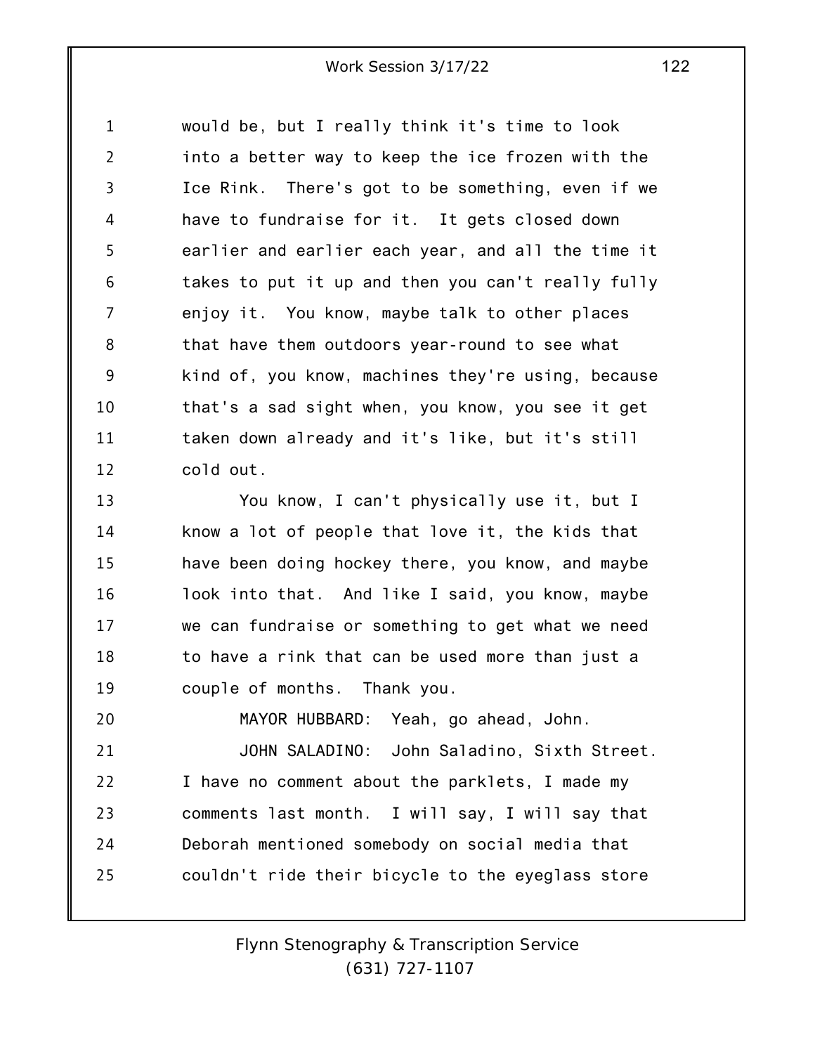would be, but I really think it's time to look into a better way to keep the ice frozen with the Ice Rink. There's got to be something, even if we have to fundraise for it. It gets closed down earlier and earlier each year, and all the time it takes to put it up and then you can't really fully enjoy it. You know, maybe talk to other places that have them outdoors year-round to see what kind of, you know, machines they're using, because that's a sad sight when, you know, you see it get taken down already and it's like, but it's still cold out.

You know, I can't physically use it, but I know a lot of people that love it, the kids that have been doing hockey there, you know, and maybe look into that. And like I said, you know, maybe we can fundraise or something to get what we need to have a rink that can be used more than just a couple of months. Thank you.

MAYOR HUBBARD: Yeah, go ahead, John.

JOHN SALADINO: John Saladino, Sixth Street. I have no comment about the parklets, I made my comments last month. I will say, I will say that Deborah mentioned somebody on social media that couldn't ride their bicycle to the eyeglass store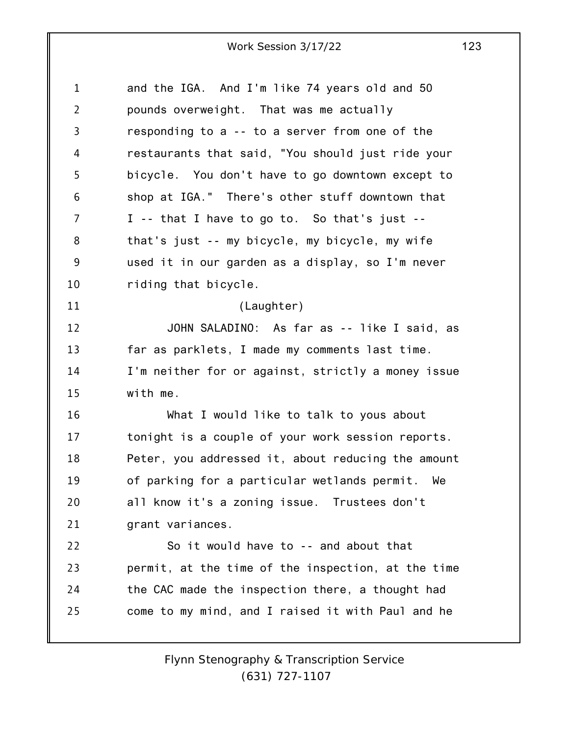and the IGA. And I'm like 74 years old and 50 pounds overweight. That was me actually responding to a -- to a server from one of the restaurants that said, "You should just ride your bicycle. You don't have to go downtown except to shop at IGA." There's other stuff downtown that I -- that I have to go to. So that's just -- that's just -- my bicycle, my bicycle, my wife used it in our garden as a display, so I'm never riding that bicycle.

(Laughter)

JOHN SALADINO: As far as -- like I said, as far as parklets, I made my comments last time. I'm neither for or against, strictly a money issue with me.

What I would like to talk to yous about tonight is a couple of your work session reports. Peter, you addressed it, about reducing the amount of parking for a particular wetlands permit. We all know it's a zoning issue. Trustees don't grant variances.

So it would have to -- and about that permit, at the time of the inspection, at the time the CAC made the inspection there, a thought had come to my mind, and I raised it with Paul and he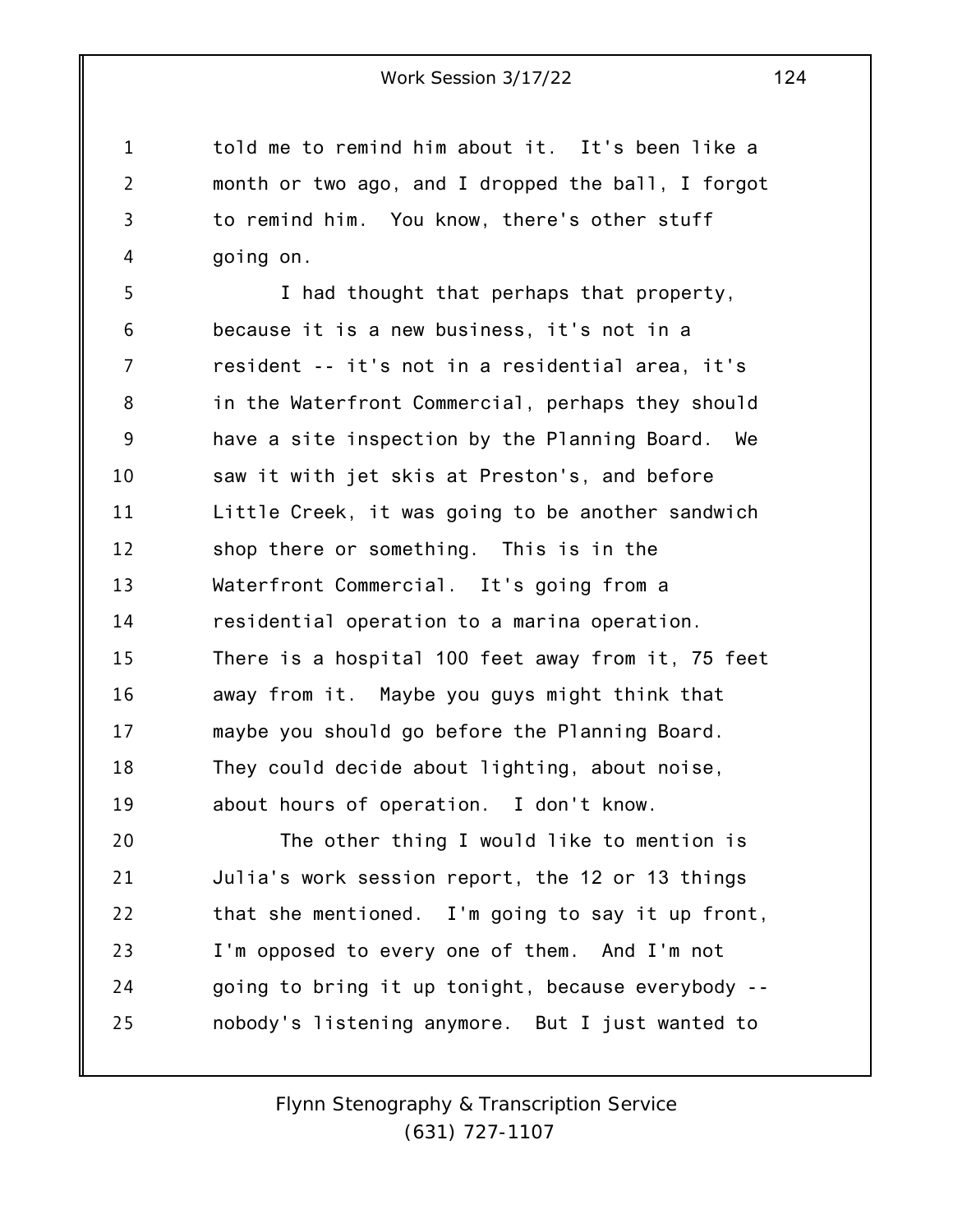told me to remind him about it. It's been like a month or two ago, and I dropped the ball, I forgot to remind him. You know, there's other stuff going on.

I had thought that perhaps that property, because it is a new business, it's not in a resident -- it's not in a residential area, it's in the Waterfront Commercial, perhaps they should have a site inspection by the Planning Board. We saw it with jet skis at Preston's, and before Little Creek, it was going to be another sandwich shop there or something. This is in the Waterfront Commercial. It's going from a residential operation to a marina operation. There is a hospital 100 feet away from it, 75 feet away from it. Maybe you guys might think that maybe you should go before the Planning Board. They could decide about lighting, about noise, about hours of operation. I don't know.

The other thing I would like to mention is Julia's work session report, the 12 or 13 things that she mentioned. I'm going to say it up front, I'm opposed to every one of them. And I'm not going to bring it up tonight, because everybody -- nobody's listening anymore. But I just wanted to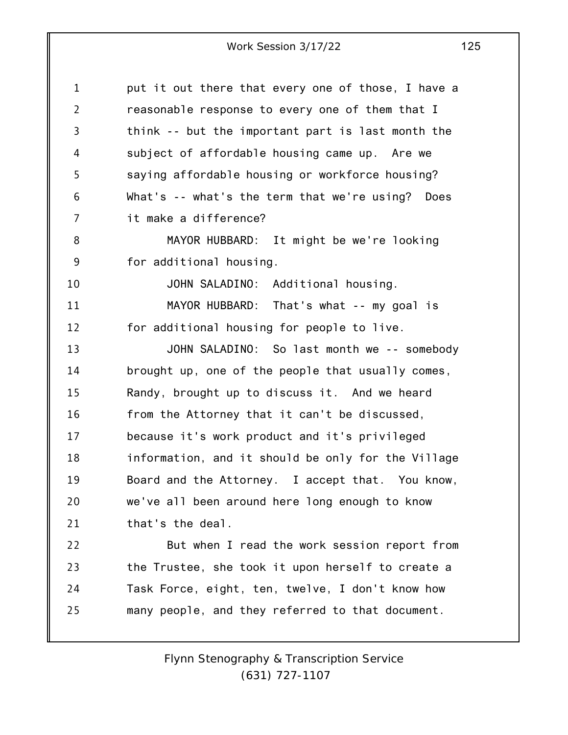put it out there that every one of those, I have a reasonable response to every one of them that I think -- but the important part is last month the subject of affordable housing came up. Are we saying affordable housing or workforce housing? What's -- what's the term that we're using? Does it make a difference?

MAYOR HUBBARD: It might be we're looking for additional housing.

JOHN SALADINO: Additional housing.

MAYOR HUBBARD: That's what -- my goal is for additional housing for people to live.

JOHN SALADINO: So last month we -- somebody brought up, one of the people that usually comes, Randy, brought up to discuss it. And we heard from the Attorney that it can't be discussed, because it's work product and it's privileged information, and it should be only for the Village Board and the Attorney. I accept that. You know, we've all been around here long enough to know that's the deal.

But when I read the work session report from the Trustee, she took it upon herself to create a Task Force, eight, ten, twelve, I don't know how many people, and they referred to that document.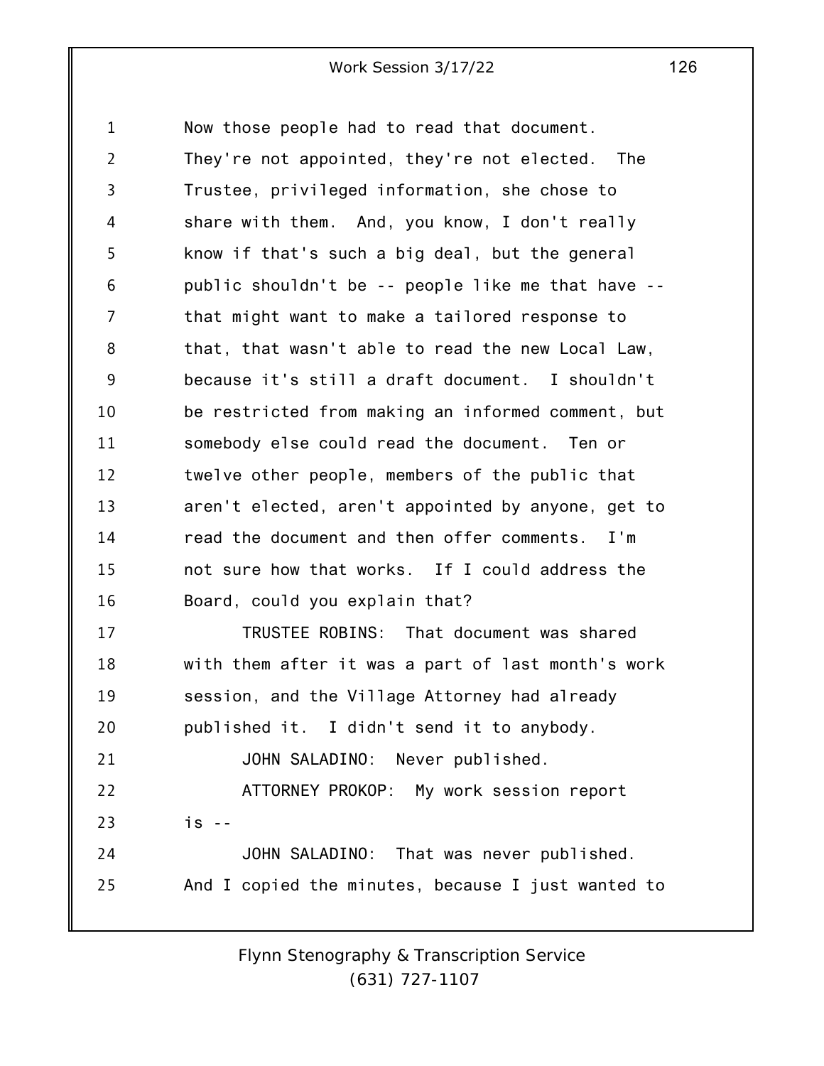Now those people had to read that document. They're not appointed, they're not elected. The Trustee, privileged information, she chose to share with them. And, you know, I don't really know if that's such a big deal, but the general public shouldn't be -- people like me that have -- that might want to make a tailored response to that, that wasn't able to read the new Local Law, because it's still a draft document. I shouldn't be restricted from making an informed comment, but somebody else could read the document. Ten or twelve other people, members of the public that aren't elected, aren't appointed by anyone, get to read the document and then offer comments. I'm not sure how that works. If I could address the Board, could you explain that?

TRUSTEE ROBINS: That document was shared with them after it was a part of last month's work session, and the Village Attorney had already published it. I didn't send it to anybody.

JOHN SALADINO: Never published.

ATTORNEY PROKOP: My work session report is --

JOHN SALADINO: That was never published. And I copied the minutes, because I just wanted to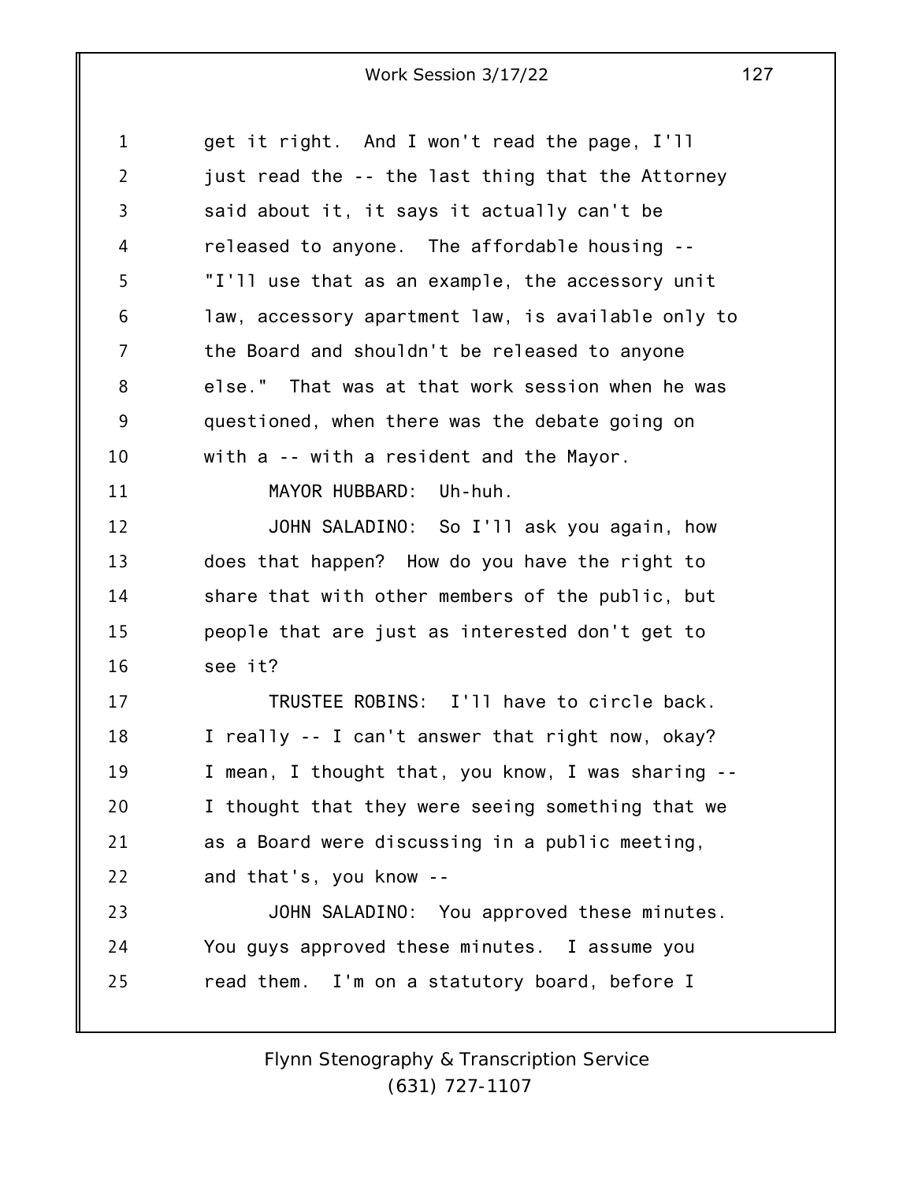get it right. And I won't read the page, I'll just read the -- the last thing that the Attorney said about it, it says it actually can't be released to anyone. The affordable housing -- "I'll use that as an example, the accessory unit law, accessory apartment law, is available only to the Board and shouldn't be released to anyone else." That was at that work session when he was questioned, when there was the debate going on with a -- with a resident and the Mayor.

MAYOR HUBBARD: Uh-huh.

JOHN SALADINO: So I'll ask you again, how does that happen? How do you have the right to share that with other members of the public, but people that are just as interested don't get to see it?

TRUSTEE ROBINS: I'll have to circle back. I really -- I can't answer that right now, okay? I mean, I thought that, you know, I was sharing -- I thought that they were seeing something that we as a Board were discussing in a public meeting, and that's, you know --

JOHN SALADINO: You approved these minutes. You guys approved these minutes. I assume you read them. I'm on a statutory board, before I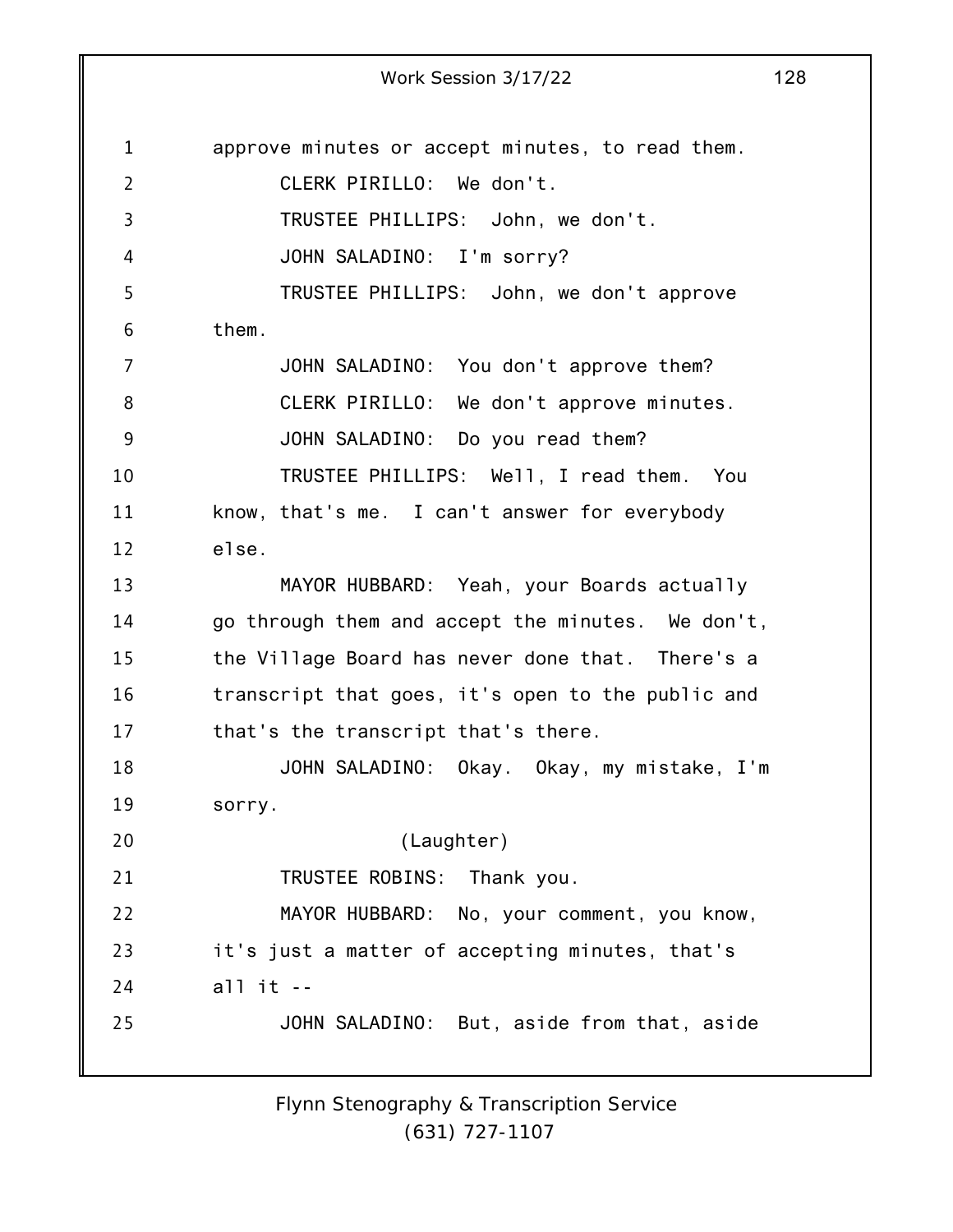approve minutes or accept minutes, to read them.

CLERK PIRILLO: We don't.

TRUSTEE PHILLIPS: John, we don't.

JOHN SALADINO: I'm sorry?

TRUSTEE PHILLIPS: John, we don't approve them.

JOHN SALADINO: You don't approve them?

CLERK PIRILLO: We don't approve minutes.

JOHN SALADINO: Do you read them?

TRUSTEE PHILLIPS: Well, I read them. You know, that's me. I can't answer for everybody else.

MAYOR HUBBARD: Yeah, your Boards actually go through them and accept the minutes. We don't, the Village Board has never done that. There's a transcript that goes, it's open to the public and that's the transcript that's there.

JOHN SALADINO: Okay. Okay, my mistake, I'm sorry.

(Laughter)

TRUSTEE ROBINS: Thank you.

MAYOR HUBBARD: No, your comment, you know, it's just a matter of accepting minutes, that's all it --

JOHN SALADINO: But, aside from that, aside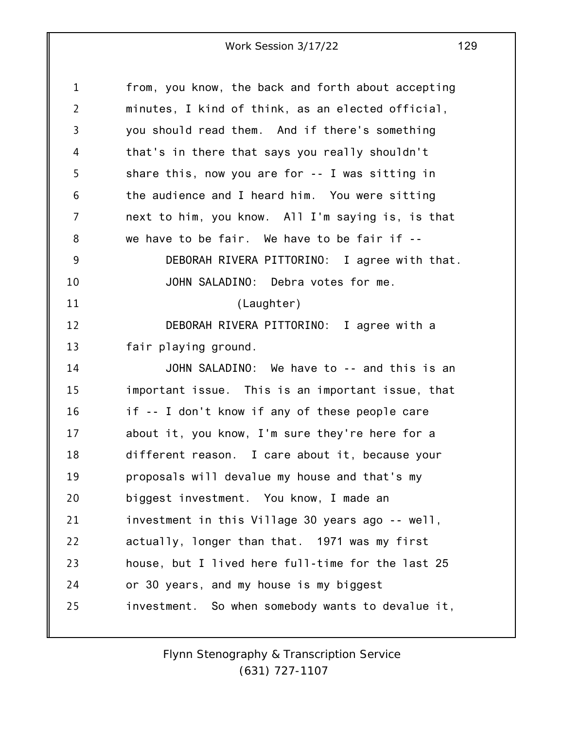from, you know, the back and forth about accepting minutes, I kind of think, as an elected official, you should read them. And if there's something that's in there that says you really shouldn't share this, now you are for -- I was sitting in the audience and I heard him. You were sitting next to him, you know. All I'm saying is, is that we have to be fair. We have to be fair if --

DEBORAH RIVERA PITTORINO: I agree with that.

JOHN SALADINO: Debra votes for me.

(Laughter)

DEBORAH RIVERA PITTORINO: I agree with a fair playing ground.

JOHN SALADINO: We have to -- and this is an important issue. This is an important issue, that if -- I don't know if any of these people care about it, you know, I'm sure they're here for a different reason. I care about it, because your proposals will devalue my house and that's my biggest investment. You know, I made an investment in this Village 30 years ago -- well, actually, longer than that. 1971 was my first house, but I lived here full-time for the last 25 or 30 years, and my house is my biggest investment. So when somebody wants to devalue it,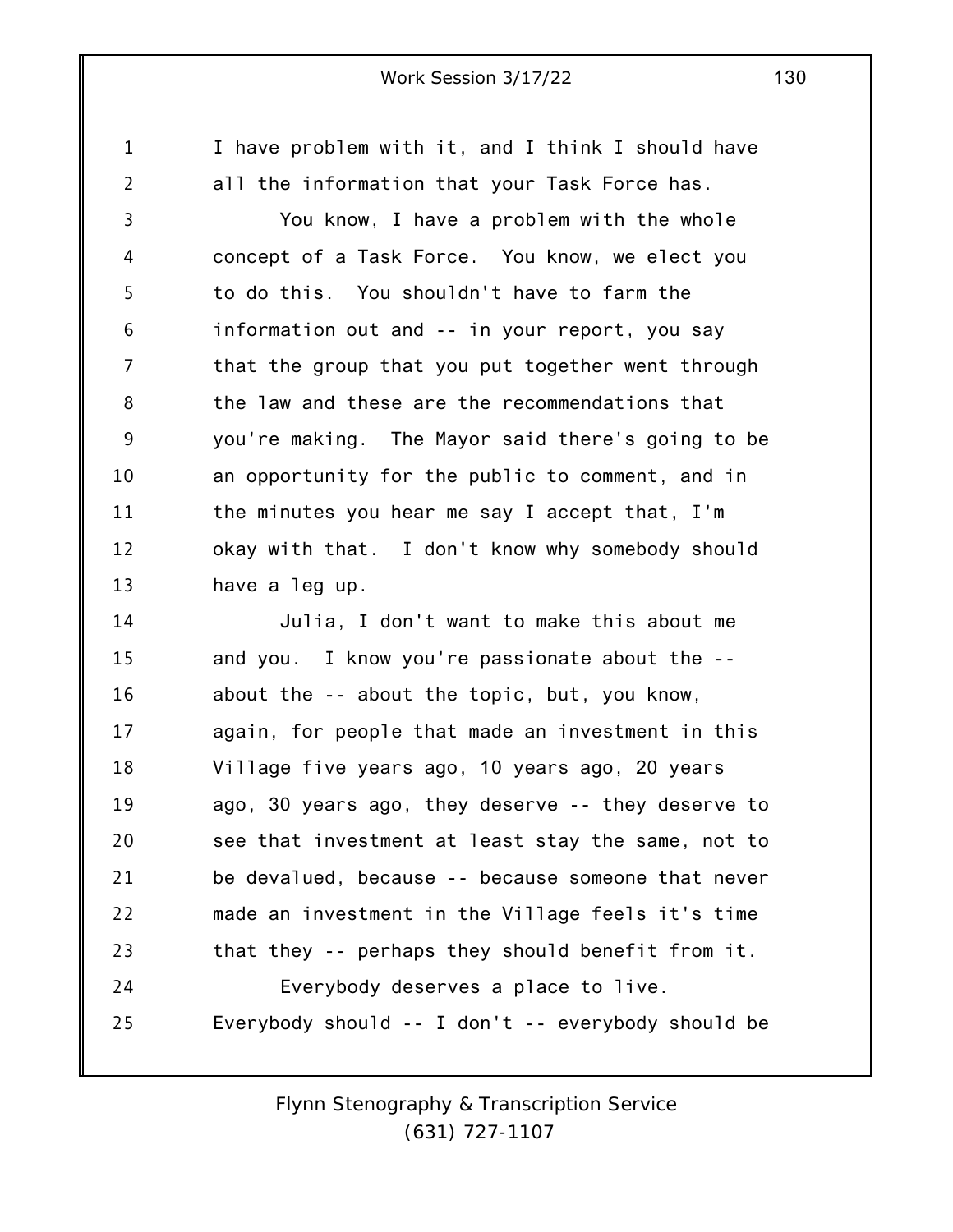I have problem with it, and I think I should have all the information that your Task Force has.

You know, I have a problem with the whole concept of a Task Force. You know, we elect you to do this. You shouldn't have to farm the information out and -- in your report, you say that the group that you put together went through the law and these are the recommendations that you're making. The Mayor said there's going to be an opportunity for the public to comment, and in the minutes you hear me say I accept that, I'm okay with that. I don't know why somebody should have a leg up.

Julia, I don't want to make this about me and you. I know you're passionate about the -- about the -- about the topic, but, you know, again, for people that made an investment in this Village five years ago, 10 years ago, 20 years ago, 30 years ago, they deserve -- they deserve to see that investment at least stay the same, not to be devalued, because -- because someone that never made an investment in the Village feels it's time that they -- perhaps they should benefit from it.

Everybody deserves a place to live. Everybody should -- I don't -- everybody should be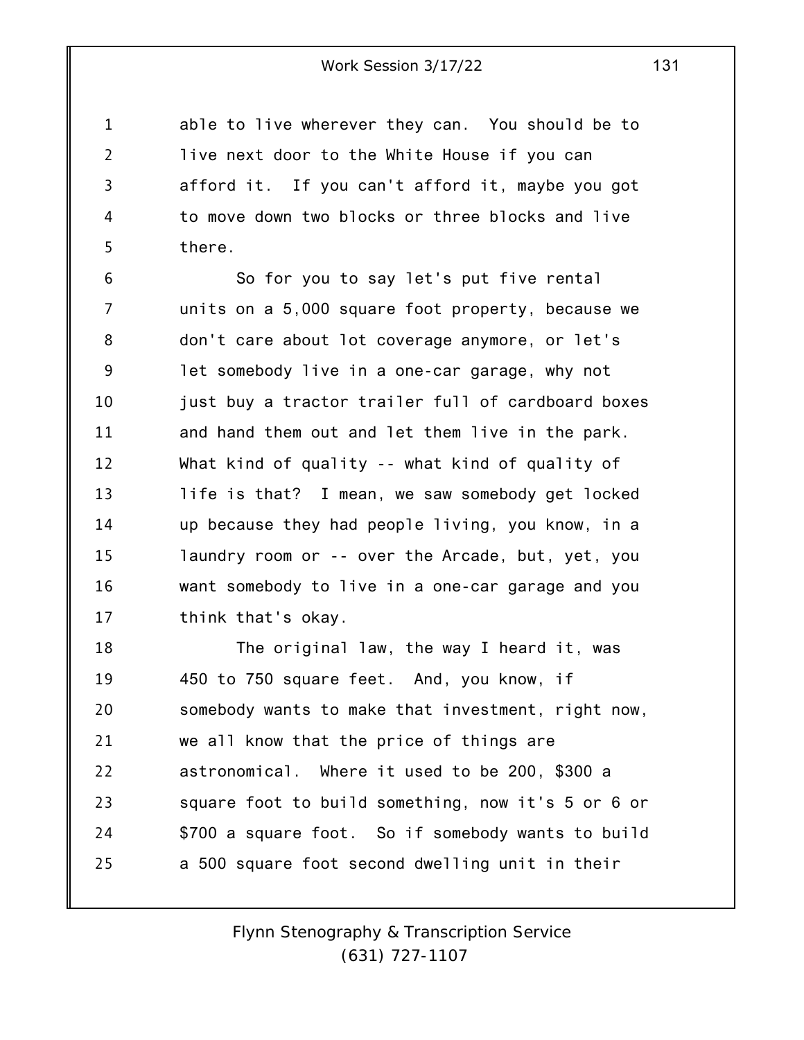able to live wherever they can. You should be to live next door to the White House if you can afford it. If you can't afford it, maybe you got to move down two blocks or three blocks and live there.

So for you to say let's put five rental units on a 5,000 square foot property, because we don't care about lot coverage anymore, or let's let somebody live in a one-car garage, why not just buy a tractor trailer full of cardboard boxes and hand them out and let them live in the park. What kind of quality -- what kind of quality of life is that? I mean, we saw somebody get locked up because they had people living, you know, in a laundry room or -- over the Arcade, but, yet, you want somebody to live in a one-car garage and you think that's okay.

The original law, the way I heard it, was 450 to 750 square feet. And, you know, if somebody wants to make that investment, right now, we all know that the price of things are astronomical. Where it used to be 200, $300 a square foot to build something, now it's 5 or 6 or $700 a square foot. So if somebody wants to build a 500 square foot second dwelling unit in their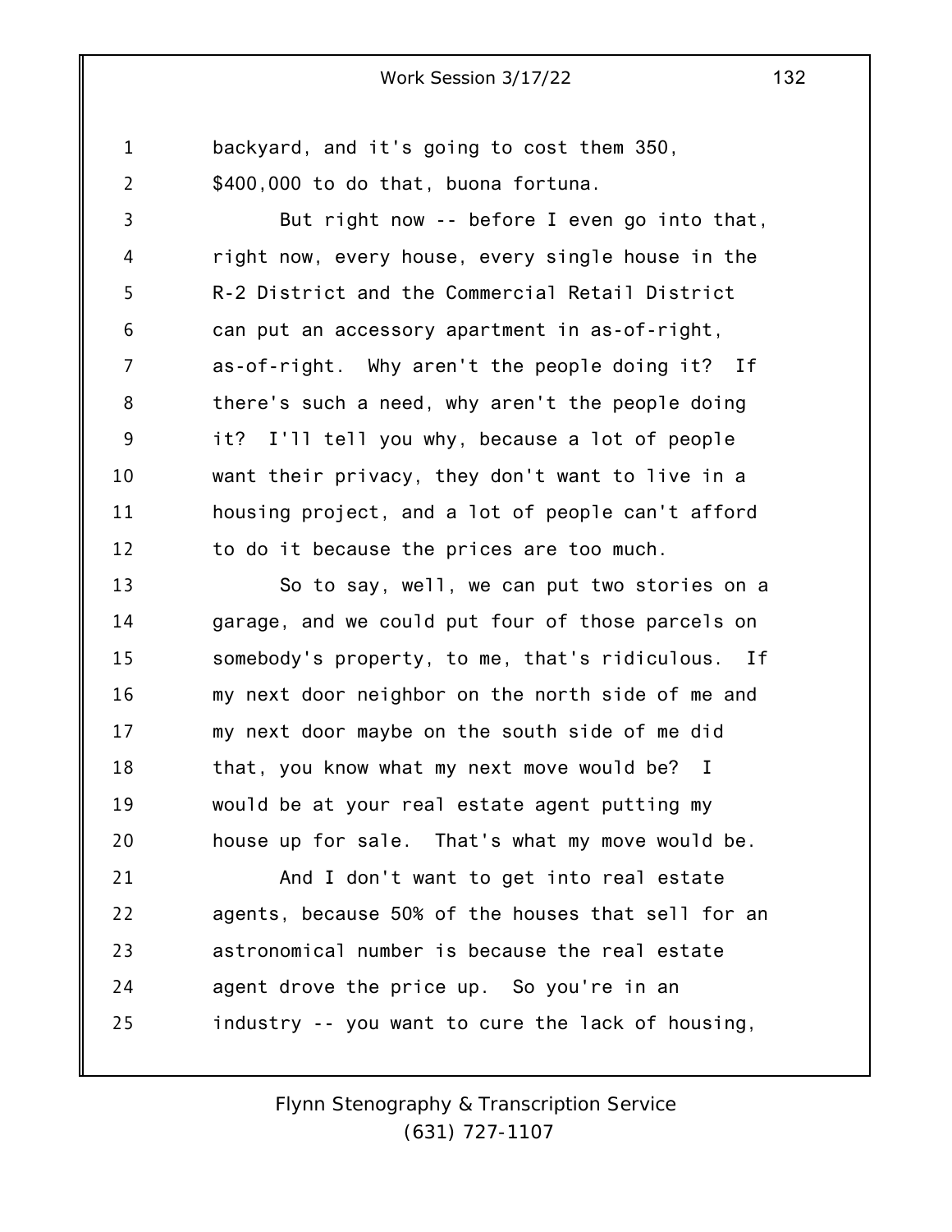backyard, and it's going to cost them 350, $400,000 to do that, buona fortuna.

But right now -- before I even go into that, right now, every house, every single house in the R-2 District and the Commercial Retail District can put an accessory apartment in as-of-right, as-of-right. Why aren't the people doing it? If there's such a need, why aren't the people doing it? I'll tell you why, because a lot of people want their privacy, they don't want to live in a housing project, and a lot of people can't afford to do it because the prices are too much.

So to say, well, we can put two stories on a garage, and we could put four of those parcels on somebody's property, to me, that's ridiculous. If my next door neighbor on the north side of me and my next door maybe on the south side of me did that, you know what my next move would be? I would be at your real estate agent putting my house up for sale. That's what my move would be.

And I don't want to get into real estate agents, because 50% of the houses that sell for an astronomical number is because the real estate agent drove the price up. So you're in an industry -- you want to cure the lack of housing,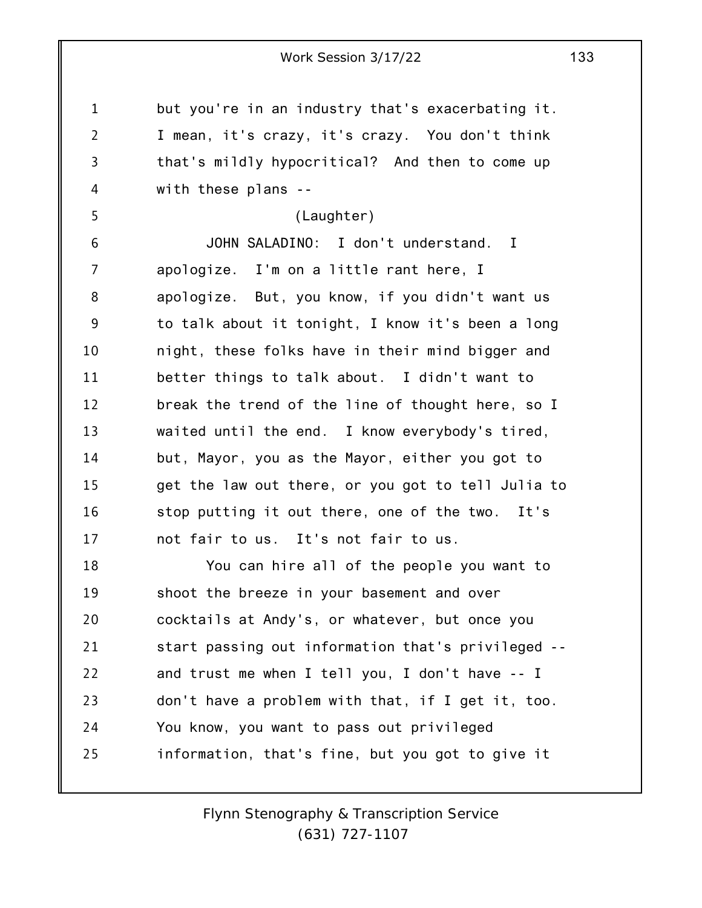but you're in an industry that's exacerbating it. I mean, it's crazy, it's crazy. You don't think that's mildly hypocritical? And then to come up with these plans --

(Laughter)

JOHN SALADINO: I don't understand. I apologize. I'm on a little rant here, I apologize. But, you know, if you didn't want us to talk about it tonight, I know it's been a long night, these folks have in their mind bigger and better things to talk about. I didn't want to break the trend of the line of thought here, so I waited until the end. I know everybody's tired, but, Mayor, you as the Mayor, either you got to get the law out there, or you got to tell Julia to stop putting it out there, one of the two. It's not fair to us. It's not fair to us.

You can hire all of the people you want to shoot the breeze in your basement and over cocktails at Andy's, or whatever, but once you start passing out information that's privileged -- and trust me when I tell you, I don't have -- I don't have a problem with that, if I get it, too. You know, you want to pass out privileged information, that's fine, but you got to give it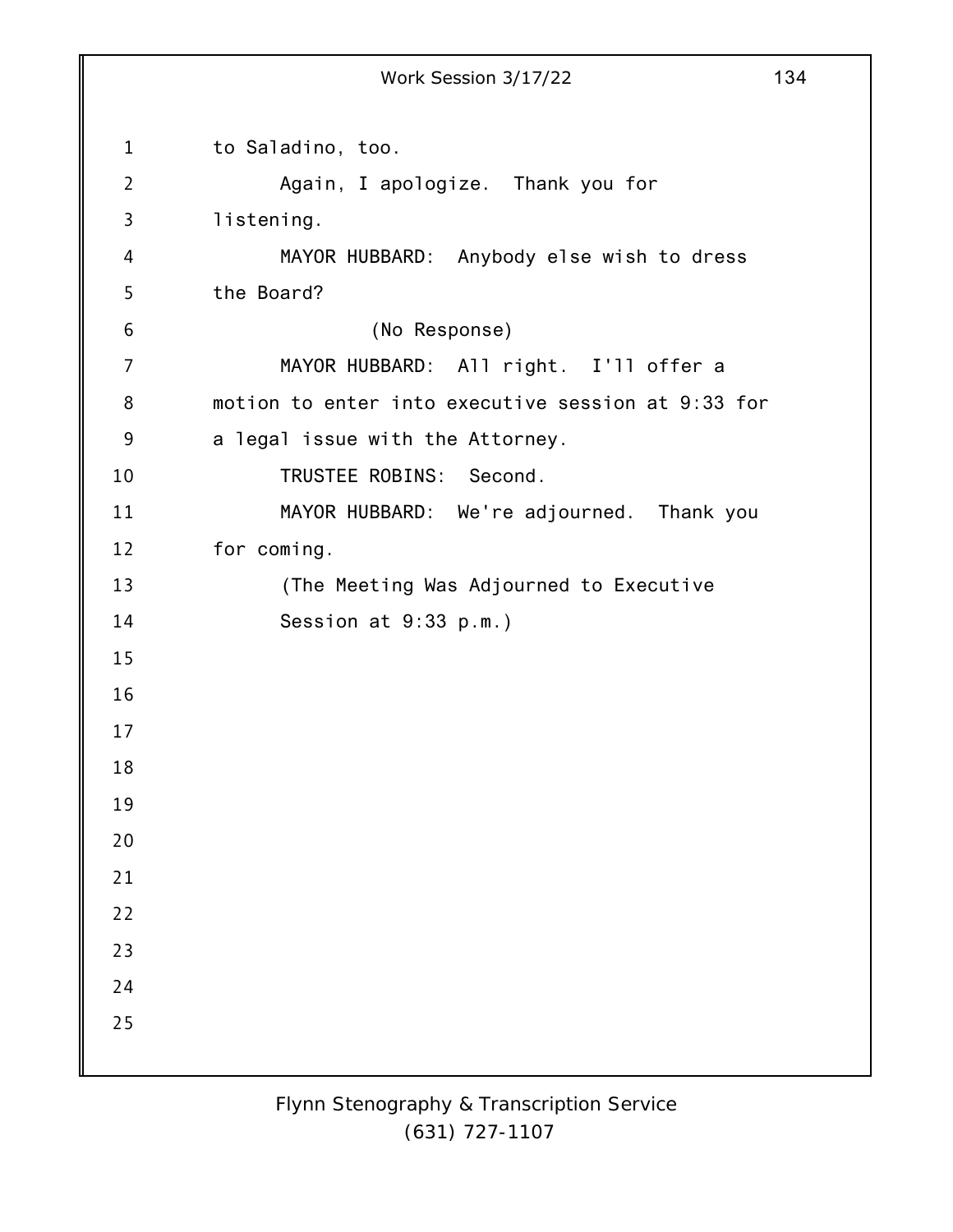to Saladino, too.

Again, I apologize. Thank you for listening.

MAYOR HUBBARD: Anybody else wish to dress the Board?

(No Response)

MAYOR HUBBARD: All right. I'll offer a motion to enter into executive session at 9:33 for a legal issue with the Attorney.

TRUSTEE ROBINS: Second.

MAYOR HUBBARD: We're adjourned. Thank you for coming.

(The Meeting Was Adjourned to Executive Session at 9:33 p.m.)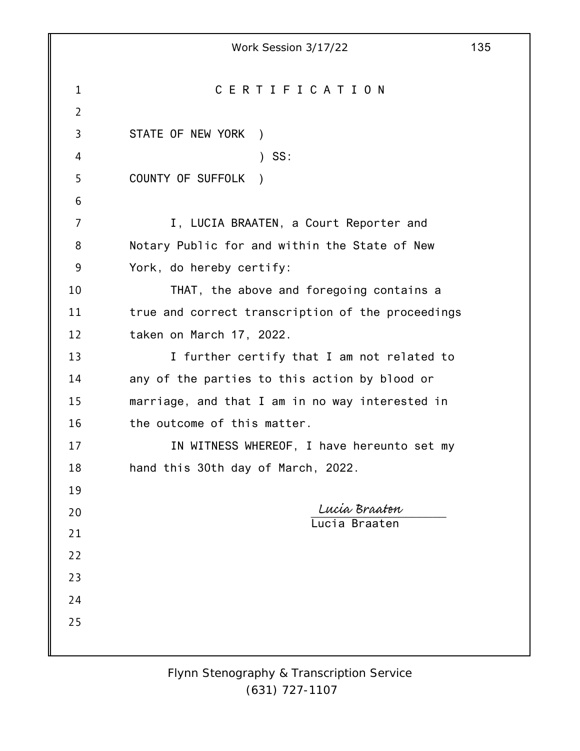# C E R T I F I C A T I O N

STATE OF NEW YORK )
) SS:
COUNTY OF SUFFOLK )

I, LUCIA BRAATEN, a Court Reporter and Notary Public for and within the State of New York, do hereby certify:

THAT, the above and foregoing contains a true and correct transcription of the proceedings taken on March 17, 2022.

I further certify that I am not related to any of the parties to this action by blood or marriage, and that I am in no way interested in the outcome of this matter.

IN WITNESS WHEREOF, I have hereunto set my hand this 30th day of March, 2022.

*Lucia Braaten*
Lucia Braaten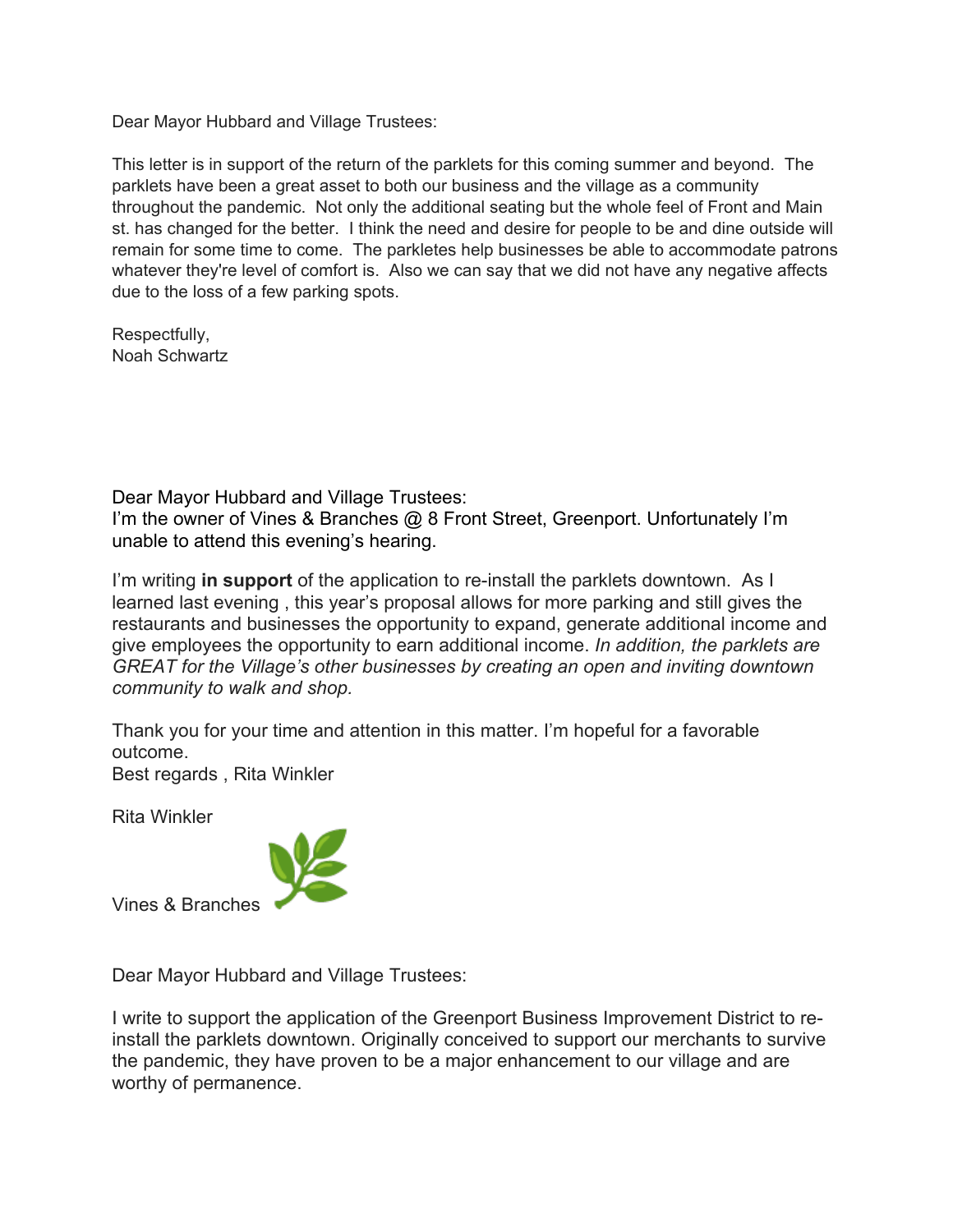Dear Mayor Hubbard and Village Trustees:

This letter is in support of the return of the parklets for this coming summer and beyond. The parklets have been a great asset to both our business and the village as a community throughout the pandemic. Not only the additional seating but the whole feel of Front and Main st. has changed for the better. I think the need and desire for people to be and dine outside will remain for some time to come. The parkletes help businesses be able to accommodate patrons whatever they're level of comfort is. Also we can say that we did not have any negative affects due to the loss of a few parking spots.

Respectfully,
Noah Schwartz

Dear Mayor Hubbard and Village Trustees:
I'm the owner of Vines & Branches @ 8 Front Street, Greenport. Unfortunately I'm unable to attend this evening's hearing.

I'm writing **in support** of the application to re-install the parklets downtown. As I learned last evening , this year's proposal allows for more parking and still gives the restaurants and businesses the opportunity to expand, generate additional income and give employees the opportunity to earn additional income. *In addition, the parklets are GREAT for the Village's other businesses by creating an open and inviting downtown community to walk and shop.*

Thank you for your time and attention in this matter. I'm hopeful for a favorable outcome.
Best regards , Rita Winkler

Rita Winkler

Vines & Branches

Dear Mayor Hubbard and Village Trustees:

I write to support the application of the Greenport Business Improvement District to re-install the parklets downtown. Originally conceived to support our merchants to survive the pandemic, they have proven to be a major enhancement to our village and are worthy of permanence.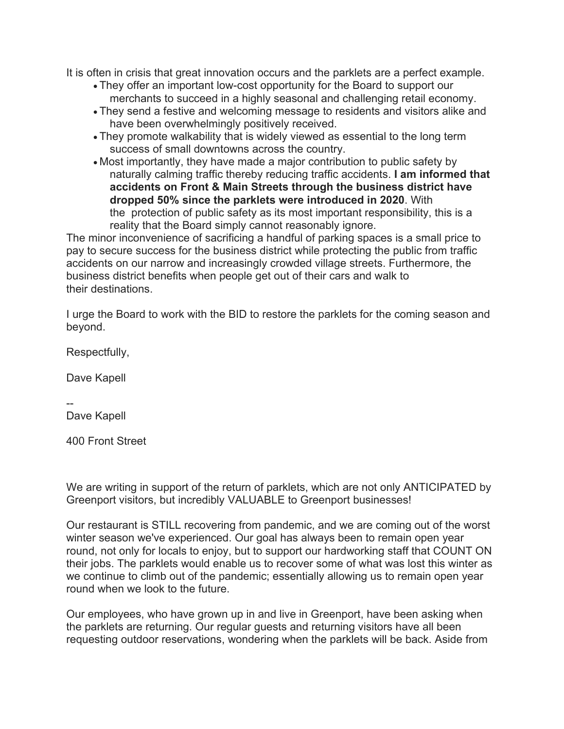It is often in crisis that great innovation occurs and the parklets are a perfect example.

- They offer an important low-cost opportunity for the Board to support our merchants to succeed in a highly seasonal and challenging retail economy.
- They send a festive and welcoming message to residents and visitors alike and have been overwhelmingly positively received.
- They promote walkability that is widely viewed as essential to the long term success of small downtowns across the country.
- Most importantly, they have made a major contribution to public safety by naturally calming traffic thereby reducing traffic accidents. **I am informed that accidents on Front & Main Streets through the business district have dropped 50% since the parklets were introduced in 2020**. With the protection of public safety as its most important responsibility, this is a reality that the Board simply cannot reasonably ignore.

The minor inconvenience of sacrificing a handful of parking spaces is a small price to pay to secure success for the business district while protecting the public from traffic accidents on our narrow and increasingly crowded village streets. Furthermore, the business district benefits when people get out of their cars and walk to their destinations.

I urge the Board to work with the BID to restore the parklets for the coming season and beyond.

Respectfully,

Dave Kapell

--
Dave Kapell

400 Front Street

We are writing in support of the return of parklets, which are not only ANTICIPATED by Greenport visitors, but incredibly VALUABLE to Greenport businesses!

Our restaurant is STILL recovering from pandemic, and we are coming out of the worst winter season we've experienced. Our goal has always been to remain open year round, not only for locals to enjoy, but to support our hardworking staff that COUNT ON their jobs. The parklets would enable us to recover some of what was lost this winter as we continue to climb out of the pandemic; essentially allowing us to remain open year round when we look to the future.

Our employees, who have grown up in and live in Greenport, have been asking when the parklets are returning. Our regular guests and returning visitors have all been requesting outdoor reservations, wondering when the parklets will be back. Aside from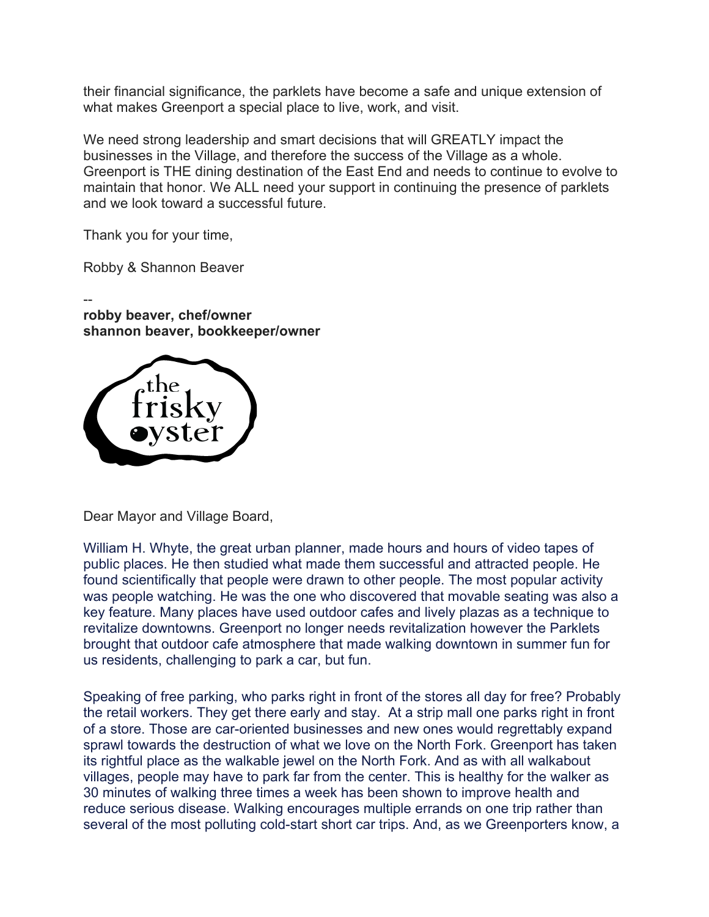their financial significance, the parklets have become a safe and unique extension of what makes Greenport a special place to live, work, and visit.

We need strong leadership and smart decisions that will GREATLY impact the businesses in the Village, and therefore the success of the Village as a whole. Greenport is THE dining destination of the East End and needs to continue to evolve to maintain that honor. We ALL need your support in continuing the presence of parklets and we look toward a successful future.

Thank you for your time,

Robby & Shannon Beaver

--
**robby beaver, chef/owner**
**shannon beaver, bookkeeper/owner**

the frisky oyster

Dear Mayor and Village Board,

William H. Whyte, the great urban planner, made hours and hours of video tapes of public places. He then studied what made them successful and attracted people. He found scientifically that people were drawn to other people. The most popular activity was people watching. He was the one who discovered that movable seating was also a key feature. Many places have used outdoor cafes and lively plazas as a technique to revitalize downtowns. Greenport no longer needs revitalization however the Parklets brought that outdoor cafe atmosphere that made walking downtown in summer fun for us residents, challenging to park a car, but fun.

Speaking of free parking, who parks right in front of the stores all day for free? Probably the retail workers. They get there early and stay. At a strip mall one parks right in front of a store. Those are car-oriented businesses and new ones would regrettably expand sprawl towards the destruction of what we love on the North Fork. Greenport has taken its rightful place as the walkable jewel on the North Fork. And as with all walkabout villages, people may have to park far from the center. This is healthy for the walker as 30 minutes of walking three times a week has been shown to improve health and reduce serious disease. Walking encourages multiple errands on one trip rather than several of the most polluting cold-start short car trips. And, as we Greenporters know, a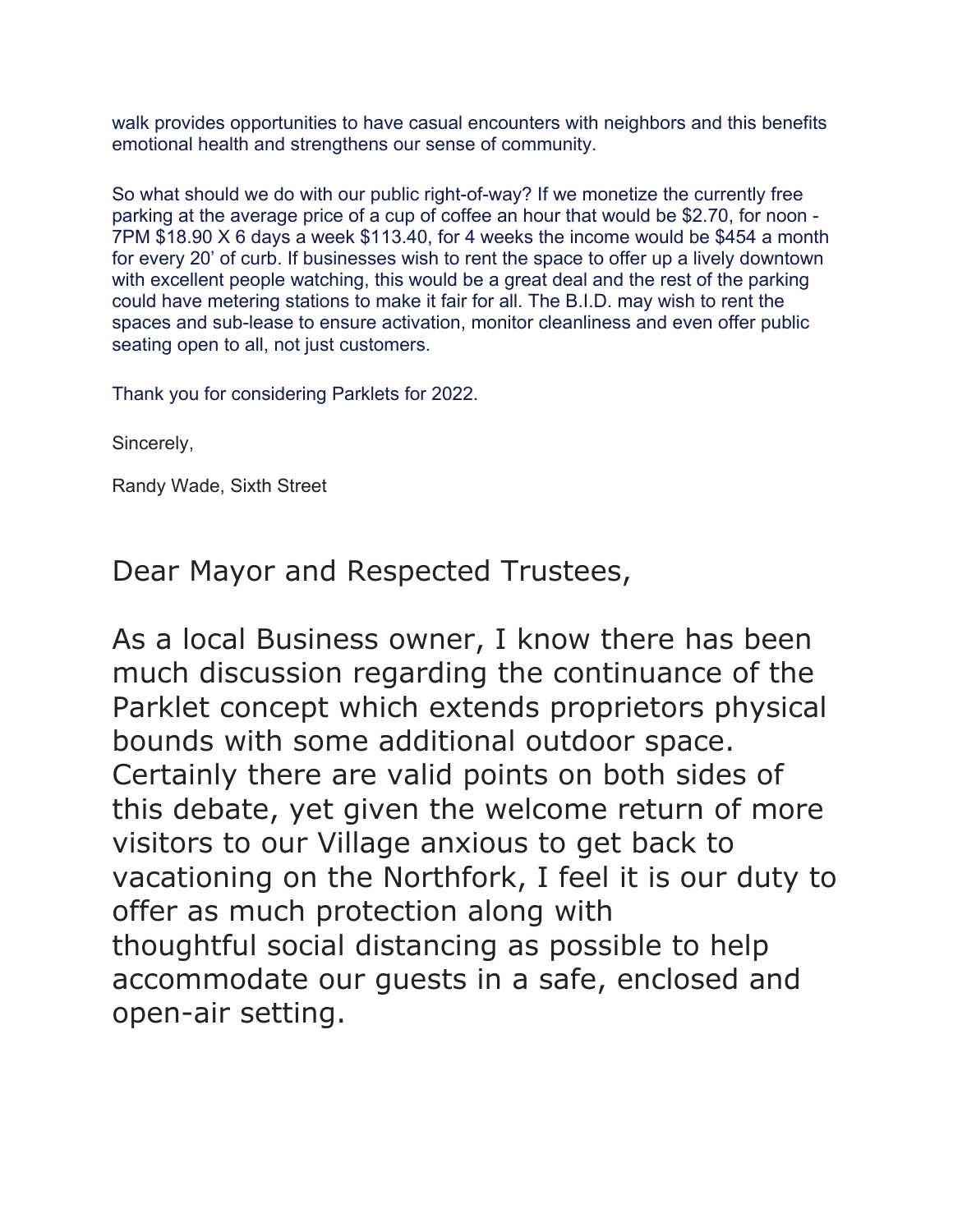walk provides opportunities to have casual encounters with neighbors and this benefits emotional health and strengthens our sense of community.

So what should we do with our public right-of-way? If we monetize the currently free parking at the average price of a cup of coffee an hour that would be $2.70, for noon - 7PM $18.90 X 6 days a week $113.40, for 4 weeks the income would be $454 a month for every 20' of curb. If businesses wish to rent the space to offer up a lively downtown with excellent people watching, this would be a great deal and the rest of the parking could have metering stations to make it fair for all. The B.I.D. may wish to rent the spaces and sub-lease to ensure activation, monitor cleanliness and even offer public seating open to all, not just customers.

Thank you for considering Parklets for 2022.

Sincerely,

Randy Wade, Sixth Street

Dear Mayor and Respected Trustees,

As a local Business owner, I know there has been much discussion regarding the continuance of the Parklet concept which extends proprietors physical bounds with some additional outdoor space. Certainly there are valid points on both sides of this debate, yet given the welcome return of more visitors to our Village anxious to get back to vacationing on the Northfork, I feel it is our duty to offer as much protection along with thoughtful social distancing as possible to help accommodate our guests in a safe, enclosed and open-air setting.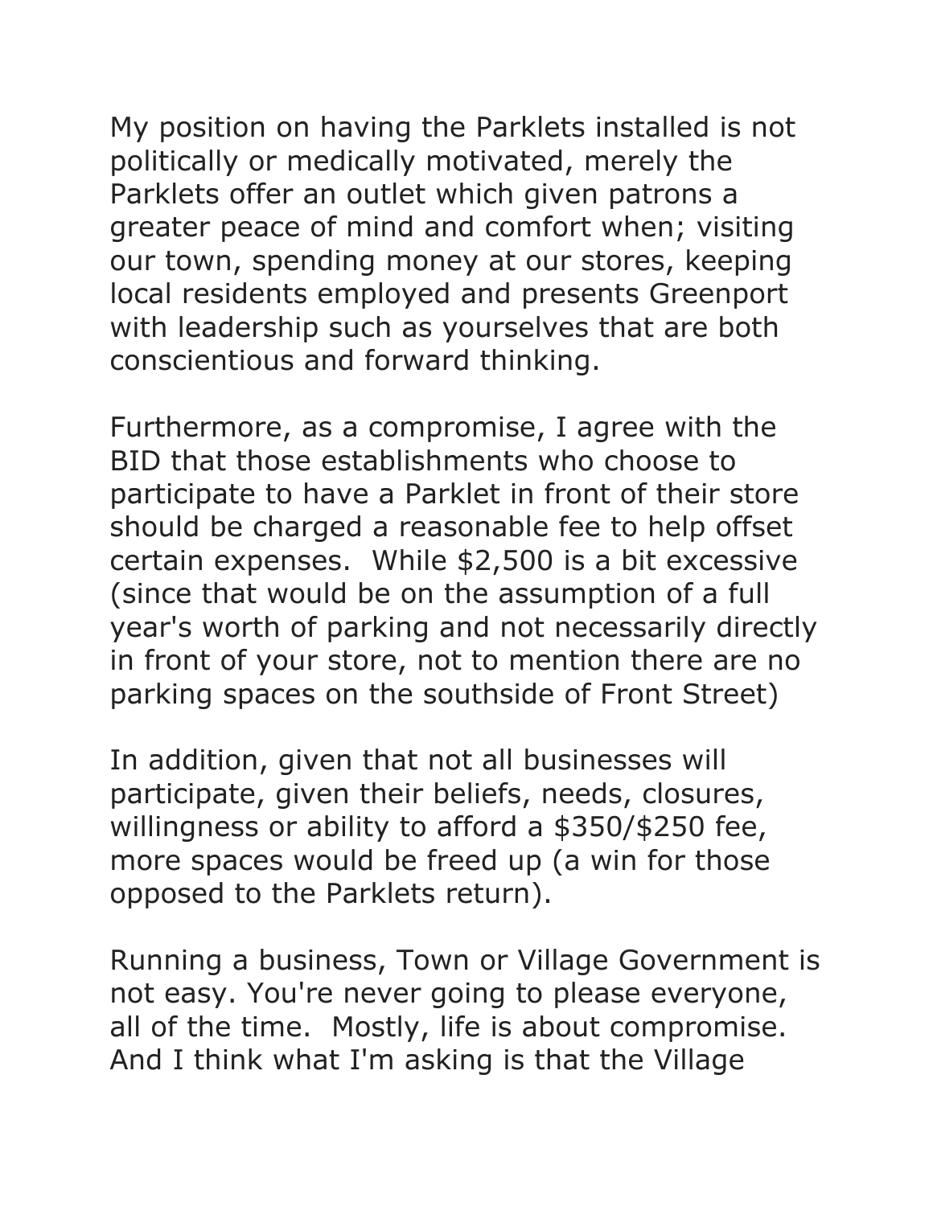My position on having the Parklets installed is not politically or medically motivated, merely the Parklets offer an outlet which given patrons a greater peace of mind and comfort when; visiting our town, spending money at our stores, keeping local residents employed and presents Greenport with leadership such as yourselves that are both conscientious and forward thinking.

Furthermore, as a compromise, I agree with the BID that those establishments who choose to participate to have a Parklet in front of their store should be charged a reasonable fee to help offset certain expenses.  While $2,500 is a bit excessive (since that would be on the assumption of a full year's worth of parking and not necessarily directly in front of your store, not to mention there are no parking spaces on the southside of Front Street)

In addition, given that not all businesses will participate, given their beliefs, needs, closures, willingness or ability to afford a $350/$250 fee, more spaces would be freed up (a win for those opposed to the Parklets return).

Running a business, Town or Village Government is not easy. You're never going to please everyone, all of the time.  Mostly, life is about compromise. And I think what I'm asking is that the Village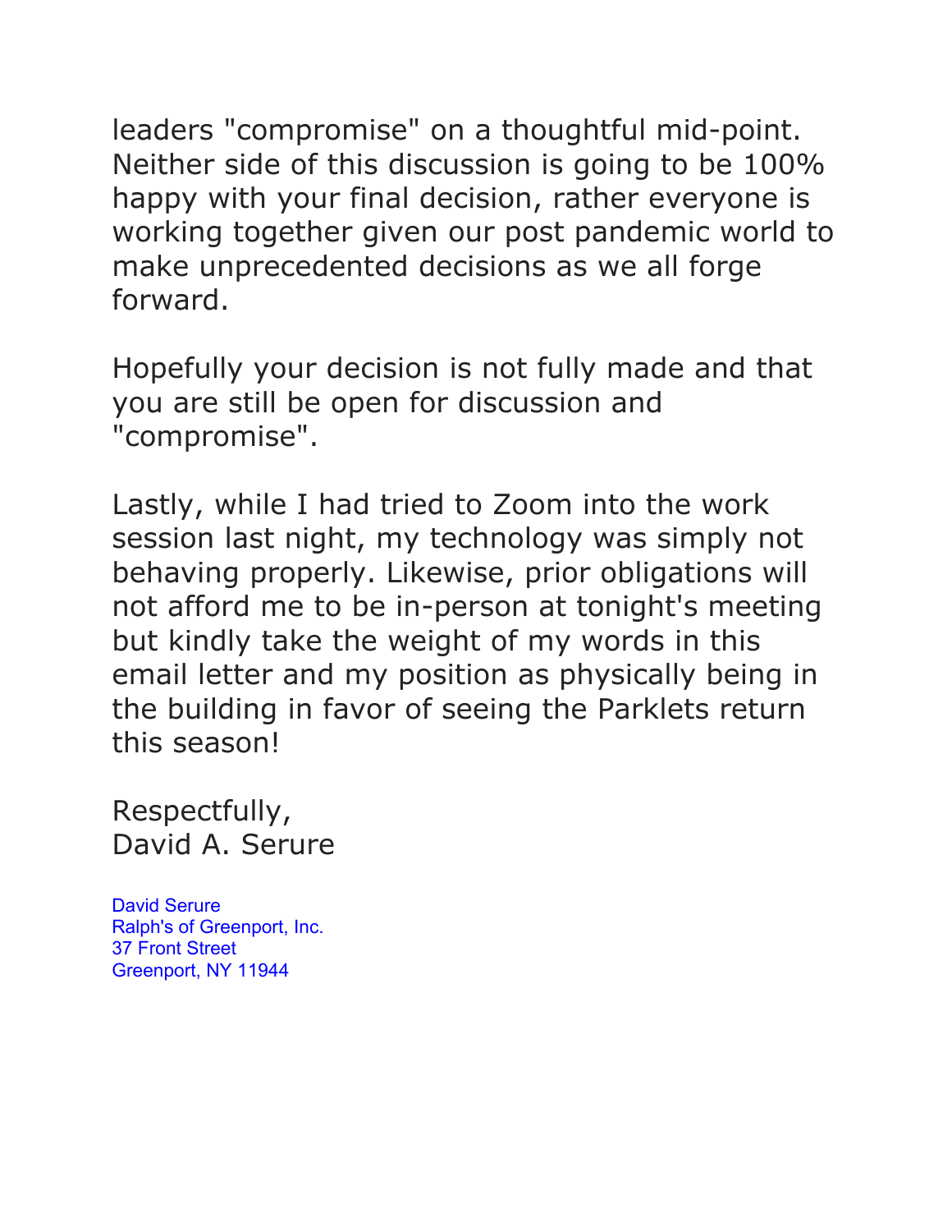leaders "compromise" on a thoughtful mid-point. Neither side of this discussion is going to be 100% happy with your final decision, rather everyone is working together given our post pandemic world to make unprecedented decisions as we all forge forward.

Hopefully your decision is not fully made and that you are still be open for discussion and "compromise".

Lastly, while I had tried to Zoom into the work session last night, my technology was simply not behaving properly. Likewise, prior obligations will not afford me to be in-person at tonight's meeting but kindly take the weight of my words in this email letter and my position as physically being in the building in favor of seeing the Parklets return this season!

Respectfully,
David A. Serure

David Serure
Ralph's of Greenport, Inc.
37 Front Street
Greenport, NY 11944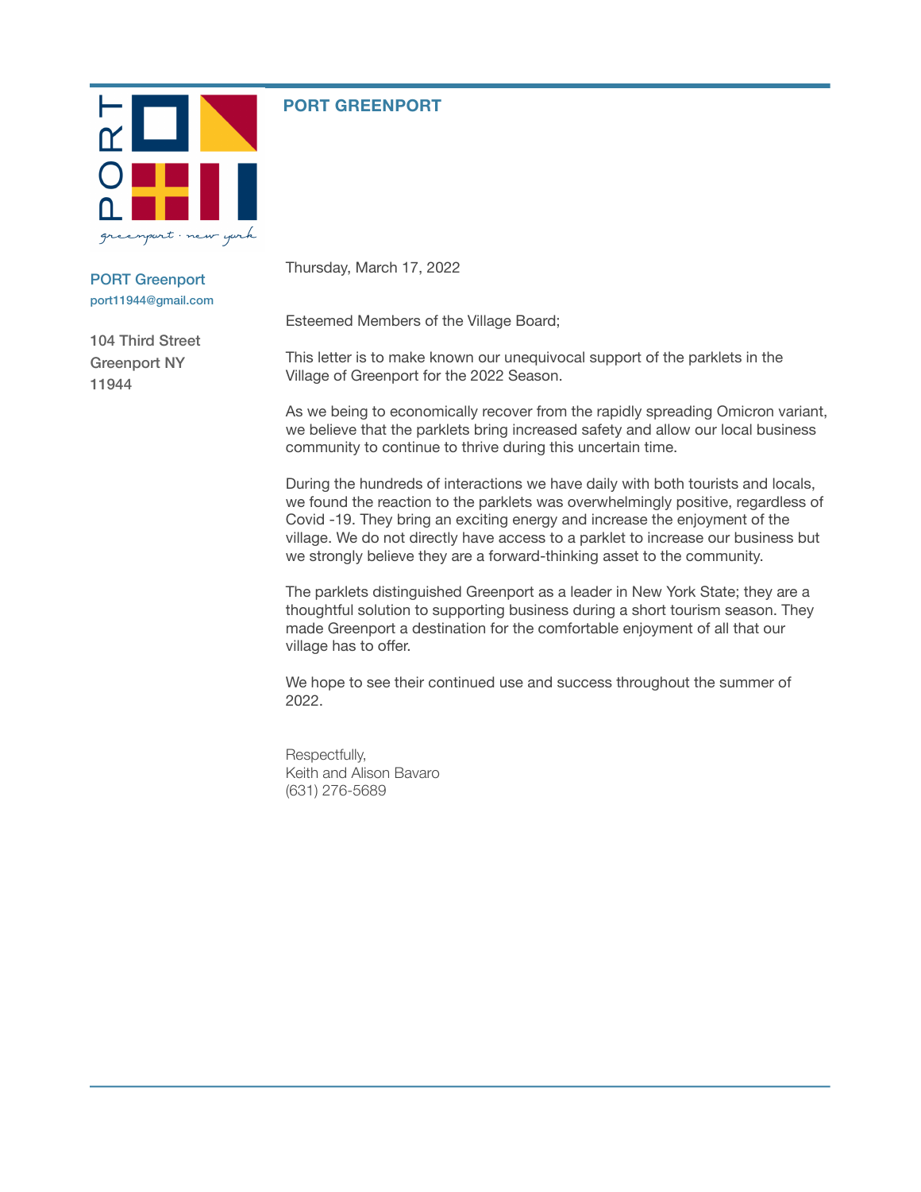**PORT GREENPORT**

PORT Greenport
port11944@gmail.com

104 Third Street
Greenport NY
11944

Thursday, March 17, 2022

Esteemed Members of the Village Board;

This letter is to make known our unequivocal support of the parklets in the Village of Greenport for the 2022 Season.

As we being to economically recover from the rapidly spreading Omicron variant, we believe that the parklets bring increased safety and allow our local business community to continue to thrive during this uncertain time.

During the hundreds of interactions we have daily with both tourists and locals, we found the reaction to the parklets was overwhelmingly positive, regardless of Covid -19. They bring an exciting energy and increase the enjoyment of the village. We do not directly have access to a parklet to increase our business but we strongly believe they are a forward-thinking asset to the community.

The parklets distinguished Greenport as a leader in New York State; they are a thoughtful solution to supporting business during a short tourism season. They made Greenport a destination for the comfortable enjoyment of all that our village has to offer.

We hope to see their continued use and success throughout the summer of 2022.

Respectfully,
Keith and Alison Bavaro
(631) 276-5689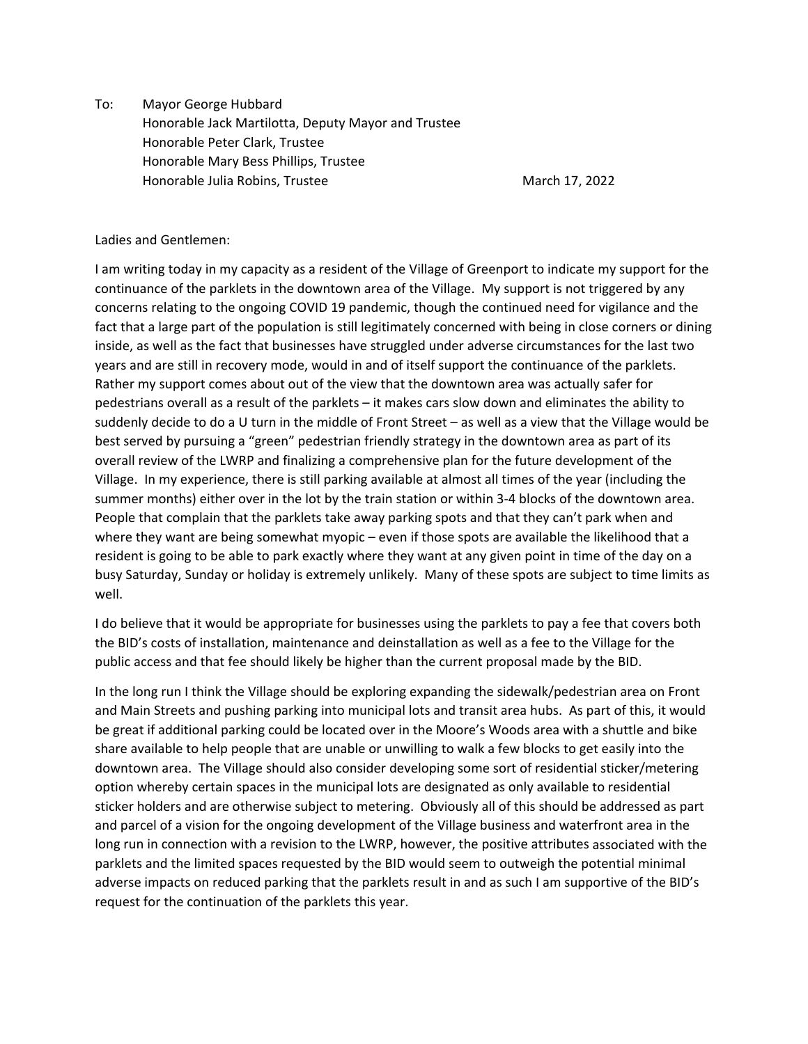To: Mayor George Hubbard
Honorable Jack Martilotta, Deputy Mayor and Trustee
Honorable Peter Clark, Trustee
Honorable Mary Bess Phillips, Trustee
Honorable Julia Robins, Trustee

March 17, 2022

Ladies and Gentlemen:

I am writing today in my capacity as a resident of the Village of Greenport to indicate my support for the continuance of the parklets in the downtown area of the Village. My support is not triggered by any concerns relating to the ongoing COVID 19 pandemic, though the continued need for vigilance and the fact that a large part of the population is still legitimately concerned with being in close corners or dining inside, as well as the fact that businesses have struggled under adverse circumstances for the last two years and are still in recovery mode, would in and of itself support the continuance of the parklets. Rather my support comes about out of the view that the downtown area was actually safer for pedestrians overall as a result of the parklets – it makes cars slow down and eliminates the ability to suddenly decide to do a U turn in the middle of Front Street – as well as a view that the Village would be best served by pursuing a "green" pedestrian friendly strategy in the downtown area as part of its overall review of the LWRP and finalizing a comprehensive plan for the future development of the Village. In my experience, there is still parking available at almost all times of the year (including the summer months) either over in the lot by the train station or within 3-4 blocks of the downtown area. People that complain that the parklets take away parking spots and that they can't park when and where they want are being somewhat myopic – even if those spots are available the likelihood that a resident is going to be able to park exactly where they want at any given point in time of the day on a busy Saturday, Sunday or holiday is extremely unlikely. Many of these spots are subject to time limits as well.

I do believe that it would be appropriate for businesses using the parklets to pay a fee that covers both the BID's costs of installation, maintenance and deinstallation as well as a fee to the Village for the public access and that fee should likely be higher than the current proposal made by the BID.

In the long run I think the Village should be exploring expanding the sidewalk/pedestrian area on Front and Main Streets and pushing parking into municipal lots and transit area hubs. As part of this, it would be great if additional parking could be located over in the Moore's Woods area with a shuttle and bike share available to help people that are unable or unwilling to walk a few blocks to get easily into the downtown area. The Village should also consider developing some sort of residential sticker/metering option whereby certain spaces in the municipal lots are designated as only available to residential sticker holders and are otherwise subject to metering. Obviously all of this should be addressed as part and parcel of a vision for the ongoing development of the Village business and waterfront area in the long run in connection with a revision to the LWRP, however, the positive attributes associated with the parklets and the limited spaces requested by the BID would seem to outweigh the potential minimal adverse impacts on reduced parking that the parklets result in and as such I am supportive of the BID's request for the continuation of the parklets this year.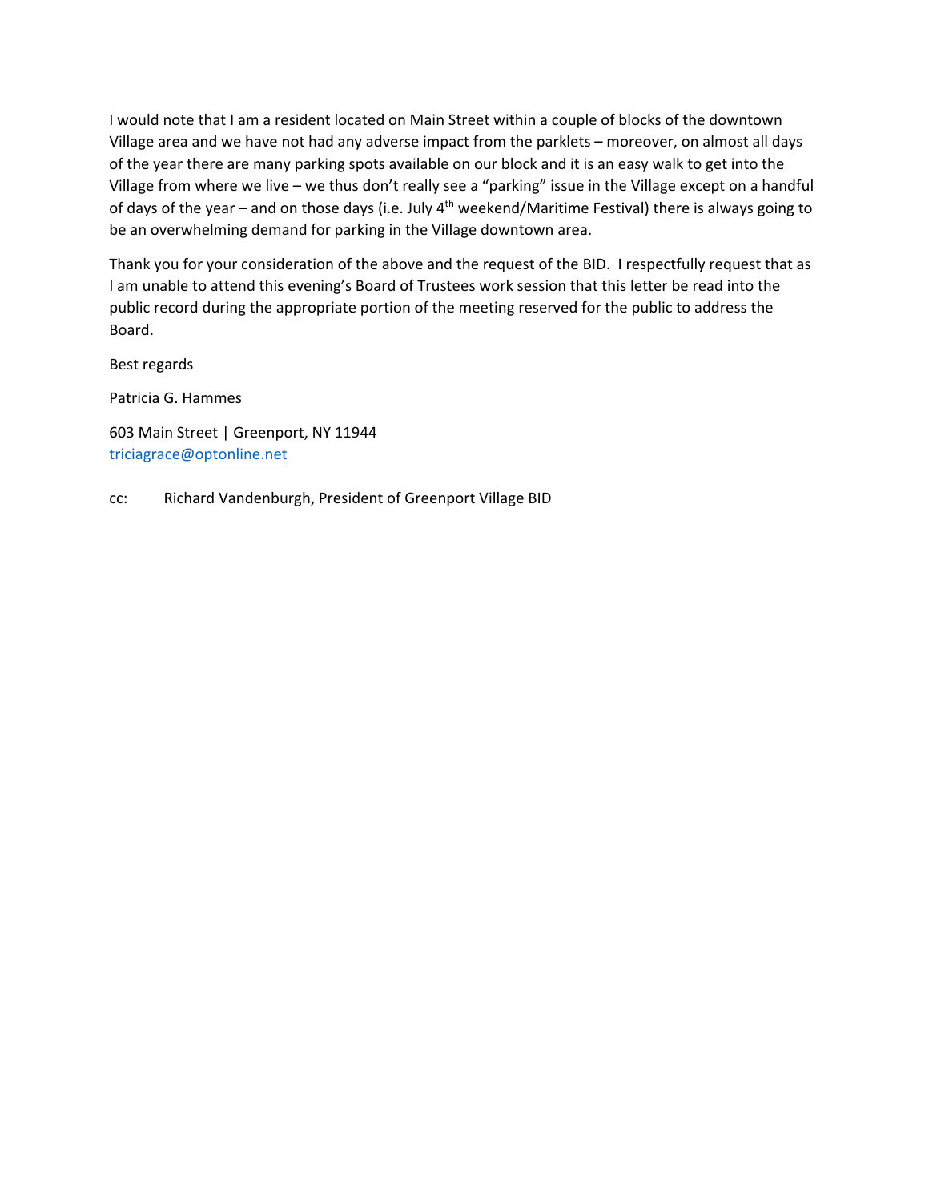I would note that I am a resident located on Main Street within a couple of blocks of the downtown Village area and we have not had any adverse impact from the parklets – moreover, on almost all days of the year there are many parking spots available on our block and it is an easy walk to get into the Village from where we live – we thus don't really see a "parking" issue in the Village except on a handful of days of the year – and on those days (i.e. July 4th weekend/Maritime Festival) there is always going to be an overwhelming demand for parking in the Village downtown area.

Thank you for your consideration of the above and the request of the BID. I respectfully request that as I am unable to attend this evening's Board of Trustees work session that this letter be read into the public record during the appropriate portion of the meeting reserved for the public to address the Board.

Best regards

Patricia G. Hammes

603 Main Street | Greenport, NY 11944
triciagrace@optonline.net

cc: Richard Vandenburgh, President of Greenport Village BID